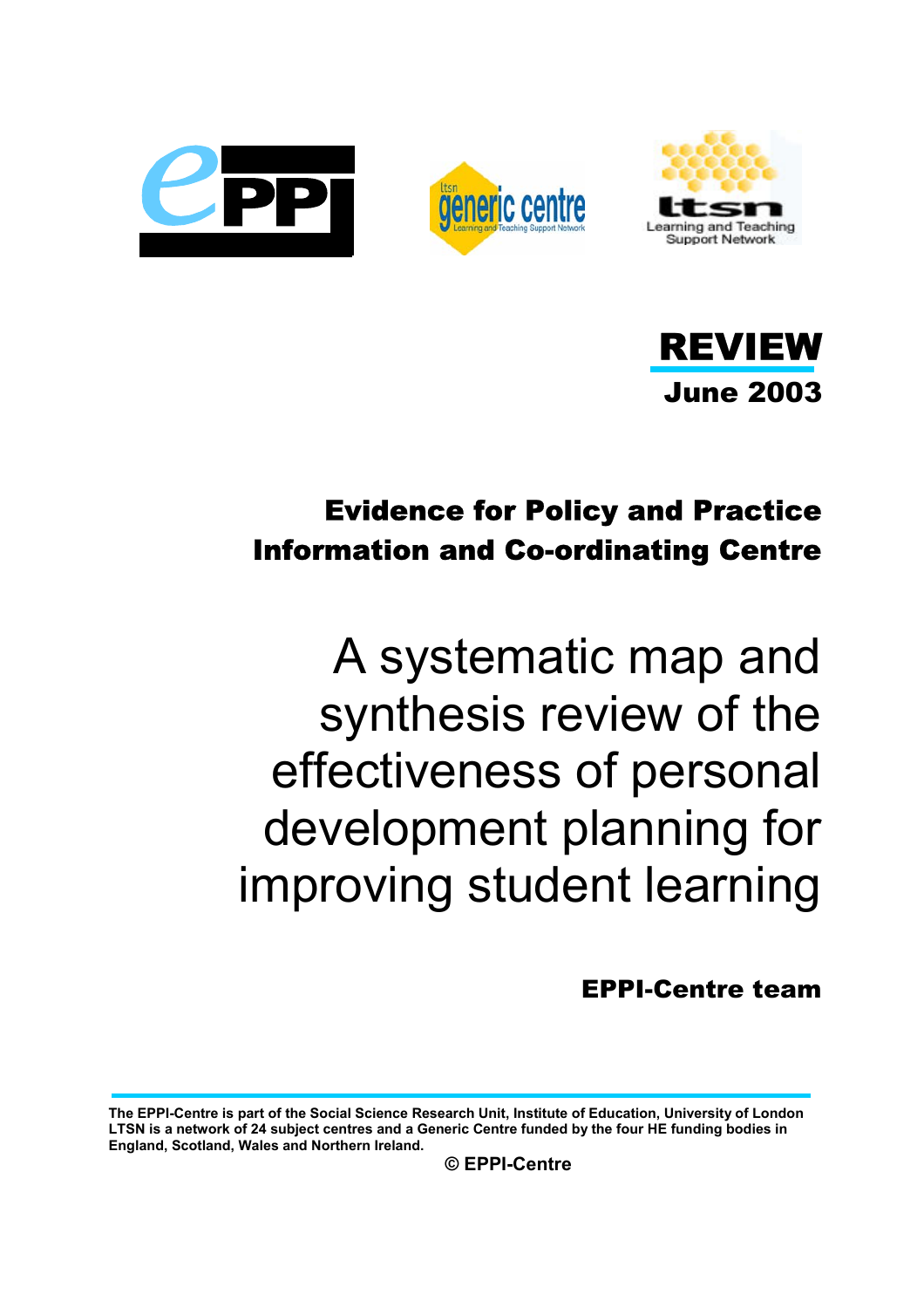**REVIEW**

**June 2003**

**Evidence for Policy and Practice Information and Co-ordinating Centre**

# A systematic map and synthesis review of the effectiveness of personal development planning for improving student learning

**EPPI-Centre team**

**The EPPI-Centre is part of the Social Science Research Unit, Institute of Education, University of London LTSN is a network of 24 subject centres and a Generic Centre funded by the four HE funding bodies in England, Scotland, Wales and Northern Ireland.**

**© EPPI-Centre**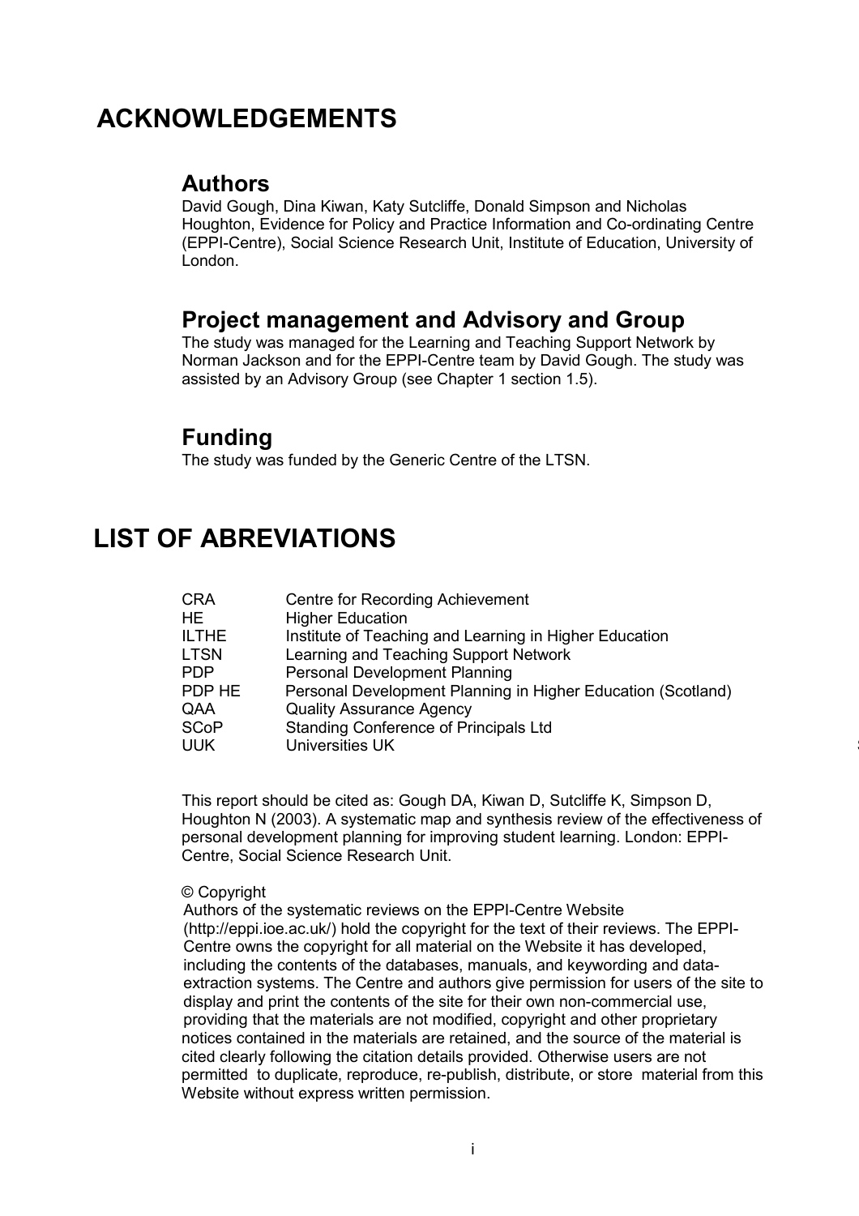# ACKNOWLEDGEMENTS

## Authors

David Gough, Dina Kiwan, Katy Sutcliffe, Donald Simpson and Nicholas Houghton, Evidence for Policy and Practice Information and Co-ordinating Centre (EPPI-Centre), Social Science Research Unit, Institute of Education, University of London.

## Project management and Advisory and Group

The study was managed for the Learning and Teaching Support Network by Norman Jackson and for the EPPI-Centre team by David Gough. The study was assisted by an Advisory Group (see Chapter 1 section 1.5).

## Funding

The study was funded by the Generic Centre of the LTSN.

# LIST OF ABREVIATIONS

| | |
|---|---|
| CRA | Centre for Recording Achievement |
| HE | Higher Education |
| ILTHE | Institute of Teaching and Learning in Higher Education |
| LTSN | Learning and Teaching Support Network |
| PDP | Personal Development Planning |
| PDP HE | Personal Development Planning in Higher Education (Scotland) |
| QAA | Quality Assurance Agency |
| SCoP | Standing Conference of Principals Ltd |
| UUK | Universities UK |

This report should be cited as: Gough DA, Kiwan D, Sutcliffe K, Simpson D, Houghton N (2003). A systematic map and synthesis review of the effectiveness of personal development planning for improving student learning. London: EPPI-Centre, Social Science Research Unit.

© Copyright

Authors of the systematic reviews on the EPPI-Centre Website (http://eppi.ioe.ac.uk/) hold the copyright for the text of their reviews. The EPPI-Centre owns the copyright for all material on the Website it has developed, including the contents of the databases, manuals, and keywording and data-extraction systems. The Centre and authors give permission for users of the site to display and print the contents of the site for their own non-commercial use, providing that the materials are not modified, copyright and other proprietary notices contained in the materials are retained, and the source of the material is cited clearly following the citation details provided. Otherwise users are not permitted to duplicate, reproduce, re-publish, distribute, or store material from this Website without express written permission.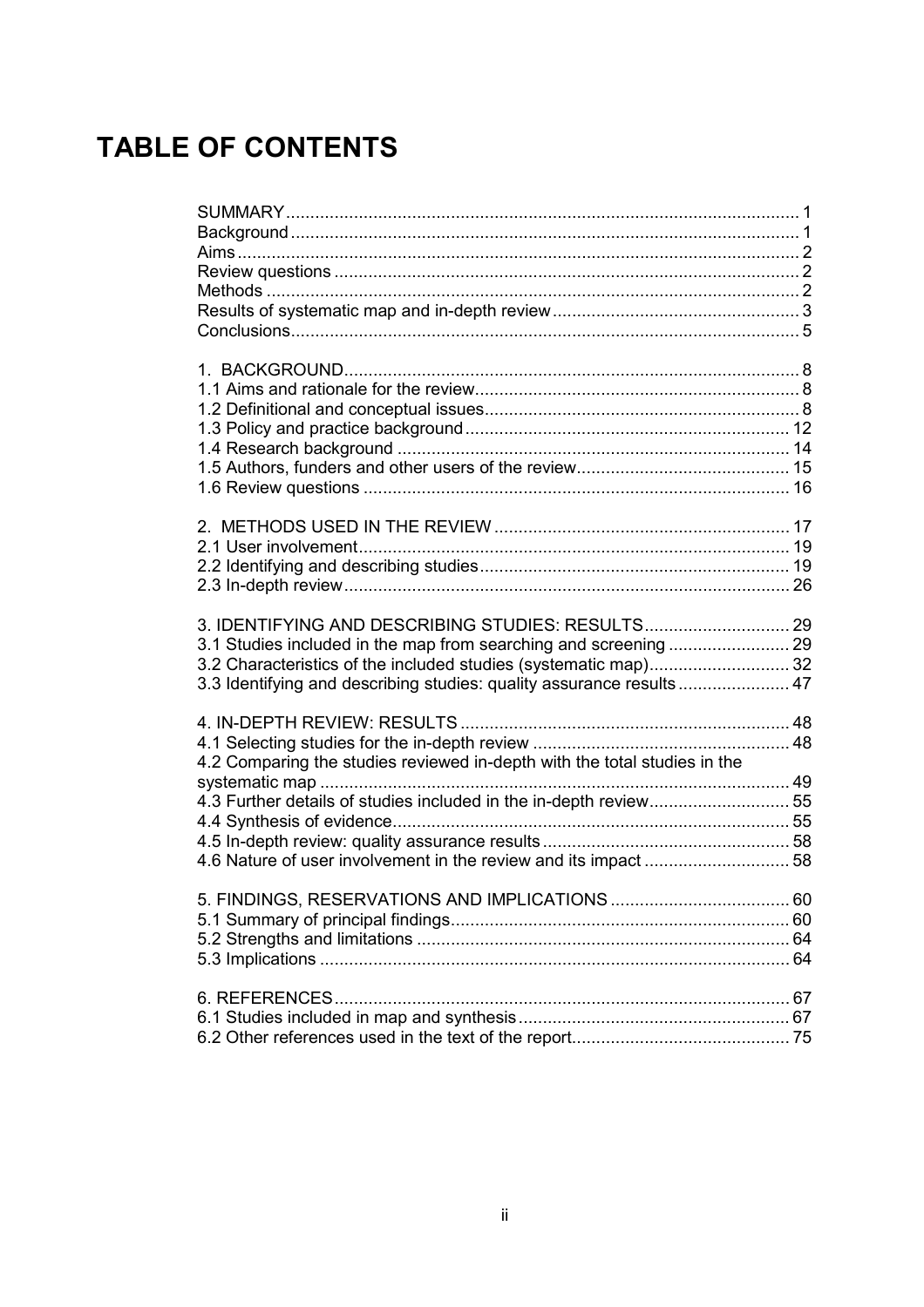# TABLE OF CONTENTS

SUMMARY ........................................................................................................ 1
Background ...................................................................................................... 1
Aims ................................................................................................................. 2
Review questions ............................................................................................. 2
Methods ........................................................................................................... 2
Results of systematic map and in-depth review ................................................ 3
Conclusions ...................................................................................................... 5

1. BACKGROUND ............................................................................................ 8
1.1 Aims and rationale for the review ................................................................. 8
1.2 Definitional and conceptual issues ............................................................... 8
1.3 Policy and practice background .................................................................. 12
1.4 Research background ................................................................................ 14
1.5 Authors, funders and other users of the review ........................................... 15
1.6 Review questions ....................................................................................... 16

2. METHODS USED IN THE REVIEW ............................................................. 17
2.1 User involvement ........................................................................................ 19
2.2 Identifying and describing studies ............................................................... 19
2.3 In-depth review ........................................................................................... 26

3. IDENTIFYING AND DESCRIBING STUDIES: RESULTS .............................. 29
3.1 Studies included in the map from searching and screening ......................... 29
3.2 Characteristics of the included studies (systematic map) ............................. 32
3.3 Identifying and describing studies: quality assurance results ....................... 47

4. IN-DEPTH REVIEW: RESULTS .................................................................... 48
4.1 Selecting studies for the in-depth review ..................................................... 48
4.2 Comparing the studies reviewed in-depth with the total studies in the systematic map ................................................................................................ 49
4.3 Further details of studies included in the in-depth review ............................ 55
4.4 Synthesis of evidence ................................................................................. 55
4.5 In-depth review: quality assurance results ................................................... 58
4.6 Nature of user involvement in the review and its impact .............................. 58

5. FINDINGS, RESERVATIONS AND IMPLICATIONS ..................................... 60
5.1 Summary of principal findings ..................................................................... 60
5.2 Strengths and limitations ............................................................................ 64
5.3 Implications ................................................................................................ 64

6. REFERENCES ............................................................................................. 67
6.1 Studies included in map and synthesis ........................................................ 67
6.2 Other references used in the text of the report ............................................ 75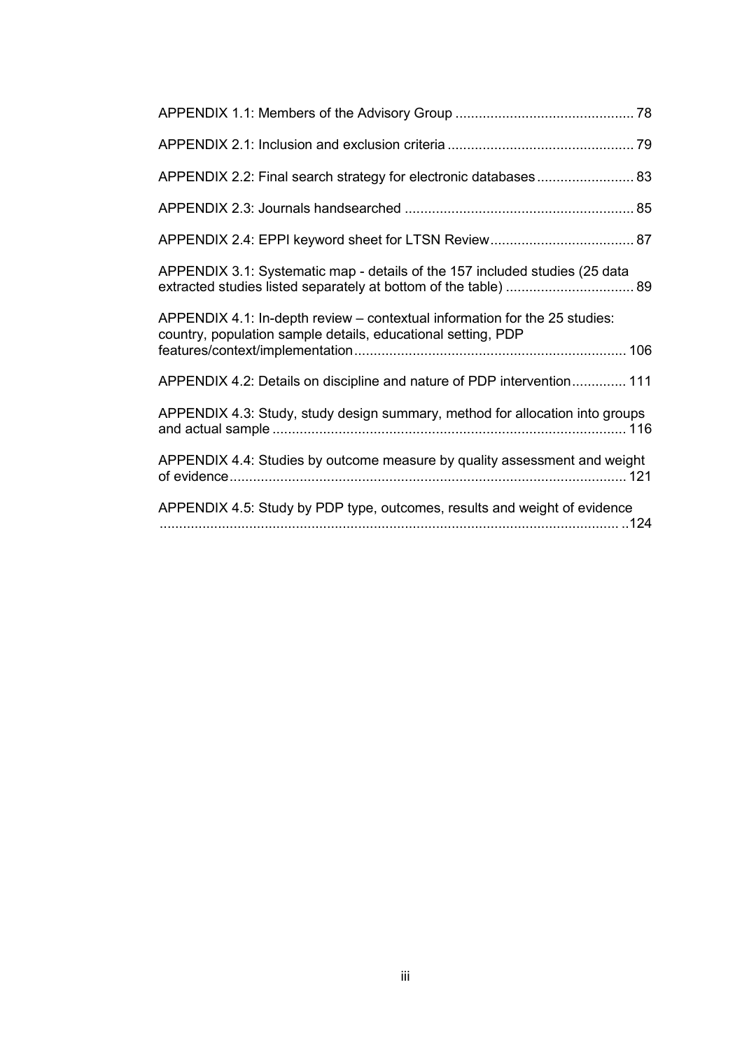APPENDIX 1.1: Members of the Advisory Group ............................................. 78

APPENDIX 2.1: Inclusion and exclusion criteria ................................................ 79

APPENDIX 2.2: Final search strategy for electronic databases ......................... 83

APPENDIX 2.3: Journals handsearched ........................................................... 85

APPENDIX 2.4: EPPI keyword sheet for LTSN Review ..................................... 87

APPENDIX 3.1: Systematic map - details of the 157 included studies (25 data extracted studies listed separately at bottom of the table) ................................. 89

APPENDIX 4.1: In-depth review – contextual information for the 25 studies: country, population sample details, educational setting, PDP features/context/implementation ..................................................................... 106

APPENDIX 4.2: Details on discipline and nature of PDP intervention .............. 111

APPENDIX 4.3: Study, study design summary, method for allocation into groups and actual sample .......................................................................................... 116

APPENDIX 4.4: Studies by outcome measure by quality assessment and weight of evidence ..................................................................................................... 121

APPENDIX 4.5: Study by PDP type, outcomes, results and weight of evidence ....................................................................................................................... ..124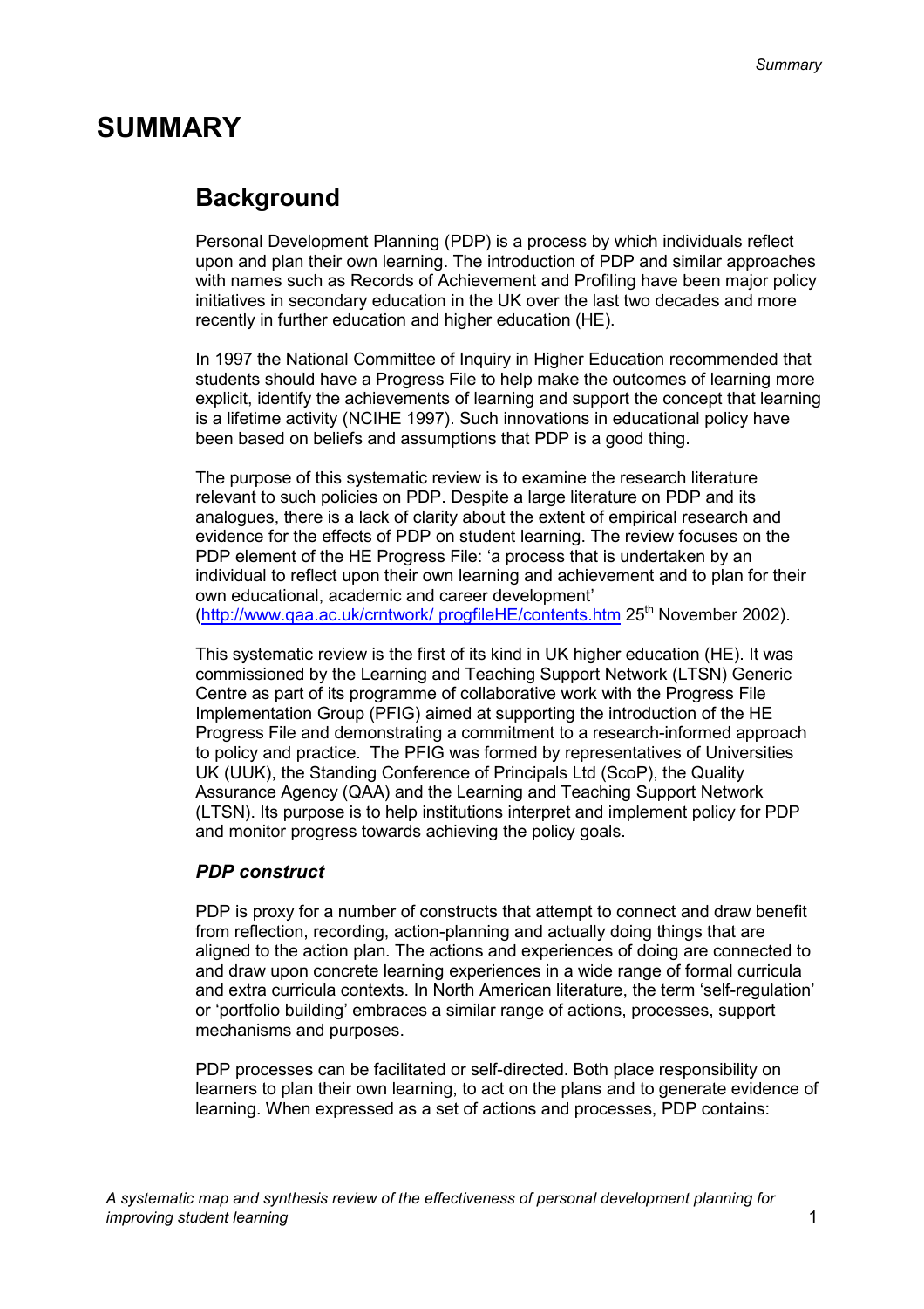# SUMMARY

## Background

Personal Development Planning (PDP) is a process by which individuals reflect upon and plan their own learning. The introduction of PDP and similar approaches with names such as Records of Achievement and Profiling have been major policy initiatives in secondary education in the UK over the last two decades and more recently in further education and higher education (HE).

In 1997 the National Committee of Inquiry in Higher Education recommended that students should have a Progress File to help make the outcomes of learning more explicit, identify the achievements of learning and support the concept that learning is a lifetime activity (NCIHE 1997). Such innovations in educational policy have been based on beliefs and assumptions that PDP is a good thing.

The purpose of this systematic review is to examine the research literature relevant to such policies on PDP. Despite a large literature on PDP and its analogues, there is a lack of clarity about the extent of empirical research and evidence for the effects of PDP on student learning. The review focuses on the PDP element of the HE Progress File: 'a process that is undertaken by an individual to reflect upon their own learning and achievement and to plan for their own educational, academic and career development' (http://www.qaa.ac.uk/crntwork/ progfileHE/contents.htm 25th November 2002).

This systematic review is the first of its kind in UK higher education (HE). It was commissioned by the Learning and Teaching Support Network (LTSN) Generic Centre as part of its programme of collaborative work with the Progress File Implementation Group (PFIG) aimed at supporting the introduction of the HE Progress File and demonstrating a commitment to a research-informed approach to policy and practice. The PFIG was formed by representatives of Universities UK (UUK), the Standing Conference of Principals Ltd (ScoP), the Quality Assurance Agency (QAA) and the Learning and Teaching Support Network (LTSN). Its purpose is to help institutions interpret and implement policy for PDP and monitor progress towards achieving the policy goals.

### *PDP construct*

PDP is proxy for a number of constructs that attempt to connect and draw benefit from reflection, recording, action-planning and actually doing things that are aligned to the action plan. The actions and experiences of doing are connected to and draw upon concrete learning experiences in a wide range of formal curricula and extra curricula contexts. In North American literature, the term 'self-regulation' or 'portfolio building' embraces a similar range of actions, processes, support mechanisms and purposes.

PDP processes can be facilitated or self-directed. Both place responsibility on learners to plan their own learning, to act on the plans and to generate evidence of learning. When expressed as a set of actions and processes, PDP contains: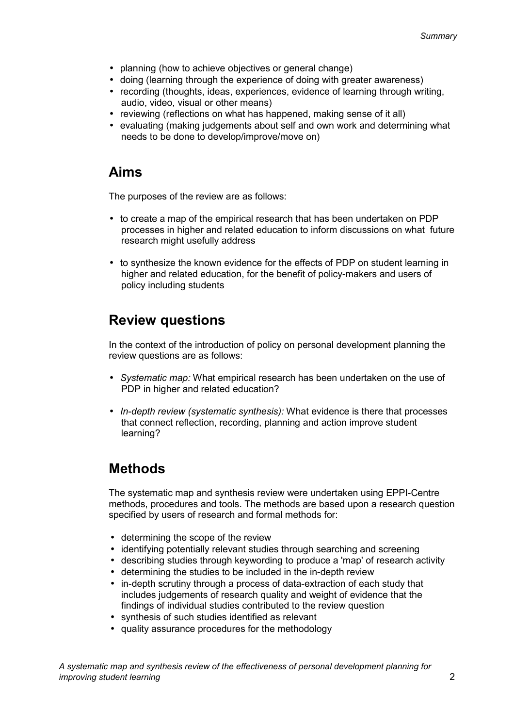- planning (how to achieve objectives or general change)
- doing (learning through the experience of doing with greater awareness)
- recording (thoughts, ideas, experiences, evidence of learning through writing, audio, video, visual or other means)
- reviewing (reflections on what has happened, making sense of it all)
- evaluating (making judgements about self and own work and determining what needs to be done to develop/improve/move on)

## Aims

The purposes of the review are as follows:

- to create a map of the empirical research that has been undertaken on PDP processes in higher and related education to inform discussions on what future research might usefully address
- to synthesize the known evidence for the effects of PDP on student learning in higher and related education, for the benefit of policy-makers and users of policy including students

## Review questions

In the context of the introduction of policy on personal development planning the review questions are as follows:

- *Systematic map:* What empirical research has been undertaken on the use of PDP in higher and related education?
- *In-depth review (systematic synthesis):* What evidence is there that processes that connect reflection, recording, planning and action improve student learning?

## Methods

The systematic map and synthesis review were undertaken using EPPI-Centre methods, procedures and tools. The methods are based upon a research question specified by users of research and formal methods for:

- determining the scope of the review
- identifying potentially relevant studies through searching and screening
- describing studies through keywording to produce a 'map' of research activity
- determining the studies to be included in the in-depth review
- in-depth scrutiny through a process of data-extraction of each study that includes judgements of research quality and weight of evidence that the findings of individual studies contributed to the review question
- synthesis of such studies identified as relevant
- quality assurance procedures for the methodology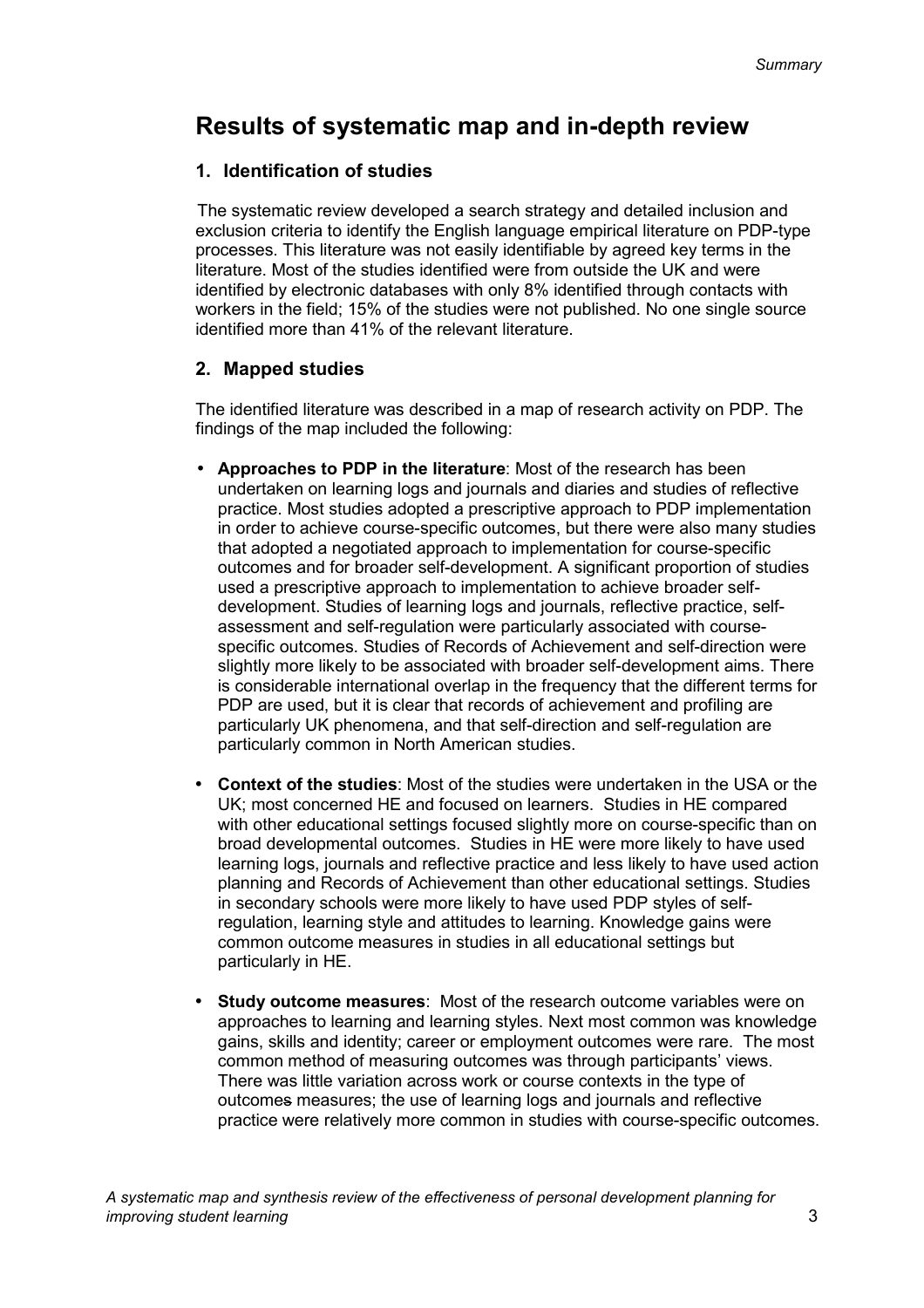## Results of systematic map and in-depth review

### 1. Identification of studies

The systematic review developed a search strategy and detailed inclusion and exclusion criteria to identify the English language empirical literature on PDP-type processes. This literature was not easily identifiable by agreed key terms in the literature. Most of the studies identified were from outside the UK and were identified by electronic databases with only 8% identified through contacts with workers in the field; 15% of the studies were not published. No one single source identified more than 41% of the relevant literature.

### 2. Mapped studies

The identified literature was described in a map of research activity on PDP. The findings of the map included the following:

- **Approaches to PDP in the literature**: Most of the research has been undertaken on learning logs and journals and diaries and studies of reflective practice. Most studies adopted a prescriptive approach to PDP implementation in order to achieve course-specific outcomes, but there were also many studies that adopted a negotiated approach to implementation for course-specific outcomes and for broader self-development. A significant proportion of studies used a prescriptive approach to implementation to achieve broader self-development. Studies of learning logs and journals, reflective practice, self-assessment and self-regulation were particularly associated with course-specific outcomes. Studies of Records of Achievement and self-direction were slightly more likely to be associated with broader self-development aims. There is considerable international overlap in the frequency that the different terms for PDP are used, but it is clear that records of achievement and profiling are particularly UK phenomena, and that self-direction and self-regulation are particularly common in North American studies.
- **Context of the studies**: Most of the studies were undertaken in the USA or the UK; most concerned HE and focused on learners. Studies in HE compared with other educational settings focused slightly more on course-specific than on broad developmental outcomes. Studies in HE were more likely to have used learning logs, journals and reflective practice and less likely to have used action planning and Records of Achievement than other educational settings. Studies in secondary schools were more likely to have used PDP styles of self-regulation, learning style and attitudes to learning. Knowledge gains were common outcome measures in studies in all educational settings but particularly in HE.
- **Study outcome measures**: Most of the research outcome variables were on approaches to learning and learning styles. Next most common was knowledge gains, skills and identity; career or employment outcomes were rare. The most common method of measuring outcomes was through participants' views. There was little variation across work or course contexts in the type of outcomes measures; the use of learning logs and journals and reflective practice were relatively more common in studies with course-specific outcomes.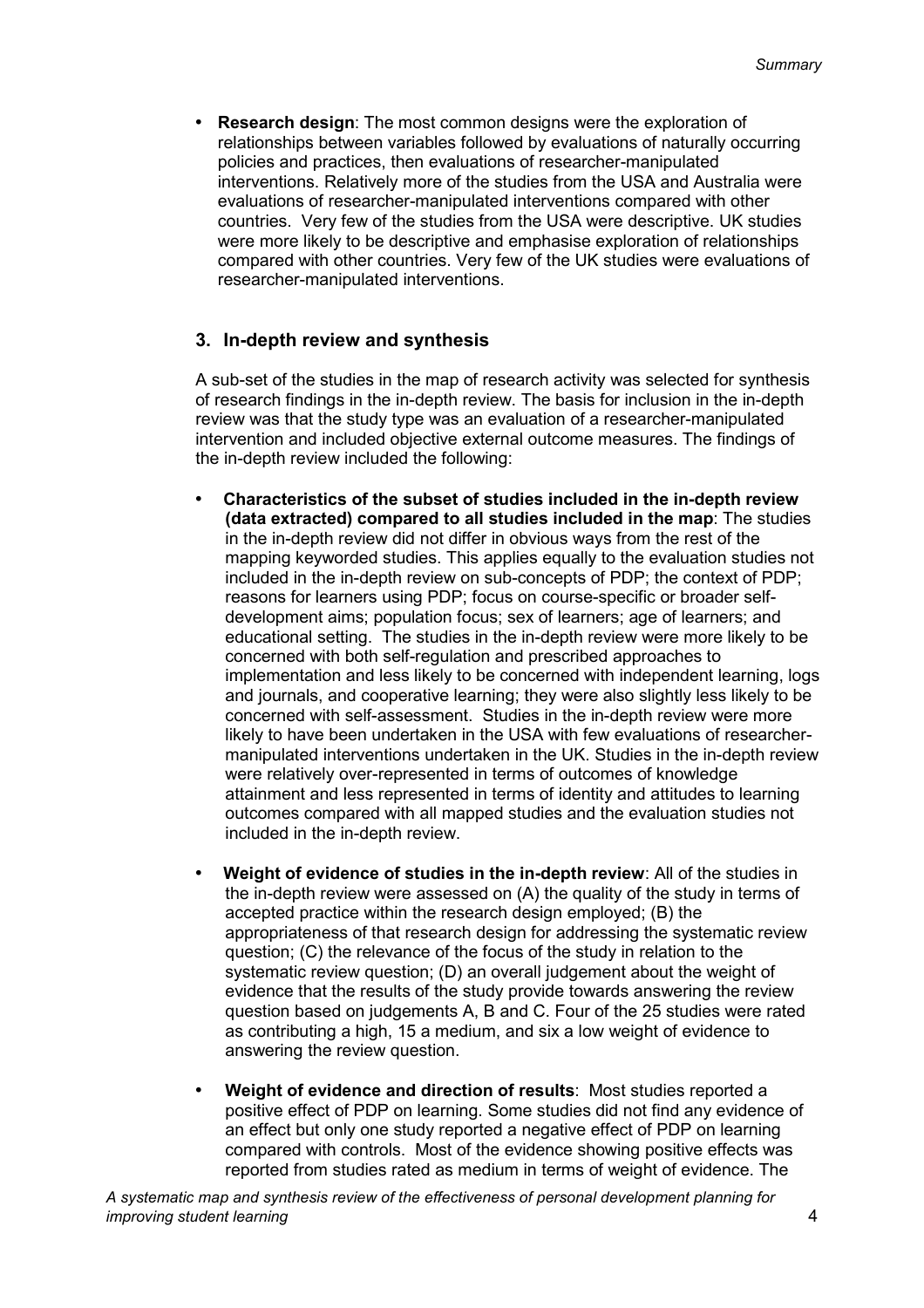- **Research design**: The most common designs were the exploration of relationships between variables followed by evaluations of naturally occurring policies and practices, then evaluations of researcher-manipulated interventions. Relatively more of the studies from the USA and Australia were evaluations of researcher-manipulated interventions compared with other countries. Very few of the studies from the USA were descriptive. UK studies were more likely to be descriptive and emphasise exploration of relationships compared with other countries. Very few of the UK studies were evaluations of researcher-manipulated interventions.

## 3. In-depth review and synthesis

A sub-set of the studies in the map of research activity was selected for synthesis of research findings in the in-depth review. The basis for inclusion in the in-depth review was that the study type was an evaluation of a researcher-manipulated intervention and included objective external outcome measures. The findings of the in-depth review included the following:

- **Characteristics of the subset of studies included in the in-depth review (data extracted) compared to all studies included in the map**: The studies in the in-depth review did not differ in obvious ways from the rest of the mapping keyworded studies. This applies equally to the evaluation studies not included in the in-depth review on sub-concepts of PDP; the context of PDP; reasons for learners using PDP; focus on course-specific or broader self-development aims; population focus; sex of learners; age of learners; and educational setting. The studies in the in-depth review were more likely to be concerned with both self-regulation and prescribed approaches to implementation and less likely to be concerned with independent learning, logs and journals, and cooperative learning; they were also slightly less likely to be concerned with self-assessment. Studies in the in-depth review were more likely to have been undertaken in the USA with few evaluations of researcher-manipulated interventions undertaken in the UK. Studies in the in-depth review were relatively over-represented in terms of outcomes of knowledge attainment and less represented in terms of identity and attitudes to learning outcomes compared with all mapped studies and the evaluation studies not included in the in-depth review.

- **Weight of evidence of studies in the in-depth review**: All of the studies in the in-depth review were assessed on (A) the quality of the study in terms of accepted practice within the research design employed; (B) the appropriateness of that research design for addressing the systematic review question; (C) the relevance of the focus of the study in relation to the systematic review question; (D) an overall judgement about the weight of evidence that the results of the study provide towards answering the review question based on judgements A, B and C. Four of the 25 studies were rated as contributing a high, 15 a medium, and six a low weight of evidence to answering the review question.

- **Weight of evidence and direction of results**: Most studies reported a positive effect of PDP on learning. Some studies did not find any evidence of an effect but only one study reported a negative effect of PDP on learning compared with controls. Most of the evidence showing positive effects was reported from studies rated as medium in terms of weight of evidence. The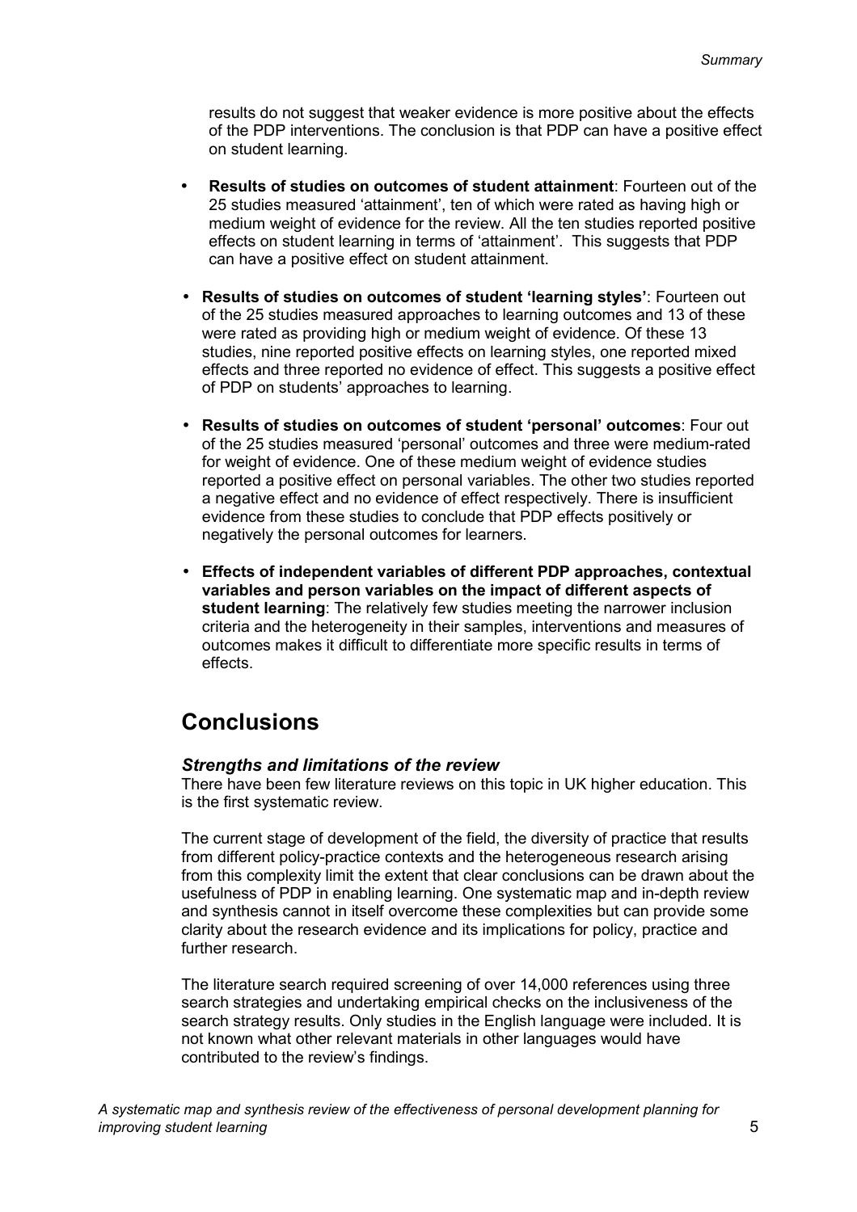results do not suggest that weaker evidence is more positive about the effects of the PDP interventions. The conclusion is that PDP can have a positive effect on student learning.

- **Results of studies on outcomes of student attainment**: Fourteen out of the 25 studies measured 'attainment', ten of which were rated as having high or medium weight of evidence for the review. All the ten studies reported positive effects on student learning in terms of 'attainment'. This suggests that PDP can have a positive effect on student attainment.
- **Results of studies on outcomes of student 'learning styles'**: Fourteen out of the 25 studies measured approaches to learning outcomes and 13 of these were rated as providing high or medium weight of evidence. Of these 13 studies, nine reported positive effects on learning styles, one reported mixed effects and three reported no evidence of effect. This suggests a positive effect of PDP on students' approaches to learning.
- **Results of studies on outcomes of student 'personal' outcomes**: Four out of the 25 studies measured 'personal' outcomes and three were medium-rated for weight of evidence. One of these medium weight of evidence studies reported a positive effect on personal variables. The other two studies reported a negative effect and no evidence of effect respectively. There is insufficient evidence from these studies to conclude that PDP effects positively or negatively the personal outcomes for learners.
- **Effects of independent variables of different PDP approaches, contextual variables and person variables on the impact of different aspects of student learning**: The relatively few studies meeting the narrower inclusion criteria and the heterogeneity in their samples, interventions and measures of outcomes makes it difficult to differentiate more specific results in terms of effects.

## Conclusions

### *Strengths and limitations of the review*

There have been few literature reviews on this topic in UK higher education. This is the first systematic review.

The current stage of development of the field, the diversity of practice that results from different policy-practice contexts and the heterogeneous research arising from this complexity limit the extent that clear conclusions can be drawn about the usefulness of PDP in enabling learning. One systematic map and in-depth review and synthesis cannot in itself overcome these complexities but can provide some clarity about the research evidence and its implications for policy, practice and further research.

The literature search required screening of over 14,000 references using three search strategies and undertaking empirical checks on the inclusiveness of the search strategy results. Only studies in the English language were included. It is not known what other relevant materials in other languages would have contributed to the review's findings.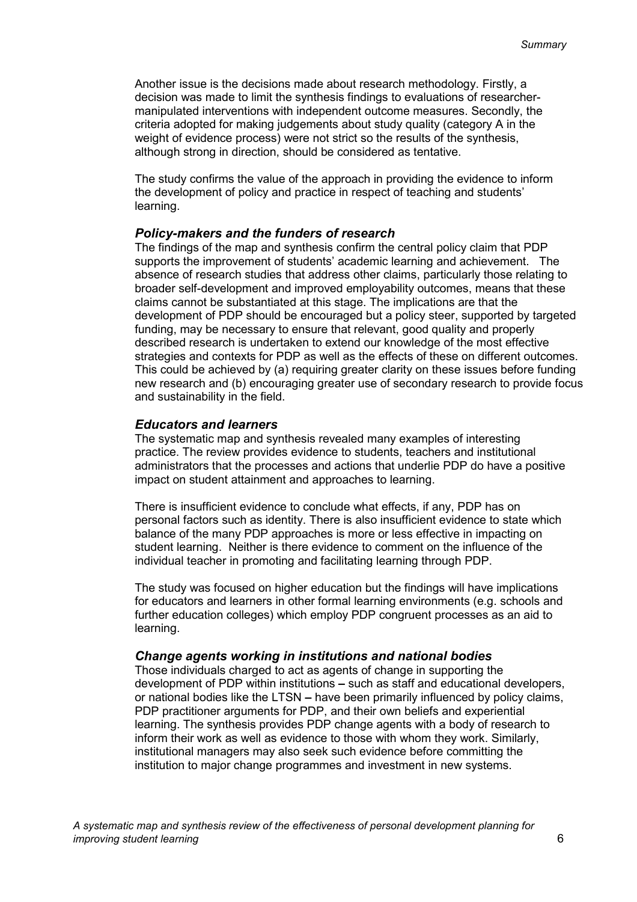Another issue is the decisions made about research methodology. Firstly, a decision was made to limit the synthesis findings to evaluations of researcher-manipulated interventions with independent outcome measures. Secondly, the criteria adopted for making judgements about study quality (category A in the weight of evidence process) were not strict so the results of the synthesis, although strong in direction, should be considered as tentative.

The study confirms the value of the approach in providing the evidence to inform the development of policy and practice in respect of teaching and students' learning.

### *Policy-makers and the funders of research*

The findings of the map and synthesis confirm the central policy claim that PDP supports the improvement of students' academic learning and achievement. The absence of research studies that address other claims, particularly those relating to broader self-development and improved employability outcomes, means that these claims cannot be substantiated at this stage. The implications are that the development of PDP should be encouraged but a policy steer, supported by targeted funding, may be necessary to ensure that relevant, good quality and properly described research is undertaken to extend our knowledge of the most effective strategies and contexts for PDP as well as the effects of these on different outcomes. This could be achieved by (a) requiring greater clarity on these issues before funding new research and (b) encouraging greater use of secondary research to provide focus and sustainability in the field.

### *Educators and learners*

The systematic map and synthesis revealed many examples of interesting practice. The review provides evidence to students, teachers and institutional administrators that the processes and actions that underlie PDP do have a positive impact on student attainment and approaches to learning.

There is insufficient evidence to conclude what effects, if any, PDP has on personal factors such as identity. There is also insufficient evidence to state which balance of the many PDP approaches is more or less effective in impacting on student learning. Neither is there evidence to comment on the influence of the individual teacher in promoting and facilitating learning through PDP.

The study was focused on higher education but the findings will have implications for educators and learners in other formal learning environments (e.g. schools and further education colleges) which employ PDP congruent processes as an aid to learning.

### *Change agents working in institutions and national bodies*

Those individuals charged to act as agents of change in supporting the development of PDP within institutions – such as staff and educational developers, or national bodies like the LTSN – have been primarily influenced by policy claims, PDP practitioner arguments for PDP, and their own beliefs and experiential learning. The synthesis provides PDP change agents with a body of research to inform their work as well as evidence to those with whom they work. Similarly, institutional managers may also seek such evidence before committing the institution to major change programmes and investment in new systems.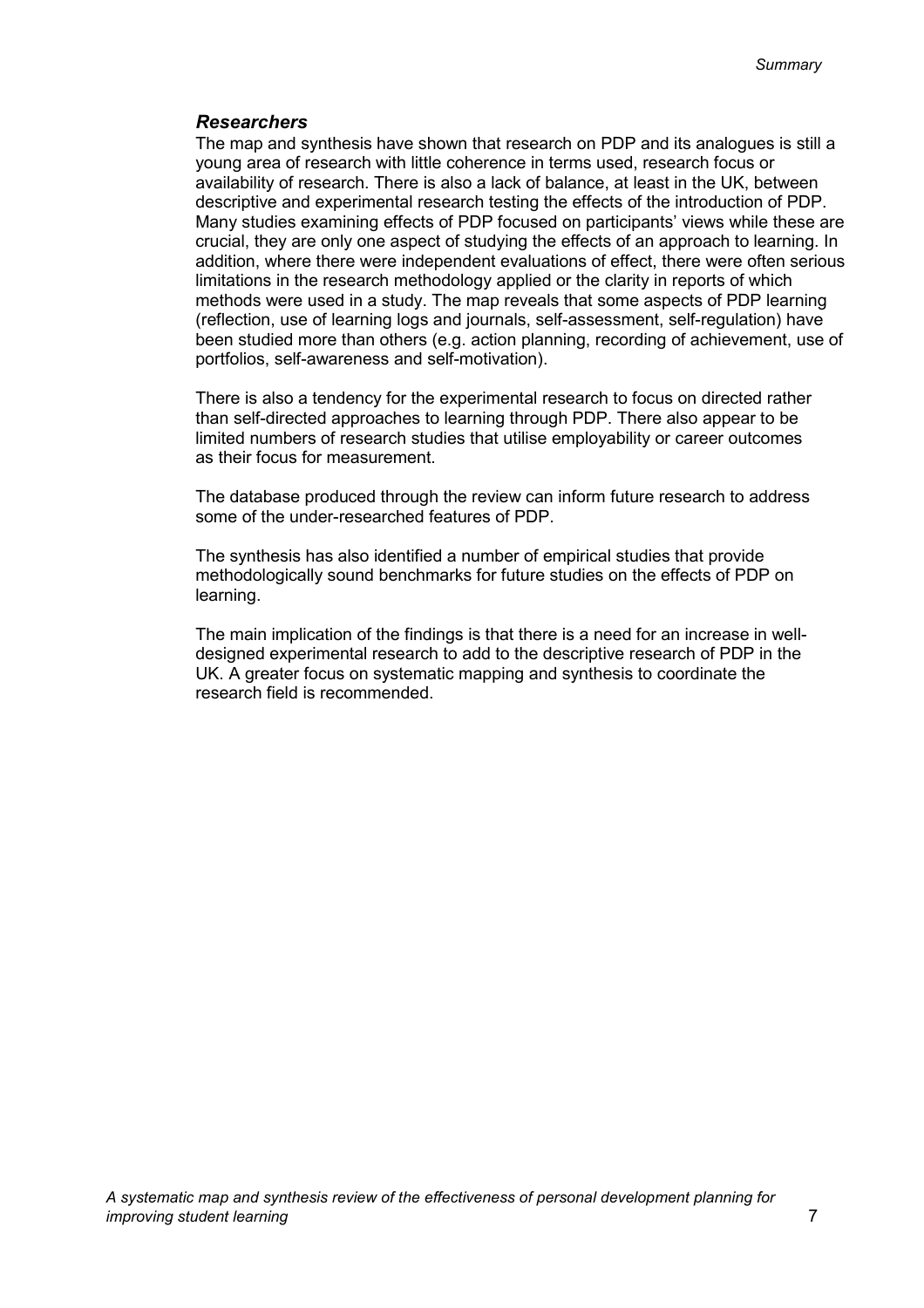### *Researchers*

The map and synthesis have shown that research on PDP and its analogues is still a young area of research with little coherence in terms used, research focus or availability of research. There is also a lack of balance, at least in the UK, between descriptive and experimental research testing the effects of the introduction of PDP. Many studies examining effects of PDP focused on participants' views while these are crucial, they are only one aspect of studying the effects of an approach to learning. In addition, where there were independent evaluations of effect, there were often serious limitations in the research methodology applied or the clarity in reports of which methods were used in a study. The map reveals that some aspects of PDP learning (reflection, use of learning logs and journals, self-assessment, self-regulation) have been studied more than others (e.g. action planning, recording of achievement, use of portfolios, self-awareness and self-motivation).

There is also a tendency for the experimental research to focus on directed rather than self-directed approaches to learning through PDP. There also appear to be limited numbers of research studies that utilise employability or career outcomes as their focus for measurement.

The database produced through the review can inform future research to address some of the under-researched features of PDP.

The synthesis has also identified a number of empirical studies that provide methodologically sound benchmarks for future studies on the effects of PDP on learning.

The main implication of the findings is that there is a need for an increase in well-designed experimental research to add to the descriptive research of PDP in the UK. A greater focus on systematic mapping and synthesis to coordinate the research field is recommended.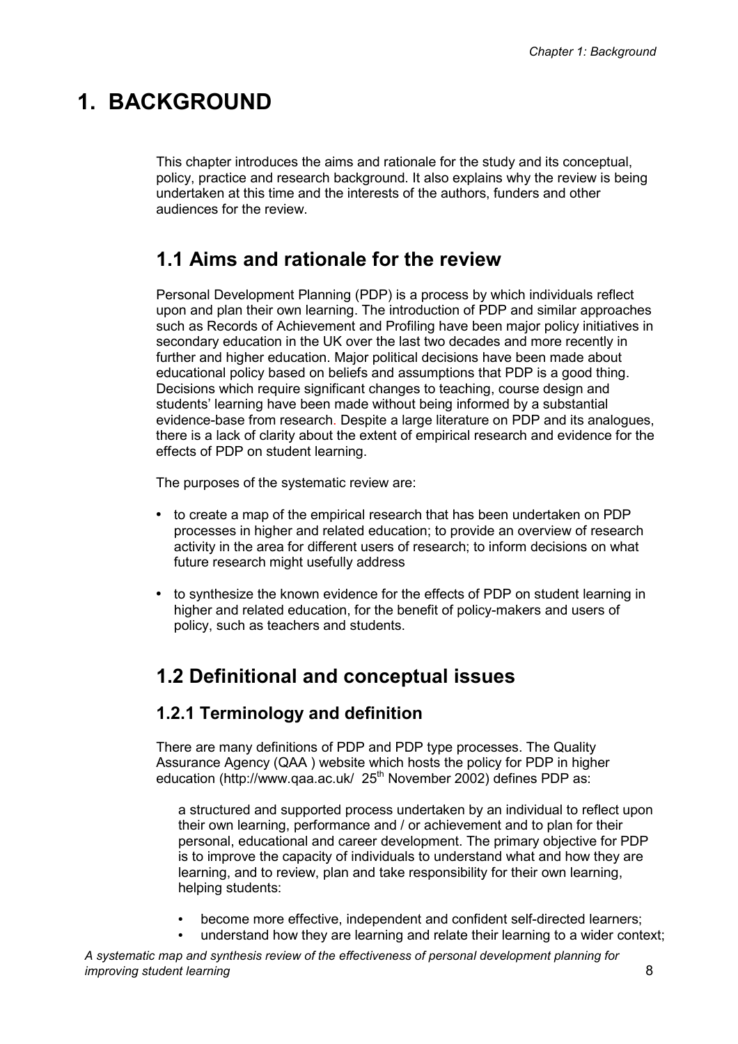# 1. BACKGROUND

This chapter introduces the aims and rationale for the study and its conceptual, policy, practice and research background. It also explains why the review is being undertaken at this time and the interests of the authors, funders and other audiences for the review.

## 1.1 Aims and rationale for the review

Personal Development Planning (PDP) is a process by which individuals reflect upon and plan their own learning. The introduction of PDP and similar approaches such as Records of Achievement and Profiling have been major policy initiatives in secondary education in the UK over the last two decades and more recently in further and higher education. Major political decisions have been made about educational policy based on beliefs and assumptions that PDP is a good thing. Decisions which require significant changes to teaching, course design and students' learning have been made without being informed by a substantial evidence-base from research. Despite a large literature on PDP and its analogues, there is a lack of clarity about the extent of empirical research and evidence for the effects of PDP on student learning.

The purposes of the systematic review are:

- to create a map of the empirical research that has been undertaken on PDP processes in higher and related education; to provide an overview of research activity in the area for different users of research; to inform decisions on what future research might usefully address
- to synthesize the known evidence for the effects of PDP on student learning in higher and related education, for the benefit of policy-makers and users of policy, such as teachers and students.

## 1.2 Definitional and conceptual issues

### 1.2.1 Terminology and definition

There are many definitions of PDP and PDP type processes. The Quality Assurance Agency (QAA ) website which hosts the policy for PDP in higher education (http://www.qaa.ac.uk/ 25th November 2002) defines PDP as:

> a structured and supported process undertaken by an individual to reflect upon their own learning, performance and / or achievement and to plan for their personal, educational and career development. The primary objective for PDP is to improve the capacity of individuals to understand what and how they are learning, and to review, plan and take responsibility for their own learning, helping students:
>
> - become more effective, independent and confident self-directed learners;
> - understand how they are learning and relate their learning to a wider context;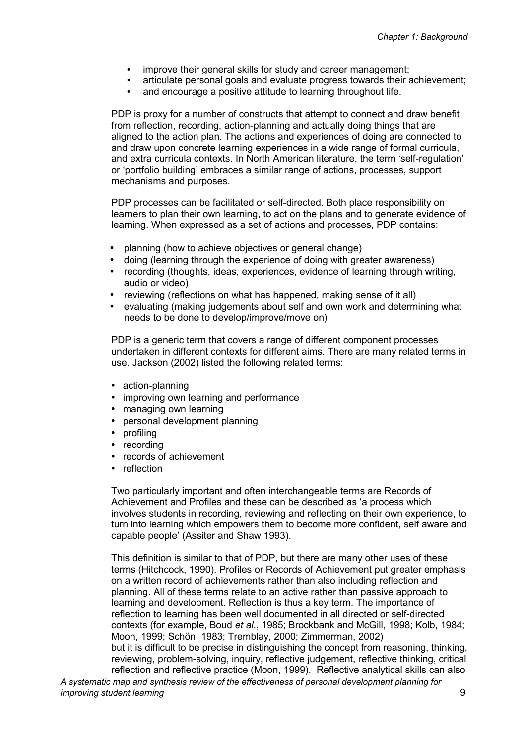- improve their general skills for study and career management;
- articulate personal goals and evaluate progress towards their achievement;
- and encourage a positive attitude to learning throughout life.

PDP is proxy for a number of constructs that attempt to connect and draw benefit from reflection, recording, action-planning and actually doing things that are aligned to the action plan. The actions and experiences of doing are connected to and draw upon concrete learning experiences in a wide range of formal curricula, and extra curricula contexts. In North American literature, the term 'self-regulation' or 'portfolio building' embraces a similar range of actions, processes, support mechanisms and purposes.

PDP processes can be facilitated or self-directed. Both place responsibility on learners to plan their own learning, to act on the plans and to generate evidence of learning. When expressed as a set of actions and processes, PDP contains:

- planning (how to achieve objectives or general change)
- doing (learning through the experience of doing with greater awareness)
- recording (thoughts, ideas, experiences, evidence of learning through writing, audio or video)
- reviewing (reflections on what has happened, making sense of it all)
- evaluating (making judgements about self and own work and determining what needs to be done to develop/improve/move on)

PDP is a generic term that covers a range of different component processes undertaken in different contexts for different aims. There are many related terms in use. Jackson (2002) listed the following related terms:

- action-planning
- improving own learning and performance
- managing own learning
- personal development planning
- profiling
- recording
- records of achievement
- reflection

Two particularly important and often interchangeable terms are Records of Achievement and Profiles and these can be described as 'a process which involves students in recording, reviewing and reflecting on their own experience, to turn into learning which empowers them to become more confident, self aware and capable people' (Assiter and Shaw 1993).

This definition is similar to that of PDP, but there are many other uses of these terms (Hitchcock, 1990). Profiles or Records of Achievement put greater emphasis on a written record of achievements rather than also including reflection and planning. All of these terms relate to an active rather than passive approach to learning and development. Reflection is thus a key term. The importance of reflection to learning has been well documented in all directed or self-directed contexts (for example, Boud *et al*., 1985; Brockbank and McGill, 1998; Kolb, 1984; Moon, 1999; Schön, 1983; Tremblay, 2000; Zimmerman, 2002) but it is difficult to be precise in distinguishing the concept from reasoning, thinking, reviewing, problem-solving, inquiry, reflective judgement, reflective thinking, critical reflection and reflective practice (Moon, 1999). Reflective analytical skills can also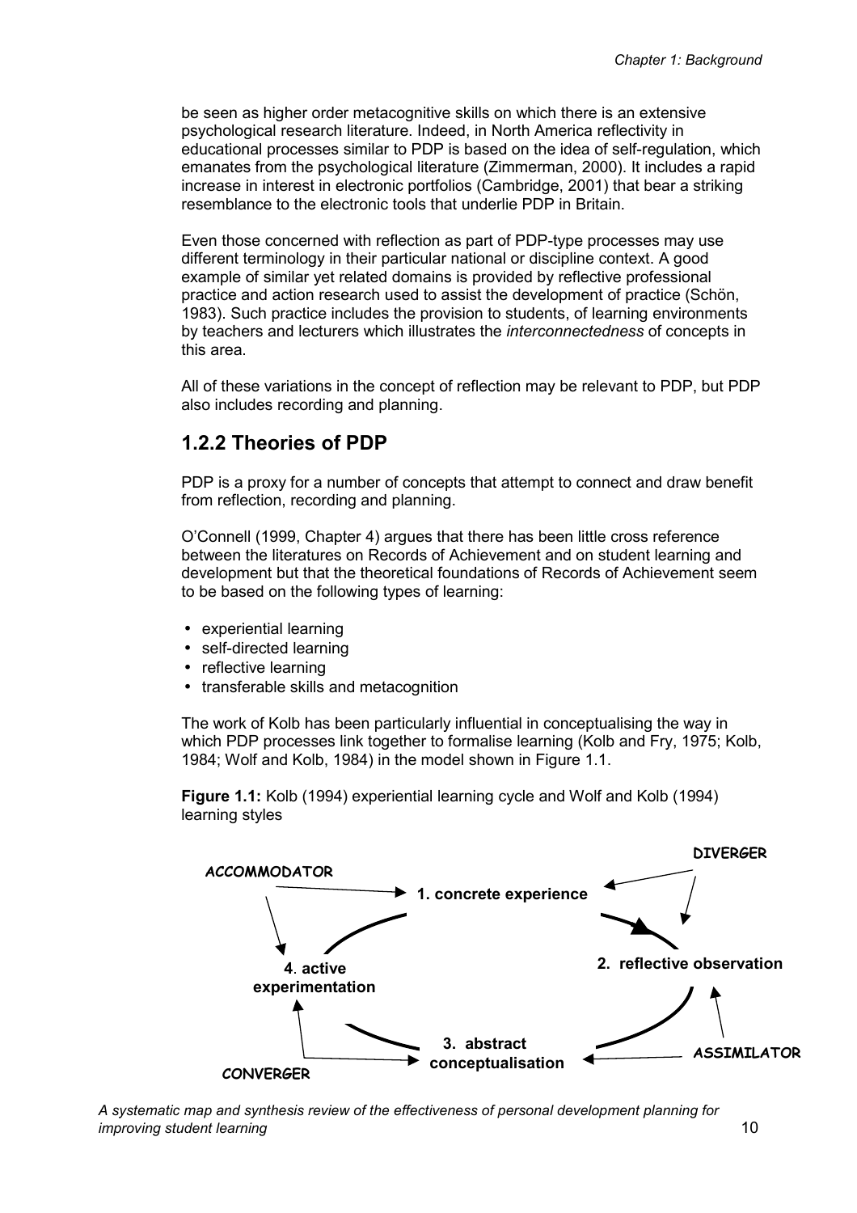be seen as higher order metacognitive skills on which there is an extensive psychological research literature. Indeed, in North America reflectivity in educational processes similar to PDP is based on the idea of self-regulation, which emanates from the psychological literature (Zimmerman, 2000). It includes a rapid increase in interest in electronic portfolios (Cambridge, 2001) that bear a striking resemblance to the electronic tools that underlie PDP in Britain.

Even those concerned with reflection as part of PDP-type processes may use different terminology in their particular national or discipline context. A good example of similar yet related domains is provided by reflective professional practice and action research used to assist the development of practice (Schön, 1983). Such practice includes the provision to students, of learning environments by teachers and lecturers which illustrates the *interconnectedness* of concepts in this area.

All of these variations in the concept of reflection may be relevant to PDP, but PDP also includes recording and planning.

## 1.2.2 Theories of PDP

PDP is a proxy for a number of concepts that attempt to connect and draw benefit from reflection, recording and planning.

O'Connell (1999, Chapter 4) argues that there has been little cross reference between the literatures on Records of Achievement and on student learning and development but that the theoretical foundations of Records of Achievement seem to be based on the following types of learning:

- experiential learning
- self-directed learning
- reflective learning
- transferable skills and metacognition

The work of Kolb has been particularly influential in conceptualising the way in which PDP processes link together to formalise learning (Kolb and Fry, 1975; Kolb, 1984; Wolf and Kolb, 1984) in the model shown in Figure 1.1.

**Figure 1.1:** Kolb (1994) experiential learning cycle and Wolf and Kolb (1994) learning styles

ACCOMMODATOR

DIVERGER

**1. concrete experience**

**2. reflective observation**

**3. abstract conceptualisation**

**4. active experimentation**

ASSIMILATOR

CONVERGER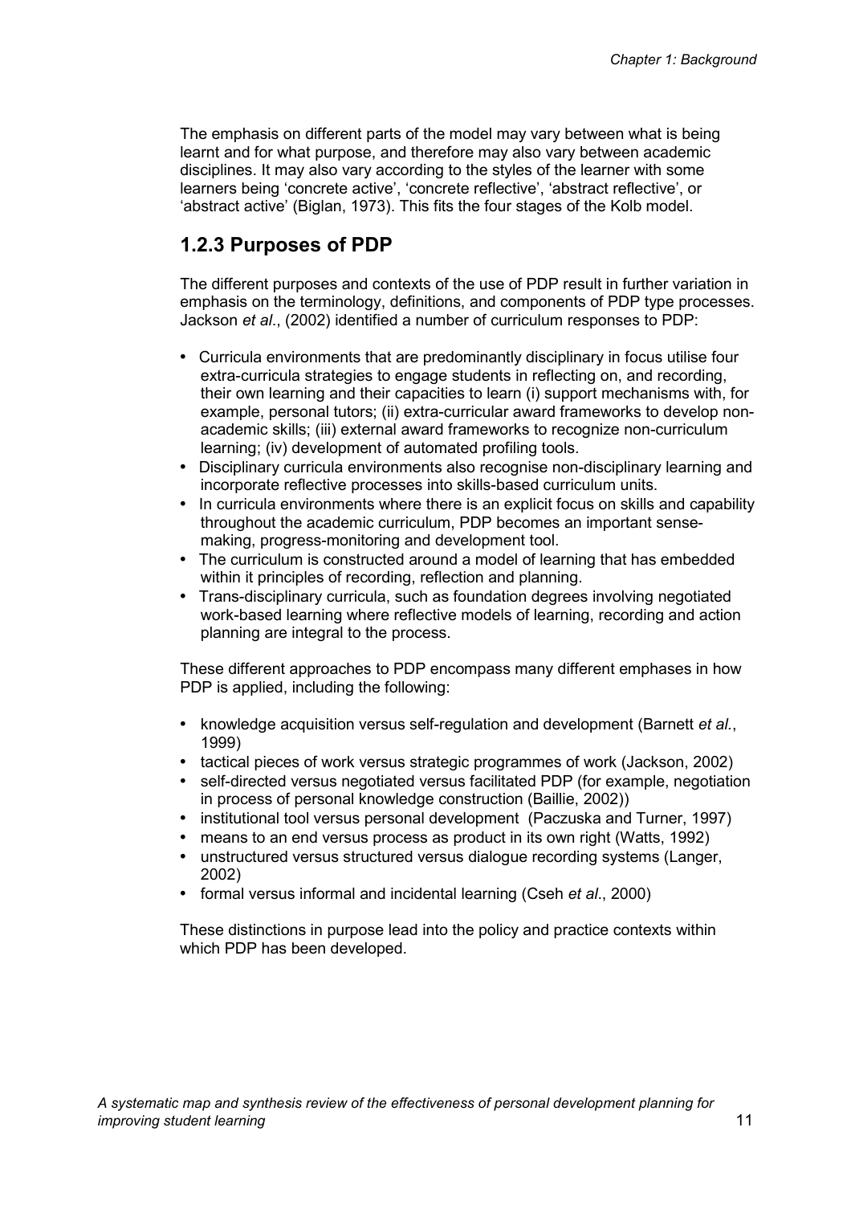The emphasis on different parts of the model may vary between what is being learnt and for what purpose, and therefore may also vary between academic disciplines. It may also vary according to the styles of the learner with some learners being 'concrete active', 'concrete reflective', 'abstract reflective', or 'abstract active' (Biglan, 1973). This fits the four stages of the Kolb model.

### 1.2.3 Purposes of PDP

The different purposes and contexts of the use of PDP result in further variation in emphasis on the terminology, definitions, and components of PDP type processes. Jackson *et al*., (2002) identified a number of curriculum responses to PDP:

- Curricula environments that are predominantly disciplinary in focus utilise four extra-curricula strategies to engage students in reflecting on, and recording, their own learning and their capacities to learn (i) support mechanisms with, for example, personal tutors; (ii) extra-curricular award frameworks to develop non-academic skills; (iii) external award frameworks to recognize non-curriculum learning; (iv) development of automated profiling tools.
- Disciplinary curricula environments also recognise non-disciplinary learning and incorporate reflective processes into skills-based curriculum units.
- In curricula environments where there is an explicit focus on skills and capability throughout the academic curriculum, PDP becomes an important sense-making, progress-monitoring and development tool.
- The curriculum is constructed around a model of learning that has embedded within it principles of recording, reflection and planning.
- Trans-disciplinary curricula, such as foundation degrees involving negotiated work-based learning where reflective models of learning, recording and action planning are integral to the process.

These different approaches to PDP encompass many different emphases in how PDP is applied, including the following:

- knowledge acquisition versus self-regulation and development (Barnett *et al*., 1999)
- tactical pieces of work versus strategic programmes of work (Jackson, 2002)
- self-directed versus negotiated versus facilitated PDP (for example, negotiation in process of personal knowledge construction (Baillie, 2002))
- institutional tool versus personal development (Paczuska and Turner, 1997)
- means to an end versus process as product in its own right (Watts, 1992)
- unstructured versus structured versus dialogue recording systems (Langer, 2002)
- formal versus informal and incidental learning (Cseh *et al*., 2000)

These distinctions in purpose lead into the policy and practice contexts within which PDP has been developed.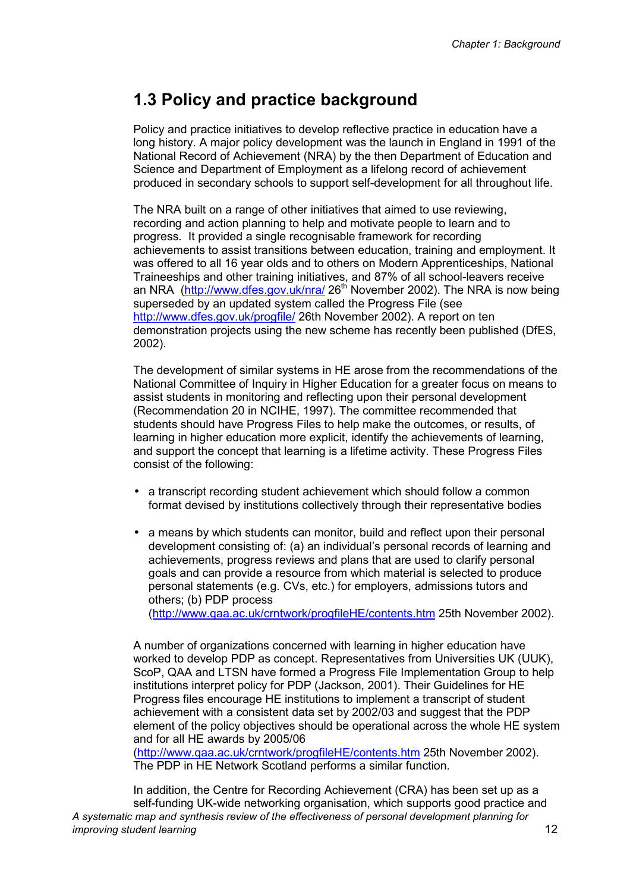## 1.3 Policy and practice background

Policy and practice initiatives to develop reflective practice in education have a long history. A major policy development was the launch in England in 1991 of the National Record of Achievement (NRA) by the then Department of Education and Science and Department of Employment as a lifelong record of achievement produced in secondary schools to support self-development for all throughout life.

The NRA built on a range of other initiatives that aimed to use reviewing, recording and action planning to help and motivate people to learn and to progress. It provided a single recognisable framework for recording achievements to assist transitions between education, training and employment. It was offered to all 16 year olds and to others on Modern Apprenticeships, National Traineeships and other training initiatives, and 87% of all school-leavers receive an NRA (http://www.dfes.gov.uk/nra/ 26th November 2002). The NRA is now being superseded by an updated system called the Progress File (see http://www.dfes.gov.uk/progfile/ 26th November 2002). A report on ten demonstration projects using the new scheme has recently been published (DfES, 2002).

The development of similar systems in HE arose from the recommendations of the National Committee of Inquiry in Higher Education for a greater focus on means to assist students in monitoring and reflecting upon their personal development (Recommendation 20 in NCIHE, 1997). The committee recommended that students should have Progress Files to help make the outcomes, or results, of learning in higher education more explicit, identify the achievements of learning, and support the concept that learning is a lifetime activity. These Progress Files consist of the following:

- a transcript recording student achievement which should follow a common format devised by institutions collectively through their representative bodies
- a means by which students can monitor, build and reflect upon their personal development consisting of: (a) an individual's personal records of learning and achievements, progress reviews and plans that are used to clarify personal goals and can provide a resource from which material is selected to produce personal statements (e.g. CVs, etc.) for employers, admissions tutors and others; (b) PDP process (http://www.qaa.ac.uk/crntwork/progfileHE/contents.htm 25th November 2002).

A number of organizations concerned with learning in higher education have worked to develop PDP as concept. Representatives from Universities UK (UUK), ScoP, QAA and LTSN have formed a Progress File Implementation Group to help institutions interpret policy for PDP (Jackson, 2001). Their Guidelines for HE Progress files encourage HE institutions to implement a transcript of student achievement with a consistent data set by 2002/03 and suggest that the PDP element of the policy objectives should be operational across the whole HE system and for all HE awards by 2005/06 (http://www.qaa.ac.uk/crntwork/progfileHE/contents.htm 25th November 2002). The PDP in HE Network Scotland performs a similar function.

In addition, the Centre for Recording Achievement (CRA) has been set up as a self-funding UK-wide networking organisation, which supports good practice and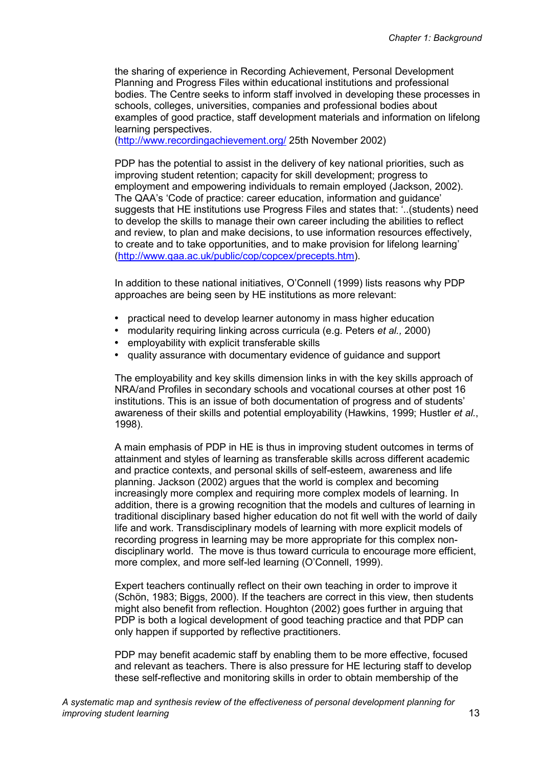the sharing of experience in Recording Achievement, Personal Development Planning and Progress Files within educational institutions and professional bodies. The Centre seeks to inform staff involved in developing these processes in schools, colleges, universities, companies and professional bodies about examples of good practice, staff development materials and information on lifelong learning perspectives.
(http://www.recordingachievement.org/ 25th November 2002)

PDP has the potential to assist in the delivery of key national priorities, such as improving student retention; capacity for skill development; progress to employment and empowering individuals to remain employed (Jackson, 2002). The QAA's 'Code of practice: career education, information and guidance' suggests that HE institutions use Progress Files and states that: '..(students) need to develop the skills to manage their own career including the abilities to reflect and review, to plan and make decisions, to use information resources effectively, to create and to take opportunities, and to make provision for lifelong learning' (http://www.qaa.ac.uk/public/cop/copcex/precepts.htm).

In addition to these national initiatives, O'Connell (1999) lists reasons why PDP approaches are being seen by HE institutions as more relevant:

- practical need to develop learner autonomy in mass higher education
- modularity requiring linking across curricula (e.g. Peters *et al.,* 2000)
- employability with explicit transferable skills
- quality assurance with documentary evidence of guidance and support

The employability and key skills dimension links in with the key skills approach of NRA/and Profiles in secondary schools and vocational courses at other post 16 institutions. This is an issue of both documentation of progress and of students' awareness of their skills and potential employability (Hawkins, 1999; Hustler *et al.*, 1998).

A main emphasis of PDP in HE is thus in improving student outcomes in terms of attainment and styles of learning as transferable skills across different academic and practice contexts, and personal skills of self-esteem, awareness and life planning. Jackson (2002) argues that the world is complex and becoming increasingly more complex and requiring more complex models of learning. In addition, there is a growing recognition that the models and cultures of learning in traditional disciplinary based higher education do not fit well with the world of daily life and work. Transdisciplinary models of learning with more explicit models of recording progress in learning may be more appropriate for this complex non-disciplinary world. The move is thus toward curricula to encourage more efficient, more complex, and more self-led learning (O'Connell, 1999).

Expert teachers continually reflect on their own teaching in order to improve it (Schön, 1983; Biggs, 2000). If the teachers are correct in this view, then students might also benefit from reflection. Houghton (2002) goes further in arguing that PDP is both a logical development of good teaching practice and that PDP can only happen if supported by reflective practitioners.

PDP may benefit academic staff by enabling them to be more effective, focused and relevant as teachers. There is also pressure for HE lecturing staff to develop these self-reflective and monitoring skills in order to obtain membership of the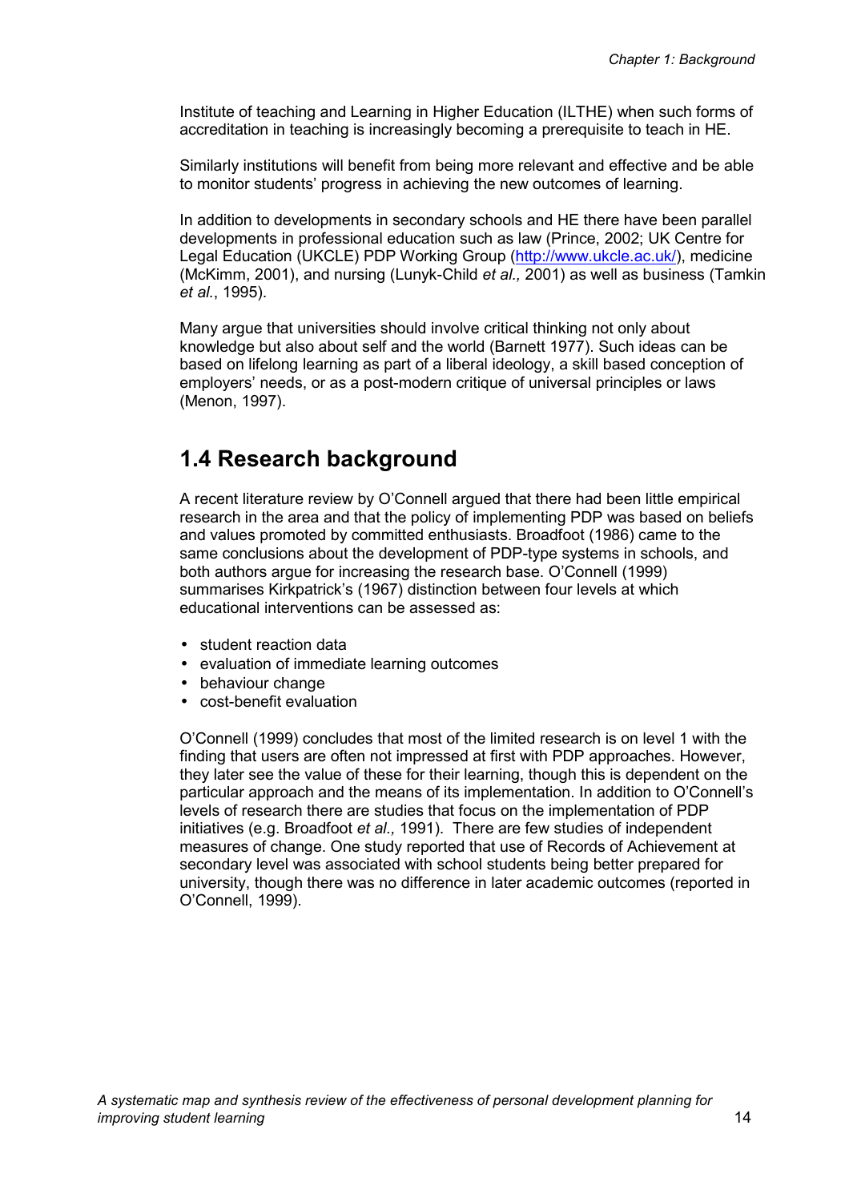Institute of teaching and Learning in Higher Education (ILTHE) when such forms of accreditation in teaching is increasingly becoming a prerequisite to teach in HE.

Similarly institutions will benefit from being more relevant and effective and be able to monitor students' progress in achieving the new outcomes of learning.

In addition to developments in secondary schools and HE there have been parallel developments in professional education such as law (Prince, 2002; UK Centre for Legal Education (UKCLE) PDP Working Group (http://www.ukcle.ac.uk/), medicine (McKimm, 2001), and nursing (Lunyk-Child *et al.,* 2001) as well as business (Tamkin *et al.*, 1995).

Many argue that universities should involve critical thinking not only about knowledge but also about self and the world (Barnett 1977). Such ideas can be based on lifelong learning as part of a liberal ideology, a skill based conception of employers' needs, or as a post-modern critique of universal principles or laws (Menon, 1997).

## 1.4 Research background

A recent literature review by O'Connell argued that there had been little empirical research in the area and that the policy of implementing PDP was based on beliefs and values promoted by committed enthusiasts. Broadfoot (1986) came to the same conclusions about the development of PDP-type systems in schools, and both authors argue for increasing the research base. O'Connell (1999) summarises Kirkpatrick's (1967) distinction between four levels at which educational interventions can be assessed as:

- student reaction data
- evaluation of immediate learning outcomes
- behaviour change
- cost-benefit evaluation

O'Connell (1999) concludes that most of the limited research is on level 1 with the finding that users are often not impressed at first with PDP approaches. However, they later see the value of these for their learning, though this is dependent on the particular approach and the means of its implementation. In addition to O'Connell's levels of research there are studies that focus on the implementation of PDP initiatives (e.g. Broadfoot *et al.,* 1991). There are few studies of independent measures of change. One study reported that use of Records of Achievement at secondary level was associated with school students being better prepared for university, though there was no difference in later academic outcomes (reported in O'Connell, 1999).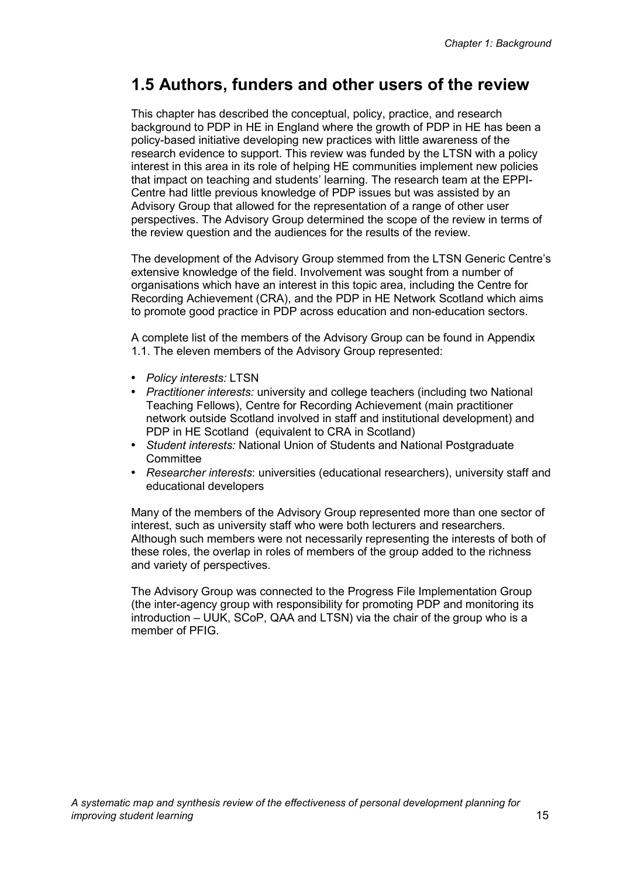## 1.5 Authors, funders and other users of the review

This chapter has described the conceptual, policy, practice, and research background to PDP in HE in England where the growth of PDP in HE has been a policy-based initiative developing new practices with little awareness of the research evidence to support. This review was funded by the LTSN with a policy interest in this area in its role of helping HE communities implement new policies that impact on teaching and students' learning. The research team at the EPPI-Centre had little previous knowledge of PDP issues but was assisted by an Advisory Group that allowed for the representation of a range of other user perspectives. The Advisory Group determined the scope of the review in terms of the review question and the audiences for the results of the review.

The development of the Advisory Group stemmed from the LTSN Generic Centre's extensive knowledge of the field. Involvement was sought from a number of organisations which have an interest in this topic area, including the Centre for Recording Achievement (CRA), and the PDP in HE Network Scotland which aims to promote good practice in PDP across education and non-education sectors.

A complete list of the members of the Advisory Group can be found in Appendix 1.1. The eleven members of the Advisory Group represented:

- *Policy interests:* LTSN
- *Practitioner interests:* university and college teachers (including two National Teaching Fellows), Centre for Recording Achievement (main practitioner network outside Scotland involved in staff and institutional development) and PDP in HE Scotland (equivalent to CRA in Scotland)
- *Student interests:* National Union of Students and National Postgraduate Committee
- *Researcher interests*: universities (educational researchers), university staff and educational developers

Many of the members of the Advisory Group represented more than one sector of interest, such as university staff who were both lecturers and researchers. Although such members were not necessarily representing the interests of both of these roles, the overlap in roles of members of the group added to the richness and variety of perspectives.

The Advisory Group was connected to the Progress File Implementation Group (the inter-agency group with responsibility for promoting PDP and monitoring its introduction – UUK, SCoP, QAA and LTSN) via the chair of the group who is a member of PFIG.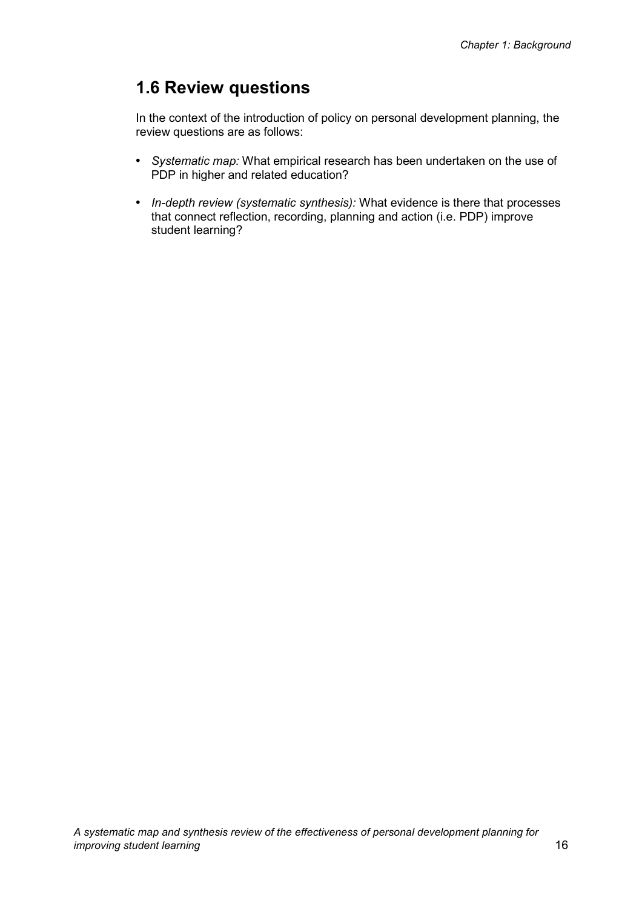## 1.6 Review questions

In the context of the introduction of policy on personal development planning, the review questions are as follows:

- *Systematic map:* What empirical research has been undertaken on the use of PDP in higher and related education?
- *In-depth review (systematic synthesis):* What evidence is there that processes that connect reflection, recording, planning and action (i.e. PDP) improve student learning?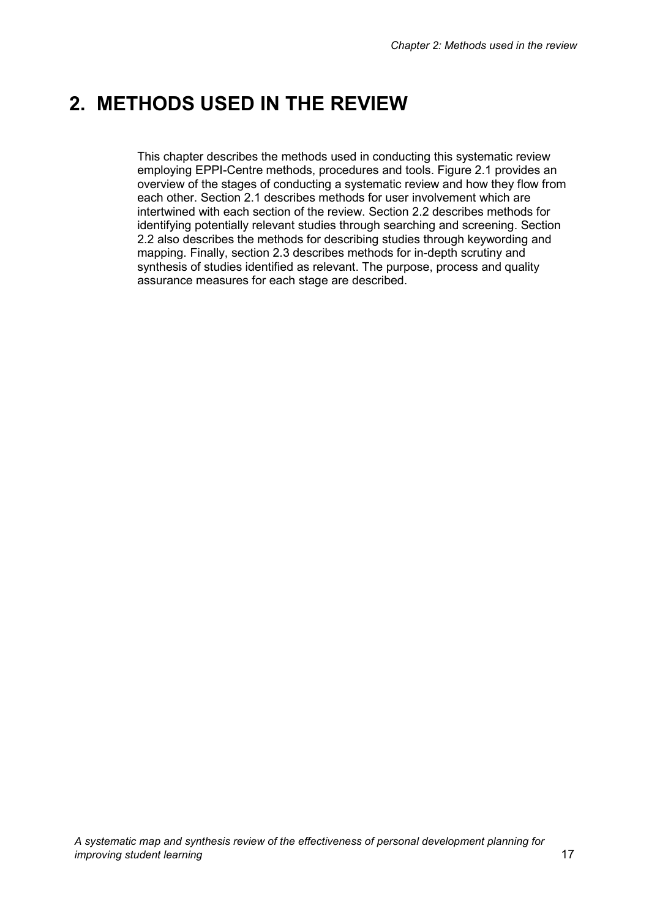# 2. METHODS USED IN THE REVIEW

This chapter describes the methods used in conducting this systematic review employing EPPI-Centre methods, procedures and tools. Figure 2.1 provides an overview of the stages of conducting a systematic review and how they flow from each other. Section 2.1 describes methods for user involvement which are intertwined with each section of the review. Section 2.2 describes methods for identifying potentially relevant studies through searching and screening. Section 2.2 also describes the methods for describing studies through keywording and mapping. Finally, section 2.3 describes methods for in-depth scrutiny and synthesis of studies identified as relevant. The purpose, process and quality assurance measures for each stage are described.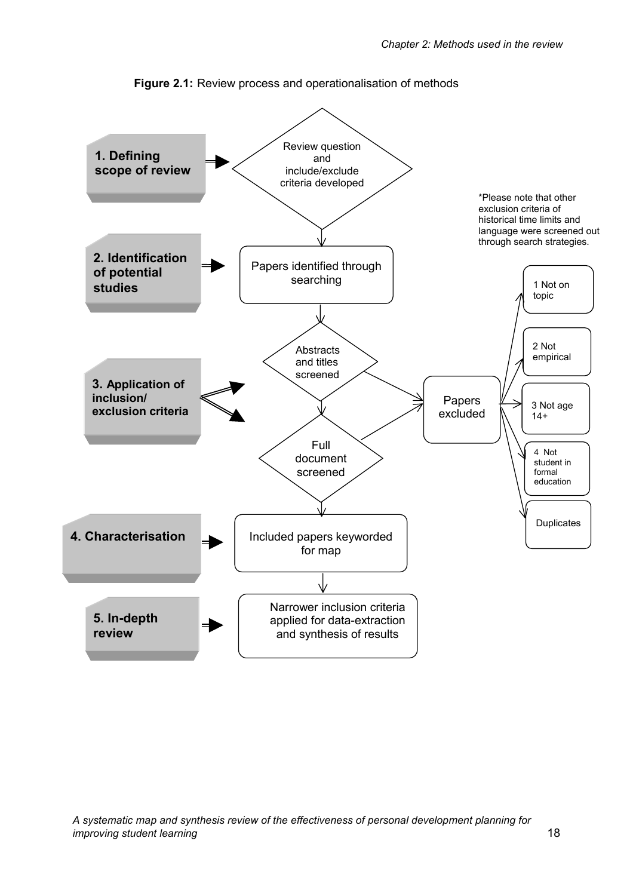**Figure 2.1:** Review process and operationalisation of methods

**1. Defining scope of review** → Review question and include/exclude criteria developed

**2. Identification of potential studies** → Papers identified through searching

**3. Application of inclusion/ exclusion criteria** → Abstracts and titles screened → Full document screened

Papers excluded:

- 1 Not on topic
- 2 Not empirical
- 3 Not age 14+
- 4 Not student in formal education
- Duplicates

*Please note that other exclusion criteria of historical time limits and language were screened out through search strategies.

**4. Characterisation** → Included papers keyworded for map

**5. In-depth review** → Narrower inclusion criteria applied for data-extraction and synthesis of results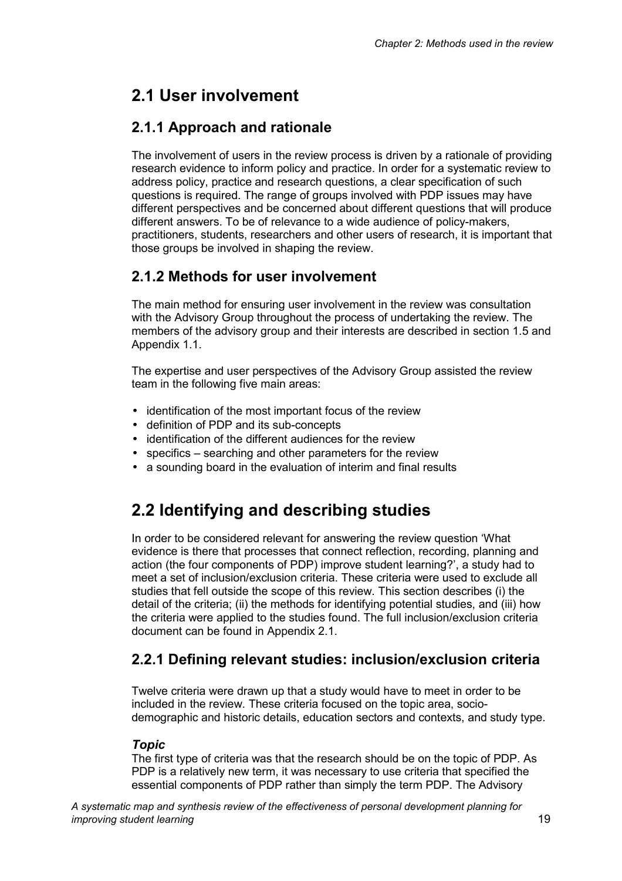## 2.1 User involvement

### 2.1.1 Approach and rationale

The involvement of users in the review process is driven by a rationale of providing research evidence to inform policy and practice. In order for a systematic review to address policy, practice and research questions, a clear specification of such questions is required. The range of groups involved with PDP issues may have different perspectives and be concerned about different questions that will produce different answers. To be of relevance to a wide audience of policy-makers, practitioners, students, researchers and other users of research, it is important that those groups be involved in shaping the review.

### 2.1.2 Methods for user involvement

The main method for ensuring user involvement in the review was consultation with the Advisory Group throughout the process of undertaking the review. The members of the advisory group and their interests are described in section 1.5 and Appendix 1.1.

The expertise and user perspectives of the Advisory Group assisted the review team in the following five main areas:

- identification of the most important focus of the review
- definition of PDP and its sub-concepts
- identification of the different audiences for the review
- specifics – searching and other parameters for the review
- a sounding board in the evaluation of interim and final results

## 2.2 Identifying and describing studies

In order to be considered relevant for answering the review question 'What evidence is there that processes that connect reflection, recording, planning and action (the four components of PDP) improve student learning?', a study had to meet a set of inclusion/exclusion criteria. These criteria were used to exclude all studies that fell outside the scope of this review. This section describes (i) the detail of the criteria; (ii) the methods for identifying potential studies, and (iii) how the criteria were applied to the studies found. The full inclusion/exclusion criteria document can be found in Appendix 2.1.

### 2.2.1 Defining relevant studies: inclusion/exclusion criteria

Twelve criteria were drawn up that a study would have to meet in order to be included in the review. These criteria focused on the topic area, socio-demographic and historic details, education sectors and contexts, and study type.

***Topic***

The first type of criteria was that the research should be on the topic of PDP. As PDP is a relatively new term, it was necessary to use criteria that specified the essential components of PDP rather than simply the term PDP. The Advisory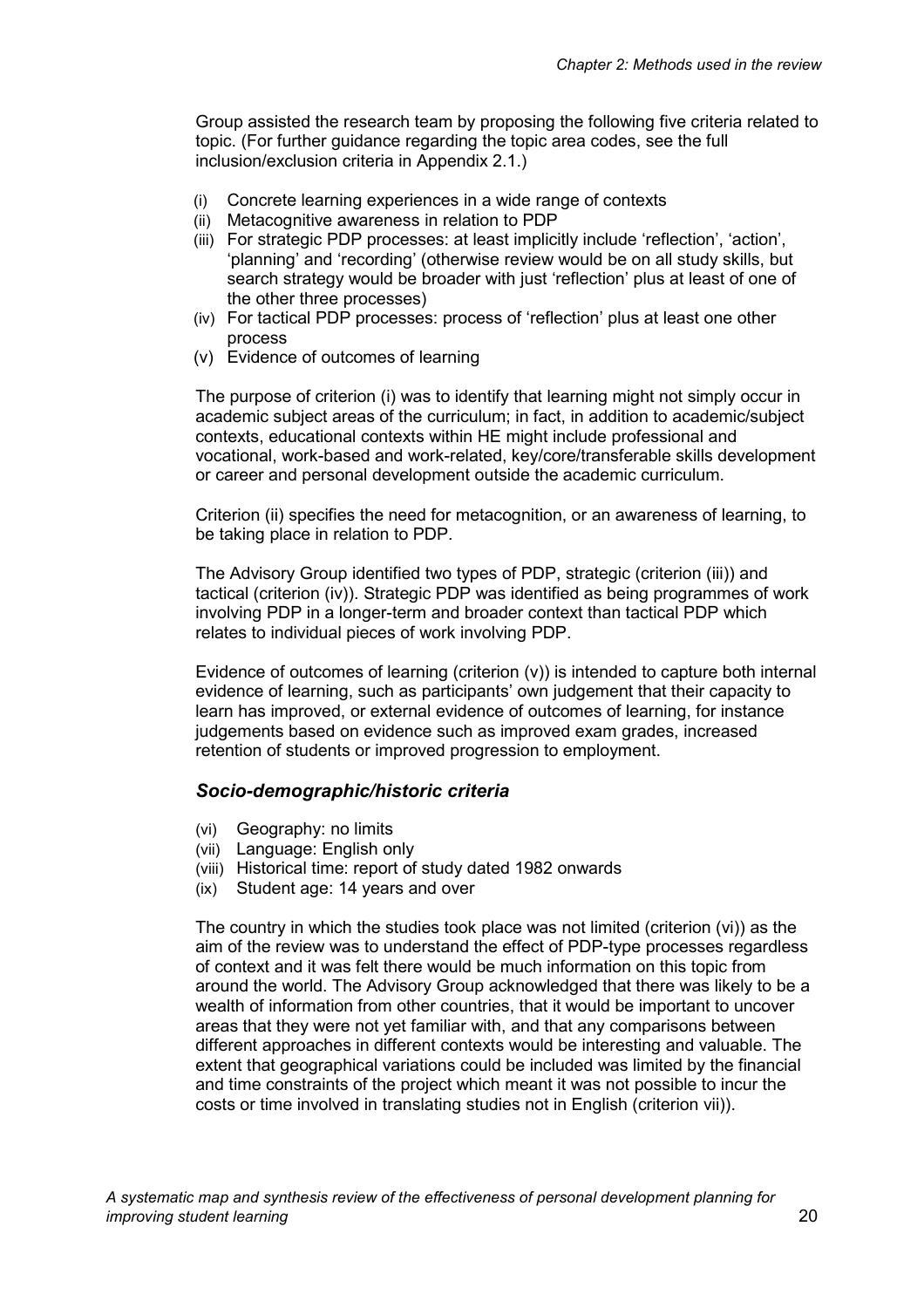Group assisted the research team by proposing the following five criteria related to topic. (For further guidance regarding the topic area codes, see the full inclusion/exclusion criteria in Appendix 2.1.)

- (i) Concrete learning experiences in a wide range of contexts
- (ii) Metacognitive awareness in relation to PDP
- (iii) For strategic PDP processes: at least implicitly include 'reflection', 'action', 'planning' and 'recording' (otherwise review would be on all study skills, but search strategy would be broader with just 'reflection' plus at least of one of the other three processes)
- (iv) For tactical PDP processes: process of 'reflection' plus at least one other process
- (v) Evidence of outcomes of learning

The purpose of criterion (i) was to identify that learning might not simply occur in academic subject areas of the curriculum; in fact, in addition to academic/subject contexts, educational contexts within HE might include professional and vocational, work-based and work-related, key/core/transferable skills development or career and personal development outside the academic curriculum.

Criterion (ii) specifies the need for metacognition, or an awareness of learning, to be taking place in relation to PDP.

The Advisory Group identified two types of PDP, strategic (criterion (iii)) and tactical (criterion (iv)). Strategic PDP was identified as being programmes of work involving PDP in a longer-term and broader context than tactical PDP which relates to individual pieces of work involving PDP.

Evidence of outcomes of learning (criterion (v)) is intended to capture both internal evidence of learning, such as participants' own judgement that their capacity to learn has improved, or external evidence of outcomes of learning, for instance judgements based on evidence such as improved exam grades, increased retention of students or improved progression to employment.

### *Socio-demographic/historic criteria*

- (vi) Geography: no limits
- (vii) Language: English only
- (viii) Historical time: report of study dated 1982 onwards
- (ix) Student age: 14 years and over

The country in which the studies took place was not limited (criterion (vi)) as the aim of the review was to understand the effect of PDP-type processes regardless of context and it was felt there would be much information on this topic from around the world. The Advisory Group acknowledged that there was likely to be a wealth of information from other countries, that it would be important to uncover areas that they were not yet familiar with, and that any comparisons between different approaches in different contexts would be interesting and valuable. The extent that geographical variations could be included was limited by the financial and time constraints of the project which meant it was not possible to incur the costs or time involved in translating studies not in English (criterion vii)).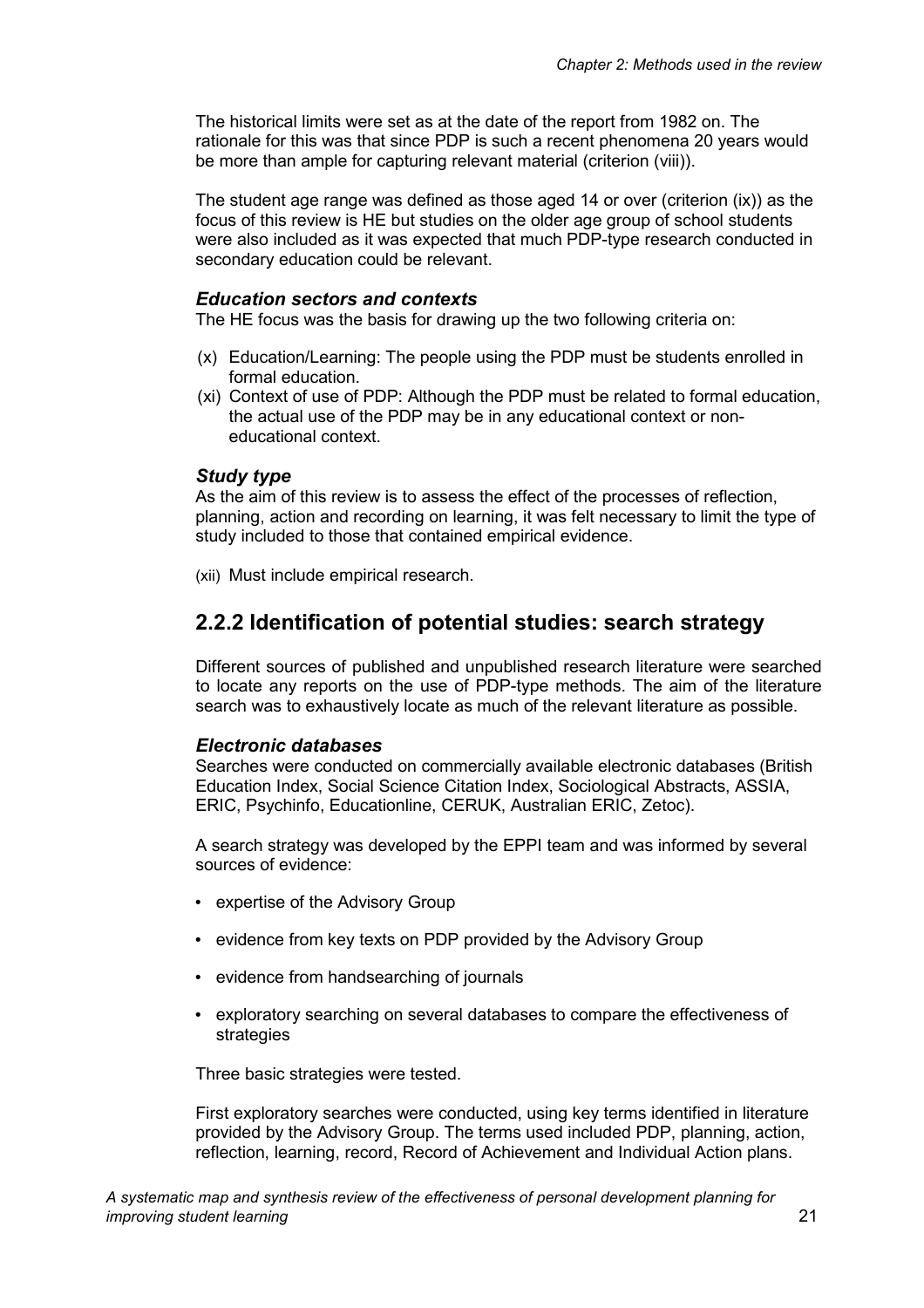The historical limits were set as at the date of the report from 1982 on. The rationale for this was that since PDP is such a recent phenomena 20 years would be more than ample for capturing relevant material (criterion (viii)).

The student age range was defined as those aged 14 or over (criterion (ix)) as the focus of this review is HE but studies on the older age group of school students were also included as it was expected that much PDP-type research conducted in secondary education could be relevant.

### *Education sectors and contexts*

The HE focus was the basis for drawing up the two following criteria on:

(x) Education/Learning: The people using the PDP must be students enrolled in formal education.

(xi) Context of use of PDP: Although the PDP must be related to formal education, the actual use of the PDP may be in any educational context or non-educational context.

### *Study type*

As the aim of this review is to assess the effect of the processes of reflection, planning, action and recording on learning, it was felt necessary to limit the type of study included to those that contained empirical evidence.

(xii) Must include empirical research.

## 2.2.2 Identification of potential studies: search strategy

Different sources of published and unpublished research literature were searched to locate any reports on the use of PDP-type methods. The aim of the literature search was to exhaustively locate as much of the relevant literature as possible.

### *Electronic databases*

Searches were conducted on commercially available electronic databases (British Education Index, Social Science Citation Index, Sociological Abstracts, ASSIA, ERIC, Psychinfo, Educationline, CERUK, Australian ERIC, Zetoc).

A search strategy was developed by the EPPI team and was informed by several sources of evidence:

- expertise of the Advisory Group
- evidence from key texts on PDP provided by the Advisory Group
- evidence from handsearching of journals
- exploratory searching on several databases to compare the effectiveness of strategies

Three basic strategies were tested.

First exploratory searches were conducted, using key terms identified in literature provided by the Advisory Group. The terms used included PDP, planning, action, reflection, learning, record, Record of Achievement and Individual Action plans.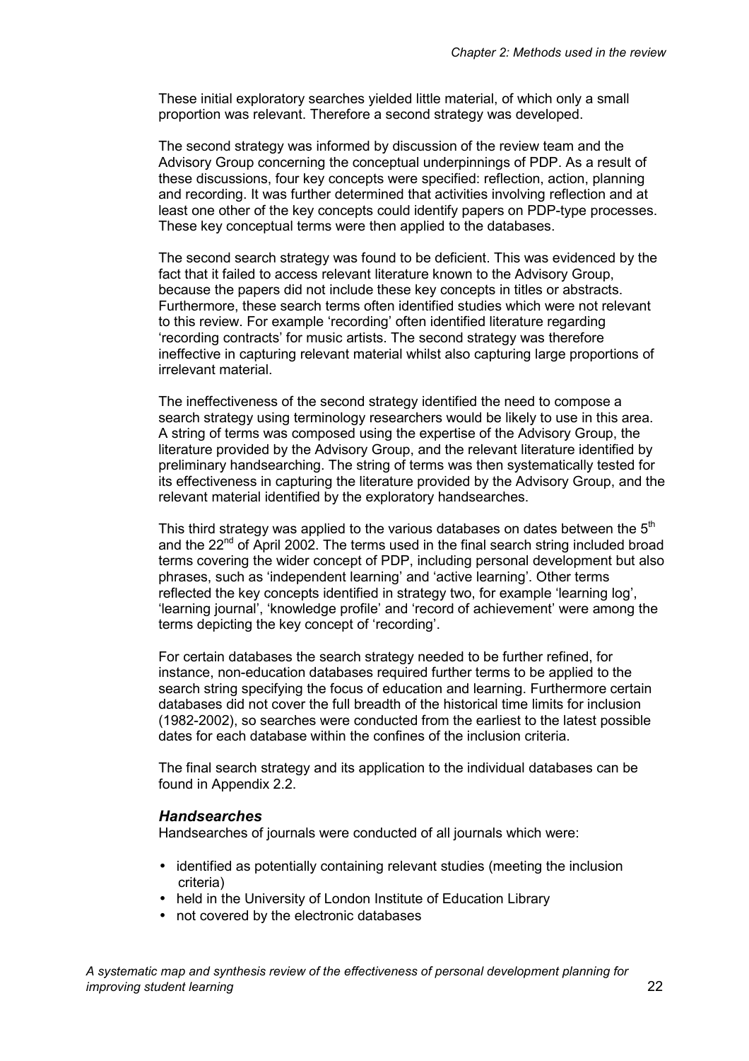These initial exploratory searches yielded little material, of which only a small proportion was relevant. Therefore a second strategy was developed.

The second strategy was informed by discussion of the review team and the Advisory Group concerning the conceptual underpinnings of PDP. As a result of these discussions, four key concepts were specified: reflection, action, planning and recording. It was further determined that activities involving reflection and at least one other of the key concepts could identify papers on PDP-type processes. These key conceptual terms were then applied to the databases.

The second search strategy was found to be deficient. This was evidenced by the fact that it failed to access relevant literature known to the Advisory Group, because the papers did not include these key concepts in titles or abstracts. Furthermore, these search terms often identified studies which were not relevant to this review. For example 'recording' often identified literature regarding 'recording contracts' for music artists. The second strategy was therefore ineffective in capturing relevant material whilst also capturing large proportions of irrelevant material.

The ineffectiveness of the second strategy identified the need to compose a search strategy using terminology researchers would be likely to use in this area. A string of terms was composed using the expertise of the Advisory Group, the literature provided by the Advisory Group, and the relevant literature identified by preliminary handsearching. The string of terms was then systematically tested for its effectiveness in capturing the literature provided by the Advisory Group, and the relevant material identified by the exploratory handsearches.

This third strategy was applied to the various databases on dates between the 5th and the 22nd of April 2002. The terms used in the final search string included broad terms covering the wider concept of PDP, including personal development but also phrases, such as 'independent learning' and 'active learning'. Other terms reflected the key concepts identified in strategy two, for example 'learning log', 'learning journal', 'knowledge profile' and 'record of achievement' were among the terms depicting the key concept of 'recording'.

For certain databases the search strategy needed to be further refined, for instance, non-education databases required further terms to be applied to the search string specifying the focus of education and learning. Furthermore certain databases did not cover the full breadth of the historical time limits for inclusion (1982-2002), so searches were conducted from the earliest to the latest possible dates for each database within the confines of the inclusion criteria.

The final search strategy and its application to the individual databases can be found in Appendix 2.2.

### *Handsearches*

Handsearches of journals were conducted of all journals which were:

- identified as potentially containing relevant studies (meeting the inclusion criteria)
- held in the University of London Institute of Education Library
- not covered by the electronic databases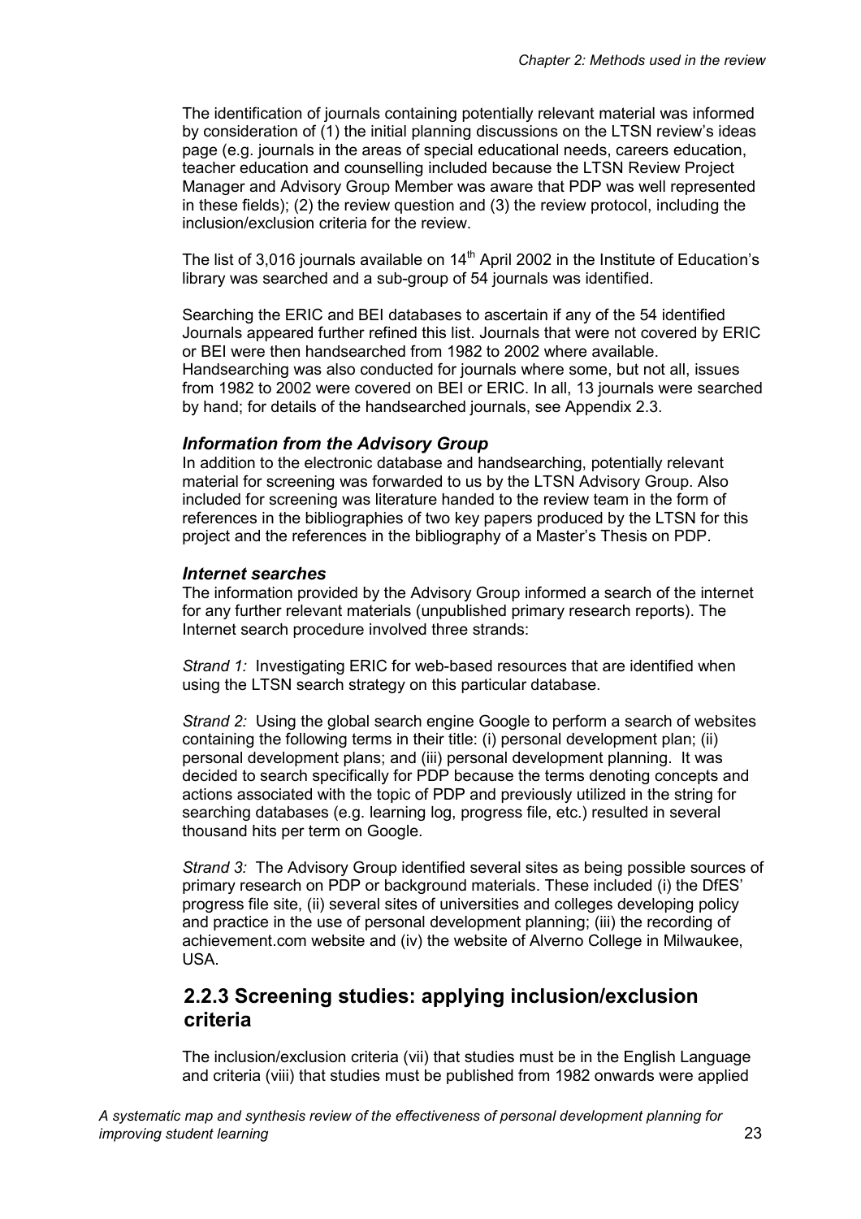The identification of journals containing potentially relevant material was informed by consideration of (1) the initial planning discussions on the LTSN review's ideas page (e.g. journals in the areas of special educational needs, careers education, teacher education and counselling included because the LTSN Review Project Manager and Advisory Group Member was aware that PDP was well represented in these fields); (2) the review question and (3) the review protocol, including the inclusion/exclusion criteria for the review.

The list of 3,016 journals available on 14th April 2002 in the Institute of Education's library was searched and a sub-group of 54 journals was identified.

Searching the ERIC and BEI databases to ascertain if any of the 54 identified Journals appeared further refined this list. Journals that were not covered by ERIC or BEI were then handsearched from 1982 to 2002 where available. Handsearching was also conducted for journals where some, but not all, issues from 1982 to 2002 were covered on BEI or ERIC. In all, 13 journals were searched by hand; for details of the handsearched journals, see Appendix 2.3.

### *Information from the Advisory Group*

In addition to the electronic database and handsearching, potentially relevant material for screening was forwarded to us by the LTSN Advisory Group. Also included for screening was literature handed to the review team in the form of references in the bibliographies of two key papers produced by the LTSN for this project and the references in the bibliography of a Master's Thesis on PDP.

### *Internet searches*

The information provided by the Advisory Group informed a search of the internet for any further relevant materials (unpublished primary research reports). The Internet search procedure involved three strands:

*Strand 1:* Investigating ERIC for web-based resources that are identified when using the LTSN search strategy on this particular database.

*Strand 2:* Using the global search engine Google to perform a search of websites containing the following terms in their title: (i) personal development plan; (ii) personal development plans; and (iii) personal development planning. It was decided to search specifically for PDP because the terms denoting concepts and actions associated with the topic of PDP and previously utilized in the string for searching databases (e.g. learning log, progress file, etc.) resulted in several thousand hits per term on Google.

*Strand 3:* The Advisory Group identified several sites as being possible sources of primary research on PDP or background materials. These included (i) the DfES' progress file site, (ii) several sites of universities and colleges developing policy and practice in the use of personal development planning; (iii) the recording of achievement.com website and (iv) the website of Alverno College in Milwaukee, USA.

## 2.2.3 Screening studies: applying inclusion/exclusion criteria

The inclusion/exclusion criteria (vii) that studies must be in the English Language and criteria (viii) that studies must be published from 1982 onwards were applied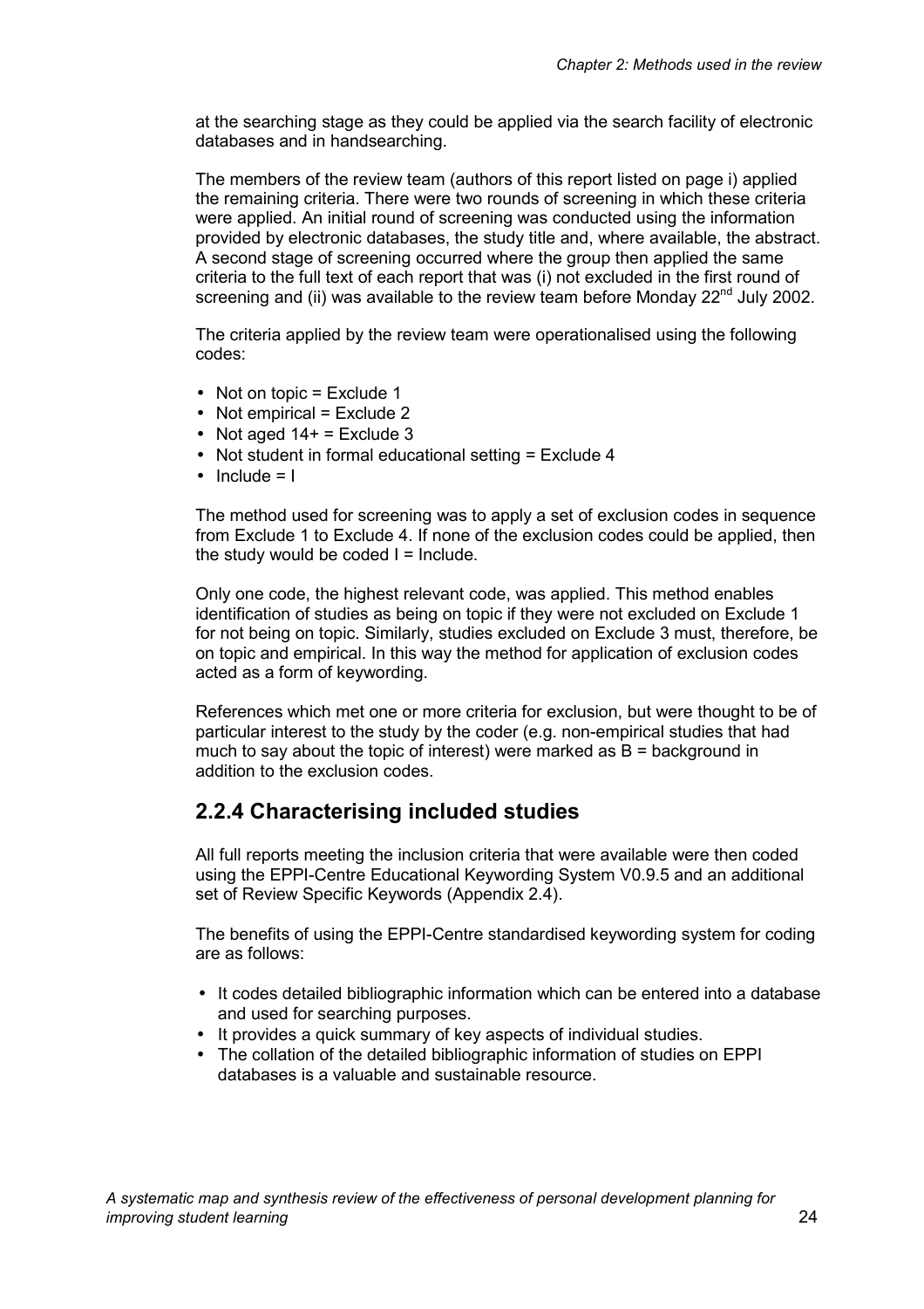at the searching stage as they could be applied via the search facility of electronic databases and in handsearching.

The members of the review team (authors of this report listed on page i) applied the remaining criteria. There were two rounds of screening in which these criteria were applied. An initial round of screening was conducted using the information provided by electronic databases, the study title and, where available, the abstract. A second stage of screening occurred where the group then applied the same criteria to the full text of each report that was (i) not excluded in the first round of screening and (ii) was available to the review team before Monday 22nd July 2002.

The criteria applied by the review team were operationalised using the following codes:

- Not on topic = Exclude 1
- Not empirical = Exclude 2
- Not aged 14+ = Exclude 3
- Not student in formal educational setting = Exclude 4
- Include = I

The method used for screening was to apply a set of exclusion codes in sequence from Exclude 1 to Exclude 4. If none of the exclusion codes could be applied, then the study would be coded I = Include.

Only one code, the highest relevant code, was applied. This method enables identification of studies as being on topic if they were not excluded on Exclude 1 for not being on topic. Similarly, studies excluded on Exclude 3 must, therefore, be on topic and empirical. In this way the method for application of exclusion codes acted as a form of keywording.

References which met one or more criteria for exclusion, but were thought to be of particular interest to the study by the coder (e.g. non-empirical studies that had much to say about the topic of interest) were marked as B = background in addition to the exclusion codes.

## 2.2.4 Characterising included studies

All full reports meeting the inclusion criteria that were available were then coded using the EPPI-Centre Educational Keywording System V0.9.5 and an additional set of Review Specific Keywords (Appendix 2.4).

The benefits of using the EPPI-Centre standardised keywording system for coding are as follows:

- It codes detailed bibliographic information which can be entered into a database and used for searching purposes.
- It provides a quick summary of key aspects of individual studies.
- The collation of the detailed bibliographic information of studies on EPPI databases is a valuable and sustainable resource.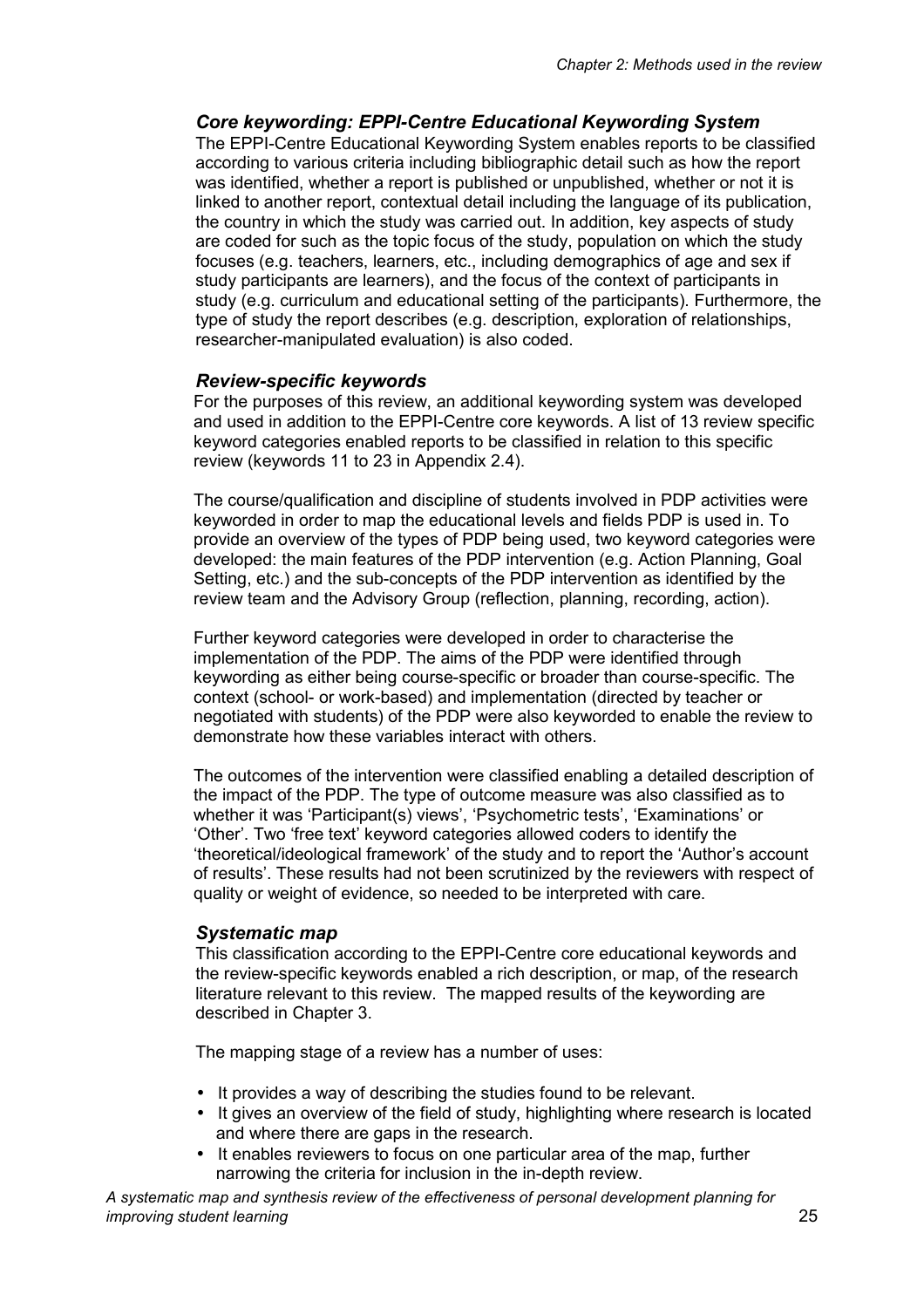### *Core keywording: EPPI-Centre Educational Keywording System*

The EPPI-Centre Educational Keywording System enables reports to be classified according to various criteria including bibliographic detail such as how the report was identified, whether a report is published or unpublished, whether or not it is linked to another report, contextual detail including the language of its publication, the country in which the study was carried out. In addition, key aspects of study are coded for such as the topic focus of the study, population on which the study focuses (e.g. teachers, learners, etc., including demographics of age and sex if study participants are learners), and the focus of the context of participants in study (e.g. curriculum and educational setting of the participants). Furthermore, the type of study the report describes (e.g. description, exploration of relationships, researcher-manipulated evaluation) is also coded.

### *Review-specific keywords*

For the purposes of this review, an additional keywording system was developed and used in addition to the EPPI-Centre core keywords. A list of 13 review specific keyword categories enabled reports to be classified in relation to this specific review (keywords 11 to 23 in Appendix 2.4).

The course/qualification and discipline of students involved in PDP activities were keyworded in order to map the educational levels and fields PDP is used in. To provide an overview of the types of PDP being used, two keyword categories were developed: the main features of the PDP intervention (e.g. Action Planning, Goal Setting, etc.) and the sub-concepts of the PDP intervention as identified by the review team and the Advisory Group (reflection, planning, recording, action).

Further keyword categories were developed in order to characterise the implementation of the PDP. The aims of the PDP were identified through keywording as either being course-specific or broader than course-specific. The context (school- or work-based) and implementation (directed by teacher or negotiated with students) of the PDP were also keyworded to enable the review to demonstrate how these variables interact with others.

The outcomes of the intervention were classified enabling a detailed description of the impact of the PDP. The type of outcome measure was also classified as to whether it was 'Participant(s) views', 'Psychometric tests', 'Examinations' or 'Other'. Two 'free text' keyword categories allowed coders to identify the 'theoretical/ideological framework' of the study and to report the 'Author's account of results'. These results had not been scrutinized by the reviewers with respect of quality or weight of evidence, so needed to be interpreted with care.

### *Systematic map*

This classification according to the EPPI-Centre core educational keywords and the review-specific keywords enabled a rich description, or map, of the research literature relevant to this review. The mapped results of the keywording are described in Chapter 3.

The mapping stage of a review has a number of uses:

- It provides a way of describing the studies found to be relevant.
- It gives an overview of the field of study, highlighting where research is located and where there are gaps in the research.
- It enables reviewers to focus on one particular area of the map, further narrowing the criteria for inclusion in the in-depth review.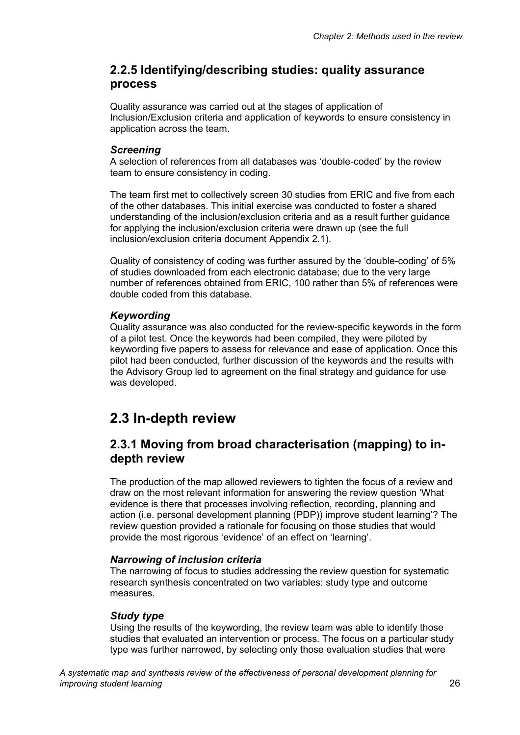### 2.2.5 Identifying/describing studies: quality assurance process

Quality assurance was carried out at the stages of application of Inclusion/Exclusion criteria and application of keywords to ensure consistency in application across the team.

#### *Screening*

A selection of references from all databases was 'double-coded' by the review team to ensure consistency in coding.

The team first met to collectively screen 30 studies from ERIC and five from each of the other databases. This initial exercise was conducted to foster a shared understanding of the inclusion/exclusion criteria and as a result further guidance for applying the inclusion/exclusion criteria were drawn up (see the full inclusion/exclusion criteria document Appendix 2.1).

Quality of consistency of coding was further assured by the 'double-coding' of 5% of studies downloaded from each electronic database; due to the very large number of references obtained from ERIC, 100 rather than 5% of references were double coded from this database.

#### *Keywording*

Quality assurance was also conducted for the review-specific keywords in the form of a pilot test. Once the keywords had been compiled, they were piloted by keywording five papers to assess for relevance and ease of application. Once this pilot had been conducted, further discussion of the keywords and the results with the Advisory Group led to agreement on the final strategy and guidance for use was developed.

## 2.3 In-depth review

### 2.3.1 Moving from broad characterisation (mapping) to in-depth review

The production of the map allowed reviewers to tighten the focus of a review and draw on the most relevant information for answering the review question 'What evidence is there that processes involving reflection, recording, planning and action (i.e. personal development planning (PDP)) improve student learning'? The review question provided a rationale for focusing on those studies that would provide the most rigorous 'evidence' of an effect on 'learning'.

#### *Narrowing of inclusion criteria*

The narrowing of focus to studies addressing the review question for systematic research synthesis concentrated on two variables: study type and outcome measures.

#### *Study type*

Using the results of the keywording, the review team was able to identify those studies that evaluated an intervention or process. The focus on a particular study type was further narrowed, by selecting only those evaluation studies that were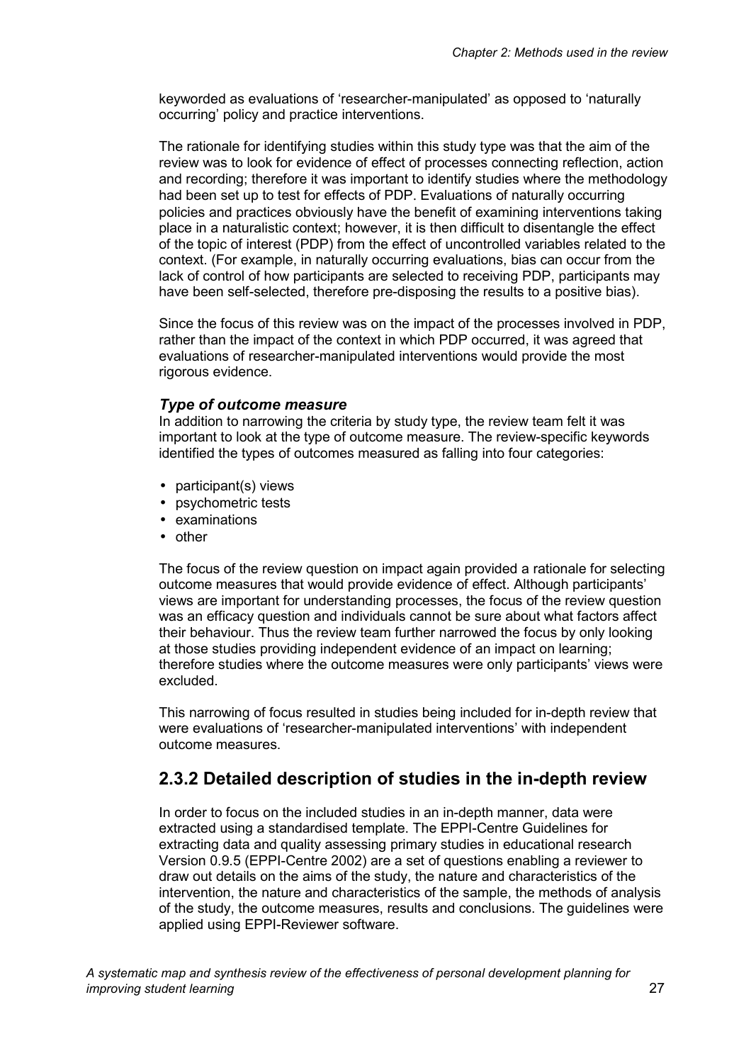keyworded as evaluations of 'researcher-manipulated' as opposed to 'naturally occurring' policy and practice interventions.

The rationale for identifying studies within this study type was that the aim of the review was to look for evidence of effect of processes connecting reflection, action and recording; therefore it was important to identify studies where the methodology had been set up to test for effects of PDP. Evaluations of naturally occurring policies and practices obviously have the benefit of examining interventions taking place in a naturalistic context; however, it is then difficult to disentangle the effect of the topic of interest (PDP) from the effect of uncontrolled variables related to the context. (For example, in naturally occurring evaluations, bias can occur from the lack of control of how participants are selected to receiving PDP, participants may have been self-selected, therefore pre-disposing the results to a positive bias).

Since the focus of this review was on the impact of the processes involved in PDP, rather than the impact of the context in which PDP occurred, it was agreed that evaluations of researcher-manipulated interventions would provide the most rigorous evidence.

### *Type of outcome measure*

In addition to narrowing the criteria by study type, the review team felt it was important to look at the type of outcome measure. The review-specific keywords identified the types of outcomes measured as falling into four categories:

- participant(s) views
- psychometric tests
- examinations
- other

The focus of the review question on impact again provided a rationale for selecting outcome measures that would provide evidence of effect. Although participants' views are important for understanding processes, the focus of the review question was an efficacy question and individuals cannot be sure about what factors affect their behaviour. Thus the review team further narrowed the focus by only looking at those studies providing independent evidence of an impact on learning; therefore studies where the outcome measures were only participants' views were excluded.

This narrowing of focus resulted in studies being included for in-depth review that were evaluations of 'researcher-manipulated interventions' with independent outcome measures.

## 2.3.2 Detailed description of studies in the in-depth review

In order to focus on the included studies in an in-depth manner, data were extracted using a standardised template. The EPPI-Centre Guidelines for extracting data and quality assessing primary studies in educational research Version 0.9.5 (EPPI-Centre 2002) are a set of questions enabling a reviewer to draw out details on the aims of the study, the nature and characteristics of the intervention, the nature and characteristics of the sample, the methods of analysis of the study, the outcome measures, results and conclusions. The guidelines were applied using EPPI-Reviewer software.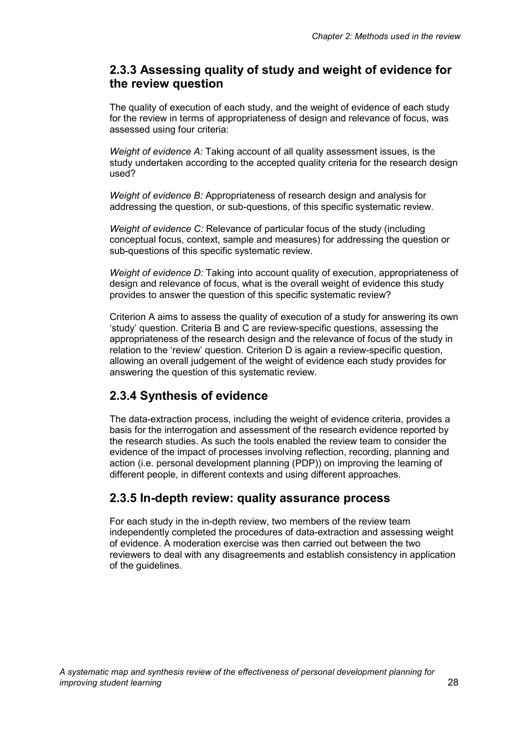### 2.3.3 Assessing quality of study and weight of evidence for the review question

The quality of execution of each study, and the weight of evidence of each study for the review in terms of appropriateness of design and relevance of focus, was assessed using four criteria:

*Weight of evidence A:* Taking account of all quality assessment issues, is the study undertaken according to the accepted quality criteria for the research design used?

*Weight of evidence B:* Appropriateness of research design and analysis for addressing the question, or sub-questions, of this specific systematic review.

*Weight of evidence C:* Relevance of particular focus of the study (including conceptual focus, context, sample and measures) for addressing the question or sub-questions of this specific systematic review.

*Weight of evidence D:* Taking into account quality of execution, appropriateness of design and relevance of focus, what is the overall weight of evidence this study provides to answer the question of this specific systematic review?

Criterion A aims to assess the quality of execution of a study for answering its own 'study' question. Criteria B and C are review-specific questions, assessing the appropriateness of the research design and the relevance of focus of the study in relation to the 'review' question. Criterion D is again a review-specific question, allowing an overall judgement of the weight of evidence each study provides for answering the question of this systematic review.

## 2.3.4 Synthesis of evidence

The data-extraction process, including the weight of evidence criteria, provides a basis for the interrogation and assessment of the research evidence reported by the research studies. As such the tools enabled the review team to consider the evidence of the impact of processes involving reflection, recording, planning and action (i.e. personal development planning (PDP)) on improving the learning of different people, in different contexts and using different approaches.

## 2.3.5 In-depth review: quality assurance process

For each study in the in-depth review, two members of the review team independently completed the procedures of data-extraction and assessing weight of evidence. A moderation exercise was then carried out between the two reviewers to deal with any disagreements and establish consistency in application of the guidelines.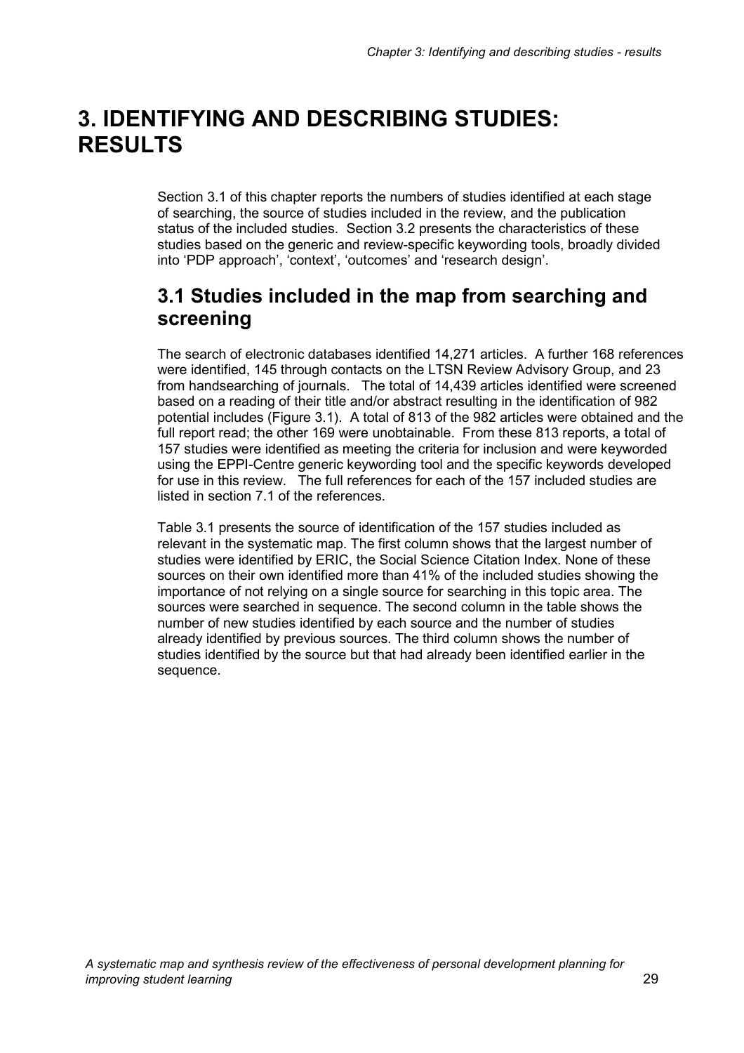# 3. IDENTIFYING AND DESCRIBING STUDIES: RESULTS

Section 3.1 of this chapter reports the numbers of studies identified at each stage of searching, the source of studies included in the review, and the publication status of the included studies. Section 3.2 presents the characteristics of these studies based on the generic and review-specific keywording tools, broadly divided into 'PDP approach', 'context', 'outcomes' and 'research design'.

## 3.1 Studies included in the map from searching and screening

The search of electronic databases identified 14,271 articles. A further 168 references were identified, 145 through contacts on the LTSN Review Advisory Group, and 23 from handsearching of journals. The total of 14,439 articles identified were screened based on a reading of their title and/or abstract resulting in the identification of 982 potential includes (Figure 3.1). A total of 813 of the 982 articles were obtained and the full report read; the other 169 were unobtainable. From these 813 reports, a total of 157 studies were identified as meeting the criteria for inclusion and were keyworded using the EPPI-Centre generic keywording tool and the specific keywords developed for use in this review. The full references for each of the 157 included studies are listed in section 7.1 of the references.

Table 3.1 presents the source of identification of the 157 studies included as relevant in the systematic map. The first column shows that the largest number of studies were identified by ERIC, the Social Science Citation Index. None of these sources on their own identified more than 41% of the included studies showing the importance of not relying on a single source for searching in this topic area. The sources were searched in sequence. The second column in the table shows the number of new studies identified by each source and the number of studies already identified by previous sources. The third column shows the number of studies identified by the source but that had already been identified earlier in the sequence.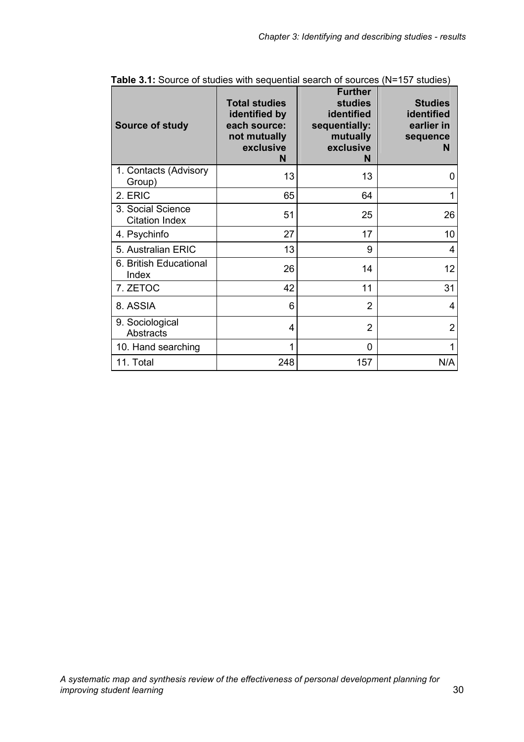**Table 3.1:** Source of studies with sequential search of sources (N=157 studies)

| Source of study | Total studies identified by each source: not mutually exclusive N | Further studies identified sequentially: mutually exclusive N | Studies identified earlier in sequence N |
|---|---|---|---|
| 1. Contacts (Advisory Group) | 13 | 13 | 0 |
| 2. ERIC | 65 | 64 | 1 |
| 3. Social Science Citation Index | 51 | 25 | 26 |
| 4. Psychinfo | 27 | 17 | 10 |
| 5. Australian ERIC | 13 | 9 | 4 |
| 6. British Educational Index | 26 | 14 | 12 |
| 7. ZETOC | 42 | 11 | 31 |
| 8. ASSIA | 6 | 2 | 4 |
| 9. Sociological Abstracts | 4 | 2 | 2 |
| 10. Hand searching | 1 | 0 | 1 |
| 11. Total | 248 | 157 | N/A |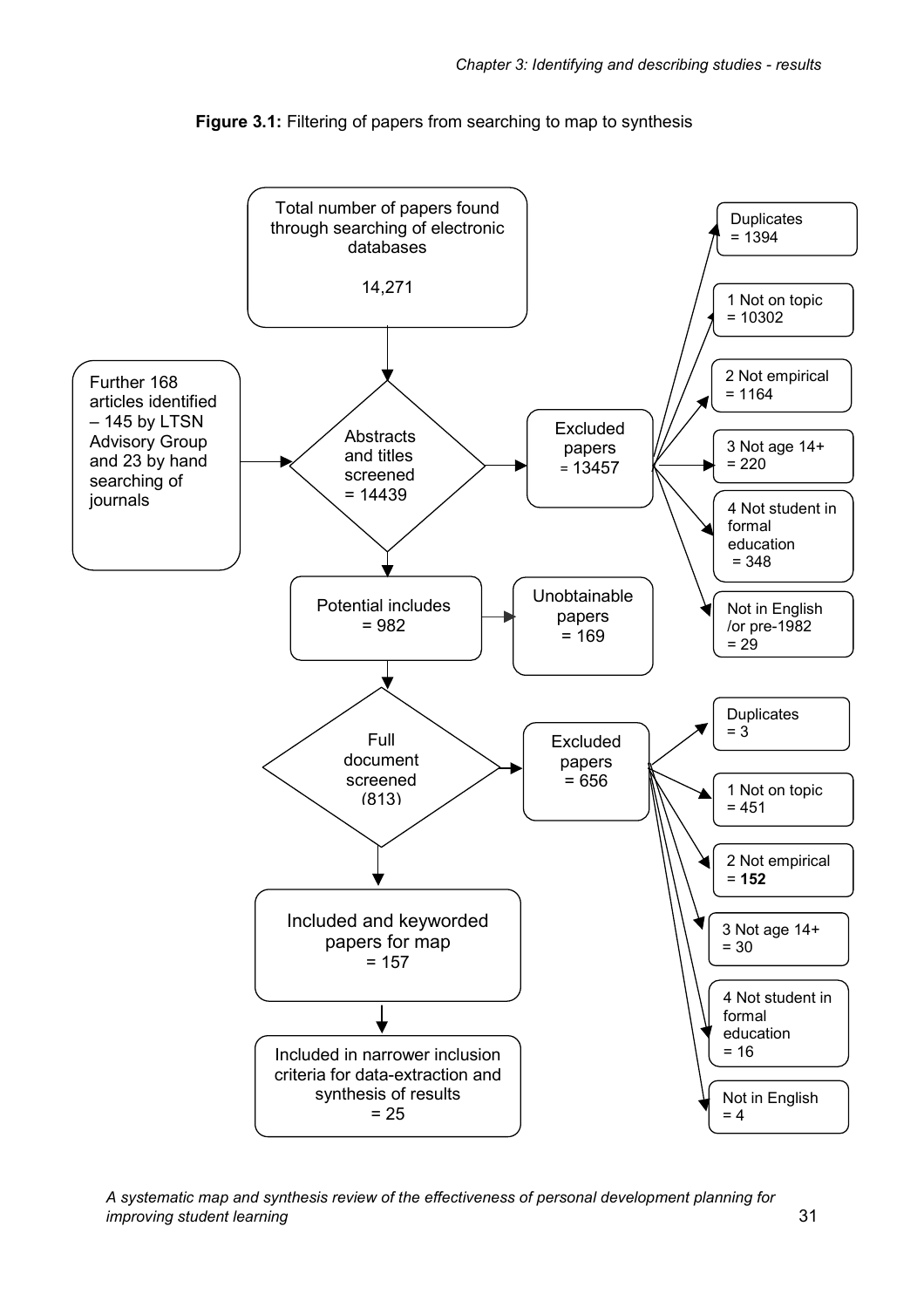**Figure 3.1:** Filtering of papers from searching to map to synthesis

Total number of papers found through searching of electronic databases

14,271

Further 168 articles identified – 145 by LTSN Advisory Group and 23 by hand searching of journals

Abstracts and titles screened = 14439

Excluded papers = 13457

- Duplicates = 1394
- 1 Not on topic = 10302
- 2 Not empirical = 1164
- 3 Not age 14+ = 220
- 4 Not student in formal education = 348
- Not in English /or pre-1982 = 29

Potential includes = 982

Unobtainable papers = 169

Full document screened (813)

Excluded papers = 656

- Duplicates = 3
- 1 Not on topic = 451
- 2 Not empirical = **152**
- 3 Not age 14+ = 30
- 4 Not student in formal education = 16
- Not in English = 4

Included and keyworded papers for map = 157

Included in narrower inclusion criteria for data-extraction and synthesis of results = 25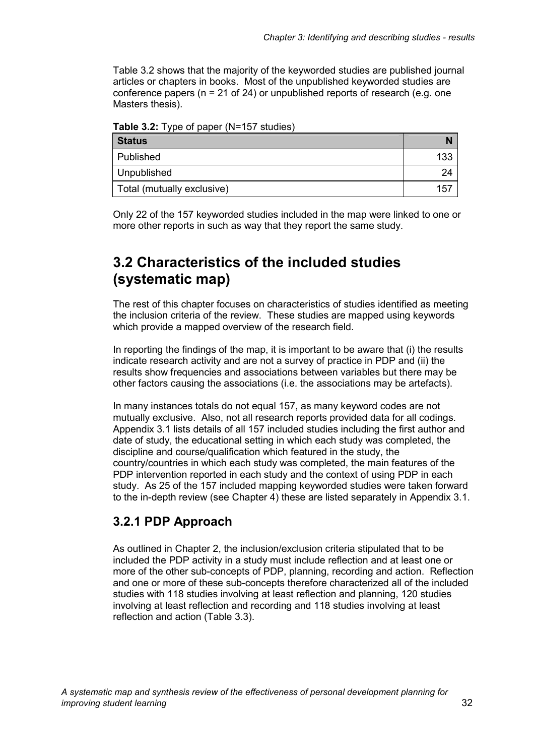Table 3.2 shows that the majority of the keyworded studies are published journal articles or chapters in books. Most of the unpublished keyworded studies are conference papers (n = 21 of 24) or unpublished reports of research (e.g. one Masters thesis).

**Table 3.2:** Type of paper (N=157 studies)

| Status | N |
|---|---|
| Published | 133 |
| Unpublished | 24 |
| Total (mutually exclusive) | 157 |

Only 22 of the 157 keyworded studies included in the map were linked to one or more other reports in such as way that they report the same study.

## 3.2 Characteristics of the included studies (systematic map)

The rest of this chapter focuses on characteristics of studies identified as meeting the inclusion criteria of the review. These studies are mapped using keywords which provide a mapped overview of the research field.

In reporting the findings of the map, it is important to be aware that (i) the results indicate research activity and are not a survey of practice in PDP and (ii) the results show frequencies and associations between variables but there may be other factors causing the associations (i.e. the associations may be artefacts).

In many instances totals do not equal 157, as many keyword codes are not mutually exclusive. Also, not all research reports provided data for all codings. Appendix 3.1 lists details of all 157 included studies including the first author and date of study, the educational setting in which each study was completed, the discipline and course/qualification which featured in the study, the country/countries in which each study was completed, the main features of the PDP intervention reported in each study and the context of using PDP in each study. As 25 of the 157 included mapping keyworded studies were taken forward to the in-depth review (see Chapter 4) these are listed separately in Appendix 3.1.

### 3.2.1 PDP Approach

As outlined in Chapter 2, the inclusion/exclusion criteria stipulated that to be included the PDP activity in a study must include reflection and at least one or more of the other sub-concepts of PDP, planning, recording and action. Reflection and one or more of these sub-concepts therefore characterized all of the included studies with 118 studies involving at least reflection and planning, 120 studies involving at least reflection and recording and 118 studies involving at least reflection and action (Table 3.3).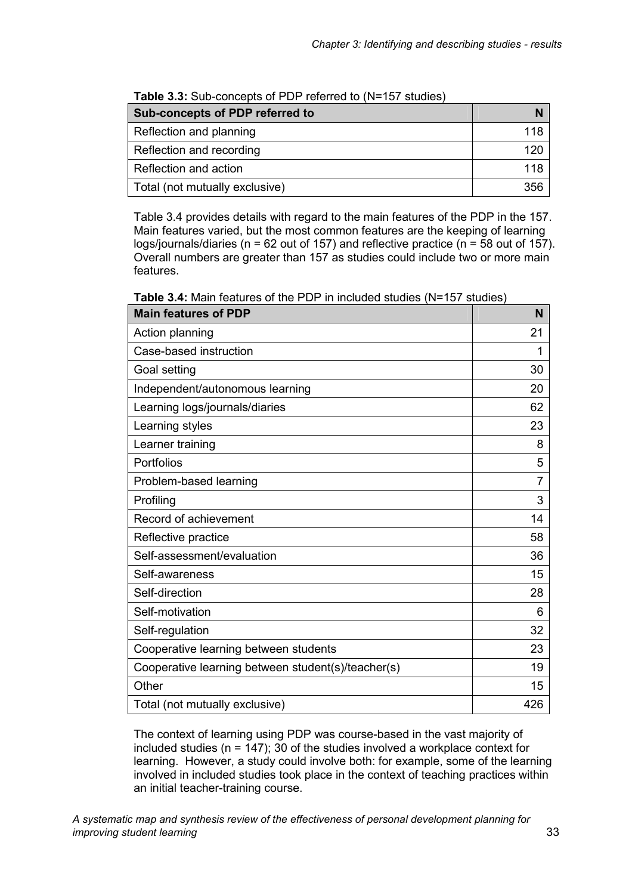**Table 3.3:** Sub-concepts of PDP referred to (N=157 studies)

| Sub-concepts of PDP referred to | N |
|---|---|
| Reflection and planning | 118 |
| Reflection and recording | 120 |
| Reflection and action | 118 |
| Total (not mutually exclusive) | 356 |

Table 3.4 provides details with regard to the main features of the PDP in the 157. Main features varied, but the most common features are the keeping of learning logs/journals/diaries (n = 62 out of 157) and reflective practice (n = 58 out of 157). Overall numbers are greater than 157 as studies could include two or more main features.

**Table 3.4:** Main features of the PDP in included studies (N=157 studies)

| Main features of PDP | N |
|---|---|
| Action planning | 21 |
| Case-based instruction | 1 |
| Goal setting | 30 |
| Independent/autonomous learning | 20 |
| Learning logs/journals/diaries | 62 |
| Learning styles | 23 |
| Learner training | 8 |
| Portfolios | 5 |
| Problem-based learning | 7 |
| Profiling | 3 |
| Record of achievement | 14 |
| Reflective practice | 58 |
| Self-assessment/evaluation | 36 |
| Self-awareness | 15 |
| Self-direction | 28 |
| Self-motivation | 6 |
| Self-regulation | 32 |
| Cooperative learning between students | 23 |
| Cooperative learning between student(s)/teacher(s) | 19 |
| Other | 15 |
| Total (not mutually exclusive) | 426 |

The context of learning using PDP was course-based in the vast majority of included studies (n = 147); 30 of the studies involved a workplace context for learning. However, a study could involve both: for example, some of the learning involved in included studies took place in the context of teaching practices within an initial teacher-training course.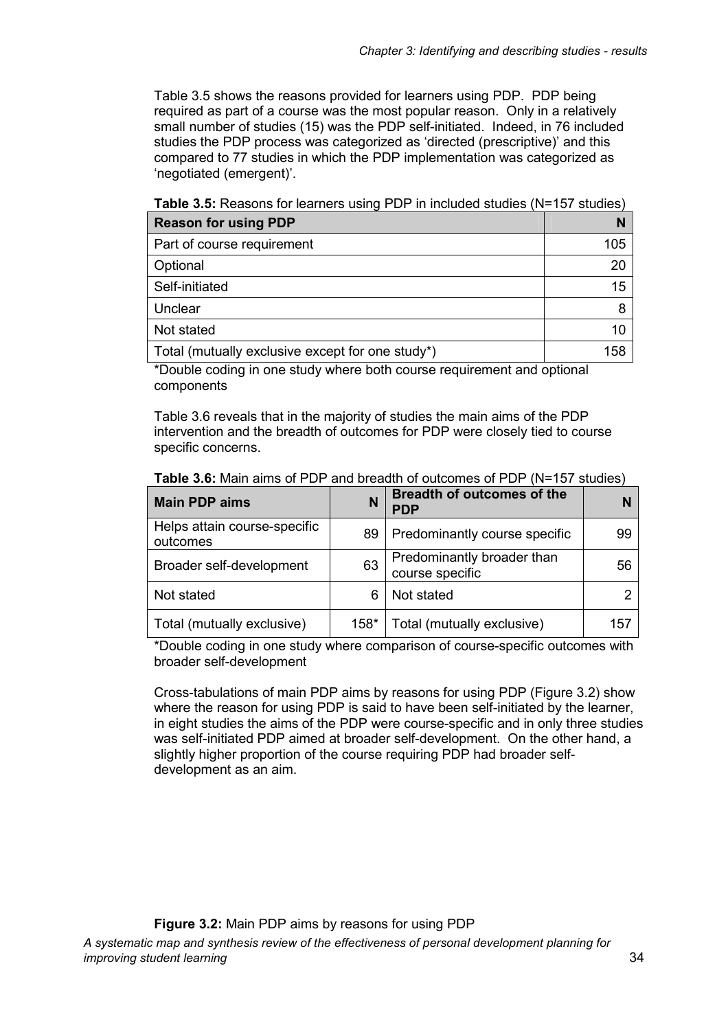Table 3.5 shows the reasons provided for learners using PDP. PDP being required as part of a course was the most popular reason. Only in a relatively small number of studies (15) was the PDP self-initiated. Indeed, in 76 included studies the PDP process was categorized as 'directed (prescriptive)' and this compared to 77 studies in which the PDP implementation was categorized as 'negotiated (emergent)'.

**Table 3.5:** Reasons for learners using PDP in included studies (N=157 studies)

| Reason for using PDP | N |
|---|---|
| Part of course requirement | 105 |
| Optional | 20 |
| Self-initiated | 15 |
| Unclear | 8 |
| Not stated | 10 |
| Total (mutually exclusive except for one study*) | 158 |

*Double coding in one study where both course requirement and optional components

Table 3.6 reveals that in the majority of studies the main aims of the PDP intervention and the breadth of outcomes for PDP were closely tied to course specific concerns.

**Table 3.6:** Main aims of PDP and breadth of outcomes of PDP (N=157 studies)

| Main PDP aims | N | Breadth of outcomes of the PDP | N |
|---|---|---|---|
| Helps attain course-specific outcomes | 89 | Predominantly course specific | 99 |
| Broader self-development | 63 | Predominantly broader than course specific | 56 |
| Not stated | 6 | Not stated | 2 |
| Total (mutually exclusive) | 158* | Total (mutually exclusive) | 157 |

*Double coding in one study where comparison of course-specific outcomes with broader self-development

Cross-tabulations of main PDP aims by reasons for using PDP (Figure 3.2) show where the reason for using PDP is said to have been self-initiated by the learner, in eight studies the aims of the PDP were course-specific and in only three studies was self-initiated PDP aimed at broader self-development. On the other hand, a slightly higher proportion of the course requiring PDP had broader self-development as an aim.

**Figure 3.2:** Main PDP aims by reasons for using PDP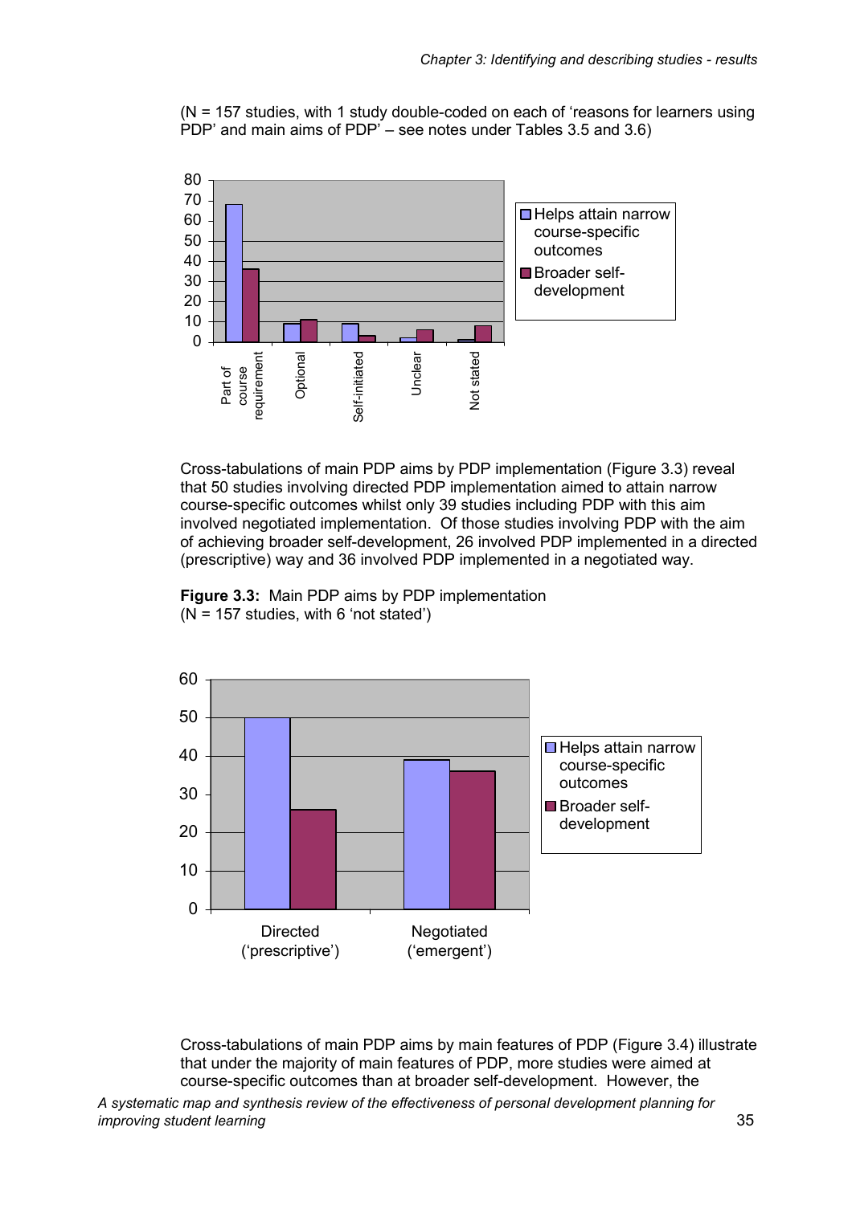(N = 157 studies, with 1 study double-coded on each of 'reasons for learners using PDP' and main aims of PDP' – see notes under Tables 3.5 and 3.6)

Cross-tabulations of main PDP aims by PDP implementation (Figure 3.3) reveal that 50 studies involving directed PDP implementation aimed to attain narrow course-specific outcomes whilst only 39 studies including PDP with this aim involved negotiated implementation. Of those studies involving PDP with the aim of achieving broader self-development, 26 involved PDP implemented in a directed (prescriptive) way and 36 involved PDP implemented in a negotiated way.

**Figure 3.3:** Main PDP aims by PDP implementation
(N = 157 studies, with 6 'not stated')

Cross-tabulations of main PDP aims by main features of PDP (Figure 3.4) illustrate that under the majority of main features of PDP, more studies were aimed at course-specific outcomes than at broader self-development. However, the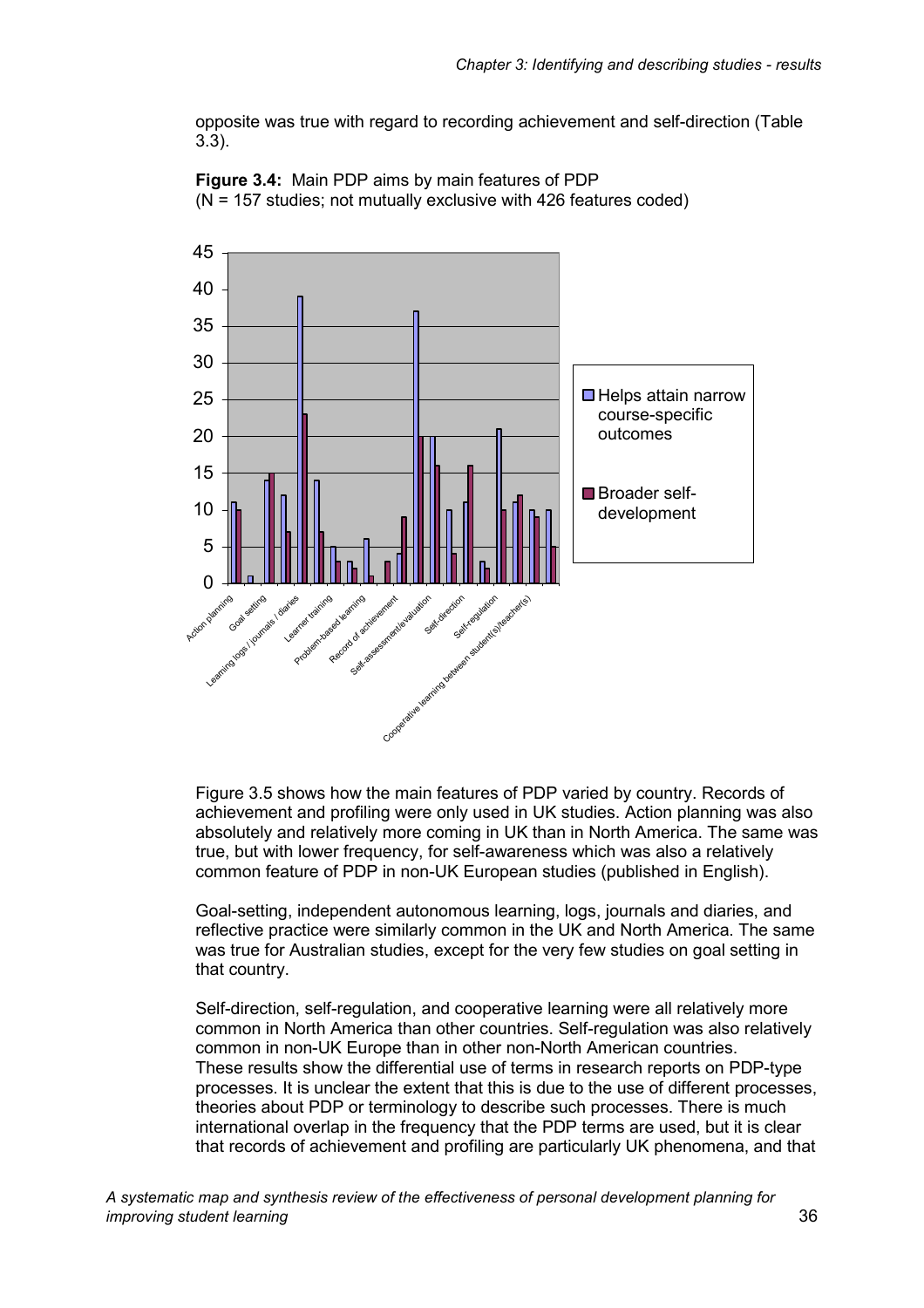opposite was true with regard to recording achievement and self-direction (Table 3.3).

**Figure 3.4:** Main PDP aims by main features of PDP
(N = 157 studies; not mutually exclusive with 426 features coded)

Figure 3.5 shows how the main features of PDP varied by country. Records of achievement and profiling were only used in UK studies. Action planning was also absolutely and relatively more coming in UK than in North America. The same was true, but with lower frequency, for self-awareness which was also a relatively common feature of PDP in non-UK European studies (published in English).

Goal-setting, independent autonomous learning, logs, journals and diaries, and reflective practice were similarly common in the UK and North America. The same was true for Australian studies, except for the very few studies on goal setting in that country.

Self-direction, self-regulation, and cooperative learning were all relatively more common in North America than other countries. Self-regulation was also relatively common in non-UK Europe than in other non-North American countries.
These results show the differential use of terms in research reports on PDP-type processes. It is unclear the extent that this is due to the use of different processes, theories about PDP or terminology to describe such processes. There is much international overlap in the frequency that the PDP terms are used, but it is clear that records of achievement and profiling are particularly UK phenomena, and that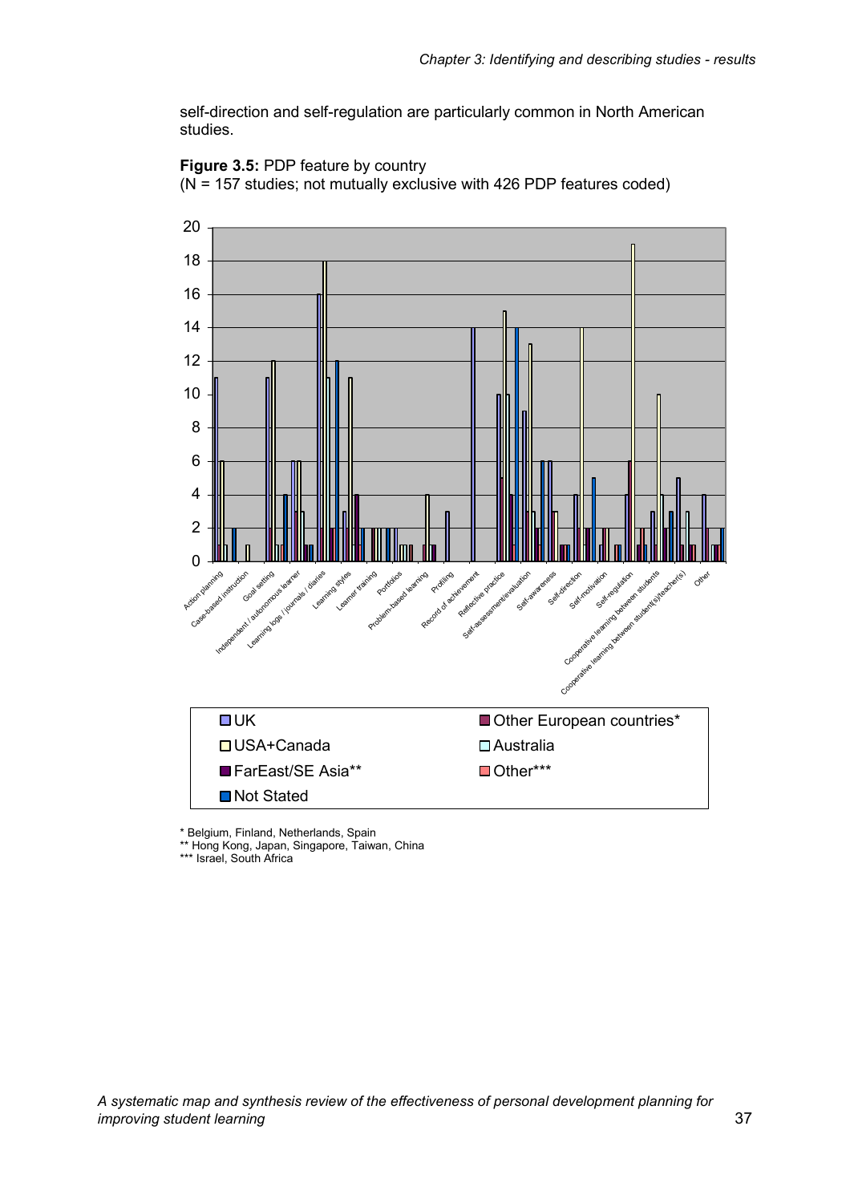self-direction and self-regulation are particularly common in North American studies.

**Figure 3.5:** PDP feature by country
(N = 157 studies; not mutually exclusive with 426 PDP features coded)

\* Belgium, Finland, Netherlands, Spain
\*\* Hong Kong, Japan, Singapore, Taiwan, China
\*\*\* Israel, South Africa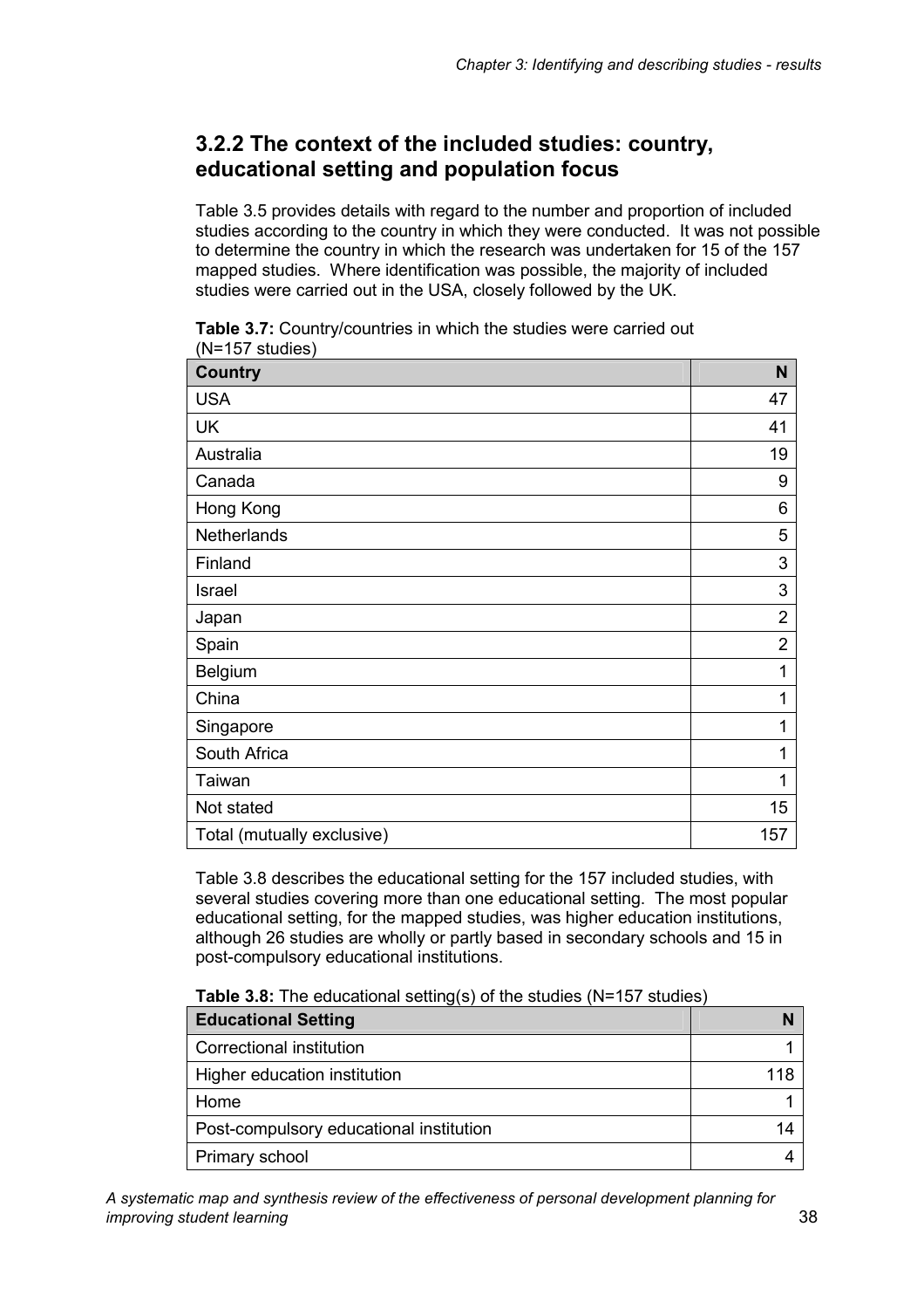### 3.2.2 The context of the included studies: country, educational setting and population focus

Table 3.5 provides details with regard to the number and proportion of included studies according to the country in which they were conducted. It was not possible to determine the country in which the research was undertaken for 15 of the 157 mapped studies. Where identification was possible, the majority of included studies were carried out in the USA, closely followed by the UK.

**Table 3.7:** Country/countries in which the studies were carried out (N=157 studies)

| Country | N |
|---|---|
| USA | 47 |
| UK | 41 |
| Australia | 19 |
| Canada | 9 |
| Hong Kong | 6 |
| Netherlands | 5 |
| Finland | 3 |
| Israel | 3 |
| Japan | 2 |
| Spain | 2 |
| Belgium | 1 |
| China | 1 |
| Singapore | 1 |
| South Africa | 1 |
| Taiwan | 1 |
| Not stated | 15 |
| Total (mutually exclusive) | 157 |

Table 3.8 describes the educational setting for the 157 included studies, with several studies covering more than one educational setting. The most popular educational setting, for the mapped studies, was higher education institutions, although 26 studies are wholly or partly based in secondary schools and 15 in post-compulsory educational institutions.

**Table 3.8:** The educational setting(s) of the studies (N=157 studies)

| Educational Setting | N |
|---|---|
| Correctional institution | 1 |
| Higher education institution | 118 |
| Home | 1 |
| Post-compulsory educational institution | 14 |
| Primary school | 4 |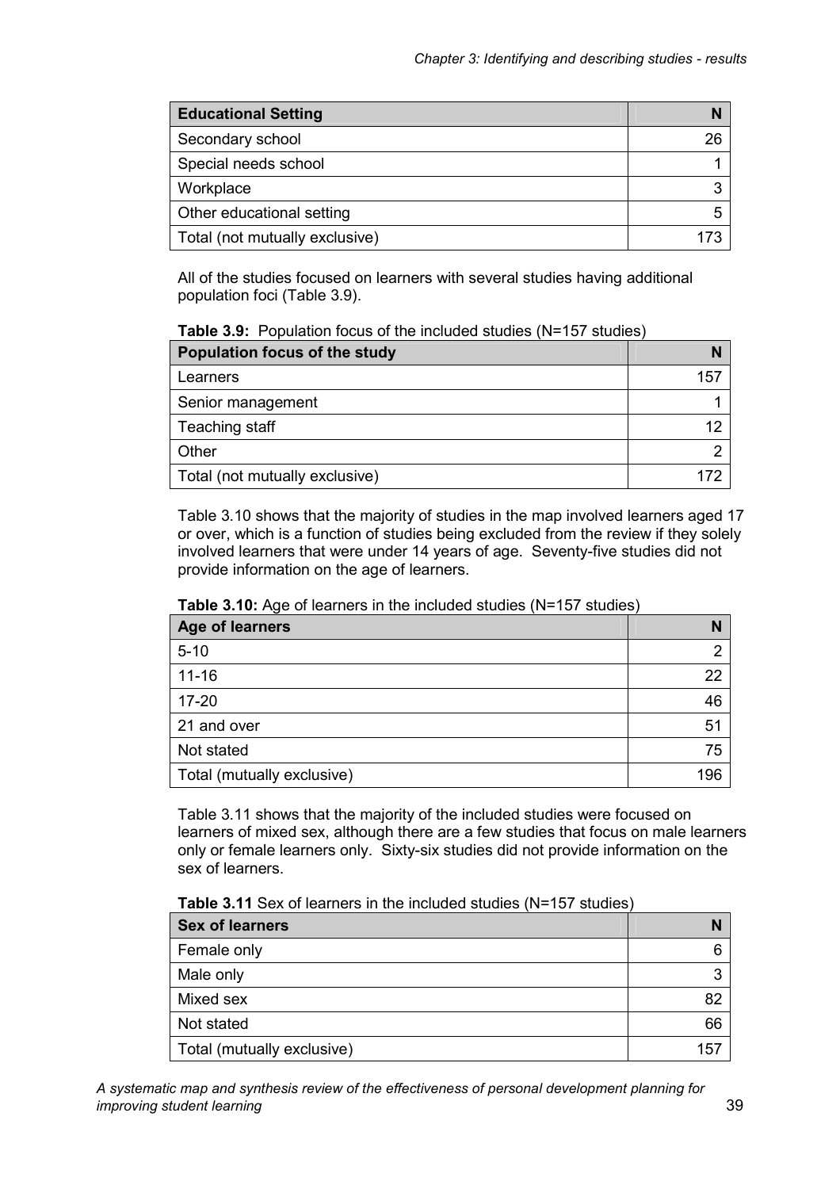| Educational Setting | N |
|---|---|
| Secondary school | 26 |
| Special needs school | 1 |
| Workplace | 3 |
| Other educational setting | 5 |
| Total (not mutually exclusive) | 173 |

All of the studies focused on learners with several studies having additional population foci (Table 3.9).

**Table 3.9:** Population focus of the included studies (N=157 studies)

| Population focus of the study | N |
|---|---|
| Learners | 157 |
| Senior management | 1 |
| Teaching staff | 12 |
| Other | 2 |
| Total (not mutually exclusive) | 172 |

Table 3.10 shows that the majority of studies in the map involved learners aged 17 or over, which is a function of studies being excluded from the review if they solely involved learners that were under 14 years of age. Seventy-five studies did not provide information on the age of learners.

**Table 3.10:** Age of learners in the included studies (N=157 studies)

| Age of learners | N |
|---|---|
| 5-10 | 2 |
| 11-16 | 22 |
| 17-20 | 46 |
| 21 and over | 51 |
| Not stated | 75 |
| Total (mutually exclusive) | 196 |

Table 3.11 shows that the majority of the included studies were focused on learners of mixed sex, although there are a few studies that focus on male learners only or female learners only. Sixty-six studies did not provide information on the sex of learners.

**Table 3.11** Sex of learners in the included studies (N=157 studies)

| Sex of learners | N |
|---|---|
| Female only | 6 |
| Male only | 3 |
| Mixed sex | 82 |
| Not stated | 66 |
| Total (mutually exclusive) | 157 |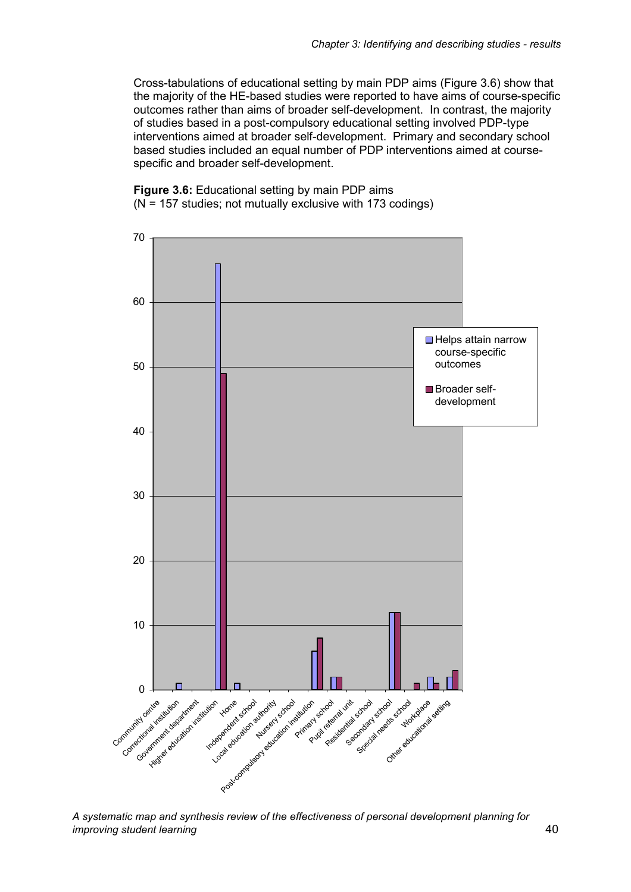Cross-tabulations of educational setting by main PDP aims (Figure 3.6) show that the majority of the HE-based studies were reported to have aims of course-specific outcomes rather than aims of broader self-development. In contrast, the majority of studies based in a post-compulsory educational setting involved PDP-type interventions aimed at broader self-development. Primary and secondary school based studies included an equal number of PDP interventions aimed at course-specific and broader self-development.

**Figure 3.6:** Educational setting by main PDP aims
(N = 157 studies; not mutually exclusive with 173 codings)

| Educational setting | Helps attain narrow course-specific outcomes | Broader self-development |
|---|---|---|
| Community centre | 0 | 0 |
| Correctional institution | 1 | 0 |
| Government department | 0 | 0 |
| Higher education institution | 66 | 49 |
| Home | 1 | 0 |
| Independent school | 0 | 0 |
| Local education authority | 0 | 0 |
| Nursery school | 0 | 0 |
| Post-compulsory education institution | 6 | 8 |
| Primary school | 2 | 2 |
| Pupil referral unit | 0 | 0 |
| Residential school | 0 | 0 |
| Secondary school | 12 | 12 |
| Special needs school | 0 | 1 |
| Workplace | 2 | 1 |
| Other educational setting | 2 | 3 |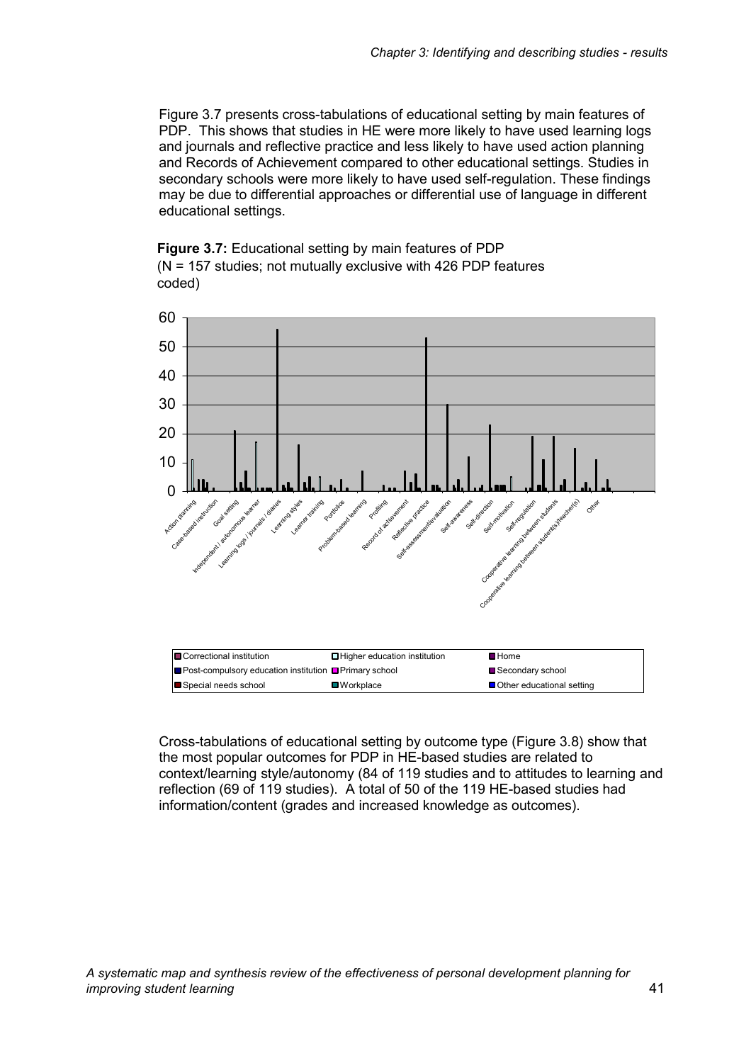Figure 3.7 presents cross-tabulations of educational setting by main features of PDP. This shows that studies in HE were more likely to have used learning logs and journals and reflective practice and less likely to have used action planning and Records of Achievement compared to other educational settings. Studies in secondary schools were more likely to have used self-regulation. These findings may be due to differential approaches or differential use of language in different educational settings.

**Figure 3.7:** Educational setting by main features of PDP
(N = 157 studies; not mutually exclusive with 426 PDP features coded)

Cross-tabulations of educational setting by outcome type (Figure 3.8) show that the most popular outcomes for PDP in HE-based studies are related to context/learning style/autonomy (84 of 119 studies and to attitudes to learning and reflection (69 of 119 studies). A total of 50 of the 119 HE-based studies had information/content (grades and increased knowledge as outcomes).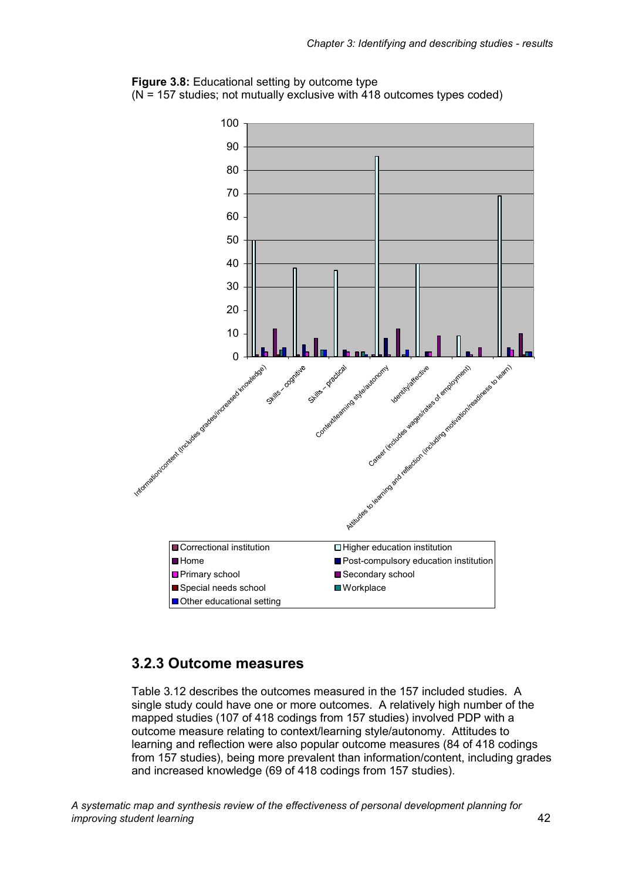**Figure 3.8:** Educational setting by outcome type
(N = 157 studies; not mutually exclusive with 418 outcomes types coded)

## 3.2.3 Outcome measures

Table 3.12 describes the outcomes measured in the 157 included studies. A single study could have one or more outcomes. A relatively high number of the mapped studies (107 of 418 codings from 157 studies) involved PDP with a outcome measure relating to context/learning style/autonomy. Attitudes to learning and reflection were also popular outcome measures (84 of 418 codings from 157 studies), being more prevalent than information/content, including grades and increased knowledge (69 of 418 codings from 157 studies).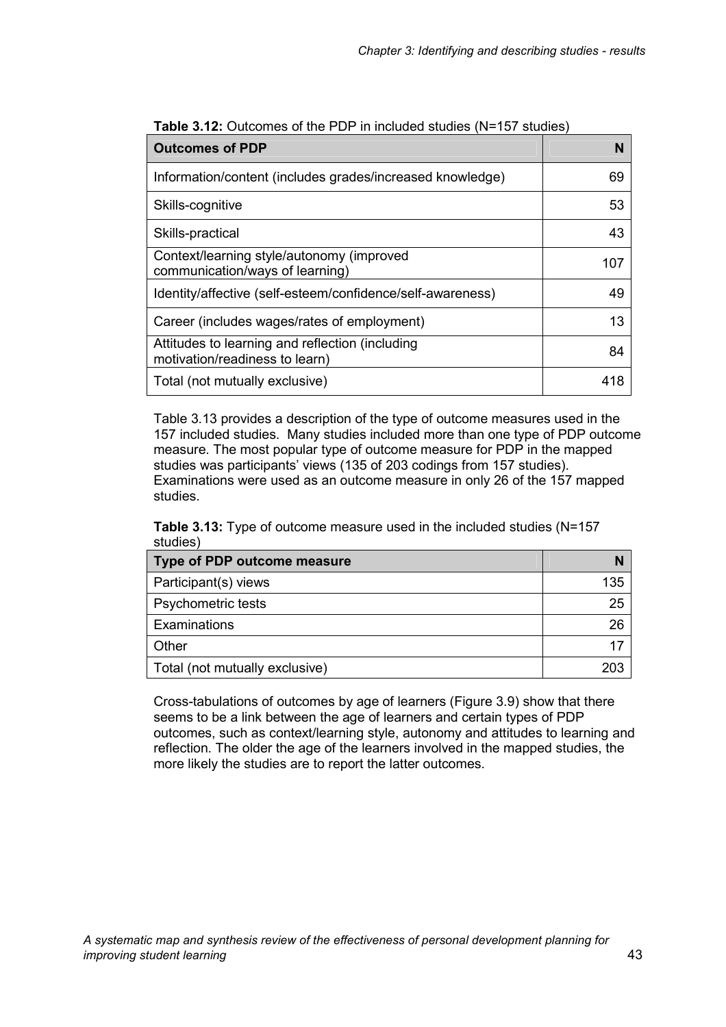**Table 3.12:** Outcomes of the PDP in included studies (N=157 studies)

| Outcomes of PDP | N |
|---|---|
| Information/content (includes grades/increased knowledge) | 69 |
| Skills-cognitive | 53 |
| Skills-practical | 43 |
| Context/learning style/autonomy (improved communication/ways of learning) | 107 |
| Identity/affective (self-esteem/confidence/self-awareness) | 49 |
| Career (includes wages/rates of employment) | 13 |
| Attitudes to learning and reflection (including motivation/readiness to learn) | 84 |
| Total (not mutually exclusive) | 418 |

Table 3.13 provides a description of the type of outcome measures used in the 157 included studies. Many studies included more than one type of PDP outcome measure. The most popular type of outcome measure for PDP in the mapped studies was participants' views (135 of 203 codings from 157 studies). Examinations were used as an outcome measure in only 26 of the 157 mapped studies.

**Table 3.13:** Type of outcome measure used in the included studies (N=157 studies)

| Type of PDP outcome measure | N |
|---|---|
| Participant(s) views | 135 |
| Psychometric tests | 25 |
| Examinations | 26 |
| Other | 17 |
| Total (not mutually exclusive) | 203 |

Cross-tabulations of outcomes by age of learners (Figure 3.9) show that there seems to be a link between the age of learners and certain types of PDP outcomes, such as context/learning style, autonomy and attitudes to learning and reflection. The older the age of the learners involved in the mapped studies, the more likely the studies are to report the latter outcomes.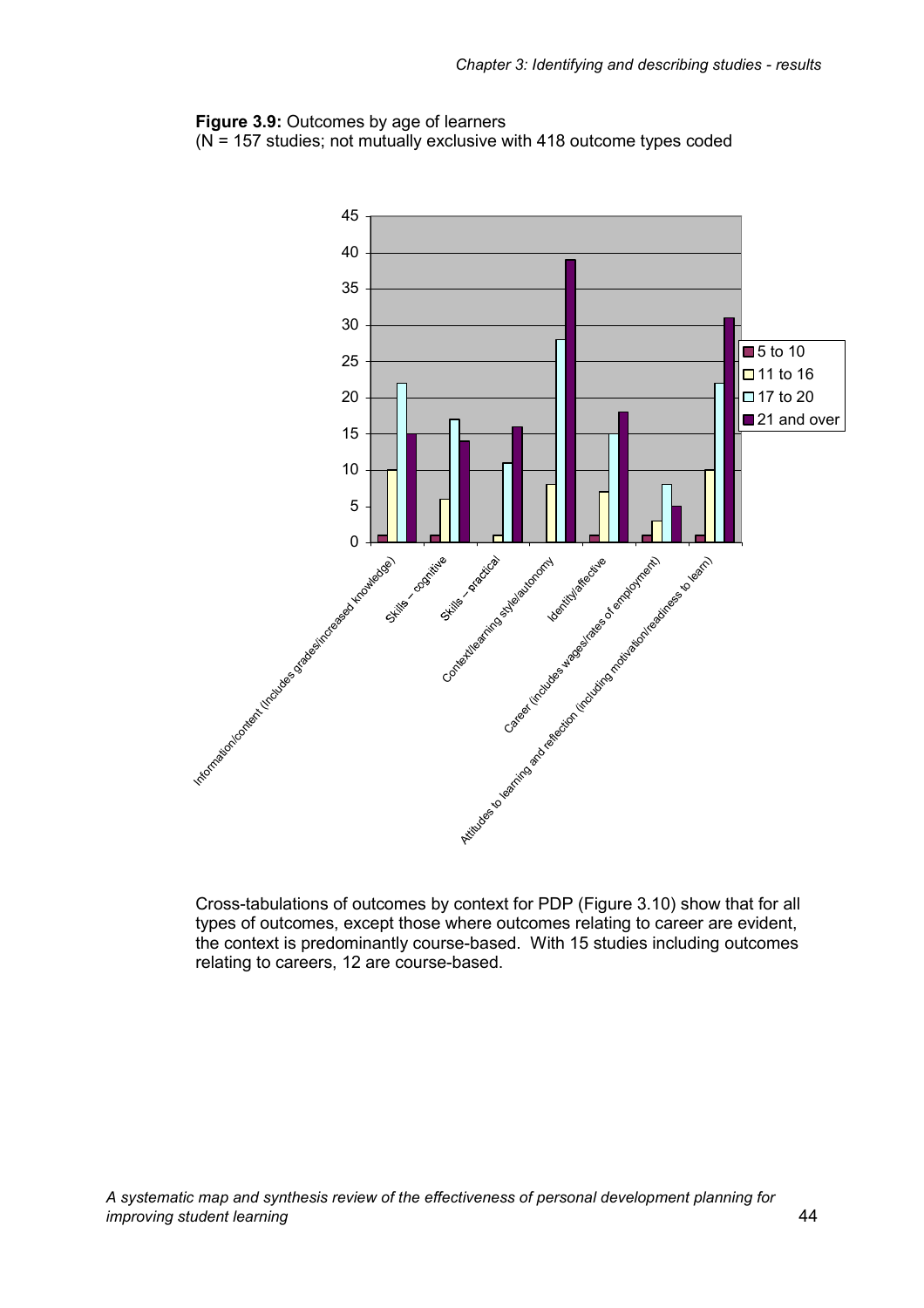**Figure 3.9:** Outcomes by age of learners
(N = 157 studies; not mutually exclusive with 418 outcome types coded

| Outcome | 5 to 10 | 11 to 16 | 17 to 20 | 21 and over |
|---|---|---|---|---|
| Information/content (includes grades/increased knowledge) | 1 | 10 | 22 | 15 |
| Skills – cognitive | 1 | 6 | 17 | 14 |
| Skills – practical | 0 | 1 | 11 | 16 |
| Context/learning style/autonomy | 0 | 8 | 28 | 39 |
| Identity/affective | 1 | 7 | 15 | 18 |
| Career (includes wages/rates of employment) | 1 | 3 | 8 | 5 |
| Attitudes to learning and reflection (including motivation/readiness to learn) | 1 | 10 | 22 | 31 |

Cross-tabulations of outcomes by context for PDP (Figure 3.10) show that for all types of outcomes, except those where outcomes relating to career are evident, the context is predominantly course-based. With 15 studies including outcomes relating to careers, 12 are course-based.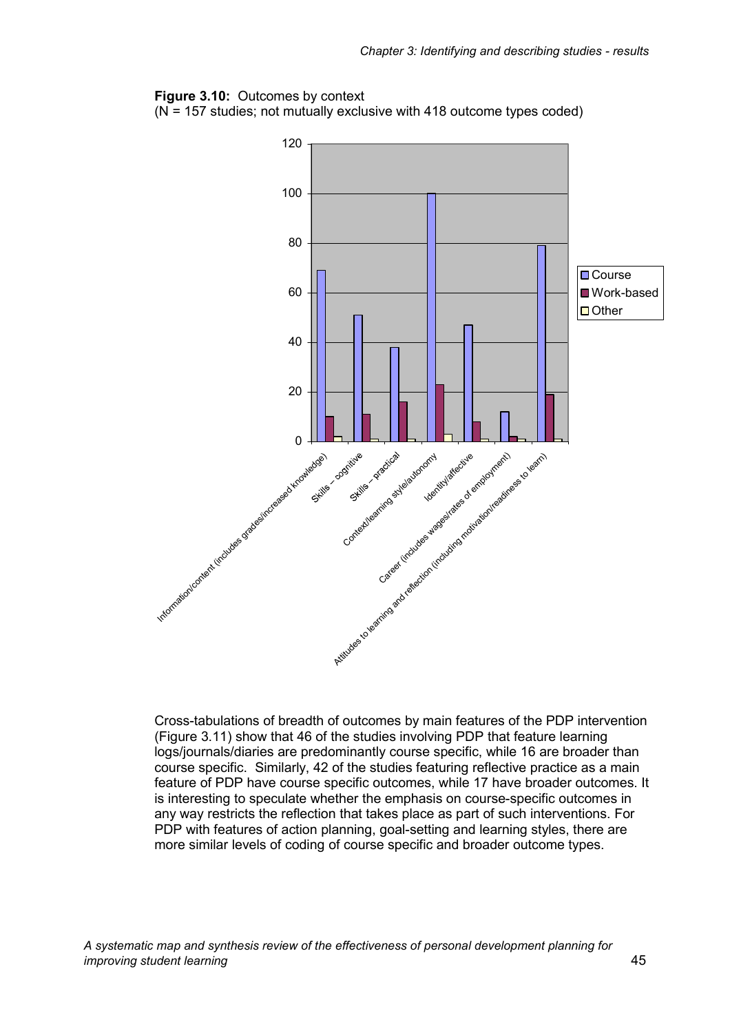**Figure 3.10:** Outcomes by context
(N = 157 studies; not mutually exclusive with 418 outcome types coded)

| Outcome | Course | Work-based | Other |
|---|---|---|---|
| Information/content (includes grades/increased knowledge) | 69 | 10 | 2 |
| Skills – cognitive | 51 | 11 | 1 |
| Skills – practical | 38 | 16 | 1 |
| Context/learning style/autonomy | 100 | 23 | 3 |
| Identity/affective | 47 | 8 | 1 |
| Career (includes wages/rates of employment) | 12 | 2 | 1 |
| Attitudes to learning and reflection (including motivation/readiness to learn) | 79 | 19 | 1 |

Cross-tabulations of breadth of outcomes by main features of the PDP intervention (Figure 3.11) show that 46 of the studies involving PDP that feature learning logs/journals/diaries are predominantly course specific, while 16 are broader than course specific. Similarly, 42 of the studies featuring reflective practice as a main feature of PDP have course specific outcomes, while 17 have broader outcomes. It is interesting to speculate whether the emphasis on course-specific outcomes in any way restricts the reflection that takes place as part of such interventions. For PDP with features of action planning, goal-setting and learning styles, there are more similar levels of coding of course specific and broader outcome types.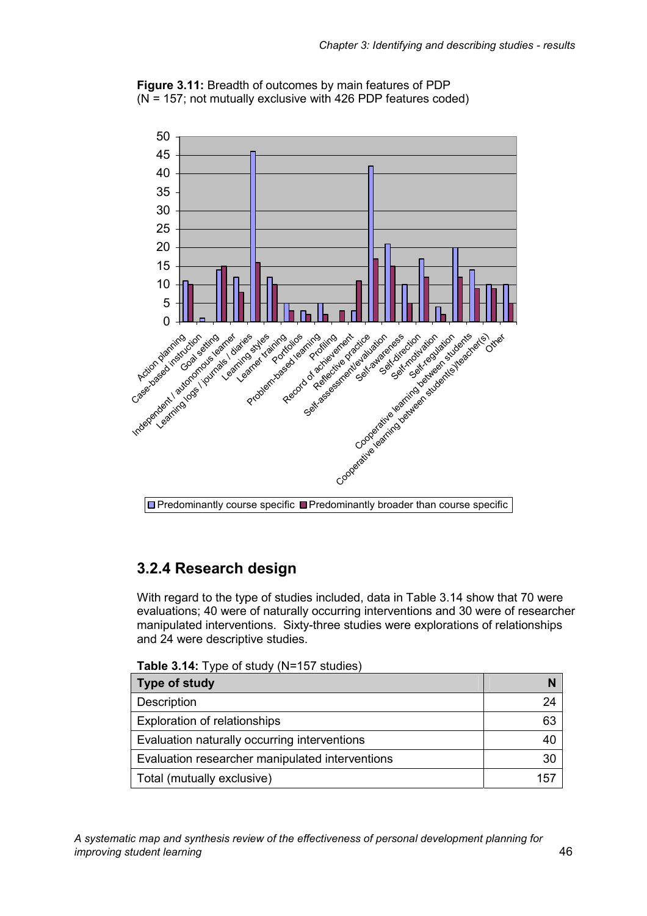**Figure 3.11:** Breadth of outcomes by main features of PDP
(N = 157; not mutually exclusive with 426 PDP features coded)

## 3.2.4 Research design

With regard to the type of studies included, data in Table 3.14 show that 70 were evaluations; 40 were of naturally occurring interventions and 30 were of researcher manipulated interventions. Sixty-three studies were explorations of relationships and 24 were descriptive studies.

**Table 3.14:** Type of study (N=157 studies)

| Type of study | N |
|---|---|
| Description | 24 |
| Exploration of relationships | 63 |
| Evaluation naturally occurring interventions | 40 |
| Evaluation researcher manipulated interventions | 30 |
| Total (mutually exclusive) | 157 |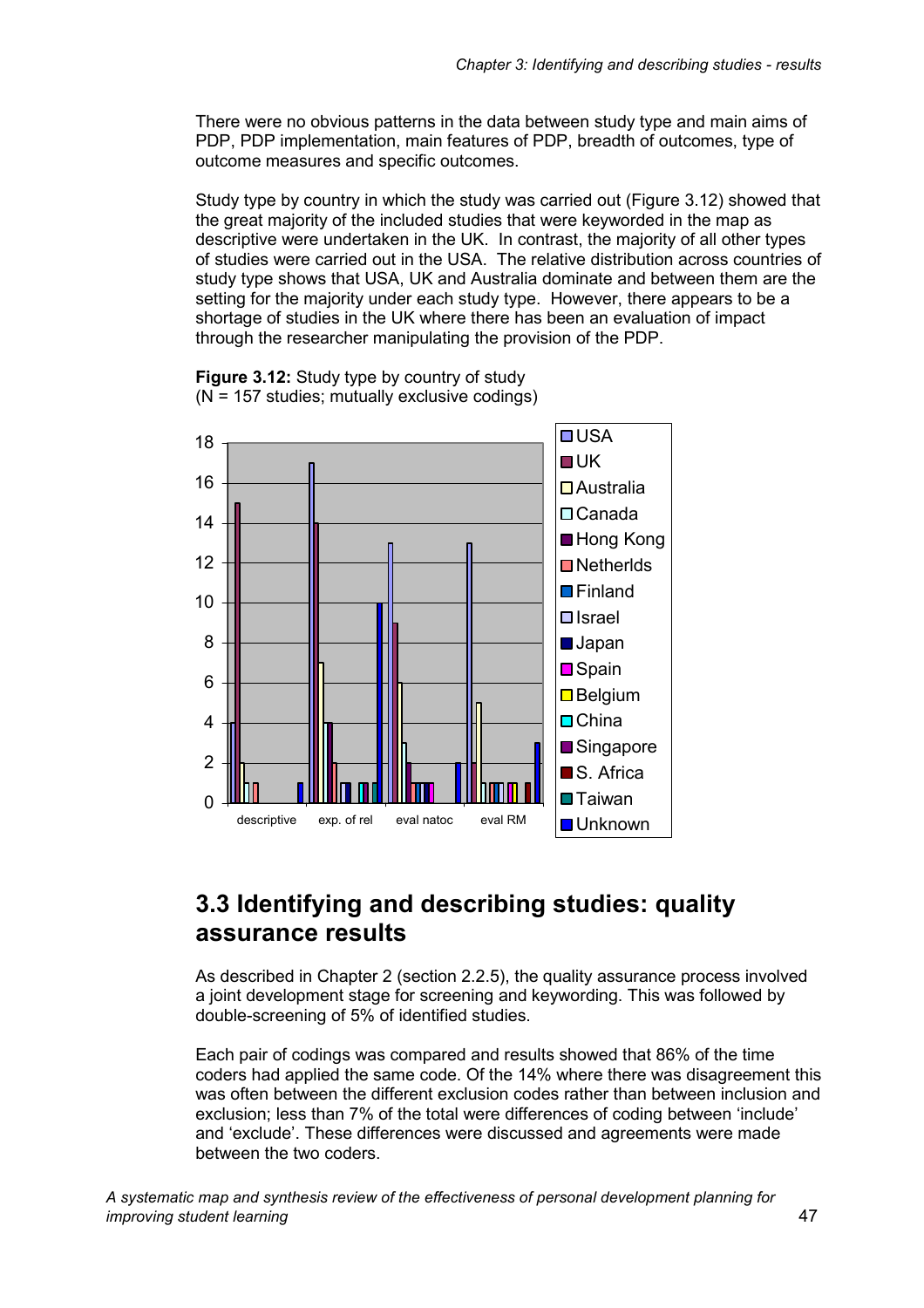There were no obvious patterns in the data between study type and main aims of PDP, PDP implementation, main features of PDP, breadth of outcomes, type of outcome measures and specific outcomes.

Study type by country in which the study was carried out (Figure 3.12) showed that the great majority of the included studies that were keyworded in the map as descriptive were undertaken in the UK. In contrast, the majority of all other types of studies were carried out in the USA. The relative distribution across countries of study type shows that USA, UK and Australia dominate and between them are the setting for the majority under each study type. However, there appears to be a shortage of studies in the UK where there has been an evaluation of impact through the researcher manipulating the provision of the PDP.

**Figure 3.12:** Study type by country of study
(N = 157 studies; mutually exclusive codings)

# 3.3 Identifying and describing studies: quality assurance results

As described in Chapter 2 (section 2.2.5), the quality assurance process involved a joint development stage for screening and keywording. This was followed by double-screening of 5% of identified studies.

Each pair of codings was compared and results showed that 86% of the time coders had applied the same code. Of the 14% where there was disagreement this was often between the different exclusion codes rather than between inclusion and exclusion; less than 7% of the total were differences of coding between 'include' and 'exclude'. These differences were discussed and agreements were made between the two coders.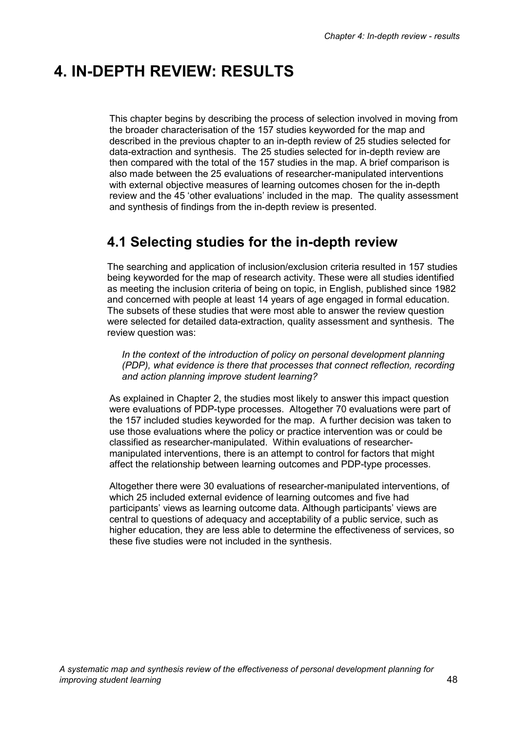# 4. IN-DEPTH REVIEW: RESULTS

This chapter begins by describing the process of selection involved in moving from the broader characterisation of the 157 studies keyworded for the map and described in the previous chapter to an in-depth review of 25 studies selected for data-extraction and synthesis. The 25 studies selected for in-depth review are then compared with the total of the 157 studies in the map. A brief comparison is also made between the 25 evaluations of researcher-manipulated interventions with external objective measures of learning outcomes chosen for the in-depth review and the 45 'other evaluations' included in the map. The quality assessment and synthesis of findings from the in-depth review is presented.

## 4.1 Selecting studies for the in-depth review

The searching and application of inclusion/exclusion criteria resulted in 157 studies being keyworded for the map of research activity. These were all studies identified as meeting the inclusion criteria of being on topic, in English, published since 1982 and concerned with people at least 14 years of age engaged in formal education. The subsets of these studies that were most able to answer the review question were selected for detailed data-extraction, quality assessment and synthesis. The review question was:

*In the context of the introduction of policy on personal development planning (PDP), what evidence is there that processes that connect reflection, recording and action planning improve student learning?*

As explained in Chapter 2, the studies most likely to answer this impact question were evaluations of PDP-type processes. Altogether 70 evaluations were part of the 157 included studies keyworded for the map. A further decision was taken to use those evaluations where the policy or practice intervention was or could be classified as researcher-manipulated. Within evaluations of researcher-manipulated interventions, there is an attempt to control for factors that might affect the relationship between learning outcomes and PDP-type processes.

Altogether there were 30 evaluations of researcher-manipulated interventions, of which 25 included external evidence of learning outcomes and five had participants' views as learning outcome data. Although participants' views are central to questions of adequacy and acceptability of a public service, such as higher education, they are less able to determine the effectiveness of services, so these five studies were not included in the synthesis.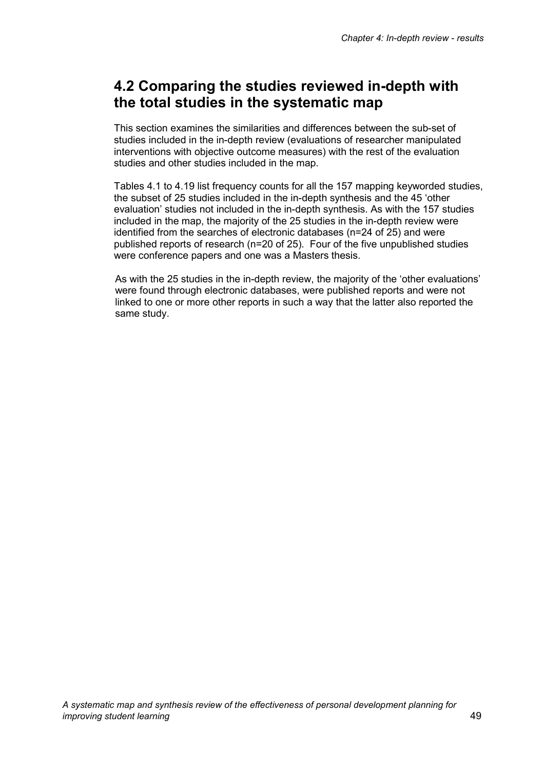## 4.2 Comparing the studies reviewed in-depth with the total studies in the systematic map

This section examines the similarities and differences between the sub-set of studies included in the in-depth review (evaluations of researcher manipulated interventions with objective outcome measures) with the rest of the evaluation studies and other studies included in the map.

Tables 4.1 to 4.19 list frequency counts for all the 157 mapping keyworded studies, the subset of 25 studies included in the in-depth synthesis and the 45 'other evaluation' studies not included in the in-depth synthesis. As with the 157 studies included in the map, the majority of the 25 studies in the in-depth review were identified from the searches of electronic databases (n=24 of 25) and were published reports of research (n=20 of 25). Four of the five unpublished studies were conference papers and one was a Masters thesis.

As with the 25 studies in the in-depth review, the majority of the 'other evaluations' were found through electronic databases, were published reports and were not linked to one or more other reports in such a way that the latter also reported the same study.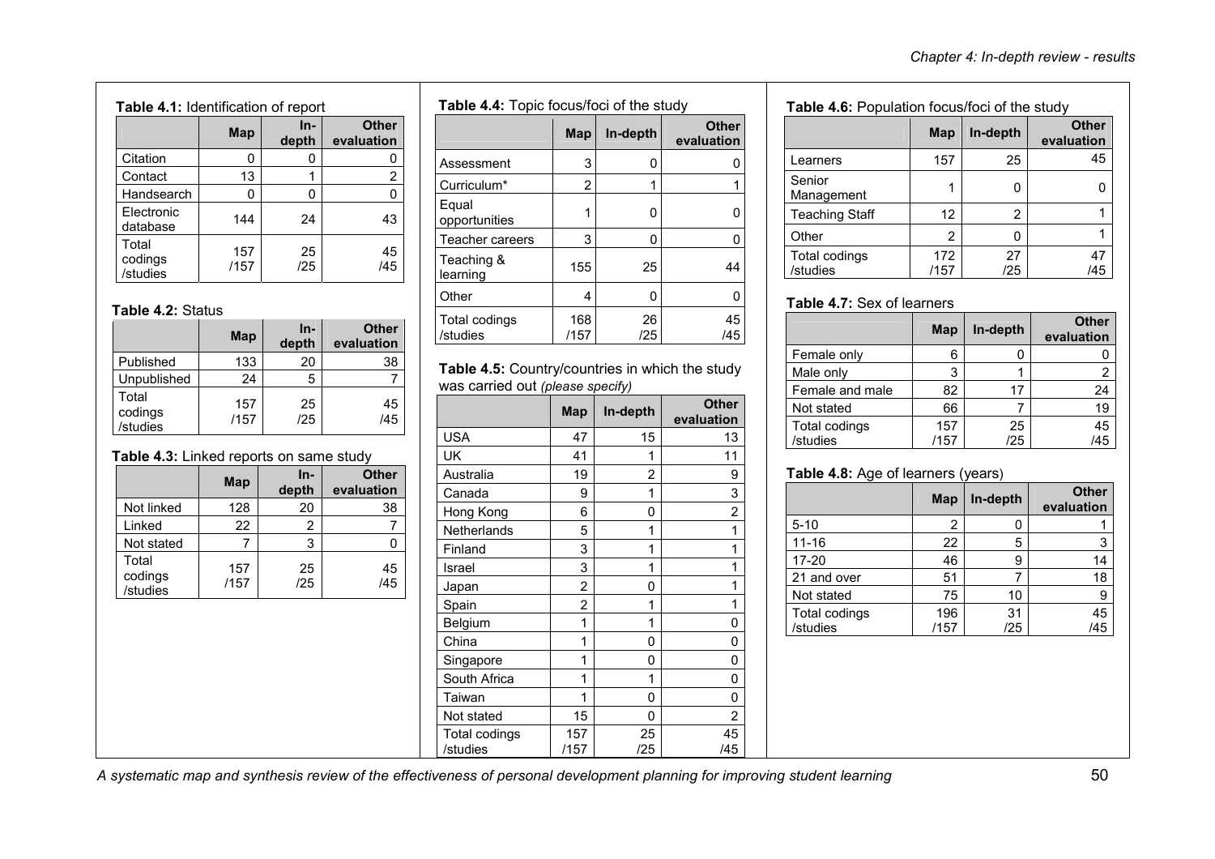**Table 4.1:** Identification of report

| | Map | In-depth | Other evaluation |
|---|---|---|---|
| Citation | 0 | 0 | 0 |
| Contact | 13 | 1 | 2 |
| Handsearch | 0 | 0 | 0 |
| Electronic database | 144 | 24 | 43 |
| Total codings /studies | 157 /157 | 25 /25 | 45 /45 |

**Table 4.2:** Status

| | Map | In-depth | Other evaluation |
|---|---|---|---|
| Published | 133 | 20 | 38 |
| Unpublished | 24 | 5 | 7 |
| Total codings /studies | 157 /157 | 25 /25 | 45 /45 |

**Table 4.3:** Linked reports on same study

| | Map | In-depth | Other evaluation |
|---|---|---|---|
| Not linked | 128 | 20 | 38 |
| Linked | 22 | 2 | 7 |
| Not stated | 7 | 3 | 0 |
| Total codings /studies | 157 /157 | 25 /25 | 45 /45 |

**Table 4.4:** Topic focus/foci of the study

| | Map | In-depth | Other evaluation |
|---|---|---|---|
| Assessment | 3 | 0 | 0 |
| Curriculum* | 2 | 1 | 1 |
| Equal opportunities | 1 | 0 | 0 |
| Teacher careers | 3 | 0 | 0 |
| Teaching & learning | 155 | 25 | 44 |
| Other | 4 | 0 | 0 |
| Total codings /studies | 168 /157 | 26 /25 | 45 /45 |

**Table 4.5:** Country/countries in which the study was carried out *(please specify)*

| | Map | In-depth | Other evaluation |
|---|---|---|---|
| USA | 47 | 15 | 13 |
| UK | 41 | 1 | 11 |
| Australia | 19 | 2 | 9 |
| Canada | 9 | 1 | 3 |
| Hong Kong | 6 | 0 | 2 |
| Netherlands | 5 | 1 | 1 |
| Finland | 3 | 1 | 1 |
| Israel | 3 | 1 | 1 |
| Japan | 2 | 0 | 1 |
| Spain | 2 | 1 | 1 |
| Belgium | 1 | 1 | 0 |
| China | 1 | 0 | 0 |
| Singapore | 1 | 0 | 0 |
| South Africa | 1 | 1 | 0 |
| Taiwan | 1 | 0 | 0 |
| Not stated | 15 | 0 | 2 |
| Total codings /studies | 157 /157 | 25 /25 | 45 /45 |

**Table 4.6:** Population focus/foci of the study

| | Map | In-depth | Other evaluation |
|---|---|---|---|
| Learners | 157 | 25 | 45 |
| Senior Management | 1 | 0 | 0 |
| Teaching Staff | 12 | 2 | 1 |
| Other | 2 | 0 | 1 |
| Total codings /studies | 172 /157 | 27 /25 | 47 /45 |

**Table 4.7:** Sex of learners

| | Map | In-depth | Other evaluation |
|---|---|---|---|
| Female only | 6 | 0 | 0 |
| Male only | 3 | 1 | 2 |
| Female and male | 82 | 17 | 24 |
| Not stated | 66 | 7 | 19 |
| Total codings /studies | 157 /157 | 25 /25 | 45 /45 |

**Table 4.8:** Age of learners (years)

| | Map | In-depth | Other evaluation |
|---|---|---|---|
| 5-10 | 2 | 0 | 1 |
| 11-16 | 22 | 5 | 3 |
| 17-20 | 46 | 9 | 14 |
| 21 and over | 51 | 7 | 18 |
| Not stated | 75 | 10 | 9 |
| Total codings /studies | 196 /157 | 31 /25 | 45 /45 |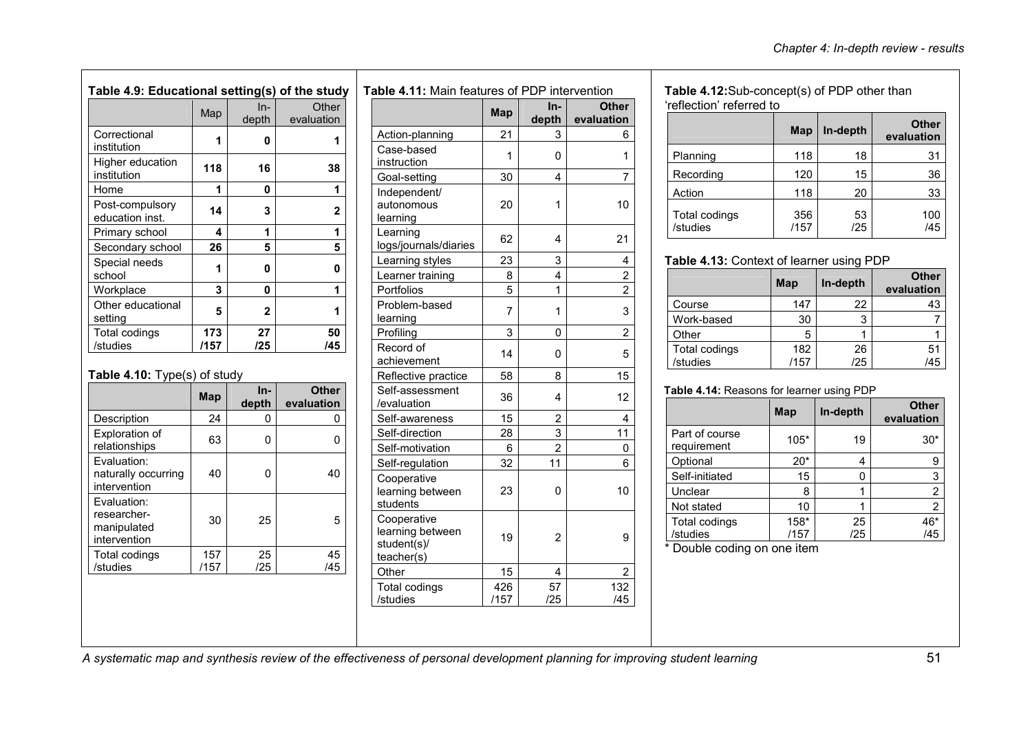**Table 4.9: Educational setting(s) of the study**

| | Map | In-depth | Other evaluation |
|---|---|---|---|
| Correctional institution | **1** | **0** | **1** |
| Higher education institution | **118** | **16** | **38** |
| Home | **1** | **0** | **1** |
| Post-compulsory education inst. | **14** | **3** | **2** |
| Primary school | **4** | **1** | **1** |
| Secondary school | **26** | **5** | **5** |
| Special needs school | **1** | **0** | **0** |
| Workplace | **3** | **0** | **1** |
| Other educational setting | **5** | **2** | **1** |
| Total codings /studies | **173 /157** | **27 /25** | **50 /45** |

**Table 4.10:** Type(s) of study

| | Map | In-depth | Other evaluation |
|---|---|---|---|
| Description | 24 | 0 | 0 |
| Exploration of relationships | 63 | 0 | 0 |
| Evaluation: naturally occurring intervention | 40 | 0 | 40 |
| Evaluation: researcher-manipulated intervention | 30 | 25 | 5 |
| Total codings /studies | 157 /157 | 25 /25 | 45 /45 |

**Table 4.11:** Main features of PDP intervention

| | Map | In-depth | Other evaluation |
|---|---|---|---|
| Action-planning | 21 | 3 | 6 |
| Case-based instruction | 1 | 0 | 1 |
| Goal-setting | 30 | 4 | 7 |
| Independent/ autonomous learning | 20 | 1 | 10 |
| Learning logs/journals/diaries | 62 | 4 | 21 |
| Learning styles | 23 | 3 | 4 |
| Learner training | 8 | 4 | 2 |
| Portfolios | 5 | 1 | 2 |
| Problem-based learning | 7 | 1 | 3 |
| Profiling | 3 | 0 | 2 |
| Record of achievement | 14 | 0 | 5 |
| Reflective practice | 58 | 8 | 15 |
| Self-assessment /evaluation | 36 | 4 | 12 |
| Self-awareness | 15 | 2 | 4 |
| Self-direction | 28 | 3 | 11 |
| Self-motivation | 6 | 2 | 0 |
| Self-regulation | 32 | 11 | 6 |
| Cooperative learning between students | 23 | 0 | 10 |
| Cooperative learning between student(s)/ teacher(s) | 19 | 2 | 9 |
| Other | 15 | 4 | 2 |
| Total codings /studies | 426 /157 | 57 /25 | 132 /45 |

**Table 4.12:** Sub-concept(s) of PDP other than 'reflection' referred to

| | Map | In-depth | Other evaluation |
|---|---|---|---|
| Planning | 118 | 18 | 31 |
| Recording | 120 | 15 | 36 |
| Action | 118 | 20 | 33 |
| Total codings /studies | 356 /157 | 53 /25 | 100 /45 |

**Table 4.13:** Context of learner using PDP

| | Map | In-depth | Other evaluation |
|---|---|---|---|
| Course | 147 | 22 | 43 |
| Work-based | 30 | 3 | 7 |
| Other | 5 | 1 | 1 |
| Total codings /studies | 182 /157 | 26 /25 | 51 /45 |

**Table 4.14:** Reasons for learner using PDP

| | Map | In-depth | Other evaluation |
|---|---|---|---|
| Part of course requirement | 105* | 19 | 30* |
| Optional | 20* | 4 | 9 |
| Self-initiated | 15 | 0 | 3 |
| Unclear | 8 | 1 | 2 |
| Not stated | 10 | 1 | 2 |
| Total codings /studies | 158* /157 | 25 /25 | 46* /45 |

\* Double coding on one item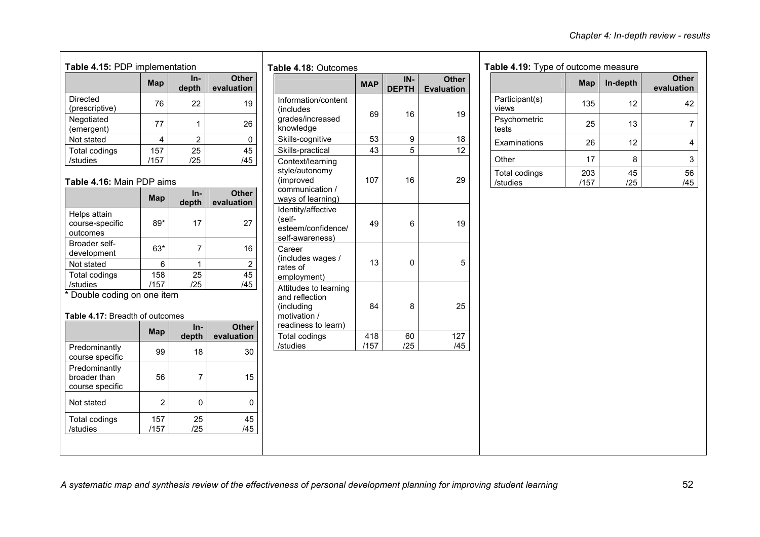**Table 4.15:** PDP implementation

| | Map | In-depth | Other evaluation |
|---|---|---|---|
| Directed (prescriptive) | 76 | 22 | 19 |
| Negotiated (emergent) | 77 | 1 | 26 |
| Not stated | 4 | 2 | 0 |
| Total codings /studies | 157 /157 | 25 /25 | 45 /45 |

**Table 4.16:** Main PDP aims

| | Map | In-depth | Other evaluation |
|---|---|---|---|
| Helps attain course-specific outcomes | 89* | 17 | 27 |
| Broader self-development | 63* | 7 | 16 |
| Not stated | 6 | 1 | 2 |
| Total codings /studies | 158 /157 | 25 /25 | 45 /45 |

* Double coding on one item

**Table 4.17:** Breadth of outcomes

| | Map | In-depth | Other evaluation |
|---|---|---|---|
| Predominantly course specific | 99 | 18 | 30 |
| Predominantly broader than course specific | 56 | 7 | 15 |
| Not stated | 2 | 0 | 0 |
| Total codings /studies | 157 /157 | 25 /25 | 45 /45 |

**Table 4.18:** Outcomes

| | MAP | IN-DEPTH | Other Evaluation |
|---|---|---|---|
| Information/content (includes grades/increased knowledge | 69 | 16 | 19 |
| Skills-cognitive | 53 | 9 | 18 |
| Skills-practical | 43 | 5 | 12 |
| Context/learning style/autonomy (improved communication / ways of learning) | 107 | 16 | 29 |
| Identity/affective (self-esteem/confidence/ self-awareness) | 49 | 6 | 19 |
| Career (includes wages / rates of employment) | 13 | 0 | 5 |
| Attitudes to learning and reflection (including motivation / readiness to learn) | 84 | 8 | 25 |
| Total codings /studies | 418 /157 | 60 /25 | 127 /45 |

**Table 4.19:** Type of outcome measure

| | Map | In-depth | Other evaluation |
|---|---|---|---|
| Participant(s) views | 135 | 12 | 42 |
| Psychometric tests | 25 | 13 | 7 |
| Examinations | 26 | 12 | 4 |
| Other | 17 | 8 | 3 |
| Total codings /studies | 203 /157 | 45 /25 | 56 /45 |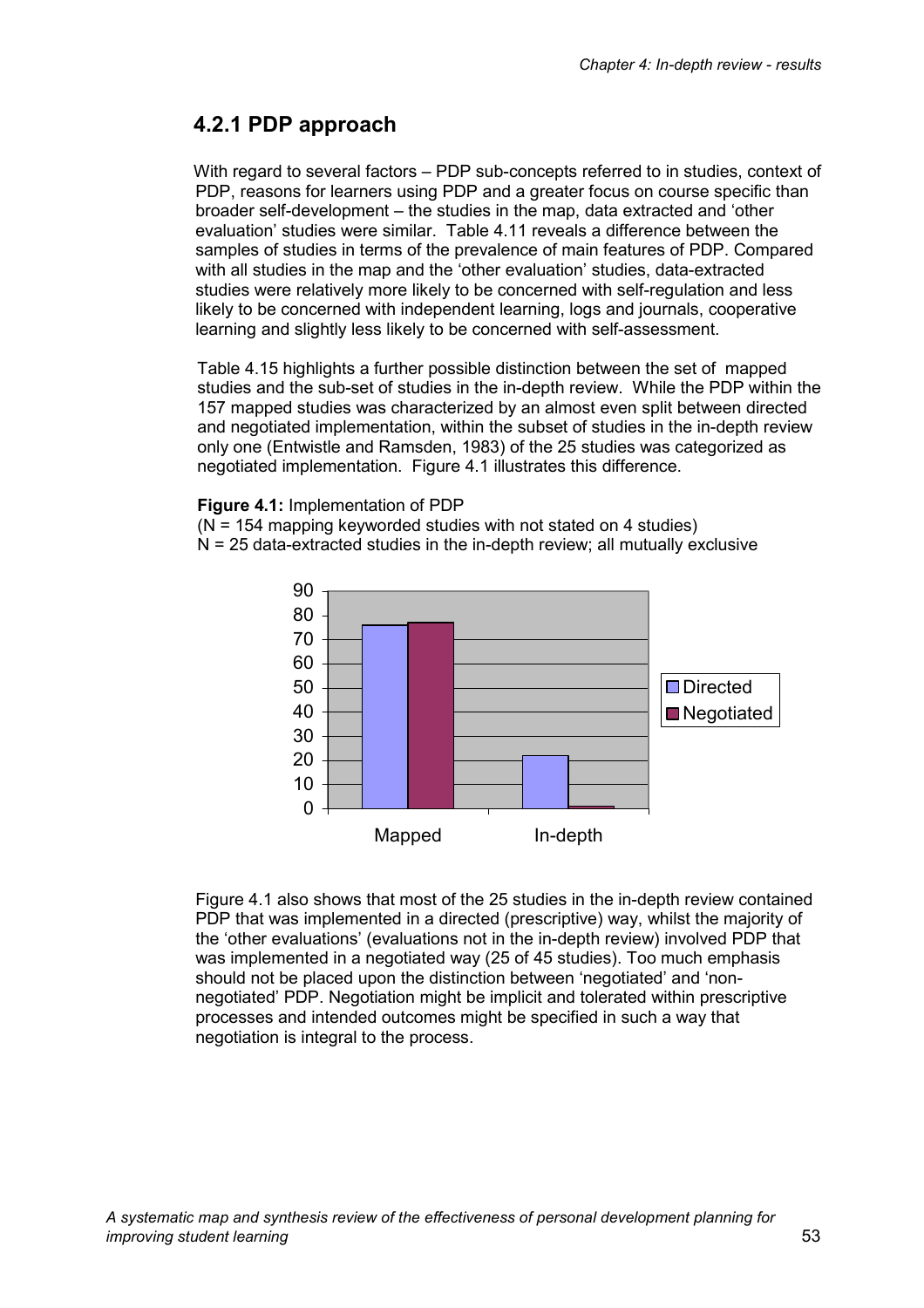## 4.2.1 PDP approach

With regard to several factors – PDP sub-concepts referred to in studies, context of PDP, reasons for learners using PDP and a greater focus on course specific than broader self-development – the studies in the map, data extracted and 'other evaluation' studies were similar. Table 4.11 reveals a difference between the samples of studies in terms of the prevalence of main features of PDP. Compared with all studies in the map and the 'other evaluation' studies, data-extracted studies were relatively more likely to be concerned with self-regulation and less likely to be concerned with independent learning, logs and journals, cooperative learning and slightly less likely to be concerned with self-assessment.

Table 4.15 highlights a further possible distinction between the set of mapped studies and the sub-set of studies in the in-depth review. While the PDP within the 157 mapped studies was characterized by an almost even split between directed and negotiated implementation, within the subset of studies in the in-depth review only one (Entwistle and Ramsden, 1983) of the 25 studies was categorized as negotiated implementation. Figure 4.1 illustrates this difference.

**Figure 4.1:** Implementation of PDP
(N = 154 mapping keyworded studies with not stated on 4 studies)
N = 25 data-extracted studies in the in-depth review; all mutually exclusive

Figure 4.1 also shows that most of the 25 studies in the in-depth review contained PDP that was implemented in a directed (prescriptive) way, whilst the majority of the 'other evaluations' (evaluations not in the in-depth review) involved PDP that was implemented in a negotiated way (25 of 45 studies). Too much emphasis should not be placed upon the distinction between 'negotiated' and 'non-negotiated' PDP. Negotiation might be implicit and tolerated within prescriptive processes and intended outcomes might be specified in such a way that negotiation is integral to the process.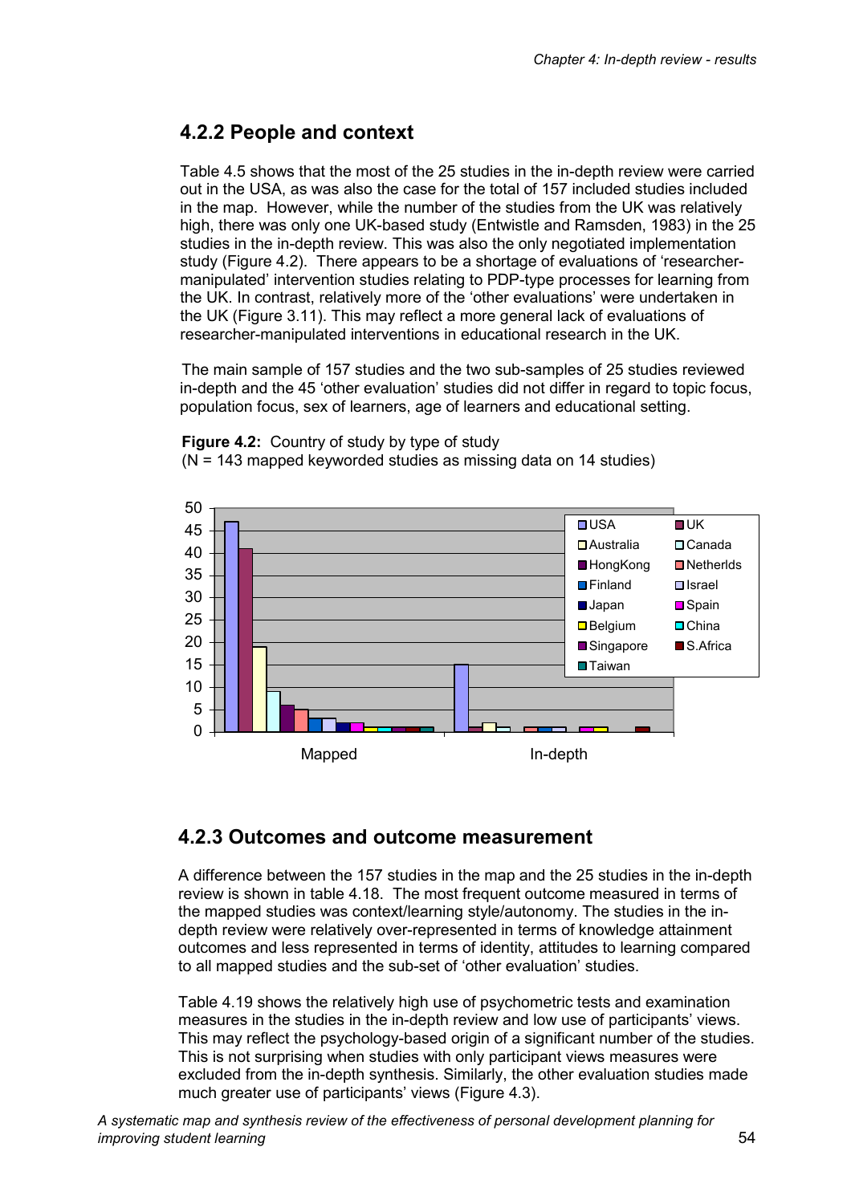### 4.2.2 People and context

Table 4.5 shows that the most of the 25 studies in the in-depth review were carried out in the USA, as was also the case for the total of 157 included studies included in the map. However, while the number of the studies from the UK was relatively high, there was only one UK-based study (Entwistle and Ramsden, 1983) in the 25 studies in the in-depth review. This was also the only negotiated implementation study (Figure 4.2). There appears to be a shortage of evaluations of 'researcher-manipulated' intervention studies relating to PDP-type processes for learning from the UK. In contrast, relatively more of the 'other evaluations' were undertaken in the UK (Figure 3.11). This may reflect a more general lack of evaluations of researcher-manipulated interventions in educational research in the UK.

The main sample of 157 studies and the two sub-samples of 25 studies reviewed in-depth and the 45 'other evaluation' studies did not differ in regard to topic focus, population focus, sex of learners, age of learners and educational setting.

**Figure 4.2:** Country of study by type of study
(N = 143 mapped keyworded studies as missing data on 14 studies)

### 4.2.3 Outcomes and outcome measurement

A difference between the 157 studies in the map and the 25 studies in the in-depth review is shown in table 4.18. The most frequent outcome measured in terms of the mapped studies was context/learning style/autonomy. The studies in the in-depth review were relatively over-represented in terms of knowledge attainment outcomes and less represented in terms of identity, attitudes to learning compared to all mapped studies and the sub-set of 'other evaluation' studies.

Table 4.19 shows the relatively high use of psychometric tests and examination measures in the studies in the in-depth review and low use of participants' views. This may reflect the psychology-based origin of a significant number of the studies. This is not surprising when studies with only participant views measures were excluded from the in-depth synthesis. Similarly, the other evaluation studies made much greater use of participants' views (Figure 4.3).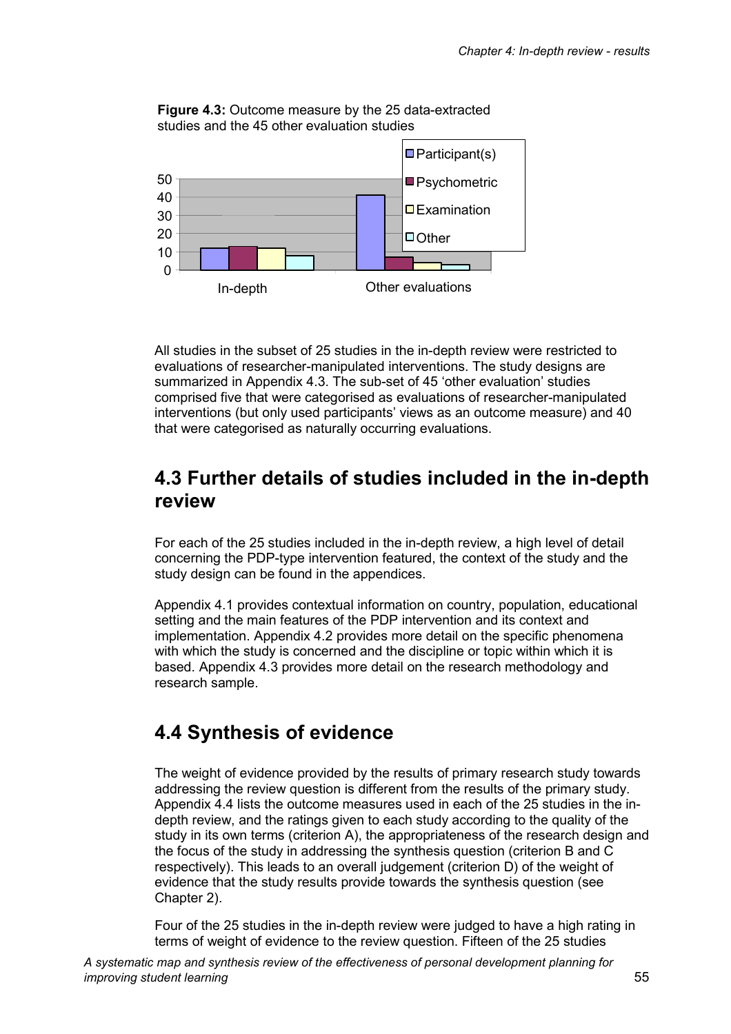**Figure 4.3:** Outcome measure by the 25 data-extracted studies and the 45 other evaluation studies

All studies in the subset of 25 studies in the in-depth review were restricted to evaluations of researcher-manipulated interventions. The study designs are summarized in Appendix 4.3. The sub-set of 45 'other evaluation' studies comprised five that were categorised as evaluations of researcher-manipulated interventions (but only used participants' views as an outcome measure) and 40 that were categorised as naturally occurring evaluations.

## 4.3 Further details of studies included in the in-depth review

For each of the 25 studies included in the in-depth review, a high level of detail concerning the PDP-type intervention featured, the context of the study and the study design can be found in the appendices.

Appendix 4.1 provides contextual information on country, population, educational setting and the main features of the PDP intervention and its context and implementation. Appendix 4.2 provides more detail on the specific phenomena with which the study is concerned and the discipline or topic within which it is based. Appendix 4.3 provides more detail on the research methodology and research sample.

## 4.4 Synthesis of evidence

The weight of evidence provided by the results of primary research study towards addressing the review question is different from the results of the primary study. Appendix 4.4 lists the outcome measures used in each of the 25 studies in the in-depth review, and the ratings given to each study according to the quality of the study in its own terms (criterion A), the appropriateness of the research design and the focus of the study in addressing the synthesis question (criterion B and C respectively). This leads to an overall judgement (criterion D) of the weight of evidence that the study results provide towards the synthesis question (see Chapter 2).

Four of the 25 studies in the in-depth review were judged to have a high rating in terms of weight of evidence to the review question. Fifteen of the 25 studies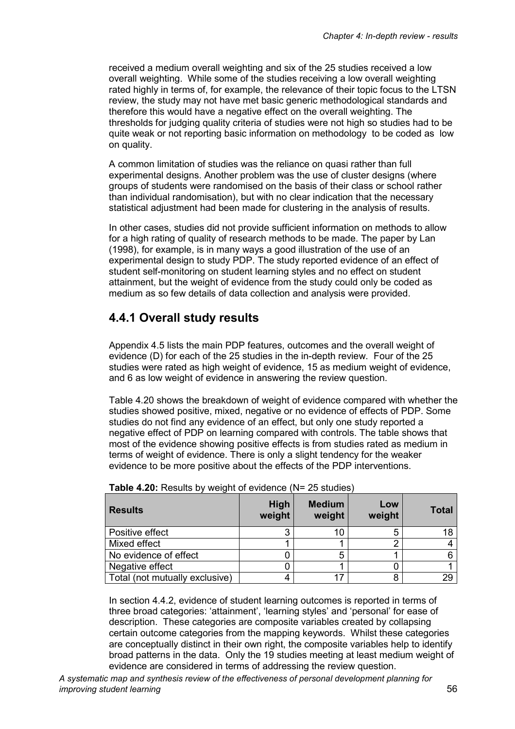received a medium overall weighting and six of the 25 studies received a low overall weighting. While some of the studies receiving a low overall weighting rated highly in terms of, for example, the relevance of their topic focus to the LTSN review, the study may not have met basic generic methodological standards and therefore this would have a negative effect on the overall weighting. The thresholds for judging quality criteria of studies were not high so studies had to be quite weak or not reporting basic information on methodology to be coded as low on quality.

A common limitation of studies was the reliance on quasi rather than full experimental designs. Another problem was the use of cluster designs (where groups of students were randomised on the basis of their class or school rather than individual randomisation), but with no clear indication that the necessary statistical adjustment had been made for clustering in the analysis of results.

In other cases, studies did not provide sufficient information on methods to allow for a high rating of quality of research methods to be made. The paper by Lan (1998), for example, is in many ways a good illustration of the use of an experimental design to study PDP. The study reported evidence of an effect of student self-monitoring on student learning styles and no effect on student attainment, but the weight of evidence from the study could only be coded as medium as so few details of data collection and analysis were provided.

## 4.4.1 Overall study results

Appendix 4.5 lists the main PDP features, outcomes and the overall weight of evidence (D) for each of the 25 studies in the in-depth review. Four of the 25 studies were rated as high weight of evidence, 15 as medium weight of evidence, and 6 as low weight of evidence in answering the review question.

Table 4.20 shows the breakdown of weight of evidence compared with whether the studies showed positive, mixed, negative or no evidence of effects of PDP. Some studies do not find any evidence of an effect, but only one study reported a negative effect of PDP on learning compared with controls. The table shows that most of the evidence showing positive effects is from studies rated as medium in terms of weight of evidence. There is only a slight tendency for the weaker evidence to be more positive about the effects of the PDP interventions.

**Table 4.20:** Results by weight of evidence (N= 25 studies)

| Results | High weight | Medium weight | Low weight | Total |
|---|---|---|---|---|
| Positive effect | 3 | 10 | 5 | 18 |
| Mixed effect | 1 | 1 | 2 | 4 |
| No evidence of effect | 0 | 5 | 1 | 6 |
| Negative effect | 0 | 1 | 0 | 1 |
| Total (not mutually exclusive) | 4 | 17 | 8 | 29 |

In section 4.4.2, evidence of student learning outcomes is reported in terms of three broad categories: 'attainment', 'learning styles' and 'personal' for ease of description. These categories are composite variables created by collapsing certain outcome categories from the mapping keywords. Whilst these categories are conceptually distinct in their own right, the composite variables help to identify broad patterns in the data. Only the 19 studies meeting at least medium weight of evidence are considered in terms of addressing the review question.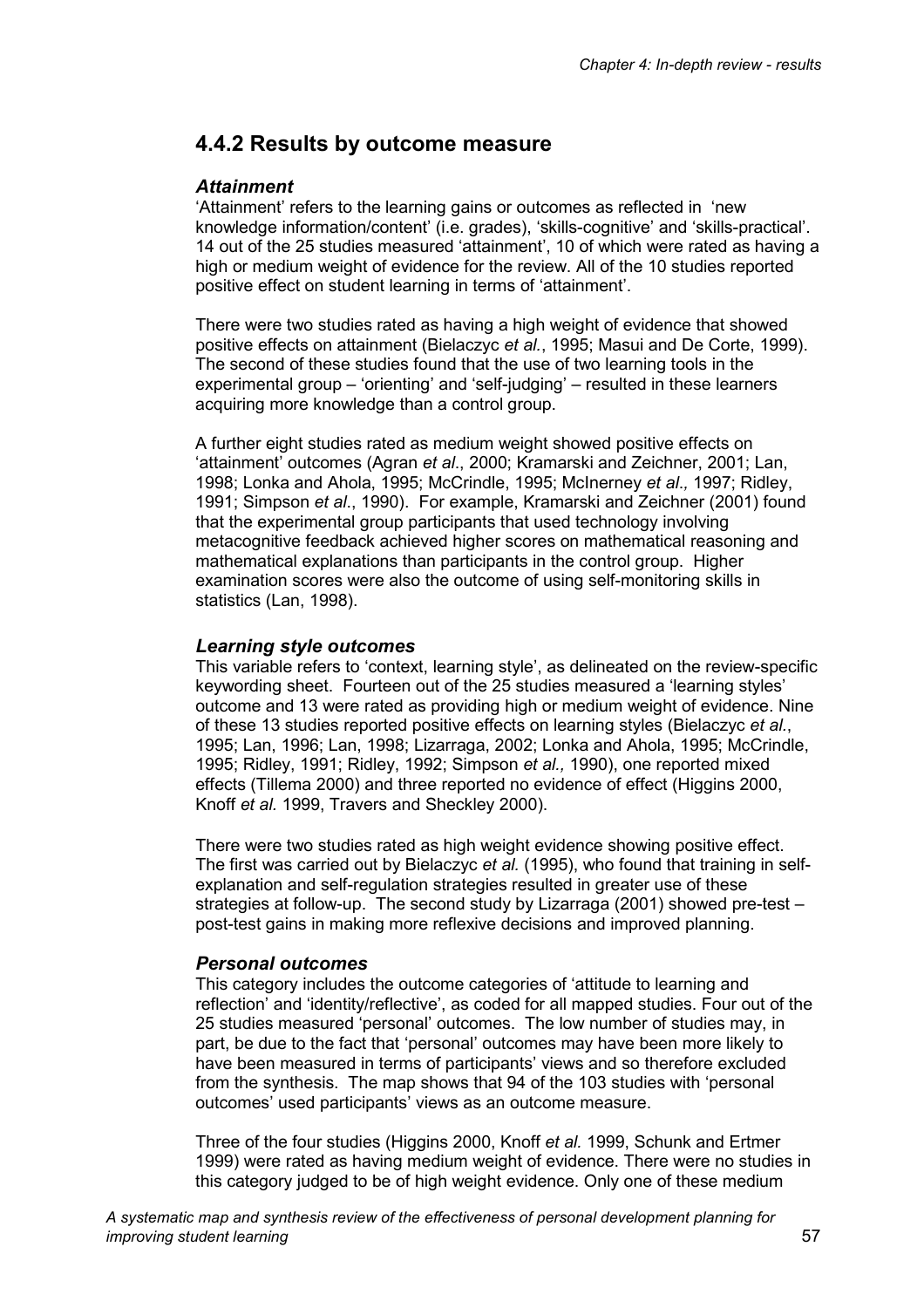## 4.4.2 Results by outcome measure

### *Attainment*

'Attainment' refers to the learning gains or outcomes as reflected in 'new knowledge information/content' (i.e. grades), 'skills-cognitive' and 'skills-practical'. 14 out of the 25 studies measured 'attainment', 10 of which were rated as having a high or medium weight of evidence for the review. All of the 10 studies reported positive effect on student learning in terms of 'attainment'.

There were two studies rated as having a high weight of evidence that showed positive effects on attainment (Bielaczyc *et al.*, 1995; Masui and De Corte, 1999). The second of these studies found that the use of two learning tools in the experimental group – 'orienting' and 'self-judging' – resulted in these learners acquiring more knowledge than a control group.

A further eight studies rated as medium weight showed positive effects on 'attainment' outcomes (Agran *et al*., 2000; Kramarski and Zeichner, 2001; Lan, 1998; Lonka and Ahola, 1995; McCrindle, 1995; McInerney *et al.,* 1997; Ridley, 1991; Simpson *et al*., 1990). For example, Kramarski and Zeichner (2001) found that the experimental group participants that used technology involving metacognitive feedback achieved higher scores on mathematical reasoning and mathematical explanations than participants in the control group. Higher examination scores were also the outcome of using self-monitoring skills in statistics (Lan, 1998).

### *Learning style outcomes*

This variable refers to 'context, learning style', as delineated on the review-specific keywording sheet. Fourteen out of the 25 studies measured a 'learning styles' outcome and 13 were rated as providing high or medium weight of evidence. Nine of these 13 studies reported positive effects on learning styles (Bielaczyc *et al*., 1995; Lan, 1996; Lan, 1998; Lizarraga, 2002; Lonka and Ahola, 1995; McCrindle, 1995; Ridley, 1991; Ridley, 1992; Simpson *et al.,* 1990), one reported mixed effects (Tillema 2000) and three reported no evidence of effect (Higgins 2000, Knoff *et al.* 1999, Travers and Sheckley 2000).

There were two studies rated as high weight evidence showing positive effect. The first was carried out by Bielaczyc *et al.* (1995), who found that training in self-explanation and self-regulation strategies resulted in greater use of these strategies at follow-up. The second study by Lizarraga (2001) showed pre-test – post-test gains in making more reflexive decisions and improved planning.

### *Personal outcomes*

This category includes the outcome categories of 'attitude to learning and reflection' and 'identity/reflective', as coded for all mapped studies. Four out of the 25 studies measured 'personal' outcomes. The low number of studies may, in part, be due to the fact that 'personal' outcomes may have been more likely to have been measured in terms of participants' views and so therefore excluded from the synthesis. The map shows that 94 of the 103 studies with 'personal outcomes' used participants' views as an outcome measure.

Three of the four studies (Higgins 2000, Knoff *et al.* 1999, Schunk and Ertmer 1999) were rated as having medium weight of evidence. There were no studies in this category judged to be of high weight evidence. Only one of these medium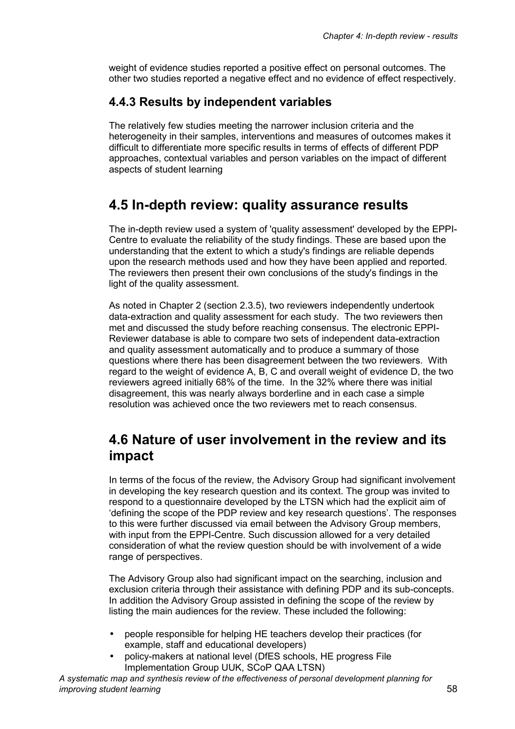weight of evidence studies reported a positive effect on personal outcomes. The other two studies reported a negative effect and no evidence of effect respectively.

### 4.4.3 Results by independent variables

The relatively few studies meeting the narrower inclusion criteria and the heterogeneity in their samples, interventions and measures of outcomes makes it difficult to differentiate more specific results in terms of effects of different PDP approaches, contextual variables and person variables on the impact of different aspects of student learning

## 4.5 In-depth review: quality assurance results

The in-depth review used a system of 'quality assessment' developed by the EPPI-Centre to evaluate the reliability of the study findings. These are based upon the understanding that the extent to which a study's findings are reliable depends upon the research methods used and how they have been applied and reported. The reviewers then present their own conclusions of the study's findings in the light of the quality assessment.

As noted in Chapter 2 (section 2.3.5), two reviewers independently undertook data-extraction and quality assessment for each study. The two reviewers then met and discussed the study before reaching consensus. The electronic EPPI-Reviewer database is able to compare two sets of independent data-extraction and quality assessment automatically and to produce a summary of those questions where there has been disagreement between the two reviewers. With regard to the weight of evidence A, B, C and overall weight of evidence D, the two reviewers agreed initially 68% of the time. In the 32% where there was initial disagreement, this was nearly always borderline and in each case a simple resolution was achieved once the two reviewers met to reach consensus.

## 4.6 Nature of user involvement in the review and its impact

In terms of the focus of the review, the Advisory Group had significant involvement in developing the key research question and its context. The group was invited to respond to a questionnaire developed by the LTSN which had the explicit aim of 'defining the scope of the PDP review and key research questions'. The responses to this were further discussed via email between the Advisory Group members, with input from the EPPI-Centre. Such discussion allowed for a very detailed consideration of what the review question should be with involvement of a wide range of perspectives.

The Advisory Group also had significant impact on the searching, inclusion and exclusion criteria through their assistance with defining PDP and its sub-concepts. In addition the Advisory Group assisted in defining the scope of the review by listing the main audiences for the review. These included the following:

- people responsible for helping HE teachers develop their practices (for example, staff and educational developers)
- policy-makers at national level (DfES schools, HE progress File Implementation Group UUK, SCoP QAA LTSN)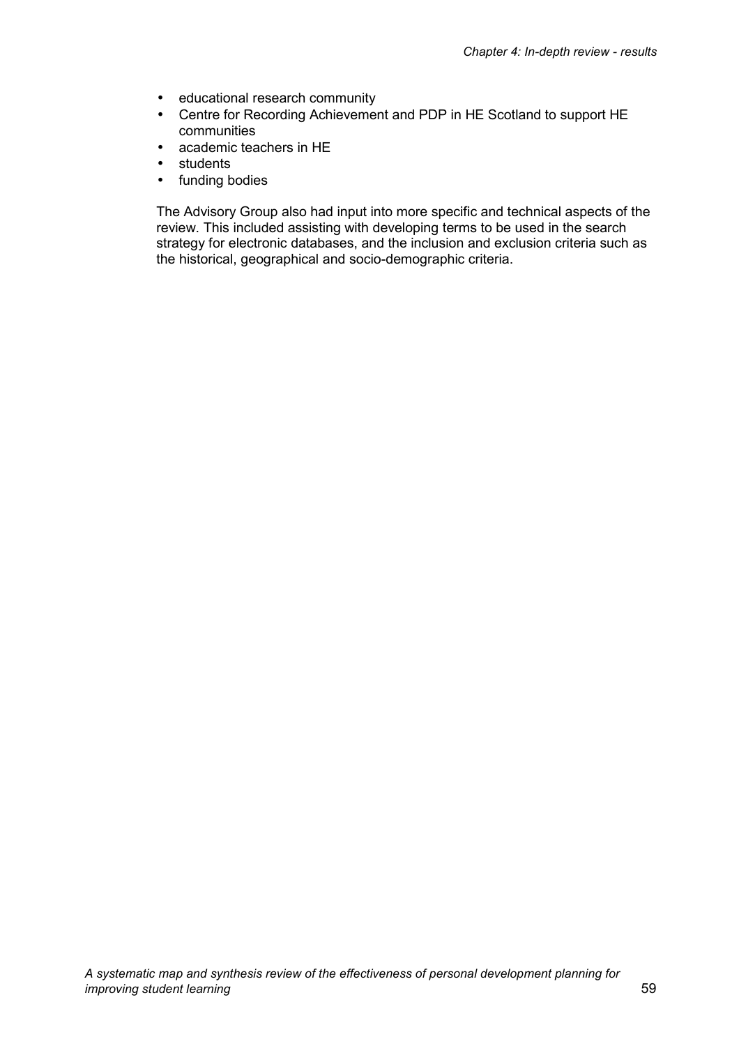- educational research community
- Centre for Recording Achievement and PDP in HE Scotland to support HE communities
- academic teachers in HE
- students
- funding bodies

The Advisory Group also had input into more specific and technical aspects of the review. This included assisting with developing terms to be used in the search strategy for electronic databases, and the inclusion and exclusion criteria such as the historical, geographical and socio-demographic criteria.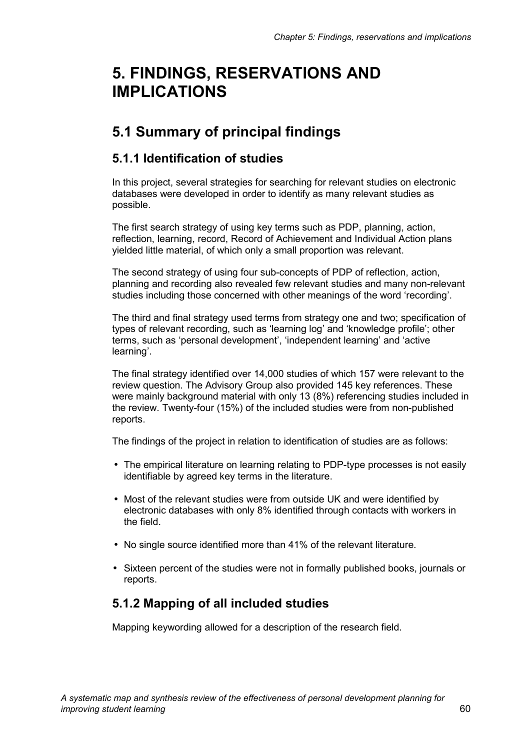# 5. FINDINGS, RESERVATIONS AND IMPLICATIONS

## 5.1 Summary of principal findings

### 5.1.1 Identification of studies

In this project, several strategies for searching for relevant studies on electronic databases were developed in order to identify as many relevant studies as possible.

The first search strategy of using key terms such as PDP, planning, action, reflection, learning, record, Record of Achievement and Individual Action plans yielded little material, of which only a small proportion was relevant.

The second strategy of using four sub-concepts of PDP of reflection, action, planning and recording also revealed few relevant studies and many non-relevant studies including those concerned with other meanings of the word 'recording'.

The third and final strategy used terms from strategy one and two; specification of types of relevant recording, such as 'learning log' and 'knowledge profile'; other terms, such as 'personal development', 'independent learning' and 'active learning'.

The final strategy identified over 14,000 studies of which 157 were relevant to the review question. The Advisory Group also provided 145 key references. These were mainly background material with only 13 (8%) referencing studies included in the review. Twenty-four (15%) of the included studies were from non-published reports.

The findings of the project in relation to identification of studies are as follows:

- The empirical literature on learning relating to PDP-type processes is not easily identifiable by agreed key terms in the literature.
- Most of the relevant studies were from outside UK and were identified by electronic databases with only 8% identified through contacts with workers in the field.
- No single source identified more than 41% of the relevant literature.
- Sixteen percent of the studies were not in formally published books, journals or reports.

### 5.1.2 Mapping of all included studies

Mapping keywording allowed for a description of the research field.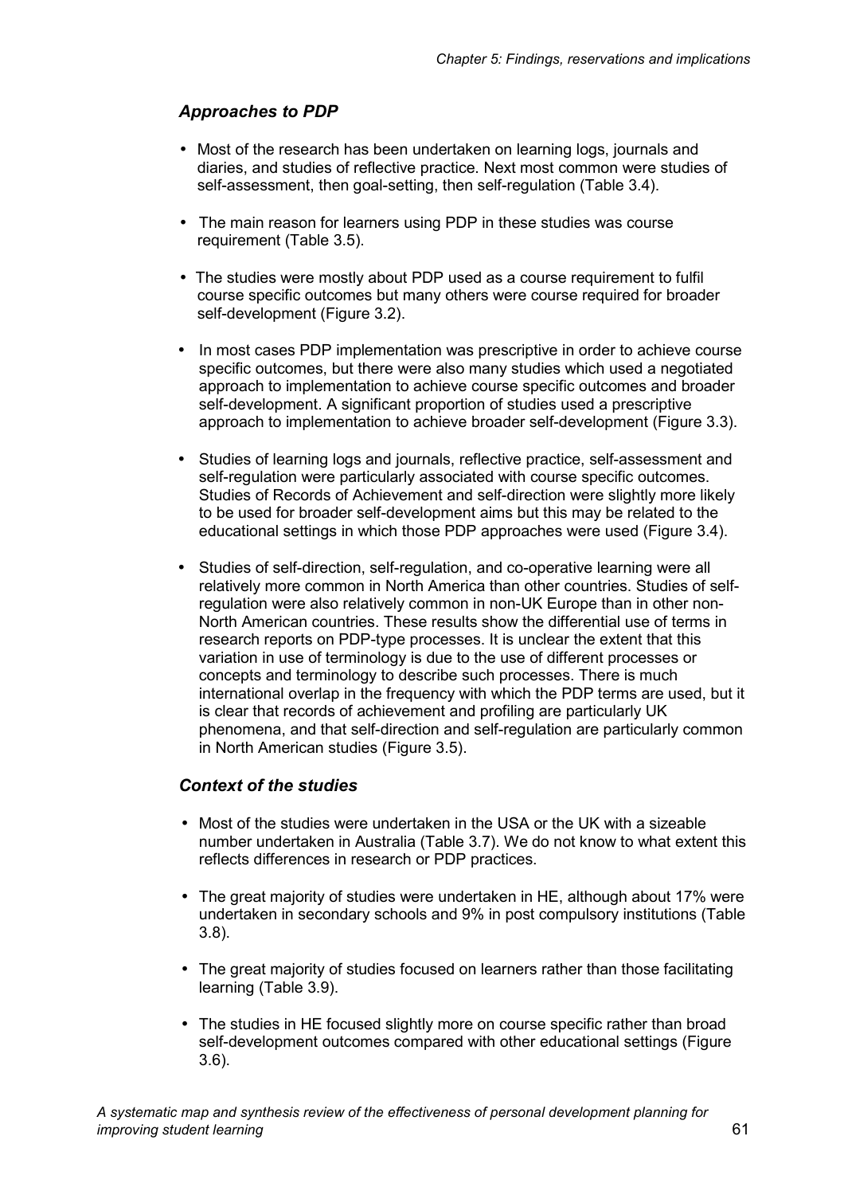### *Approaches to PDP*

- Most of the research has been undertaken on learning logs, journals and diaries, and studies of reflective practice. Next most common were studies of self-assessment, then goal-setting, then self-regulation (Table 3.4).
- The main reason for learners using PDP in these studies was course requirement (Table 3.5).
- The studies were mostly about PDP used as a course requirement to fulfil course specific outcomes but many others were course required for broader self-development (Figure 3.2).
- In most cases PDP implementation was prescriptive in order to achieve course specific outcomes, but there were also many studies which used a negotiated approach to implementation to achieve course specific outcomes and broader self-development. A significant proportion of studies used a prescriptive approach to implementation to achieve broader self-development (Figure 3.3).
- Studies of learning logs and journals, reflective practice, self-assessment and self-regulation were particularly associated with course specific outcomes. Studies of Records of Achievement and self-direction were slightly more likely to be used for broader self-development aims but this may be related to the educational settings in which those PDP approaches were used (Figure 3.4).
- Studies of self-direction, self-regulation, and co-operative learning were all relatively more common in North America than other countries. Studies of self-regulation were also relatively common in non-UK Europe than in other non-North American countries. These results show the differential use of terms in research reports on PDP-type processes. It is unclear the extent that this variation in use of terminology is due to the use of different processes or concepts and terminology to describe such processes. There is much international overlap in the frequency with which the PDP terms are used, but it is clear that records of achievement and profiling are particularly UK phenomena, and that self-direction and self-regulation are particularly common in North American studies (Figure 3.5).

### *Context of the studies*

- Most of the studies were undertaken in the USA or the UK with a sizeable number undertaken in Australia (Table 3.7). We do not know to what extent this reflects differences in research or PDP practices.
- The great majority of studies were undertaken in HE, although about 17% were undertaken in secondary schools and 9% in post compulsory institutions (Table 3.8).
- The great majority of studies focused on learners rather than those facilitating learning (Table 3.9).
- The studies in HE focused slightly more on course specific rather than broad self-development outcomes compared with other educational settings (Figure 3.6).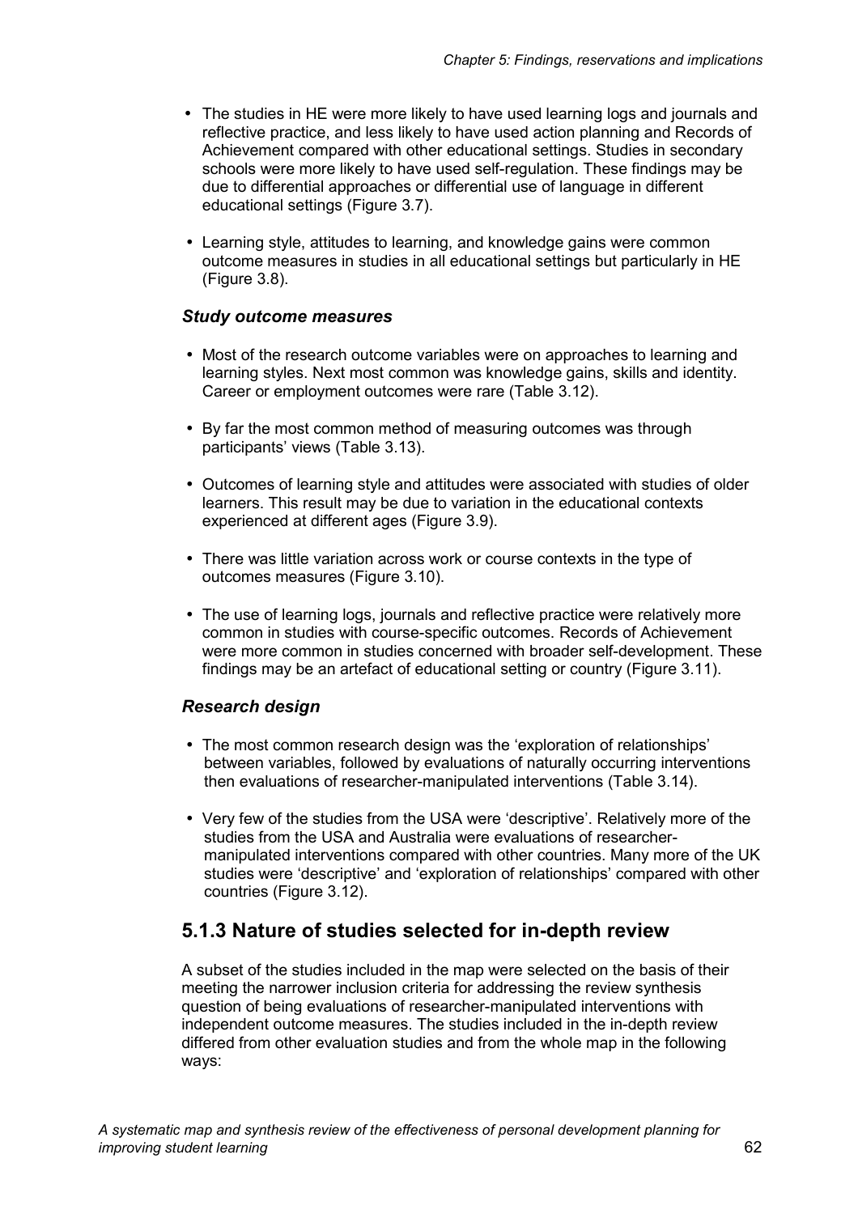- The studies in HE were more likely to have used learning logs and journals and reflective practice, and less likely to have used action planning and Records of Achievement compared with other educational settings. Studies in secondary schools were more likely to have used self-regulation. These findings may be due to differential approaches or differential use of language in different educational settings (Figure 3.7).
- Learning style, attitudes to learning, and knowledge gains were common outcome measures in studies in all educational settings but particularly in HE (Figure 3.8).

### *Study outcome measures*

- Most of the research outcome variables were on approaches to learning and learning styles. Next most common was knowledge gains, skills and identity. Career or employment outcomes were rare (Table 3.12).
- By far the most common method of measuring outcomes was through participants' views (Table 3.13).
- Outcomes of learning style and attitudes were associated with studies of older learners. This result may be due to variation in the educational contexts experienced at different ages (Figure 3.9).
- There was little variation across work or course contexts in the type of outcomes measures (Figure 3.10).
- The use of learning logs, journals and reflective practice were relatively more common in studies with course-specific outcomes. Records of Achievement were more common in studies concerned with broader self-development. These findings may be an artefact of educational setting or country (Figure 3.11).

### *Research design*

- The most common research design was the 'exploration of relationships' between variables, followed by evaluations of naturally occurring interventions then evaluations of researcher-manipulated interventions (Table 3.14).
- Very few of the studies from the USA were 'descriptive'. Relatively more of the studies from the USA and Australia were evaluations of researcher-manipulated interventions compared with other countries. Many more of the UK studies were 'descriptive' and 'exploration of relationships' compared with other countries (Figure 3.12).

## 5.1.3 Nature of studies selected for in-depth review

A subset of the studies included in the map were selected on the basis of their meeting the narrower inclusion criteria for addressing the review synthesis question of being evaluations of researcher-manipulated interventions with independent outcome measures. The studies included in the in-depth review differed from other evaluation studies and from the whole map in the following ways: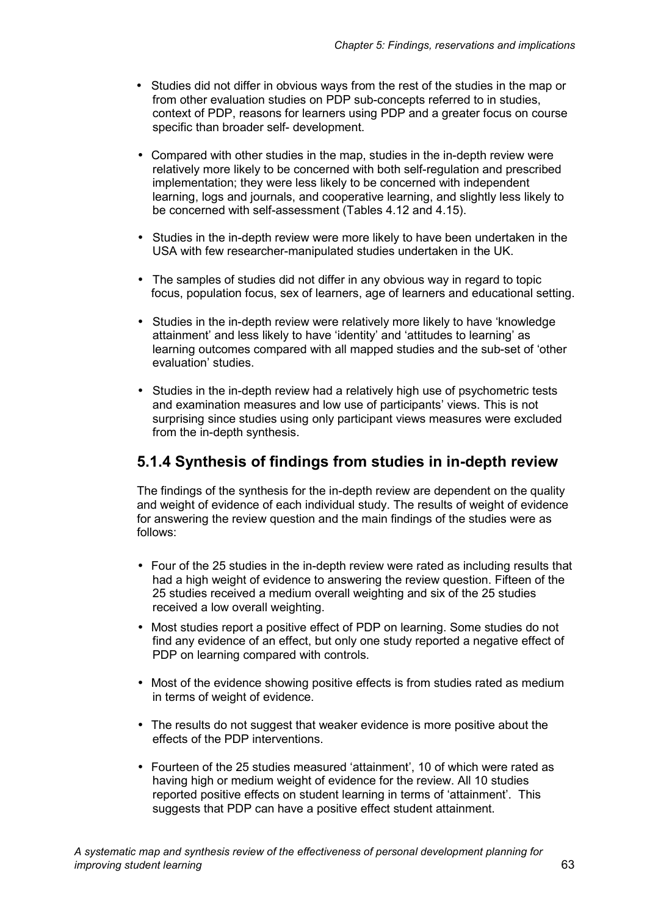- Studies did not differ in obvious ways from the rest of the studies in the map or from other evaluation studies on PDP sub-concepts referred to in studies, context of PDP, reasons for learners using PDP and a greater focus on course specific than broader self- development.

- Compared with other studies in the map, studies in the in-depth review were relatively more likely to be concerned with both self-regulation and prescribed implementation; they were less likely to be concerned with independent learning, logs and journals, and cooperative learning, and slightly less likely to be concerned with self-assessment (Tables 4.12 and 4.15).

- Studies in the in-depth review were more likely to have been undertaken in the USA with few researcher-manipulated studies undertaken in the UK.

- The samples of studies did not differ in any obvious way in regard to topic focus, population focus, sex of learners, age of learners and educational setting.

- Studies in the in-depth review were relatively more likely to have 'knowledge attainment' and less likely to have 'identity' and 'attitudes to learning' as learning outcomes compared with all mapped studies and the sub-set of 'other evaluation' studies.

- Studies in the in-depth review had a relatively high use of psychometric tests and examination measures and low use of participants' views. This is not surprising since studies using only participant views measures were excluded from the in-depth synthesis.

## 5.1.4 Synthesis of findings from studies in in-depth review

The findings of the synthesis for the in-depth review are dependent on the quality and weight of evidence of each individual study. The results of weight of evidence for answering the review question and the main findings of the studies were as follows:

- Four of the 25 studies in the in-depth review were rated as including results that had a high weight of evidence to answering the review question. Fifteen of the 25 studies received a medium overall weighting and six of the 25 studies received a low overall weighting.
- Most studies report a positive effect of PDP on learning. Some studies do not find any evidence of an effect, but only one study reported a negative effect of PDP on learning compared with controls.

- Most of the evidence showing positive effects is from studies rated as medium in terms of weight of evidence.

- The results do not suggest that weaker evidence is more positive about the effects of the PDP interventions.

- Fourteen of the 25 studies measured 'attainment', 10 of which were rated as having high or medium weight of evidence for the review. All 10 studies reported positive effects on student learning in terms of 'attainment'. This suggests that PDP can have a positive effect student attainment.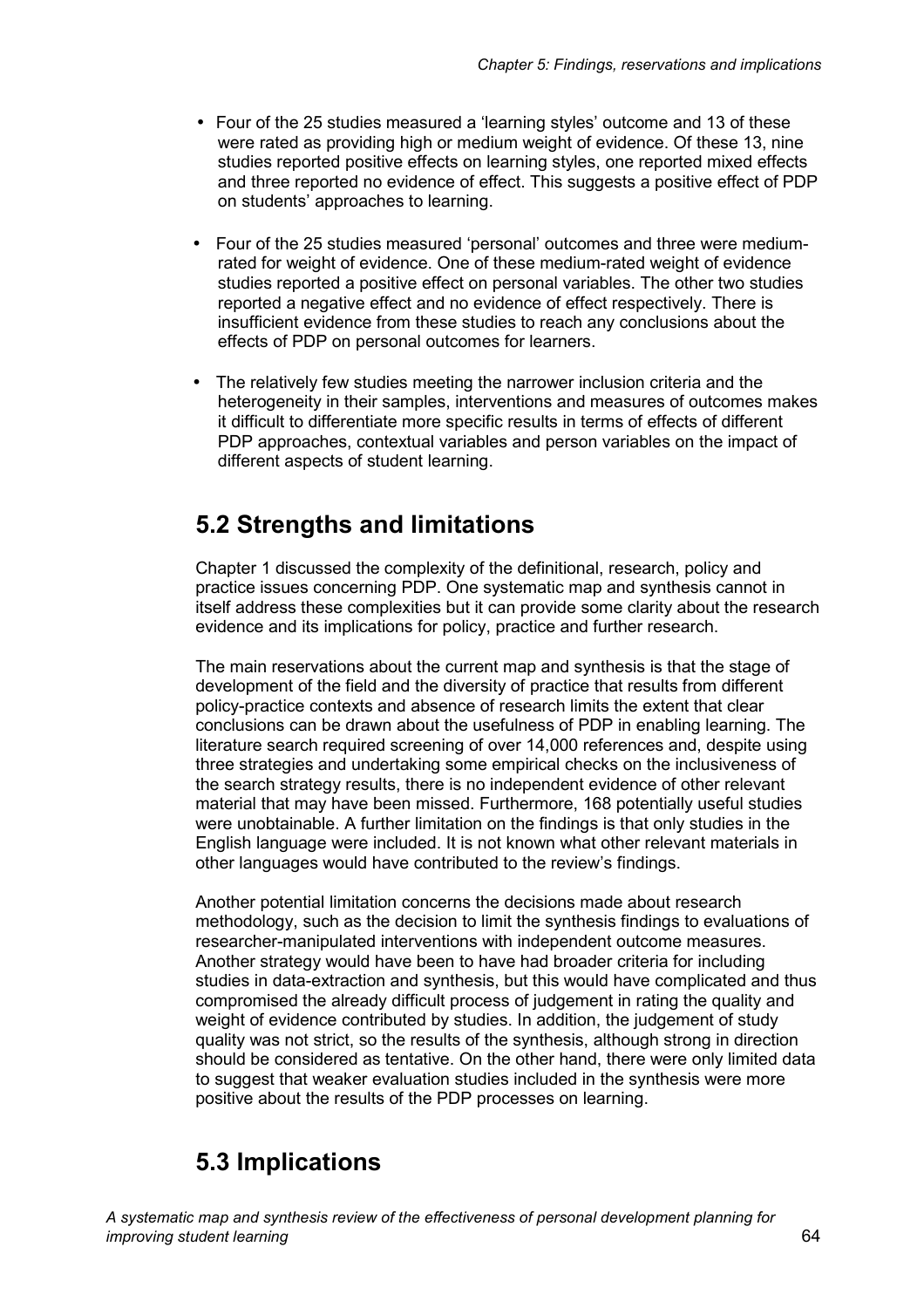- Four of the 25 studies measured a 'learning styles' outcome and 13 of these were rated as providing high or medium weight of evidence. Of these 13, nine studies reported positive effects on learning styles, one reported mixed effects and three reported no evidence of effect. This suggests a positive effect of PDP on students' approaches to learning.

- Four of the 25 studies measured 'personal' outcomes and three were medium-rated for weight of evidence. One of these medium-rated weight of evidence studies reported a positive effect on personal variables. The other two studies reported a negative effect and no evidence of effect respectively. There is insufficient evidence from these studies to reach any conclusions about the effects of PDP on personal outcomes for learners.

- The relatively few studies meeting the narrower inclusion criteria and the heterogeneity in their samples, interventions and measures of outcomes makes it difficult to differentiate more specific results in terms of effects of different PDP approaches, contextual variables and person variables on the impact of different aspects of student learning.

## 5.2 Strengths and limitations

Chapter 1 discussed the complexity of the definitional, research, policy and practice issues concerning PDP. One systematic map and synthesis cannot in itself address these complexities but it can provide some clarity about the research evidence and its implications for policy, practice and further research.

The main reservations about the current map and synthesis is that the stage of development of the field and the diversity of practice that results from different policy-practice contexts and absence of research limits the extent that clear conclusions can be drawn about the usefulness of PDP in enabling learning. The literature search required screening of over 14,000 references and, despite using three strategies and undertaking some empirical checks on the inclusiveness of the search strategy results, there is no independent evidence of other relevant material that may have been missed. Furthermore, 168 potentially useful studies were unobtainable. A further limitation on the findings is that only studies in the English language were included. It is not known what other relevant materials in other languages would have contributed to the review's findings.

Another potential limitation concerns the decisions made about research methodology, such as the decision to limit the synthesis findings to evaluations of researcher-manipulated interventions with independent outcome measures. Another strategy would have been to have had broader criteria for including studies in data-extraction and synthesis, but this would have complicated and thus compromised the already difficult process of judgement in rating the quality and weight of evidence contributed by studies. In addition, the judgement of study quality was not strict, so the results of the synthesis, although strong in direction should be considered as tentative. On the other hand, there were only limited data to suggest that weaker evaluation studies included in the synthesis were more positive about the results of the PDP processes on learning.

## 5.3 Implications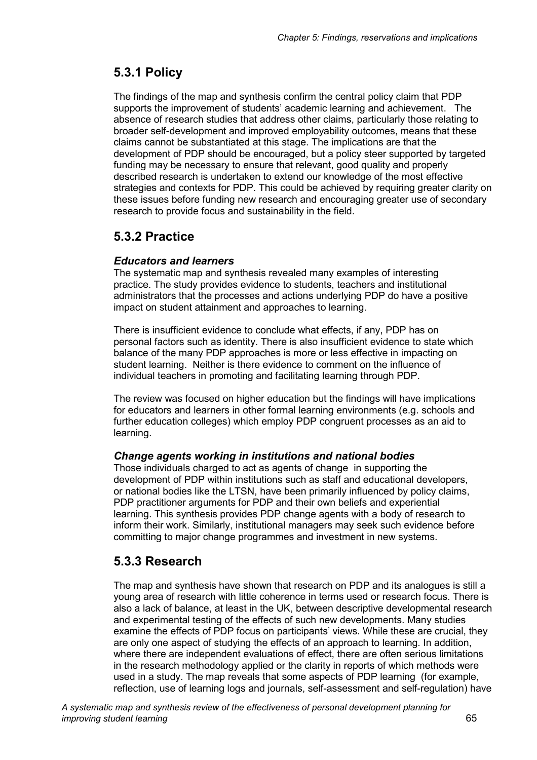## 5.3.1 Policy

The findings of the map and synthesis confirm the central policy claim that PDP supports the improvement of students' academic learning and achievement. The absence of research studies that address other claims, particularly those relating to broader self-development and improved employability outcomes, means that these claims cannot be substantiated at this stage. The implications are that the development of PDP should be encouraged, but a policy steer supported by targeted funding may be necessary to ensure that relevant, good quality and properly described research is undertaken to extend our knowledge of the most effective strategies and contexts for PDP. This could be achieved by requiring greater clarity on these issues before funding new research and encouraging greater use of secondary research to provide focus and sustainability in the field.

## 5.3.2 Practice

### *Educators and learners*

The systematic map and synthesis revealed many examples of interesting practice. The study provides evidence to students, teachers and institutional administrators that the processes and actions underlying PDP do have a positive impact on student attainment and approaches to learning.

There is insufficient evidence to conclude what effects, if any, PDP has on personal factors such as identity. There is also insufficient evidence to state which balance of the many PDP approaches is more or less effective in impacting on student learning. Neither is there evidence to comment on the influence of individual teachers in promoting and facilitating learning through PDP.

The review was focused on higher education but the findings will have implications for educators and learners in other formal learning environments (e.g. schools and further education colleges) which employ PDP congruent processes as an aid to learning.

### *Change agents working in institutions and national bodies*

Those individuals charged to act as agents of change in supporting the development of PDP within institutions such as staff and educational developers, or national bodies like the LTSN, have been primarily influenced by policy claims, PDP practitioner arguments for PDP and their own beliefs and experiential learning. This synthesis provides PDP change agents with a body of research to inform their work. Similarly, institutional managers may seek such evidence before committing to major change programmes and investment in new systems.

## 5.3.3 Research

The map and synthesis have shown that research on PDP and its analogues is still a young area of research with little coherence in terms used or research focus. There is also a lack of balance, at least in the UK, between descriptive developmental research and experimental testing of the effects of such new developments. Many studies examine the effects of PDP focus on participants' views. While these are crucial, they are only one aspect of studying the effects of an approach to learning. In addition, where there are independent evaluations of effect, there are often serious limitations in the research methodology applied or the clarity in reports of which methods were used in a study. The map reveals that some aspects of PDP learning (for example, reflection, use of learning logs and journals, self-assessment and self-regulation) have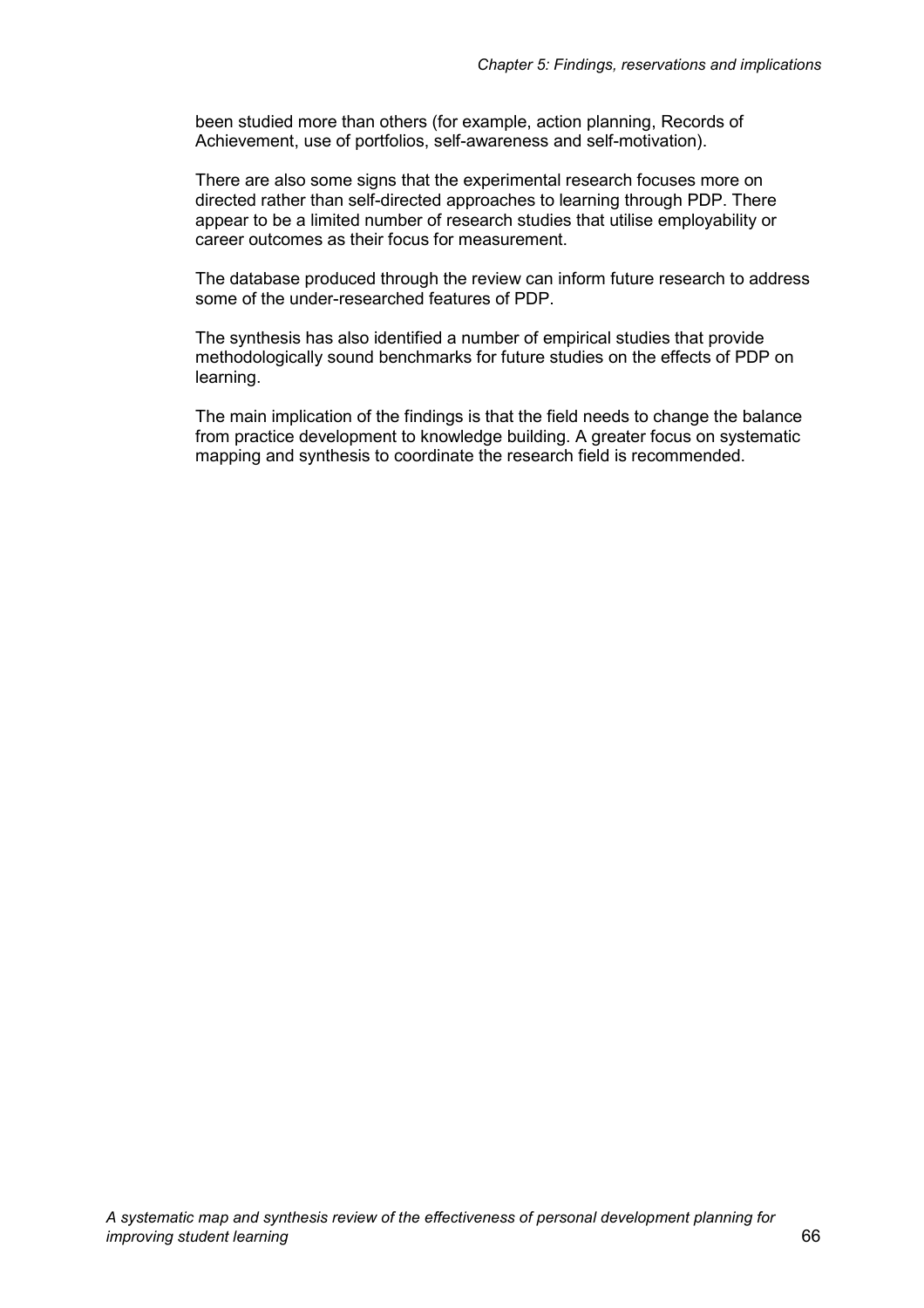been studied more than others (for example, action planning, Records of Achievement, use of portfolios, self-awareness and self-motivation).

There are also some signs that the experimental research focuses more on directed rather than self-directed approaches to learning through PDP. There appear to be a limited number of research studies that utilise employability or career outcomes as their focus for measurement.

The database produced through the review can inform future research to address some of the under-researched features of PDP.

The synthesis has also identified a number of empirical studies that provide methodologically sound benchmarks for future studies on the effects of PDP on learning.

The main implication of the findings is that the field needs to change the balance from practice development to knowledge building. A greater focus on systematic mapping and synthesis to coordinate the research field is recommended.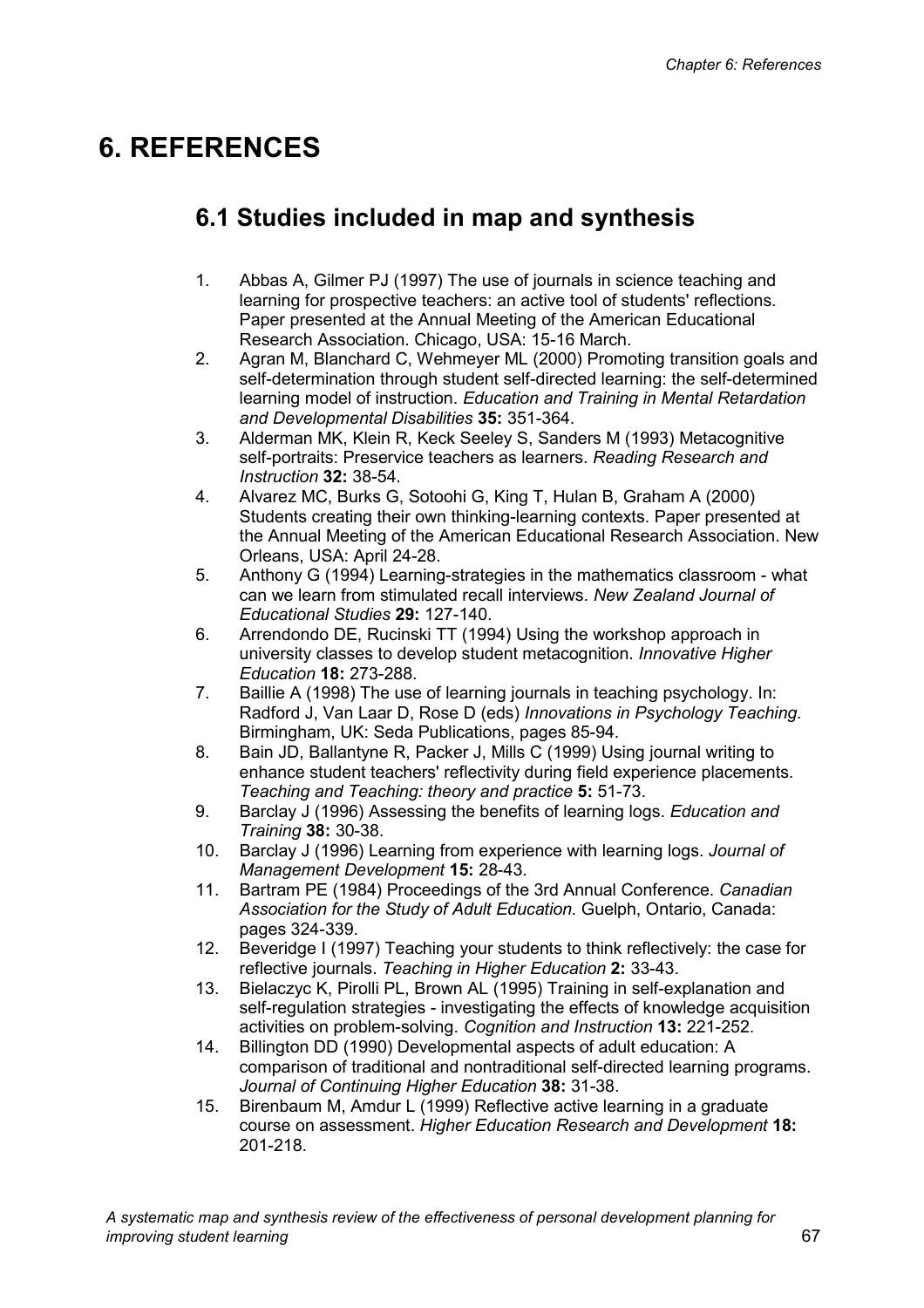# 6. REFERENCES

## 6.1 Studies included in map and synthesis

1. Abbas A, Gilmer PJ (1997) The use of journals in science teaching and learning for prospective teachers: an active tool of students' reflections. Paper presented at the Annual Meeting of the American Educational Research Association. Chicago, USA: 15-16 March.
2. Agran M, Blanchard C, Wehmeyer ML (2000) Promoting transition goals and self-determination through student self-directed learning: the self-determined learning model of instruction. *Education and Training in Mental Retardation and Developmental Disabilities* **35:** 351-364.
3. Alderman MK, Klein R, Keck Seeley S, Sanders M (1993) Metacognitive self-portraits: Preservice teachers as learners. *Reading Research and Instruction* **32:** 38-54.
4. Alvarez MC, Burks G, Sotoohi G, King T, Hulan B, Graham A (2000) Students creating their own thinking-learning contexts. Paper presented at the Annual Meeting of the American Educational Research Association. New Orleans, USA: April 24-28.
5. Anthony G (1994) Learning-strategies in the mathematics classroom - what can we learn from stimulated recall interviews. *New Zealand Journal of Educational Studies* **29:** 127-140.
6. Arrendondo DE, Rucinski TT (1994) Using the workshop approach in university classes to develop student metacognition. *Innovative Higher Education* **18:** 273-288.
7. Baillie A (1998) The use of learning journals in teaching psychology. In: Radford J, Van Laar D, Rose D (eds) *Innovations in Psychology Teaching.* Birmingham, UK: Seda Publications, pages 85-94.
8. Bain JD, Ballantyne R, Packer J, Mills C (1999) Using journal writing to enhance student teachers' reflectivity during field experience placements. *Teaching and Teaching: theory and practice* **5:** 51-73.
9. Barclay J (1996) Assessing the benefits of learning logs. *Education and Training* **38:** 30-38.
10. Barclay J (1996) Learning from experience with learning logs. *Journal of Management Development* **15:** 28-43.
11. Bartram PE (1984) Proceedings of the 3rd Annual Conference. *Canadian Association for the Study of Adult Education.* Guelph, Ontario, Canada: pages 324-339.
12. Beveridge I (1997) Teaching your students to think reflectively: the case for reflective journals. *Teaching in Higher Education* **2:** 33-43.
13. Bielaczyc K, Pirolli PL, Brown AL (1995) Training in self-explanation and self-regulation strategies - investigating the effects of knowledge acquisition activities on problem-solving. *Cognition and Instruction* **13:** 221-252.
14. Billington DD (1990) Developmental aspects of adult education: A comparison of traditional and nontraditional self-directed learning programs. *Journal of Continuing Higher Education* **38:** 31-38.
15. Birenbaum M, Amdur L (1999) Reflective active learning in a graduate course on assessment. *Higher Education Research and Development* **18:** 201-218.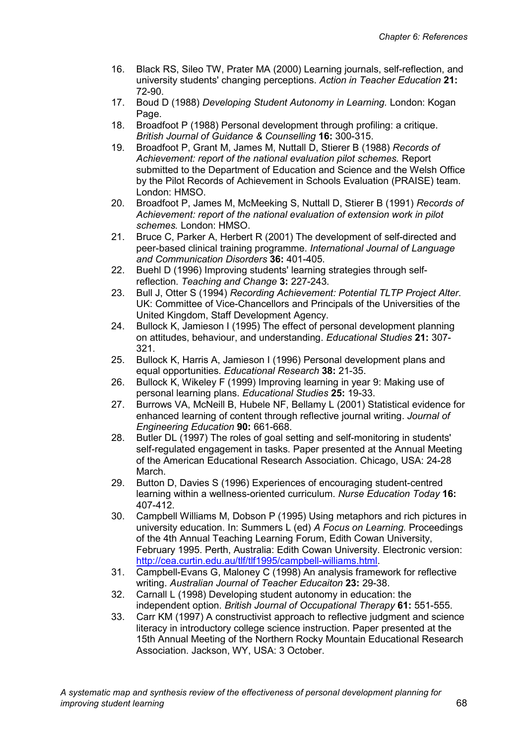16. Black RS, Sileo TW, Prater MA (2000) Learning journals, self-reflection, and university students' changing perceptions. *Action in Teacher Education* **21:** 72-90.
17. Boud D (1988) *Developing Student Autonomy in Learning.* London: Kogan Page.
18. Broadfoot P (1988) Personal development through profiling: a critique. *British Journal of Guidance & Counselling* **16:** 300-315.
19. Broadfoot P, Grant M, James M, Nuttall D, Stierer B (1988) *Records of Achievement: report of the national evaluation pilot schemes.* Report submitted to the Department of Education and Science and the Welsh Office by the Pilot Records of Achievement in Schools Evaluation (PRAISE) team. London: HMSO.
20. Broadfoot P, James M, McMeeking S, Nuttall D, Stierer B (1991) *Records of Achievement: report of the national evaluation of extension work in pilot schemes.* London: HMSO.
21. Bruce C, Parker A, Herbert R (2001) The development of self-directed and peer-based clinical training programme. *International Journal of Language and Communication Disorders* **36:** 401-405.
22. Buehl D (1996) Improving students' learning strategies through self-reflection. *Teaching and Change* **3:** 227-243.
23. Bull J, Otter S (1994) *Recording Achievement: Potential TLTP Project Alter*. UK: Committee of Vice-Chancellors and Principals of the Universities of the United Kingdom, Staff Development Agency.
24. Bullock K, Jamieson I (1995) The effect of personal development planning on attitudes, behaviour, and understanding. *Educational Studies* **21:** 307-321.
25. Bullock K, Harris A, Jamieson I (1996) Personal development plans and equal opportunities. *Educational Research* **38:** 21-35.
26. Bullock K, Wikeley F (1999) Improving learning in year 9: Making use of personal learning plans. *Educational Studies* **25:** 19-33.
27. Burrows VA, McNeill B, Hubele NF, Bellamy L (2001) Statistical evidence for enhanced learning of content through reflective journal writing. *Journal of Engineering Education* **90:** 661-668.
28. Butler DL (1997) The roles of goal setting and self-monitoring in students' self-regulated engagement in tasks. Paper presented at the Annual Meeting of the American Educational Research Association. Chicago, USA: 24-28 March.
29. Button D, Davies S (1996) Experiences of encouraging student-centred learning within a wellness-oriented curriculum. *Nurse Education Today* **16:** 407-412.
30. Campbell Williams M, Dobson P (1995) Using metaphors and rich pictures in university education. In: Summers L (ed) *A Focus on Learning.* Proceedings of the 4th Annual Teaching Learning Forum, Edith Cowan University, February 1995. Perth, Australia: Edith Cowan University. Electronic version: http://cea.curtin.edu.au/tlf/tlf1995/campbell-williams.html.
31. Campbell-Evans G, Maloney C (1998) An analysis framework for reflective writing. *Australian Journal of Teacher Educaiton* **23:** 29-38.
32. Carnall L (1998) Developing student autonomy in education: the independent option. *British Journal of Occupational Therapy* **61:** 551-555.
33. Carr KM (1997) A constructivist approach to reflective judgment and science literacy in introductory college science instruction. Paper presented at the 15th Annual Meeting of the Northern Rocky Mountain Educational Research Association. Jackson, WY, USA: 3 October.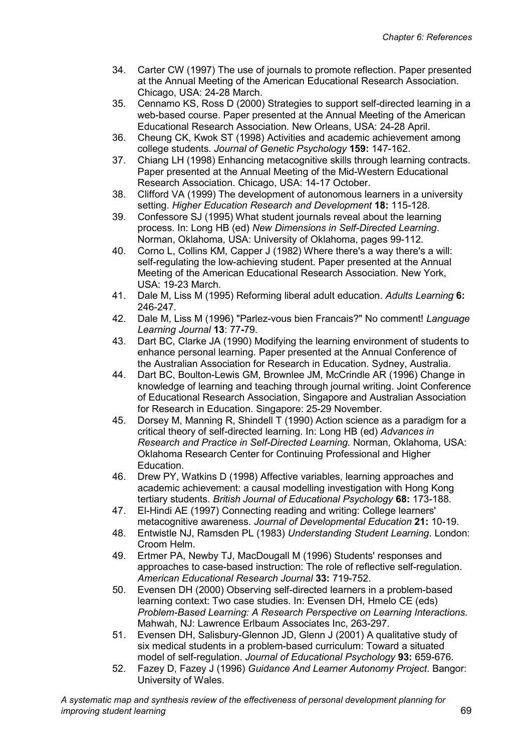34. Carter CW (1997) The use of journals to promote reflection. Paper presented at the Annual Meeting of the American Educational Research Association. Chicago, USA: 24-28 March.
35. Cennamo KS, Ross D (2000) Strategies to support self-directed learning in a web-based course. Paper presented at the Annual Meeting of the American Educational Research Association. New Orleans, USA: 24-28 April.
36. Cheung CK, Kwok ST (1998) Activities and academic achievement among college students. *Journal of Genetic Psychology* **159:** 147-162.
37. Chiang LH (1998) Enhancing metacognitive skills through learning contracts. Paper presented at the Annual Meeting of the Mid-Western Educational Research Association. Chicago, USA: 14-17 October.
38. Clifford VA (1999) The development of autonomous learners in a university setting. *Higher Education Research and Development* **18:** 115-128.
39. Confessore SJ (1995) What student journals reveal about the learning process. In: Long HB (ed) *New Dimensions in Self-Directed Learning*. Norman, Oklahoma, USA: University of Oklahoma, pages 99-112.
40. Corno L, Collins KM, Capper J (1982) Where there's a way there's a will: self-regulating the low-achieving student. Paper presented at the Annual Meeting of the American Educational Research Association. New York, USA: 19-23 March.
41. Dale M, Liss M (1995) Reforming liberal adult education. *Adults Learning* **6:** 246-247.
42. Dale M, Liss M (1996) "Parlez-vous bien Francais?" No comment! *Language Learning Journal* **13**: 77**-**79.
43. Dart BC, Clarke JA (1990) Modifying the learning environment of students to enhance personal learning. Paper presented at the Annual Conference of the Australian Association for Research in Education. Sydney, Australia.
44. Dart BC, Boulton-Lewis GM, Brownlee JM, McCrindle AR (1996) Change in knowledge of learning and teaching through journal writing. Joint Conference of Educational Research Association, Singapore and Australian Association for Research in Education. Singapore: 25-29 November.
45. Dorsey M, Manning R, Shindell T (1990) Action science as a paradigm for a critical theory of self-directed learning. In: Long HB (ed) *Advances in Research and Practice in Self-Directed Learning.* Norman, Oklahoma, USA: Oklahoma Research Center for Continuing Professional and Higher Education.
46. Drew PY, Watkins D (1998) Affective variables, learning approaches and academic achievement: a causal modelling investigation with Hong Kong tertiary students. *British Journal of Educational Psychology* **68:** 173-188.
47. El-Hindi AE (1997) Connecting reading and writing: College learners' metacognitive awareness. *Journal of Developmental Education* **21:** 10-19.
48. Entwistle NJ, Ramsden PL (1983) *Understanding Student Learning*. London: Croom Helm.
49. Ertmer PA, Newby TJ, MacDougall M (1996) Students' responses and approaches to case-based instruction: The role of reflective self-regulation. *American Educational Research Journal* **33:** 719-752.
50. Evensen DH (2000) Observing self-directed learners in a problem-based learning context: Two case studies. In: Evensen DH, Hmelo CE (eds) *Problem-Based Learning: A Research Perspective on Learning Interactions.* Mahwah, NJ: Lawrence Erlbaum Associates Inc, 263-297.
51. Evensen DH, Salisbury-Glennon JD, Glenn J (2001) A qualitative study of six medical students in a problem-based curriculum: Toward a situated model of self-regulation. *Journal of Educational Psychology* **93:** 659-676.
52. Fazey D, Fazey J (1996) *Guidance And Learner Autonomy Project*. Bangor: University of Wales.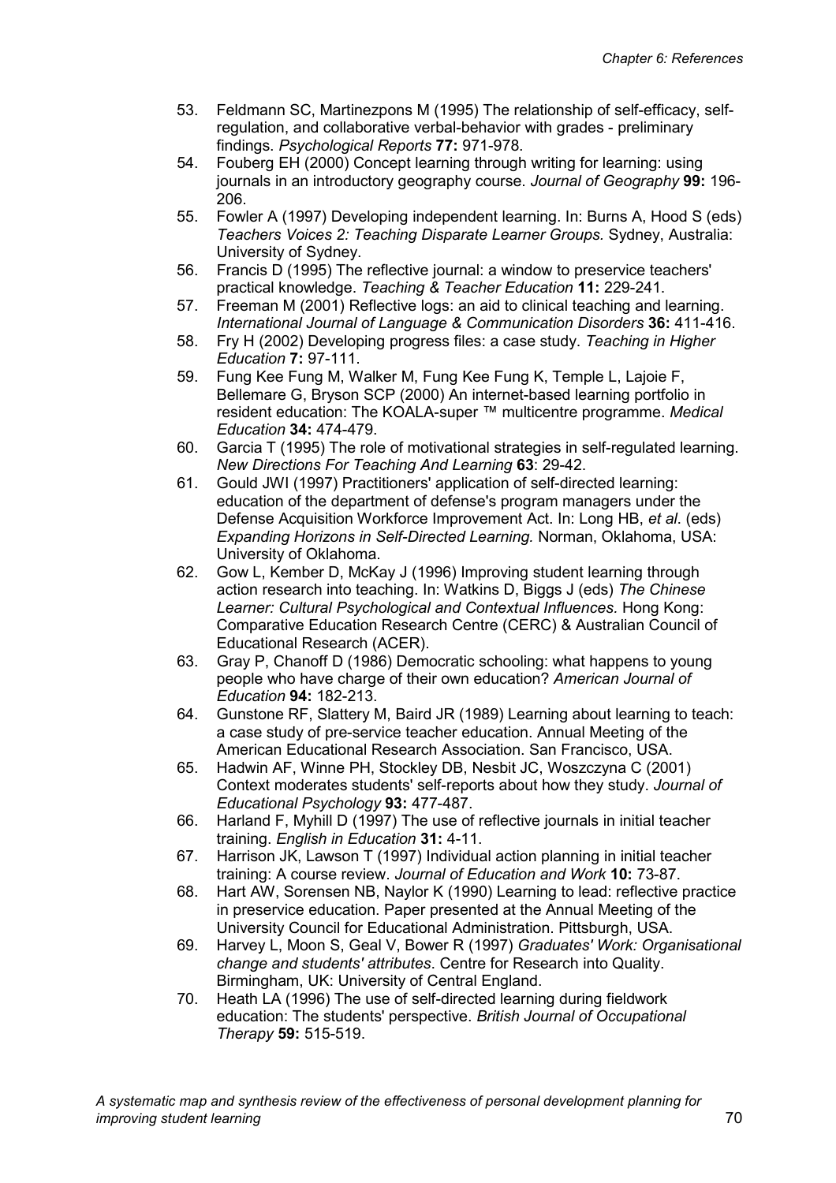53. Feldmann SC, Martinezpons M (1995) The relationship of self-efficacy, self-regulation, and collaborative verbal-behavior with grades - preliminary findings. *Psychological Reports* **77:** 971-978.
54. Fouberg EH (2000) Concept learning through writing for learning: using journals in an introductory geography course. *Journal of Geography* **99:** 196-206.
55. Fowler A (1997) Developing independent learning. In: Burns A, Hood S (eds) *Teachers Voices 2: Teaching Disparate Learner Groups.* Sydney, Australia: University of Sydney.
56. Francis D (1995) The reflective journal: a window to preservice teachers' practical knowledge. *Teaching & Teacher Education* **11:** 229-241.
57. Freeman M (2001) Reflective logs: an aid to clinical teaching and learning. *International Journal of Language & Communication Disorders* **36:** 411-416.
58. Fry H (2002) Developing progress files: a case study. *Teaching in Higher Education* **7:** 97-111.
59. Fung Kee Fung M, Walker M, Fung Kee Fung K, Temple L, Lajoie F, Bellemare G, Bryson SCP (2000) An internet-based learning portfolio in resident education: The KOALA-super ™ multicentre programme. *Medical Education* **34:** 474-479.
60. Garcia T (1995) The role of motivational strategies in self-regulated learning. *New Directions For Teaching And Learning* **63**: 29-42.
61. Gould JWI (1997) Practitioners' application of self-directed learning: education of the department of defense's program managers under the Defense Acquisition Workforce Improvement Act. In: Long HB, *et al*. (eds) *Expanding Horizons in Self-Directed Learning.* Norman, Oklahoma, USA: University of Oklahoma.
62. Gow L, Kember D, McKay J (1996) Improving student learning through action research into teaching. In: Watkins D, Biggs J (eds) *The Chinese Learner: Cultural Psychological and Contextual Influences.* Hong Kong: Comparative Education Research Centre (CERC) & Australian Council of Educational Research (ACER).
63. Gray P, Chanoff D (1986) Democratic schooling: what happens to young people who have charge of their own education? *American Journal of Education* **94:** 182-213.
64. Gunstone RF, Slattery M, Baird JR (1989) Learning about learning to teach: a case study of pre-service teacher education. Annual Meeting of the American Educational Research Association. San Francisco, USA.
65. Hadwin AF, Winne PH, Stockley DB, Nesbit JC, Woszczyna C (2001) Context moderates students' self-reports about how they study. *Journal of Educational Psychology* **93:** 477-487.
66. Harland F, Myhill D (1997) The use of reflective journals in initial teacher training. *English in Education* **31:** 4-11.
67. Harrison JK, Lawson T (1997) Individual action planning in initial teacher training: A course review. *Journal of Education and Work* **10:** 73-87.
68. Hart AW, Sorensen NB, Naylor K (1990) Learning to lead: reflective practice in preservice education. Paper presented at the Annual Meeting of the University Council for Educational Administration. Pittsburgh, USA.
69. Harvey L, Moon S, Geal V, Bower R (1997) *Graduates' Work: Organisational change and students' attributes*. Centre for Research into Quality. Birmingham, UK: University of Central England.
70. Heath LA (1996) The use of self-directed learning during fieldwork education: The students' perspective. *British Journal of Occupational Therapy* **59:** 515-519.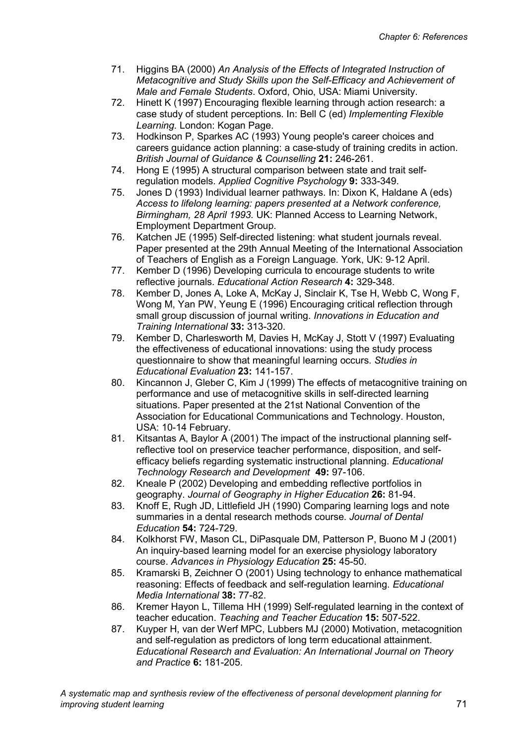71. Higgins BA (2000) *An Analysis of the Effects of Integrated Instruction of Metacognitive and Study Skills upon the Self-Efficacy and Achievement of Male and Female Students*. Oxford, Ohio, USA: Miami University.
72. Hinett K (1997) Encouraging flexible learning through action research: a case study of student perceptions. In: Bell C (ed) *Implementing Flexible Learning.* London: Kogan Page.
73. Hodkinson P, Sparkes AC (1993) Young people's career choices and careers guidance action planning: a case-study of training credits in action. *British Journal of Guidance & Counselling* **21:** 246-261.
74. Hong E (1995) A structural comparison between state and trait self-regulation models. *Applied Cognitive Psychology* **9:** 333-349.
75. Jones D (1993) Individual learner pathways. In: Dixon K, Haldane A (eds) *Access to lifelong learning: papers presented at a Network conference, Birmingham, 28 April 1993.* UK: Planned Access to Learning Network, Employment Department Group.
76. Katchen JE (1995) Self-directed listening: what student journals reveal. Paper presented at the 29th Annual Meeting of the International Association of Teachers of English as a Foreign Language. York, UK: 9-12 April.
77. Kember D (1996) Developing curricula to encourage students to write reflective journals. *Educational Action Research* **4:** 329-348.
78. Kember D, Jones A, Loke A, McKay J, Sinclair K, Tse H, Webb C, Wong F, Wong M, Yan PW, Yeung E (1996) Encouraging critical reflection through small group discussion of journal writing. *Innovations in Education and Training International* **33:** 313-320.
79. Kember D, Charlesworth M, Davies H, McKay J, Stott V (1997) Evaluating the effectiveness of educational innovations: using the study process questionnaire to show that meaningful learning occurs. *Studies in Educational Evaluation* **23:** 141-157.
80. Kincannon J, Gleber C, Kim J (1999) The effects of metacognitive training on performance and use of metacognitive skills in self-directed learning situations. Paper presented at the 21st National Convention of the Association for Educational Communications and Technology. Houston, USA: 10-14 February.
81. Kitsantas A, Baylor A (2001) The impact of the instructional planning self-reflective tool on preservice teacher performance, disposition, and self-efficacy beliefs regarding systematic instructional planning. *Educational Technology Research and Development* **49:** 97-106.
82. Kneale P (2002) Developing and embedding reflective portfolios in geography. *Journal of Geography in Higher Education* **26:** 81-94.
83. Knoff E, Rugh JD, Littlefield JH (1990) Comparing learning logs and note summaries in a dental research methods course. *Journal of Dental Education* **54:** 724-729.
84. Kolkhorst FW, Mason CL, DiPasquale DM, Patterson P, Buono M J (2001) An inquiry-based learning model for an exercise physiology laboratory course. *Advances in Physiology Education* **25:** 45-50.
85. Kramarski B, Zeichner O (2001) Using technology to enhance mathematical reasoning: Effects of feedback and self-regulation learning. *Educational Media International* **38:** 77-82.
86. Kremer Hayon L, Tillema HH (1999) Self-regulated learning in the context of teacher education. *Teaching and Teacher Education* **15:** 507-522.
87. Kuyper H, van der Werf MPC, Lubbers MJ (2000) Motivation, metacognition and self-regulation as predictors of long term educational attainment. *Educational Research and Evaluation: An International Journal on Theory and Practice* **6:** 181-205.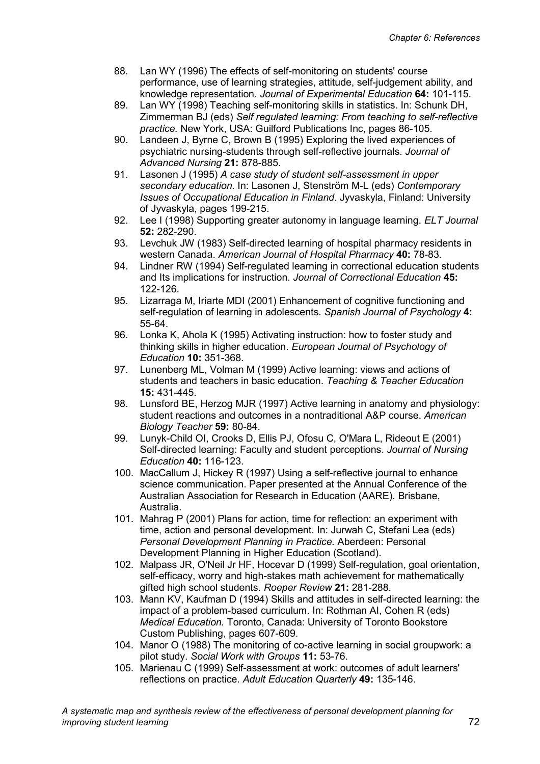88. Lan WY (1996) The effects of self-monitoring on students' course performance, use of learning strategies, attitude, self-judgement ability, and knowledge representation. *Journal of Experimental Education* **64:** 101-115.
89. Lan WY (1998) Teaching self-monitoring skills in statistics. In: Schunk DH, Zimmerman BJ (eds) *Self regulated learning: From teaching to self-reflective practice.* New York, USA: Guilford Publications Inc, pages 86-105.
90. Landeen J, Byrne C, Brown B (1995) Exploring the lived experiences of psychiatric nursing-students through self-reflective journals. *Journal of Advanced Nursing* **21:** 878-885.
91. Lasonen J (1995) *A case study of student self-assessment in upper secondary education.* In: Lasonen J, Stenström M-L (eds) *Contemporary Issues of Occupational Education in Finland*. Jyvaskyla, Finland: University of Jyvaskyla, pages 199-215.
92. Lee I (1998) Supporting greater autonomy in language learning. *ELT Journal* **52:** 282-290.
93. Levchuk JW (1983) Self-directed learning of hospital pharmacy residents in western Canada. *American Journal of Hospital Pharmacy* **40:** 78-83.
94. Lindner RW (1994) Self-regulated learning in correctional education students and Its implications for instruction. *Journal of Correctional Education* **45:** 122-126.
95. Lizarraga M, Iriarte MDI (2001) Enhancement of cognitive functioning and self-regulation of learning in adolescents. *Spanish Journal of Psychology* **4:** 55-64.
96. Lonka K, Ahola K (1995) Activating instruction: how to foster study and thinking skills in higher education. *European Journal of Psychology of Education* **10:** 351-368.
97. Lunenberg ML, Volman M (1999) Active learning: views and actions of students and teachers in basic education. *Teaching & Teacher Education* **15:** 431-445.
98. Lunsford BE, Herzog MJR (1997) Active learning in anatomy and physiology: student reactions and outcomes in a nontraditional A&P course. *American Biology Teacher* **59:** 80-84.
99. Lunyk-Child OI, Crooks D, Ellis PJ, Ofosu C, O'Mara L, Rideout E (2001) Self-directed learning: Faculty and student perceptions. *Journal of Nursing Education* **40:** 116-123.
100. MacCallum J, Hickey R (1997) Using a self-reflective journal to enhance science communication. Paper presented at the Annual Conference of the Australian Association for Research in Education (AARE). Brisbane, Australia.
101. Mahrag P (2001) Plans for action, time for reflection: an experiment with time, action and personal development. In: Jurwah C, Stefani Lea (eds) *Personal Development Planning in Practice.* Aberdeen: Personal Development Planning in Higher Education (Scotland).
102. Malpass JR, O'Neil Jr HF, Hocevar D (1999) Self-regulation, goal orientation, self-efficacy, worry and high-stakes math achievement for mathematically gifted high school students. *Roeper Review* **21:** 281-288.
103. Mann KV, Kaufman D (1994) Skills and attitudes in self-directed learning: the impact of a problem-based curriculum. In: Rothman AI, Cohen R (eds) *Medical Education.* Toronto, Canada: University of Toronto Bookstore Custom Publishing, pages 607-609.
104. Manor O (1988) The monitoring of co-active learning in social groupwork: a pilot study. *Social Work with Groups* **11:** 53-76.
105. Marienau C (1999) Self-assessment at work: outcomes of adult learners' reflections on practice. *Adult Education Quarterly* **49:** 135-146.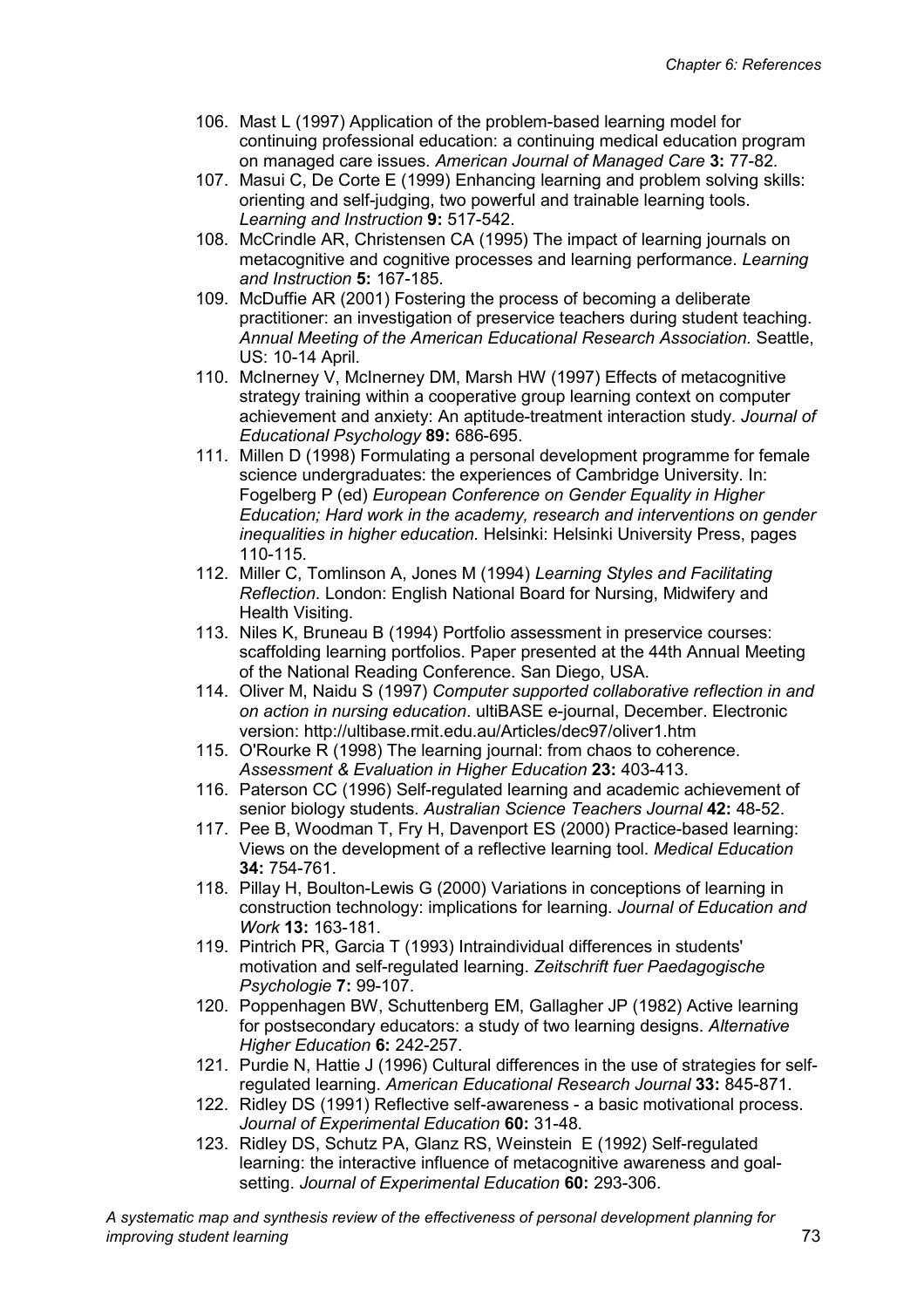106. Mast L (1997) Application of the problem-based learning model for continuing professional education: a continuing medical education program on managed care issues. *American Journal of Managed Care* **3:** 77-82.
107. Masui C, De Corte E (1999) Enhancing learning and problem solving skills: orienting and self-judging, two powerful and trainable learning tools. *Learning and Instruction* **9:** 517-542.
108. McCrindle AR, Christensen CA (1995) The impact of learning journals on metacognitive and cognitive processes and learning performance. *Learning and Instruction* **5:** 167-185.
109. McDuffie AR (2001) Fostering the process of becoming a deliberate practitioner: an investigation of preservice teachers during student teaching. *Annual Meeting of the American Educational Research Association.* Seattle, US: 10-14 April.
110. McInerney V, McInerney DM, Marsh HW (1997) Effects of metacognitive strategy training within a cooperative group learning context on computer achievement and anxiety: An aptitude-treatment interaction study. *Journal of Educational Psychology* **89:** 686-695.
111. Millen D (1998) Formulating a personal development programme for female science undergraduates: the experiences of Cambridge University. In: Fogelberg P (ed) *European Conference on Gender Equality in Higher Education; Hard work in the academy, research and interventions on gender inequalities in higher education.* Helsinki: Helsinki University Press, pages 110-115.
112. Miller C, Tomlinson A, Jones M (1994) *Learning Styles and Facilitating Reflection*. London: English National Board for Nursing, Midwifery and Health Visiting.
113. Niles K, Bruneau B (1994) Portfolio assessment in preservice courses: scaffolding learning portfolios. Paper presented at the 44th Annual Meeting of the National Reading Conference. San Diego, USA.
114. Oliver M, Naidu S (1997) *Computer supported collaborative reflection in and on action in nursing education*. ultiBASE e-journal, December. Electronic version: http://ultibase.rmit.edu.au/Articles/dec97/oliver1.htm
115. O'Rourke R (1998) The learning journal: from chaos to coherence. *Assessment & Evaluation in Higher Education* **23:** 403-413.
116. Paterson CC (1996) Self-regulated learning and academic achievement of senior biology students. *Australian Science Teachers Journal* **42:** 48-52.
117. Pee B, Woodman T, Fry H, Davenport ES (2000) Practice-based learning: Views on the development of a reflective learning tool. *Medical Education* **34:** 754-761.
118. Pillay H, Boulton-Lewis G (2000) Variations in conceptions of learning in construction technology: implications for learning. *Journal of Education and Work* **13:** 163-181.
119. Pintrich PR, Garcia T (1993) Intraindividual differences in students' motivation and self-regulated learning. *Zeitschrift fuer Paedagogische Psychologie* **7:** 99-107.
120. Poppenhagen BW, Schuttenberg EM, Gallagher JP (1982) Active learning for postsecondary educators: a study of two learning designs. *Alternative Higher Education* **6:** 242-257.
121. Purdie N, Hattie J (1996) Cultural differences in the use of strategies for self-regulated learning. *American Educational Research Journal* **33:** 845-871.
122. Ridley DS (1991) Reflective self-awareness - a basic motivational process. *Journal of Experimental Education* **60:** 31-48.
123. Ridley DS, Schutz PA, Glanz RS, Weinstein E (1992) Self-regulated learning: the interactive influence of metacognitive awareness and goal-setting. *Journal of Experimental Education* **60:** 293-306.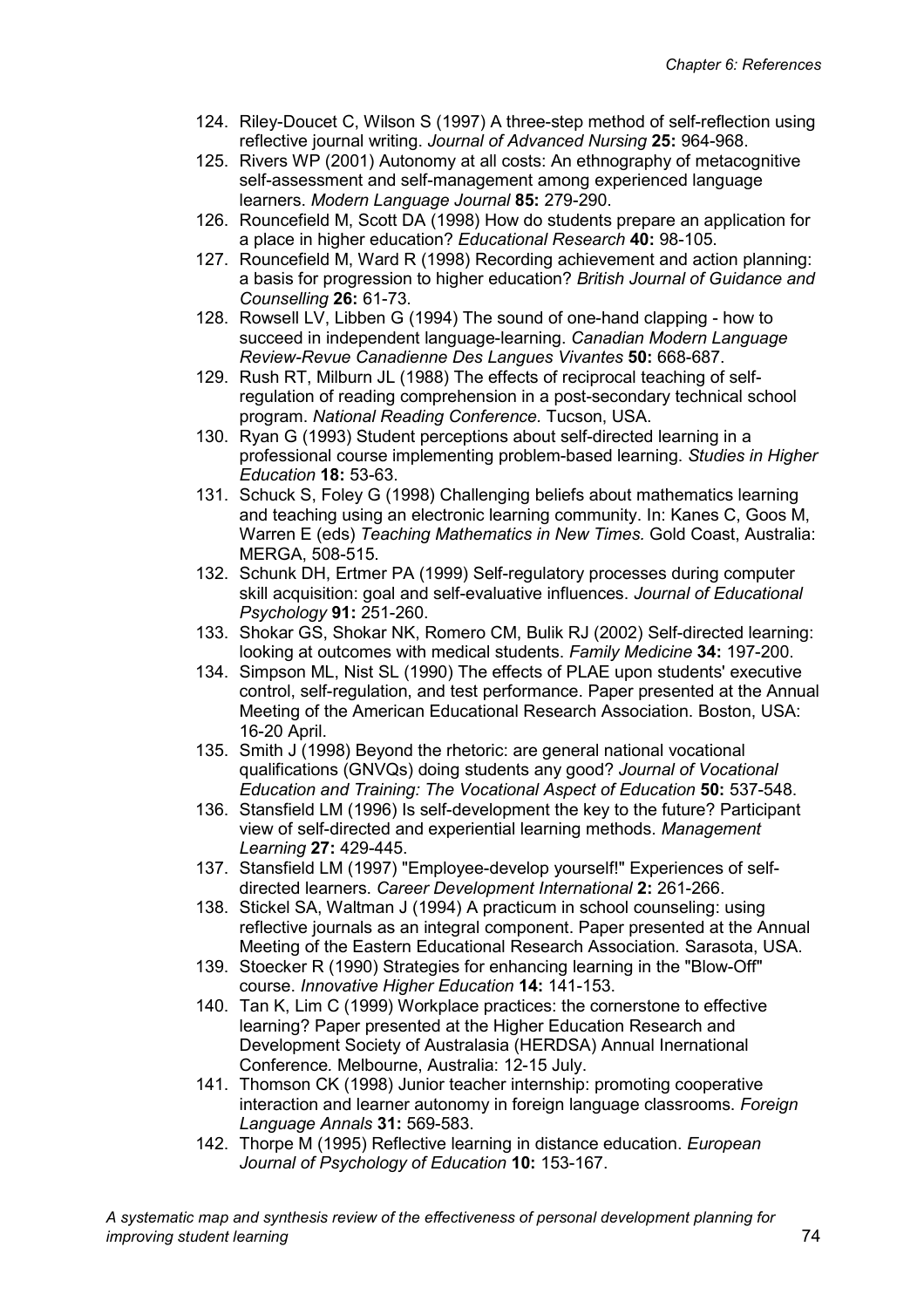124. Riley-Doucet C, Wilson S (1997) A three-step method of self-reflection using reflective journal writing. *Journal of Advanced Nursing* **25:** 964-968.
125. Rivers WP (2001) Autonomy at all costs: An ethnography of metacognitive self-assessment and self-management among experienced language learners. *Modern Language Journal* **85:** 279-290.
126. Rouncefield M, Scott DA (1998) How do students prepare an application for a place in higher education? *Educational Research* **40:** 98-105.
127. Rouncefield M, Ward R (1998) Recording achievement and action planning: a basis for progression to higher education? *British Journal of Guidance and Counselling* **26:** 61-73.
128. Rowsell LV, Libben G (1994) The sound of one-hand clapping - how to succeed in independent language-learning. *Canadian Modern Language Review-Revue Canadienne Des Langues Vivantes* **50:** 668-687.
129. Rush RT, Milburn JL (1988) The effects of reciprocal teaching of self-regulation of reading comprehension in a post-secondary technical school program. *National Reading Conference.* Tucson, USA.
130. Ryan G (1993) Student perceptions about self-directed learning in a professional course implementing problem-based learning. *Studies in Higher Education* **18:** 53-63.
131. Schuck S, Foley G (1998) Challenging beliefs about mathematics learning and teaching using an electronic learning community. In: Kanes C, Goos M, Warren E (eds) *Teaching Mathematics in New Times.* Gold Coast, Australia: MERGA, 508-515.
132. Schunk DH, Ertmer PA (1999) Self-regulatory processes during computer skill acquisition: goal and self-evaluative influences. *Journal of Educational Psychology* **91:** 251-260.
133. Shokar GS, Shokar NK, Romero CM, Bulik RJ (2002) Self-directed learning: looking at outcomes with medical students. *Family Medicine* **34:** 197-200.
134. Simpson ML, Nist SL (1990) The effects of PLAE upon students' executive control, self-regulation, and test performance. Paper presented at the Annual Meeting of the American Educational Research Association. Boston, USA: 16-20 April.
135. Smith J (1998) Beyond the rhetoric: are general national vocational qualifications (GNVQs) doing students any good? *Journal of Vocational Education and Training: The Vocational Aspect of Education* **50:** 537-548.
136. Stansfield LM (1996) Is self-development the key to the future? Participant view of self-directed and experiential learning methods. *Management Learning* **27:** 429-445.
137. Stansfield LM (1997) "Employee-develop yourself!" Experiences of self-directed learners. *Career Development International* **2:** 261-266.
138. Stickel SA, Waltman J (1994) A practicum in school counseling: using reflective journals as an integral component. Paper presented at the Annual Meeting of the Eastern Educational Research Association*.* Sarasota, USA.
139. Stoecker R (1990) Strategies for enhancing learning in the "Blow-Off" course. *Innovative Higher Education* **14:** 141-153.
140. Tan K, Lim C (1999) Workplace practices: the cornerstone to effective learning? Paper presented at the Higher Education Research and Development Society of Australasia (HERDSA) Annual Inernational Conference*.* Melbourne, Australia: 12-15 July.
141. Thomson CK (1998) Junior teacher internship: promoting cooperative interaction and learner autonomy in foreign language classrooms. *Foreign Language Annals* **31:** 569-583.
142. Thorpe M (1995) Reflective learning in distance education. *European Journal of Psychology of Education* **10:** 153-167.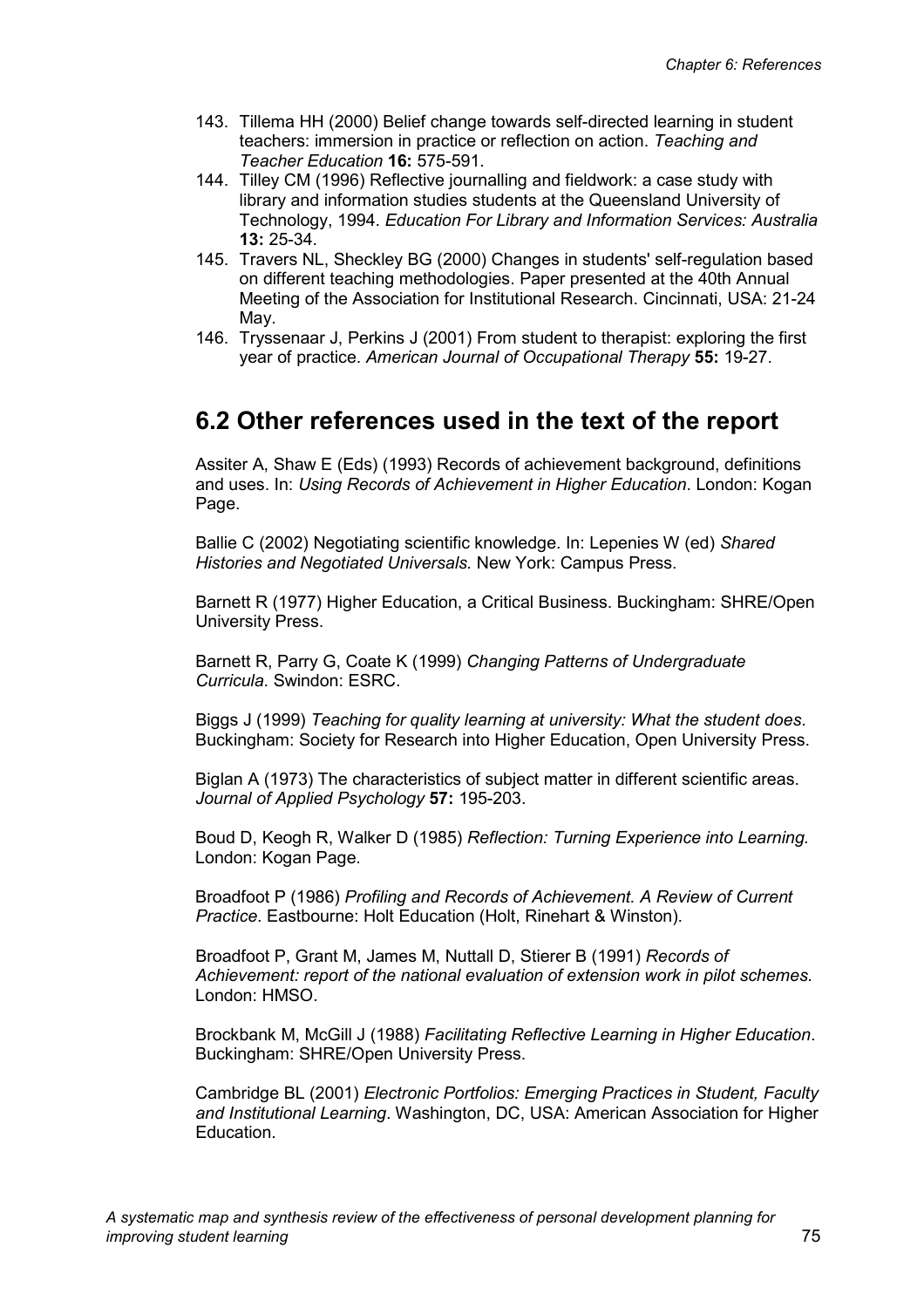143. Tillema HH (2000) Belief change towards self-directed learning in student teachers: immersion in practice or reflection on action. *Teaching and Teacher Education* **16:** 575-591.
144. Tilley CM (1996) Reflective journalling and fieldwork: a case study with library and information studies students at the Queensland University of Technology, 1994. *Education For Library and Information Services: Australia* **13:** 25-34.
145. Travers NL, Sheckley BG (2000) Changes in students' self-regulation based on different teaching methodologies. Paper presented at the 40th Annual Meeting of the Association for Institutional Research. Cincinnati, USA: 21-24 May.
146. Tryssenaar J, Perkins J (2001) From student to therapist: exploring the first year of practice. *American Journal of Occupational Therapy* **55:** 19-27.

## 6.2 Other references used in the text of the report

Assiter A, Shaw E (Eds) (1993) Records of achievement background, definitions and uses. In: *Using Records of Achievement in Higher Education*. London: Kogan Page.

Ballie C (2002) Negotiating scientific knowledge. In: Lepenies W (ed) *Shared Histories and Negotiated Universals.* New York: Campus Press.

Barnett R (1977) Higher Education, a Critical Business. Buckingham: SHRE/Open University Press.

Barnett R, Parry G, Coate K (1999) *Changing Patterns of Undergraduate Curricula*. Swindon: ESRC.

Biggs J (1999) *Teaching for quality learning at university: What the student does*. Buckingham: Society for Research into Higher Education, Open University Press.

Biglan A (1973) The characteristics of subject matter in different scientific areas. *Journal of Applied Psychology* **57:** 195-203.

Boud D, Keogh R, Walker D (1985) *Reflection: Turning Experience into Learning.* London: Kogan Page.

Broadfoot P (1986) *Profiling and Records of Achievement. A Review of Current Practice*. Eastbourne: Holt Education (Holt, Rinehart & Winston).

Broadfoot P, Grant M, James M, Nuttall D, Stierer B (1991) *Records of Achievement: report of the national evaluation of extension work in pilot schemes.* London: HMSO.

Brockbank M, McGill J (1988) *Facilitating Reflective Learning in Higher Education*. Buckingham: SHRE/Open University Press.

Cambridge BL (2001) *Electronic Portfolios: Emerging Practices in Student, Faculty and Institutional Learning*. Washington, DC, USA: American Association for Higher Education.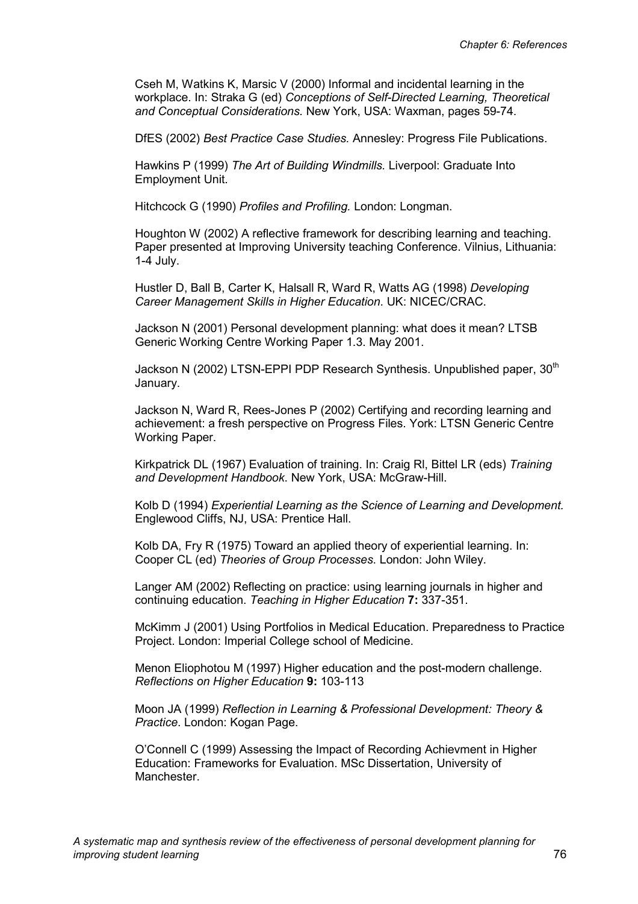Cseh M, Watkins K, Marsic V (2000) Informal and incidental learning in the workplace. In: Straka G (ed) *Conceptions of Self-Directed Learning, Theoretical and Conceptual Considerations.* New York, USA: Waxman, pages 59-74.

DfES (2002) *Best Practice Case Studies.* Annesley: Progress File Publications.

Hawkins P (1999) *The Art of Building Windmills.* Liverpool: Graduate Into Employment Unit.

Hitchcock G (1990) *Profiles and Profiling.* London: Longman.

Houghton W (2002) A reflective framework for describing learning and teaching. Paper presented at Improving University teaching Conference. Vilnius, Lithuania: 1-4 July.

Hustler D, Ball B, Carter K, Halsall R, Ward R, Watts AG (1998) *Developing Career Management Skills in Higher Education*. UK: NICEC/CRAC.

Jackson N (2001) Personal development planning: what does it mean? LTSB Generic Working Centre Working Paper 1.3. May 2001.

Jackson N (2002) LTSN-EPPI PDP Research Synthesis. Unpublished paper, 30th January.

Jackson N, Ward R, Rees-Jones P (2002) Certifying and recording learning and achievement: a fresh perspective on Progress Files. York: LTSN Generic Centre Working Paper.

Kirkpatrick DL (1967) Evaluation of training. In: Craig Rl, Bittel LR (eds) *Training and Development Handbook*. New York, USA: McGraw-Hill.

Kolb D (1994) *Experiential Learning as the Science of Learning and Development.* Englewood Cliffs, NJ, USA: Prentice Hall.

Kolb DA, Fry R (1975) Toward an applied theory of experiential learning. In: Cooper CL (ed) *Theories of Group Processes*. London: John Wiley.

Langer AM (2002) Reflecting on practice: using learning journals in higher and continuing education. *Teaching in Higher Education* **7:** 337-351.

McKimm J (2001) Using Portfolios in Medical Education. Preparedness to Practice Project. London: Imperial College school of Medicine.

Menon Eliophotou M (1997) Higher education and the post-modern challenge. *Reflections on Higher Education* **9:** 103-113

Moon JA (1999) *Reflection in Learning & Professional Development: Theory & Practice*. London: Kogan Page.

O'Connell C (1999) Assessing the Impact of Recording Achievment in Higher Education: Frameworks for Evaluation. MSc Dissertation, University of Manchester.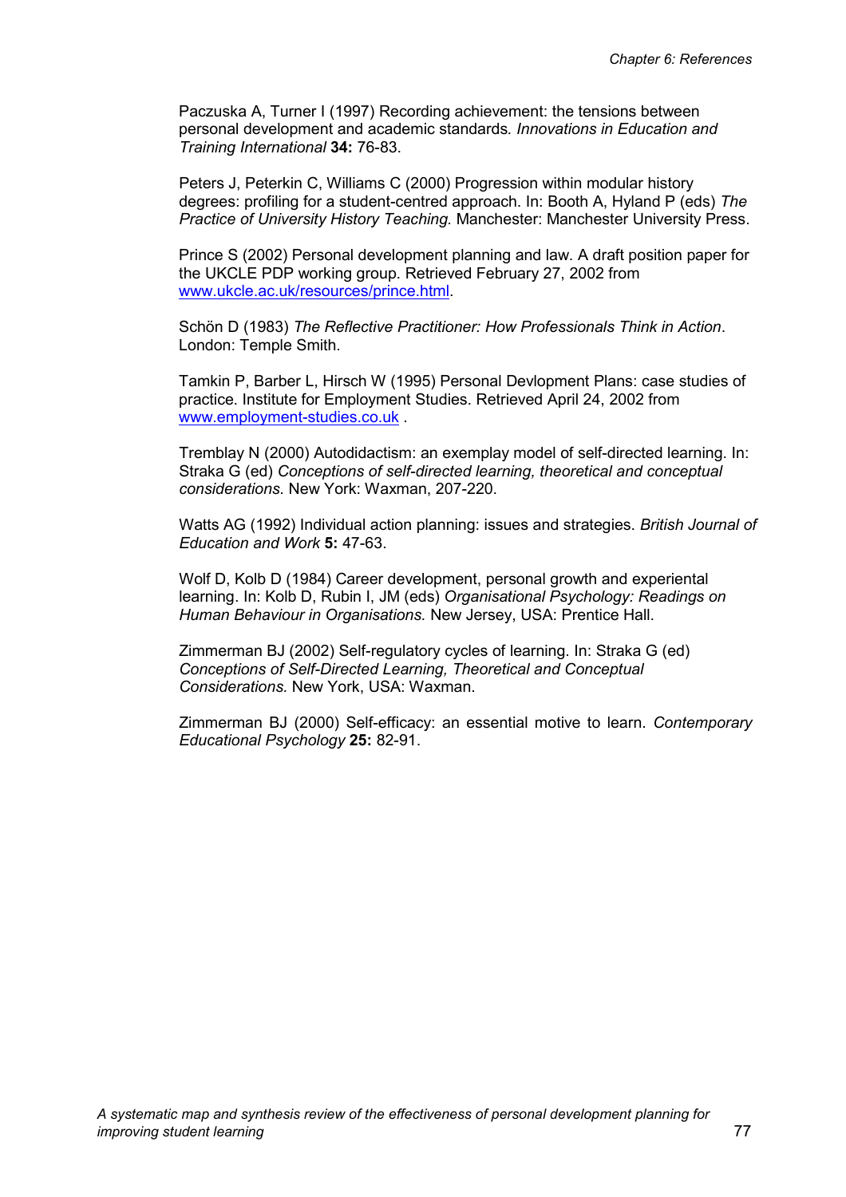Paczuska A, Turner I (1997) Recording achievement: the tensions between personal development and academic standards*. Innovations in Education and Training International* **34:** 76-83.

Peters J, Peterkin C, Williams C (2000) Progression within modular history degrees: profiling for a student-centred approach. In: Booth A, Hyland P (eds) *The Practice of University History Teaching.* Manchester: Manchester University Press.

Prince S (2002) Personal development planning and law. A draft position paper for the UKCLE PDP working group. Retrieved February 27, 2002 from www.ukcle.ac.uk/resources/prince.html.

Schön D (1983) *The Reflective Practitioner: How Professionals Think in Action*. London: Temple Smith.

Tamkin P, Barber L, Hirsch W (1995) Personal Devlopment Plans: case studies of practice. Institute for Employment Studies. Retrieved April 24, 2002 from www.employment-studies.co.uk .

Tremblay N (2000) Autodidactism: an exemplay model of self-directed learning. In: Straka G (ed) *Conceptions of self-directed learning, theoretical and conceptual considerations.* New York: Waxman, 207-220.

Watts AG (1992) Individual action planning: issues and strategies. *British Journal of Education and Work* **5:** 47-63.

Wolf D, Kolb D (1984) Career development, personal growth and experiential learning. In: Kolb D, Rubin I, JM (eds) *Organisational Psychology: Readings on Human Behaviour in Organisations.* New Jersey, USA: Prentice Hall.

Zimmerman BJ (2002) Self-regulatory cycles of learning. In: Straka G (ed) *Conceptions of Self-Directed Learning, Theoretical and Conceptual Considerations.* New York, USA: Waxman.

Zimmerman BJ (2000) Self-efficacy: an essential motive to learn. *Contemporary Educational Psychology* **25:** 82-91.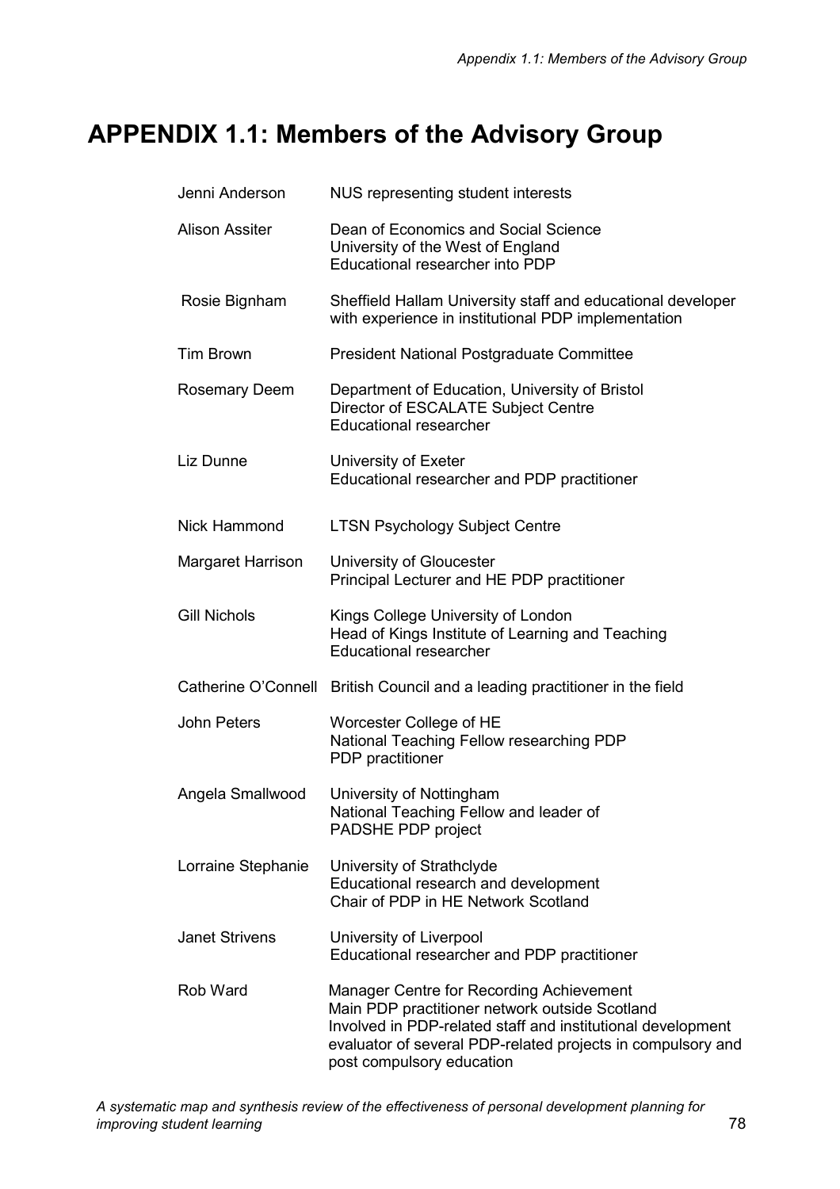# APPENDIX 1.1: Members of the Advisory Group

| | |
|---|---|
| Jenni Anderson | NUS representing student interests |
| Alison Assiter | Dean of Economics and Social Science<br>University of the West of England<br>Educational researcher into PDP |
| Rosie Bignham | Sheffield Hallam University staff and educational developer with experience in institutional PDP implementation |
| Tim Brown | President National Postgraduate Committee |
| Rosemary Deem | Department of Education, University of Bristol<br>Director of ESCALATE Subject Centre<br>Educational researcher |
| Liz Dunne | University of Exeter<br>Educational researcher and PDP practitioner |
| Nick Hammond | LTSN Psychology Subject Centre |
| Margaret Harrison | University of Gloucester<br>Principal Lecturer and HE PDP practitioner |
| Gill Nichols | Kings College University of London<br>Head of Kings Institute of Learning and Teaching<br>Educational researcher |
| Catherine O'Connell | British Council and a leading practitioner in the field |
| John Peters | Worcester College of HE<br>National Teaching Fellow researching PDP<br>PDP practitioner |
| Angela Smallwood | University of Nottingham<br>National Teaching Fellow and leader of PADSHE PDP project |
| Lorraine Stephanie | University of Strathclyde<br>Educational research and development<br>Chair of PDP in HE Network Scotland |
| Janet Strivens | University of Liverpool<br>Educational researcher and PDP practitioner |
| Rob Ward | Manager Centre for Recording Achievement<br>Main PDP practitioner network outside Scotland<br>Involved in PDP-related staff and institutional development evaluator of several PDP-related projects in compulsory and post compulsory education |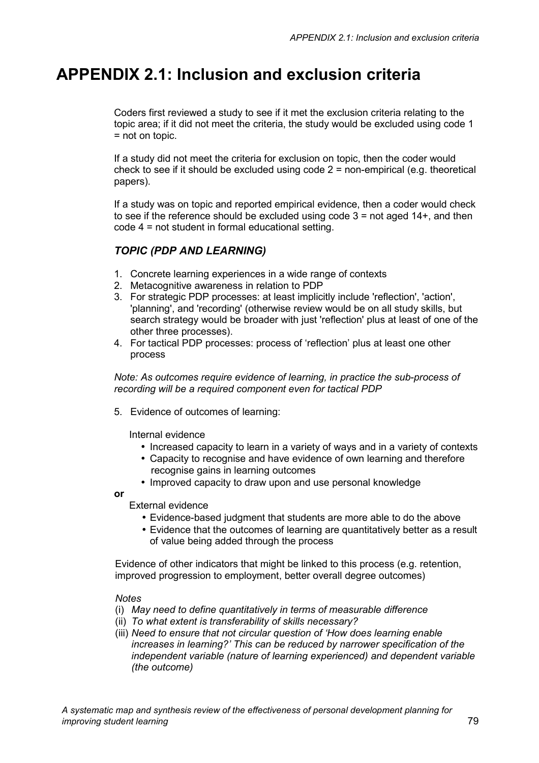# APPENDIX 2.1: Inclusion and exclusion criteria

Coders first reviewed a study to see if it met the exclusion criteria relating to the topic area; if it did not meet the criteria, the study would be excluded using code 1 = not on topic.

If a study did not meet the criteria for exclusion on topic, then the coder would check to see if it should be excluded using code 2 = non-empirical (e.g. theoretical papers).

If a study was on topic and reported empirical evidence, then a coder would check to see if the reference should be excluded using code 3 = not aged 14+, and then code 4 = not student in formal educational setting.

### *TOPIC (PDP AND LEARNING)*

1. Concrete learning experiences in a wide range of contexts
2. Metacognitive awareness in relation to PDP
3. For strategic PDP processes: at least implicitly include 'reflection', 'action', 'planning', and 'recording' (otherwise review would be on all study skills, but search strategy would be broader with just 'reflection' plus at least of one of the other three processes).
4. For tactical PDP processes: process of 'reflection' plus at least one other process

*Note: As outcomes require evidence of learning, in practice the sub-process of recording will be a required component even for tactical PDP*

5. Evidence of outcomes of learning:

   Internal evidence
   - Increased capacity to learn in a variety of ways and in a variety of contexts
   - Capacity to recognise and have evidence of own learning and therefore recognise gains in learning outcomes
   - Improved capacity to draw upon and use personal knowledge

**or**

   External evidence
   - Evidence-based judgment that students are more able to do the above
   - Evidence that the outcomes of learning are quantitatively better as a result of value being added through the process

Evidence of other indicators that might be linked to this process (e.g. retention, improved progression to employment, better overall degree outcomes)

*Notes*

(i) *May need to define quantitatively in terms of measurable difference*
(ii) *To what extent is transferability of skills necessary?*
(iii) *Need to ensure that not circular question of 'How does learning enable increases in learning?' This can be reduced by narrower specification of the independent variable (nature of learning experienced) and dependent variable (the outcome)*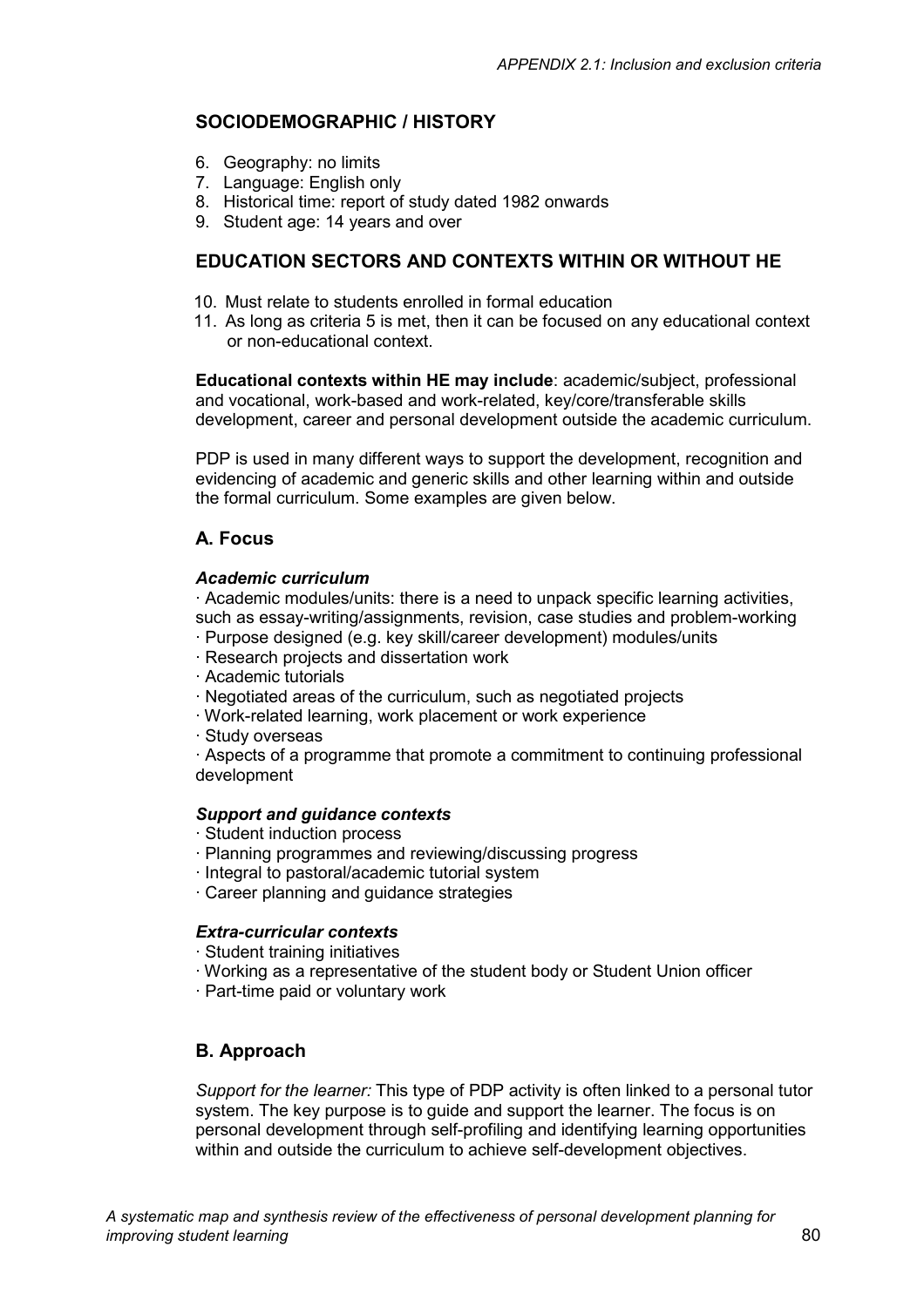## SOCIODEMOGRAPHIC / HISTORY

6. Geography: no limits
7. Language: English only
8. Historical time: report of study dated 1982 onwards
9. Student age: 14 years and over

## EDUCATION SECTORS AND CONTEXTS WITHIN OR WITHOUT HE

10. Must relate to students enrolled in formal education
11. As long as criteria 5 is met, then it can be focused on any educational context or non-educational context.

**Educational contexts within HE may include**: academic/subject, professional and vocational, work-based and work-related, key/core/transferable skills development, career and personal development outside the academic curriculum.

PDP is used in many different ways to support the development, recognition and evidencing of academic and generic skills and other learning within and outside the formal curriculum. Some examples are given below.

### A. Focus

***Academic curriculum***

· Academic modules/units: there is a need to unpack specific learning activities, such as essay-writing/assignments, revision, case studies and problem-working
· Purpose designed (e.g. key skill/career development) modules/units
· Research projects and dissertation work
· Academic tutorials
· Negotiated areas of the curriculum, such as negotiated projects
· Work-related learning, work placement or work experience
· Study overseas
· Aspects of a programme that promote a commitment to continuing professional development

***Support and guidance contexts***

· Student induction process
· Planning programmes and reviewing/discussing progress
· Integral to pastoral/academic tutorial system
· Career planning and guidance strategies

***Extra-curricular contexts***

· Student training initiatives
· Working as a representative of the student body or Student Union officer
· Part-time paid or voluntary work

### B. Approach

*Support for the learner:* This type of PDP activity is often linked to a personal tutor system. The key purpose is to guide and support the learner. The focus is on personal development through self-profiling and identifying learning opportunities within and outside the curriculum to achieve self-development objectives.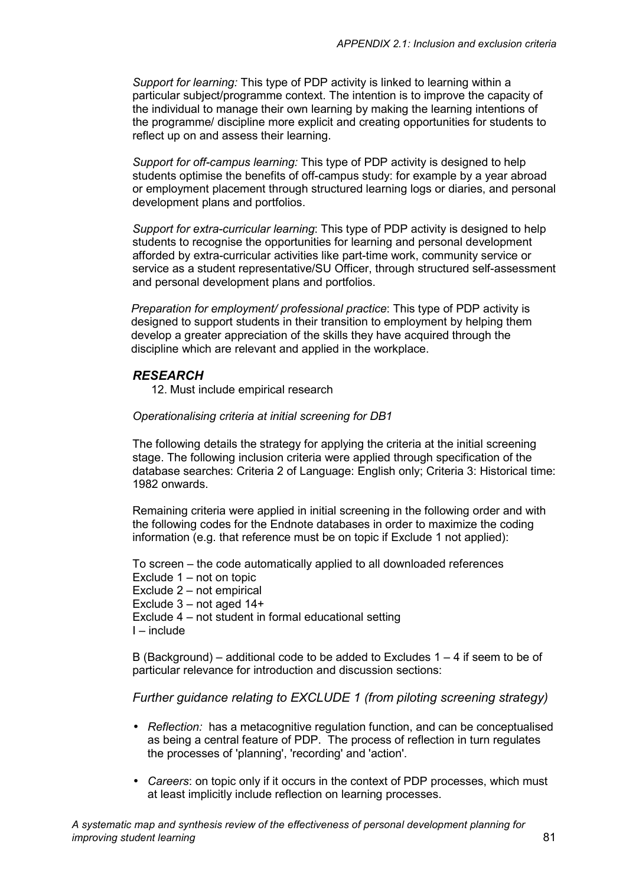*Support for learning:* This type of PDP activity is linked to learning within a particular subject/programme context. The intention is to improve the capacity of the individual to manage their own learning by making the learning intentions of the programme/ discipline more explicit and creating opportunities for students to reflect up on and assess their learning.

*Support for off-campus learning:* This type of PDP activity is designed to help students optimise the benefits of off-campus study: for example by a year abroad or employment placement through structured learning logs or diaries, and personal development plans and portfolios.

*Support for extra-curricular learning*: This type of PDP activity is designed to help students to recognise the opportunities for learning and personal development afforded by extra-curricular activities like part-time work, community service or service as a student representative/SU Officer, through structured self-assessment and personal development plans and portfolios.

*Preparation for employment/ professional practice*: This type of PDP activity is designed to support students in their transition to employment by helping them develop a greater appreciation of the skills they have acquired through the discipline which are relevant and applied in the workplace.

### *RESEARCH*

12. Must include empirical research

*Operationalising criteria at initial screening for DB1*

The following details the strategy for applying the criteria at the initial screening stage. The following inclusion criteria were applied through specification of the database searches: Criteria 2 of Language: English only; Criteria 3: Historical time: 1982 onwards.

Remaining criteria were applied in initial screening in the following order and with the following codes for the Endnote databases in order to maximize the coding information (e.g. that reference must be on topic if Exclude 1 not applied):

To screen – the code automatically applied to all downloaded references
Exclude 1 – not on topic
Exclude 2 – not empirical
Exclude 3 – not aged 14+
Exclude 4 – not student in formal educational setting
I – include

B (Background) – additional code to be added to Excludes 1 – 4 if seem to be of particular relevance for introduction and discussion sections:

*Further guidance relating to EXCLUDE 1 (from piloting screening strategy)*

- *Reflection:* has a metacognitive regulation function, and can be conceptualised as being a central feature of PDP. The process of reflection in turn regulates the processes of 'planning', 'recording' and 'action'.
- *Careers*: on topic only if it occurs in the context of PDP processes, which must at least implicitly include reflection on learning processes.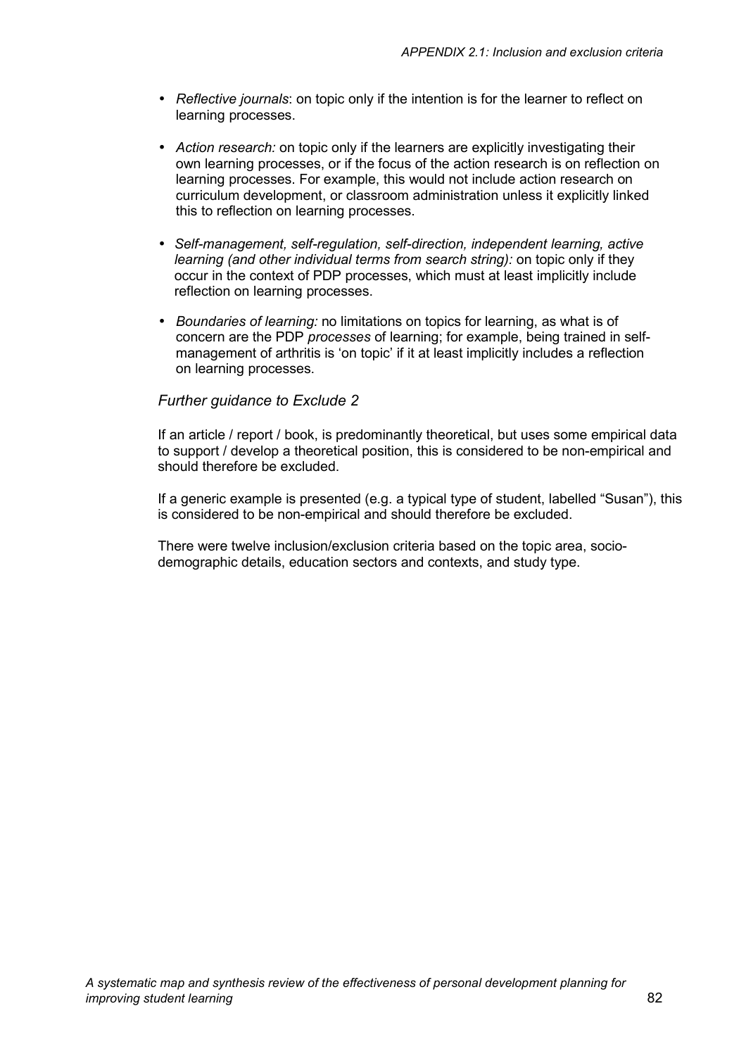- *Reflective journals*: on topic only if the intention is for the learner to reflect on learning processes.

- *Action research:* on topic only if the learners are explicitly investigating their own learning processes, or if the focus of the action research is on reflection on learning processes. For example, this would not include action research on curriculum development, or classroom administration unless it explicitly linked this to reflection on learning processes.

- *Self-management, self-regulation, self-direction, independent learning, active learning (and other individual terms from search string):* on topic only if they occur in the context of PDP processes, which must at least implicitly include reflection on learning processes.

- *Boundaries of learning:* no limitations on topics for learning, as what is of concern are the PDP *processes* of learning; for example, being trained in self-management of arthritis is 'on topic' if it at least implicitly includes a reflection on learning processes.

### *Further guidance to Exclude 2*

If an article / report / book, is predominantly theoretical, but uses some empirical data to support / develop a theoretical position, this is considered to be non-empirical and should therefore be excluded.

If a generic example is presented (e.g. a typical type of student, labelled "Susan"), this is considered to be non-empirical and should therefore be excluded.

There were twelve inclusion/exclusion criteria based on the topic area, socio-demographic details, education sectors and contexts, and study type.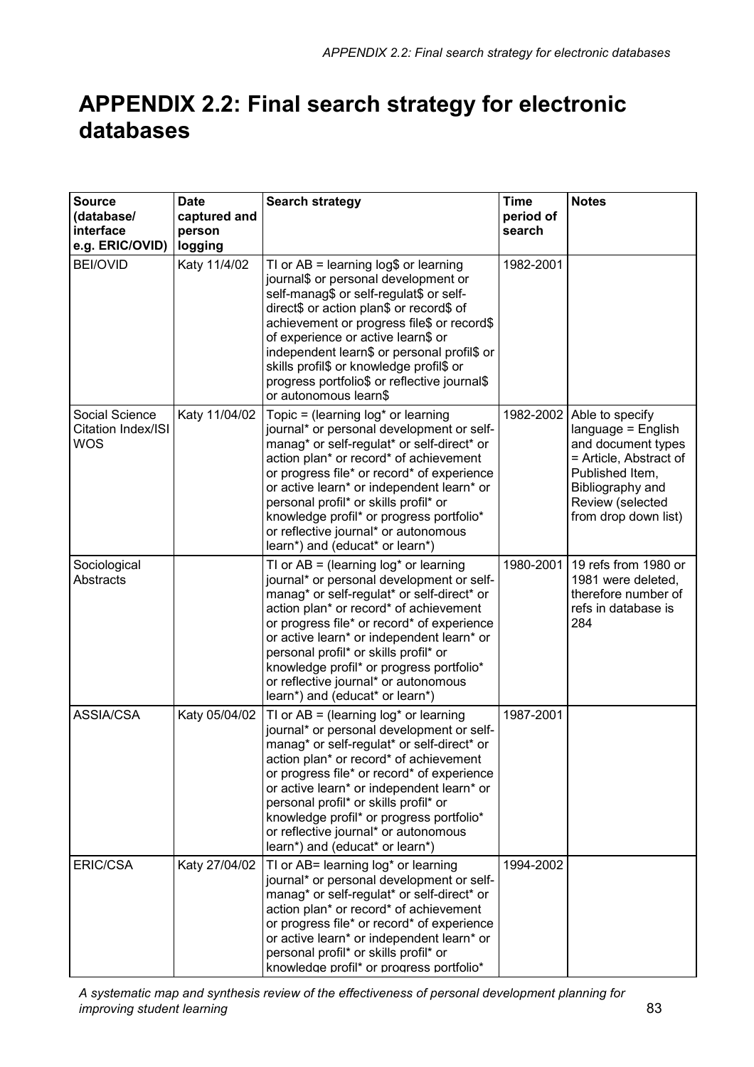# APPENDIX 2.2: Final search strategy for electronic databases

| Source (database/ interface e.g. ERIC/OVID) | Date captured and person logging | Search strategy | Time period of search | Notes |
|---|---|---|---|---|
| BEI/OVID | Katy 11/4/02 | TI or AB = learning log$ or learning journal$ or personal development or self-manag$ or self-regulat$ or self-direct$ or action plan$ or record$ of achievement or progress file$ or record$ of experience or active learn$ or independent learn$ or personal profil$ or skills profil$ or knowledge profil$ or progress portfolio$ or reflective journal$ or autonomous learn$ | 1982-2001 | |
| Social Science Citation Index/ISI WOS | Katy 11/04/02 | Topic = (learning log* or learning journal* or personal development or self-manag* or self-regulat* or self-direct* or action plan* or record* of achievement or progress file* or record* of experience or active learn* or independent learn* or personal profil* or skills profil* or knowledge profil* or progress portfolio* or reflective journal* or autonomous learn*) and (educat* or learn*) | 1982-2002 | Able to specify language = English and document types = Article, Abstract of Published Item, Bibliography and Review (selected from drop down list) |
| Sociological Abstracts | | TI or AB = (learning log* or learning journal* or personal development or self-manag* or self-regulat* or self-direct* or action plan* or record* of achievement or progress file* or record* of experience or active learn* or independent learn* or personal profil* or skills profil* or knowledge profil* or progress portfolio* or reflective journal* or autonomous learn*) and (educat* or learn*) | 1980-2001 | 19 refs from 1980 or 1981 were deleted, therefore number of refs in database is 284 |
| ASSIA/CSA | Katy 05/04/02 | TI or AB = (learning log* or learning journal* or personal development or self-manag* or self-regulat* or self-direct* or action plan* or record* of achievement or progress file* or record* of experience or active learn* or independent learn* or personal profil* or skills profil* or knowledge profil* or progress portfolio* or reflective journal* or autonomous learn*) and (educat* or learn*) | 1987-2001 | |
| ERIC/CSA | Katy 27/04/02 | TI or AB= learning log* or learning journal* or personal development or self-manag* or self-regulat* or self-direct* or action plan* or record* of achievement or progress file* or record* of experience or active learn* or independent learn* or personal profil* or skills profil* or knowledge profil* or progress portfolio* | 1994-2002 | |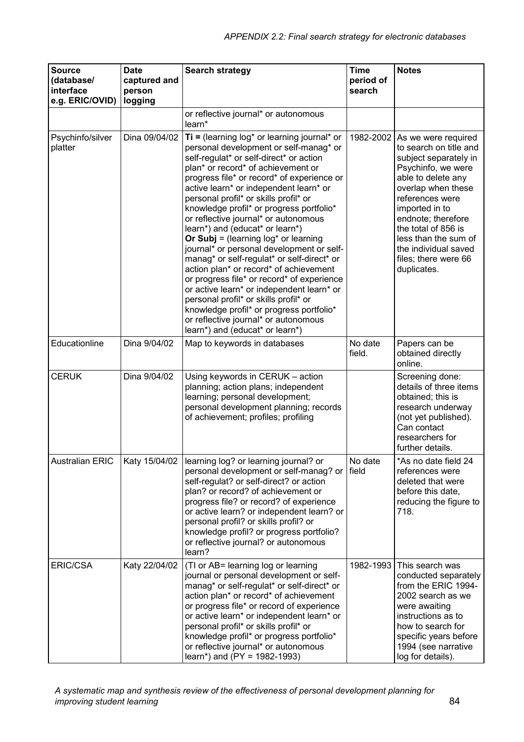| Source (database/ interface e.g. ERIC/OVID) | Date captured and person logging | Search strategy | Time period of search | Notes |
|---|---|---|---|---|
| | | or reflective journal* or autonomous learn* | | |
| Psychinfo/silver platter | Dina 09/04/02 | **Ti =** (learning log* or learning journal* or personal development or self-manag* or self-regulat* or self-direct* or action plan* or record* of achievement or progress file* or record* of experience or active learn* or independent learn* or personal profil* or skills profil* or knowledge profil* or progress portfolio* or reflective journal* or autonomous learn*) and (educat* or learn*) **Or Subj** = (learning log* or learning journal* or personal development or self-manag* or self-regulat* or self-direct* or action plan* or record* of achievement or progress file* or record* of experience or active learn* or independent learn* or personal profil* or skills profil* or knowledge profil* or progress portfolio* or reflective journal* or autonomous learn*) and (educat* or learn*) | 1982-2002 | As we were required to search on title and subject separately in Psychinfo, we were able to delete any overlap when these references were imported in to endnote; therefore the total of 856 is less than the sum of the individual saved files; there were 66 duplicates. |
| Educationline | Dina 9/04/02 | Map to keywords in databases | No date field. | Papers can be obtained directly online. |
| CERUK | Dina 9/04/02 | Using keywords in CERUK – action planning; action plans; independent learning; personal development; personal development planning; records of achievement; profiles; profiling | | Screening done: details of three items obtained; this is research underway (not yet published). Can contact researchers for further details. |
| Australian ERIC | Katy 15/04/02 | learning log? or learning journal? or personal development or self-manag? or self-regulat? or self-direct? or action plan? or record? of achievement or progress file? or record? of experience or active learn? or independent learn? or personal profil? or skills profil? or knowledge profil? or progress portfolio? or reflective journal? or autonomous learn? | No date field | *As no date field 24 references were deleted that were before this date, reducing the figure to 718. |
| ERIC/CSA | Katy 22/04/02 | (TI or AB= learning log or learning journal or personal development or self-manag* or self-regulat* or self-direct* or action plan* or record* of achievement or progress file* or record of experience or active learn* or independent learn* or personal profil* or skills profil* or knowledge profil* or progress portfolio* or reflective journal* or autonomous learn*) and (PY = 1982-1993) | 1982-1993 | This search was conducted separately from the ERIC 1994-2002 search as we were awaiting instructions as to how to search for specific years before 1994 (see narrative log for details). |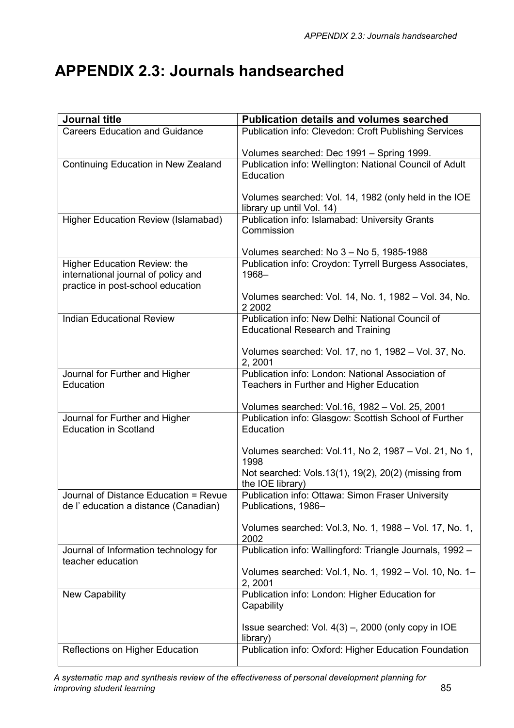# APPENDIX 2.3: Journals handsearched

| Journal title | Publication details and volumes searched |
|---|---|
| Careers Education and Guidance | Publication info: Clevedon: Croft Publishing Services<br><br>Volumes searched: Dec 1991 – Spring 1999. |
| Continuing Education in New Zealand | Publication info: Wellington: National Council of Adult Education<br><br>Volumes searched: Vol. 14, 1982 (only held in the IOE library up until Vol. 14) |
| Higher Education Review (Islamabad) | Publication info: Islamabad: University Grants Commission<br><br>Volumes searched: No 3 – No 5, 1985-1988 |
| Higher Education Review: the international journal of policy and practice in post-school education | Publication info: Croydon: Tyrrell Burgess Associates, 1968–<br><br>Volumes searched: Vol. 14, No. 1, 1982 – Vol. 34, No. 2 2002 |
| Indian Educational Review | Publication info: New Delhi: National Council of Educational Research and Training<br><br>Volumes searched: Vol. 17, no 1, 1982 – Vol. 37, No. 2, 2001 |
| Journal for Further and Higher Education | Publication info: London: National Association of Teachers in Further and Higher Education<br><br>Volumes searched: Vol.16, 1982 – Vol. 25, 2001 |
| Journal for Further and Higher Education in Scotland | Publication info: Glasgow: Scottish School of Further Education<br><br>Volumes searched: Vol.11, No 2, 1987 – Vol. 21, No 1, 1998<br>Not searched: Vols.13(1), 19(2), 20(2) (missing from the IOE library) |
| Journal of Distance Education = Revue de l' education a distance (Canadian) | Publication info: Ottawa: Simon Fraser University Publications, 1986–<br><br>Volumes searched: Vol.3, No. 1, 1988 – Vol. 17, No. 1, 2002 |
| Journal of Information technology for teacher education | Publication info: Wallingford: Triangle Journals, 1992 –<br><br>Volumes searched: Vol.1, No. 1, 1992 – Vol. 10, No. 1–2, 2001 |
| New Capability | Publication info: London: Higher Education for Capability<br><br>Issue searched: Vol. 4(3) –, 2000 (only copy in IOE library) |
| Reflections on Higher Education | Publication info: Oxford: Higher Education Foundation |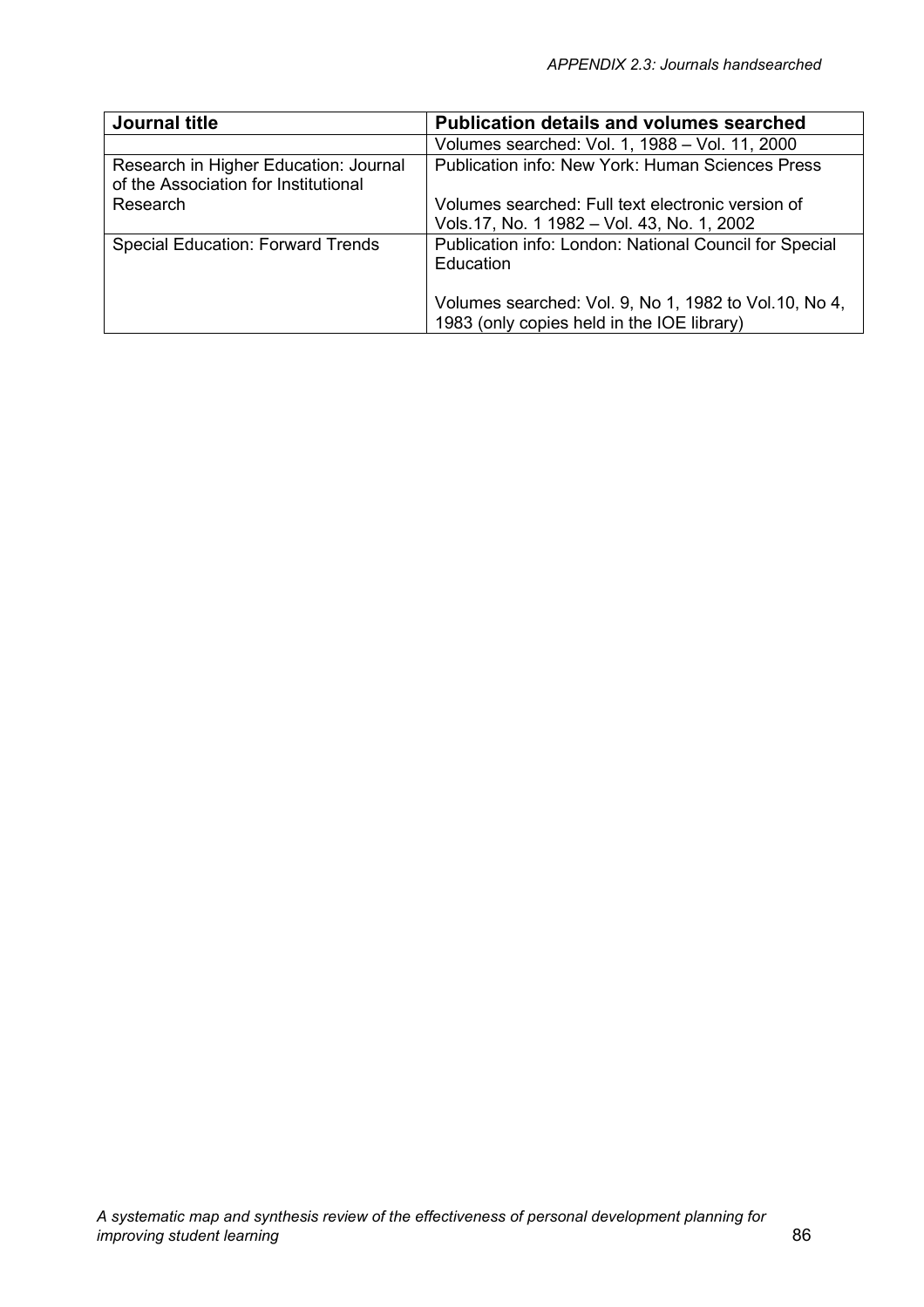| Journal title | Publication details and volumes searched |
|---|---|
| | Volumes searched: Vol. 1, 1988 – Vol. 11, 2000 |
| Research in Higher Education: Journal of the Association for Institutional Research | Publication info: New York: Human Sciences Press<br><br>Volumes searched: Full text electronic version of Vols.17, No. 1 1982 – Vol. 43, No. 1, 2002 |
| Special Education: Forward Trends | Publication info: London: National Council for Special Education<br><br>Volumes searched: Vol. 9, No 1, 1982 to Vol.10, No 4, 1983 (only copies held in the IOE library) |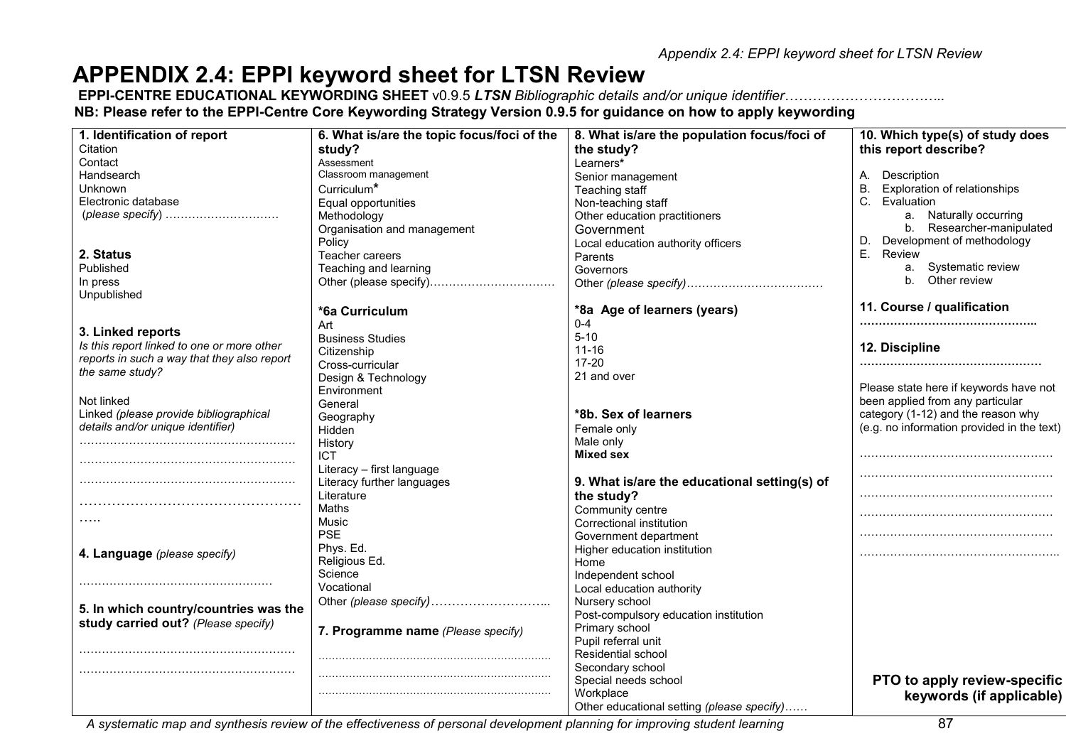# APPENDIX 2.4: EPPI keyword sheet for LTSN Review

**EPPI-CENTRE EDUCATIONAL KEYWORDING SHEET** v0.9.5 ***LTSN*** *Bibliographic details and/or unique identifier……………………………...*

**NB: Please refer to the EPPI-Centre Core Keywording Strategy Version 0.9.5 for guidance on how to apply keywording**

**1. Identification of report**

Citation
Contact
Handsearch
Unknown
Electronic database
(*please specify*) …………………………

**2. Status**

Published
In press
Unpublished

**3. Linked reports**

*Is this report linked to one or more other reports in such a way that they also report the same study?*

Not linked
Linked *(please provide bibliographical details and/or unique identifier)*
…………………………………………………
…………………………………………………
…………………………………………………
…………………………………………
…..

**4. Language** *(please specify)*

……………………………………………

**5. In which country/countries was the study carried out?** *(Please specify)*

…………………………………………………
…………………………………………………

**6. What is/are the topic focus/foci of the study?**

Assessment
Classroom management
Curriculum*
Equal opportunities
Methodology
Organisation and management
Policy
Teacher careers
Teaching and learning
Other (please specify)……………………………

**\*6a Curriculum**

Art
Business Studies
Citizenship
Cross-curricular
Design & Technology
Environment
General
Geography
Hidden
History
ICT
Literacy – first language
Literacy further languages
Literature
Maths
Music
PSE
Phys. Ed.
Religious Ed.
Science
Vocational
Other *(please specify)*………………………..

**7. Programme name** *(Please specify)*

……………………………………………………………
……………………………………………………………
……………………………………………………………

**8. What is/are the population focus/foci of the study?**

Learners*
Senior management
Teaching staff
Non-teaching staff
Other education practitioners
Government
Local education authority officers
Parents
Governors
Other *(please specify)*………………………………

**\*8a Age of learners (years)**

0-4
5-10
11-16
17-20
21 and over

**\*8b. Sex of learners**

Female only
Male only
**Mixed sex**

**9. What is/are the educational setting(s) of the study?**

Community centre
Correctional institution
Government department
Higher education institution
Home
Independent school
Local education authority
Nursery school
Post-compulsory education institution
Primary school
Pupil referral unit
Residential school
Secondary school
Special needs school
Workplace
Other educational setting *(please specify)*……

**10. Which type(s) of study does this report describe?**

A. Description
B. Exploration of relationships
C. Evaluation
   a. Naturally occurring
   b. Researcher-manipulated
D. Development of methodology
E. Review
   a. Systematic review
   b. Other review

**11. Course / qualification**

………………………………………..

**12. Discipline**

…………………………………………

Please state here if keywords have not been applied from any particular category (1-12) and the reason why (e.g. no information provided in the text)

……………………………………………
……………………………………………
……………………………………………
……………………………………………
……………………………………………
……………………………………………..

**PTO to apply review-specific keywords (if applicable)**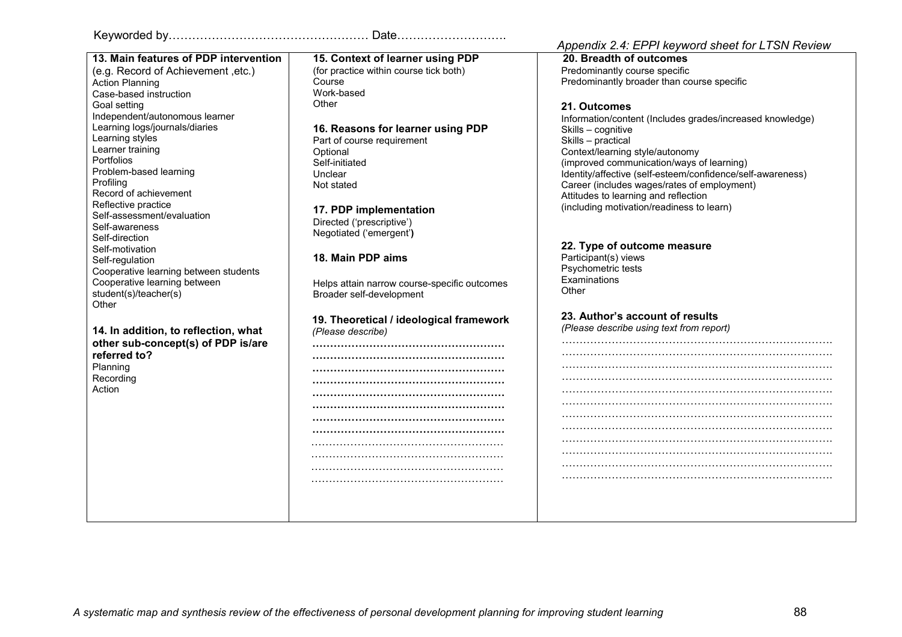Keyworded by…………………………………………… Date……………………….

*Appendix 2.4: EPPI keyword sheet for LTSN Review*

**13. Main features of PDP intervention**
(e.g. Record of Achievement ,etc.)
Action Planning
Case-based instruction
Goal setting
Independent/autonomous learner
Learning logs/journals/diaries
Learning styles
Learner training
Portfolios
Problem-based learning
Profiling
Record of achievement
Reflective practice
Self-assessment/evaluation
Self-awareness
Self-direction
Self-motivation
Self-regulation
Cooperative learning between students
Cooperative learning between student(s)/teacher(s)
Other

**14. In addition, to reflection, what other sub-concept(s) of PDP is/are referred to?**
Planning
Recording
Action

**15. Context of learner using PDP**
(for practice within course tick both)
Course
Work-based
Other

**16. Reasons for learner using PDP**
Part of course requirement
Optional
Self-initiated
Unclear
Not stated

**17. PDP implementation**
Directed ('prescriptive')
Negotiated ('emergent')

**18. Main PDP aims**

Helps attain narrow course-specific outcomes
Broader self-development

**19. Theoretical / ideological framework**
*(Please describe)*
………………………………………………
………………………………………………
………………………………………………
………………………………………………
………………………………………………
………………………………………………
………………………………………………
………………………………………………
………………………………………………
………………………………………………
………………………………………………
………………………………………………

**20. Breadth of outcomes**
Predominantly course specific
Predominantly broader than course specific

**21. Outcomes**
Information/content (Includes grades/increased knowledge)
Skills – cognitive
Skills – practical
Context/learning style/autonomy
(improved communication/ways of learning)
Identity/affective (self-esteem/confidence/self-awareness)
Career (includes wages/rates of employment)
Attitudes to learning and reflection
(including motivation/readiness to learn)

**22. Type of outcome measure**
Participant(s) views
Psychometric tests
Examinations
Other

**23. Author's account of results**
*(Please describe using text from report)*
…………………………………………………………………
…………………………………………………………………
…………………………………………………………………
…………………………………………………………………
…………………………………………………………………
…………………………………………………………………
…………………………………………………………………
…………………………………………………………………
…………………………………………………………………
…………………………………………………………………
…………………………………………………………………
…………………………………………………………………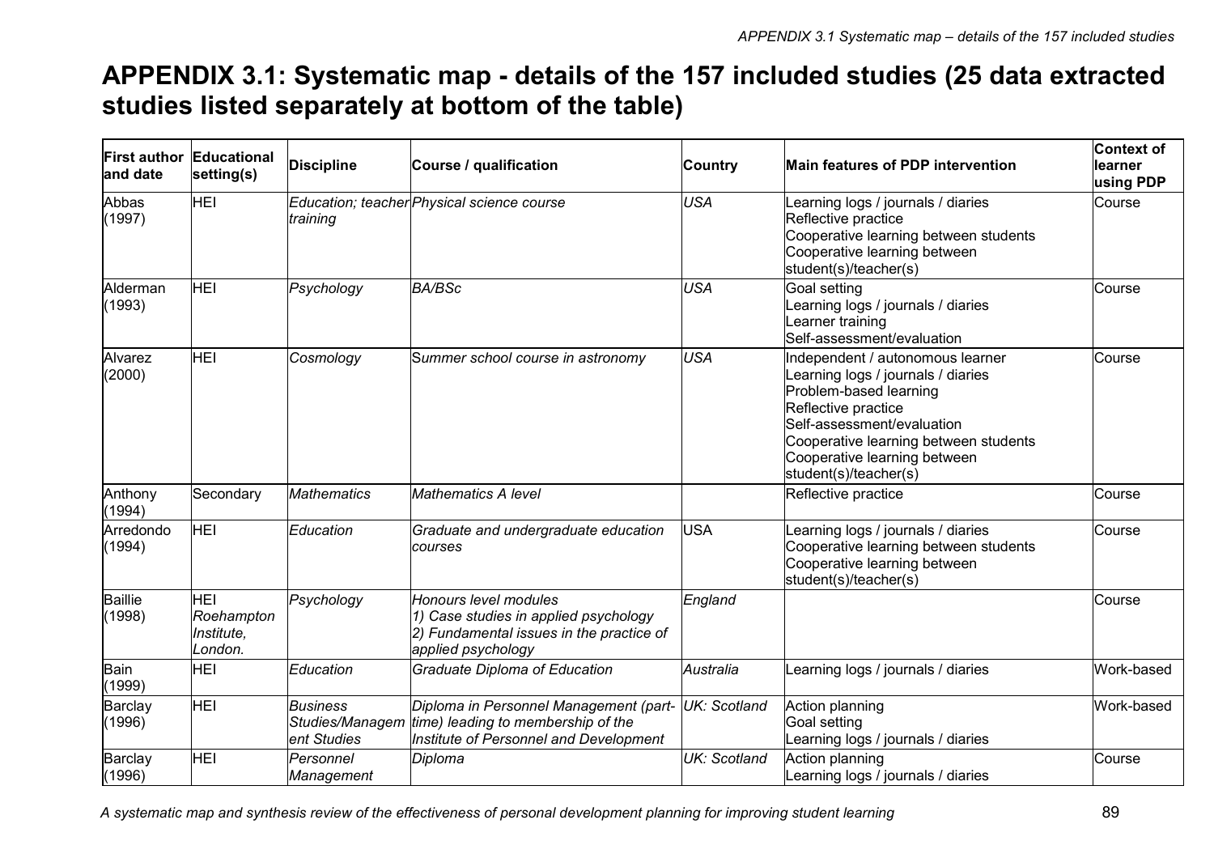# APPENDIX 3.1: Systematic map - details of the 157 included studies (25 data extracted studies listed separately at bottom of the table)

| First author and date | Educational setting(s) | Discipline | Course / qualification | Country | Main features of PDP intervention | Context of learner using PDP |
|---|---|---|---|---|---|---|
| Abbas (1997) | HEI | *Education; teacher training* | *Physical science course* | *USA* | Learning logs / journals / diaries<br>Reflective practice<br>Cooperative learning between students<br>Cooperative learning between student(s)/teacher(s) | Course |
| Alderman (1993) | HEI | *Psychology* | *BA/BSc* | *USA* | Goal setting<br>Learning logs / journals / diaries<br>Learner training<br>Self-assessment/evaluation | Course |
| Alvarez (2000) | HEI | *Cosmology* | *Summer school course in astronomy* | *USA* | Independent / autonomous learner<br>Learning logs / journals / diaries<br>Problem-based learning<br>Reflective practice<br>Self-assessment/evaluation<br>Cooperative learning between students<br>Cooperative learning between student(s)/teacher(s) | Course |
| Anthony (1994) | Secondary | *Mathematics* | *Mathematics A level* | | Reflective practice | Course |
| Arredondo (1994) | HEI | *Education* | *Graduate and undergraduate education courses* | USA | Learning logs / journals / diaries<br>Cooperative learning between students<br>Cooperative learning between student(s)/teacher(s) | Course |
| Baillie (1998) | HEI Roehampton Institute, London. | *Psychology* | *Honours level modules*<br>*1) Case studies in applied psychology*<br>*2) Fundamental issues in the practice of applied psychology* | *England* | | Course |
| Bain (1999) | HEI | *Education* | *Graduate Diploma of Education* | *Australia* | Learning logs / journals / diaries | Work-based |
| Barclay (1996) | HEI | *Business Studies/Management Studies* | *Diploma in Personnel Management (part-time) leading to membership of the Institute of Personnel and Development* | *UK: Scotland* | Action planning<br>Goal setting<br>Learning logs / journals / diaries | Work-based |
| Barclay (1996) | HEI | *Personnel Management* | *Diploma* | *UK: Scotland* | Action planning<br>Learning logs / journals / diaries | Course |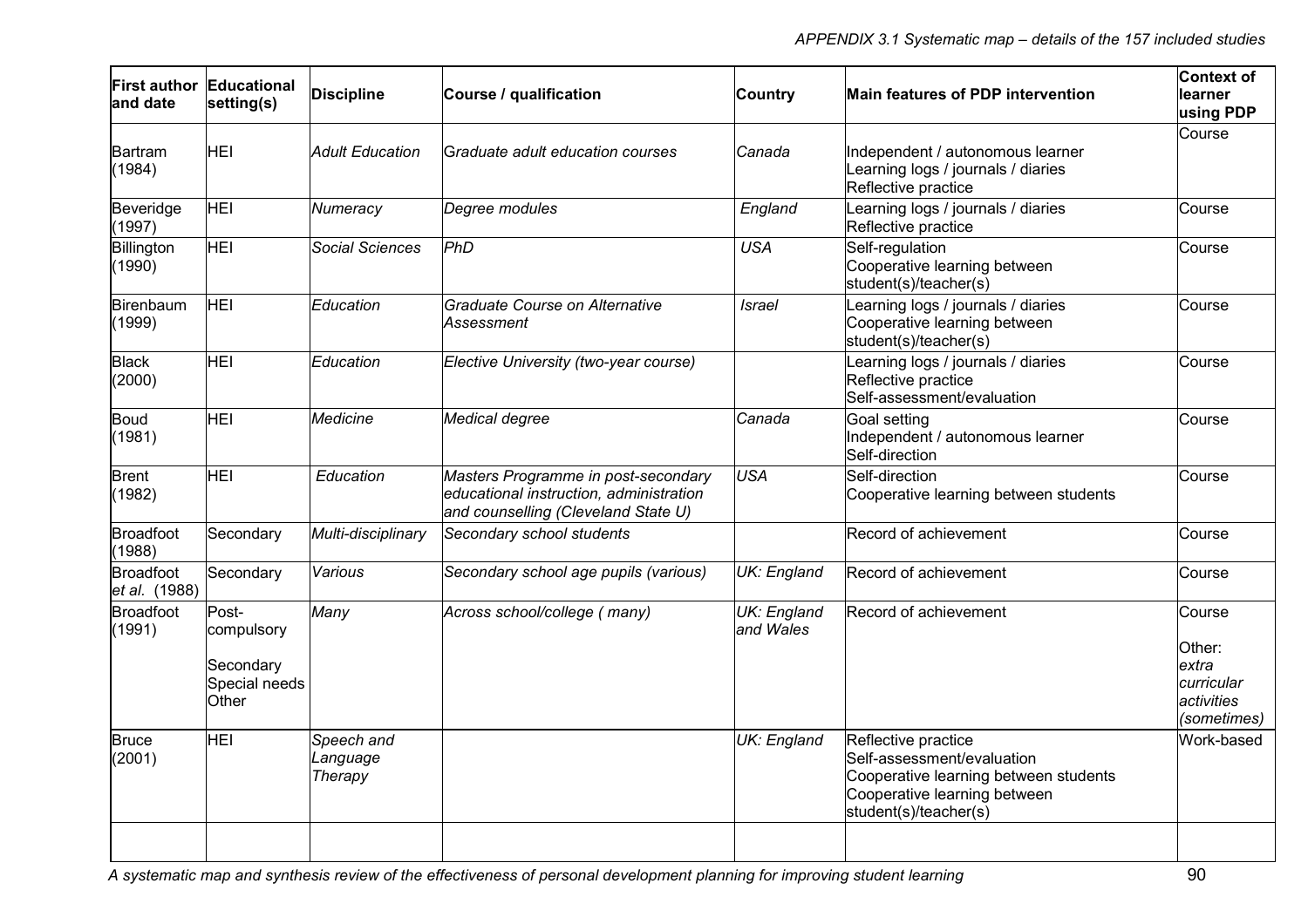| First author and date | Educational setting(s) | Discipline | Course / qualification | Country | Main features of PDP intervention | Context of learner using PDP |
|---|---|---|---|---|---|---|
| Bartram (1984) | HEI | *Adult Education* | *Graduate adult education courses* | *Canada* | Independent / autonomous learner<br>Learning logs / journals / diaries<br>Reflective practice | Course |
| Beveridge (1997) | HEI | *Numeracy* | *Degree modules* | *England* | Learning logs / journals / diaries<br>Reflective practice | Course |
| Billington (1990) | HEI | *Social Sciences* | *PhD* | *USA* | Self-regulation<br>Cooperative learning between student(s)/teacher(s) | Course |
| Birenbaum (1999) | HEI | *Education* | *Graduate Course on Alternative Assessment* | *Israel* | Learning logs / journals / diaries<br>Cooperative learning between student(s)/teacher(s) | Course |
| Black (2000) | HEI | *Education* | *Elective University (two-year course)* | | Learning logs / journals / diaries<br>Reflective practice<br>Self-assessment/evaluation | Course |
| Boud (1981) | HEI | *Medicine* | *Medical degree* | *Canada* | Goal setting<br>Independent / autonomous learner<br>Self-direction | Course |
| Brent (1982) | HEI | *Education* | *Masters Programme in post-secondary educational instruction, administration and counselling (Cleveland State U)* | *USA* | Self-direction<br>Cooperative learning between students | Course |
| Broadfoot (1988) | Secondary | *Multi-disciplinary* | *Secondary school students* | | Record of achievement | Course |
| Broadfoot *et al.* (1988) | Secondary | *Various* | *Secondary school age pupils (various)* | *UK: England* | Record of achievement | Course |
| Broadfoot (1991) | Post-compulsory<br>Secondary<br>Special needs<br>Other | *Many* | *Across school/college ( many)* | *UK: England and Wales* | Record of achievement | Course<br>Other: *extra curricular activities (sometimes)* |
| Bruce (2001) | HEI | *Speech and Language Therapy* | | *UK: England* | Reflective practice<br>Self-assessment/evaluation<br>Cooperative learning between students<br>Cooperative learning between student(s)/teacher(s) | Work-based |
| | | | | | | |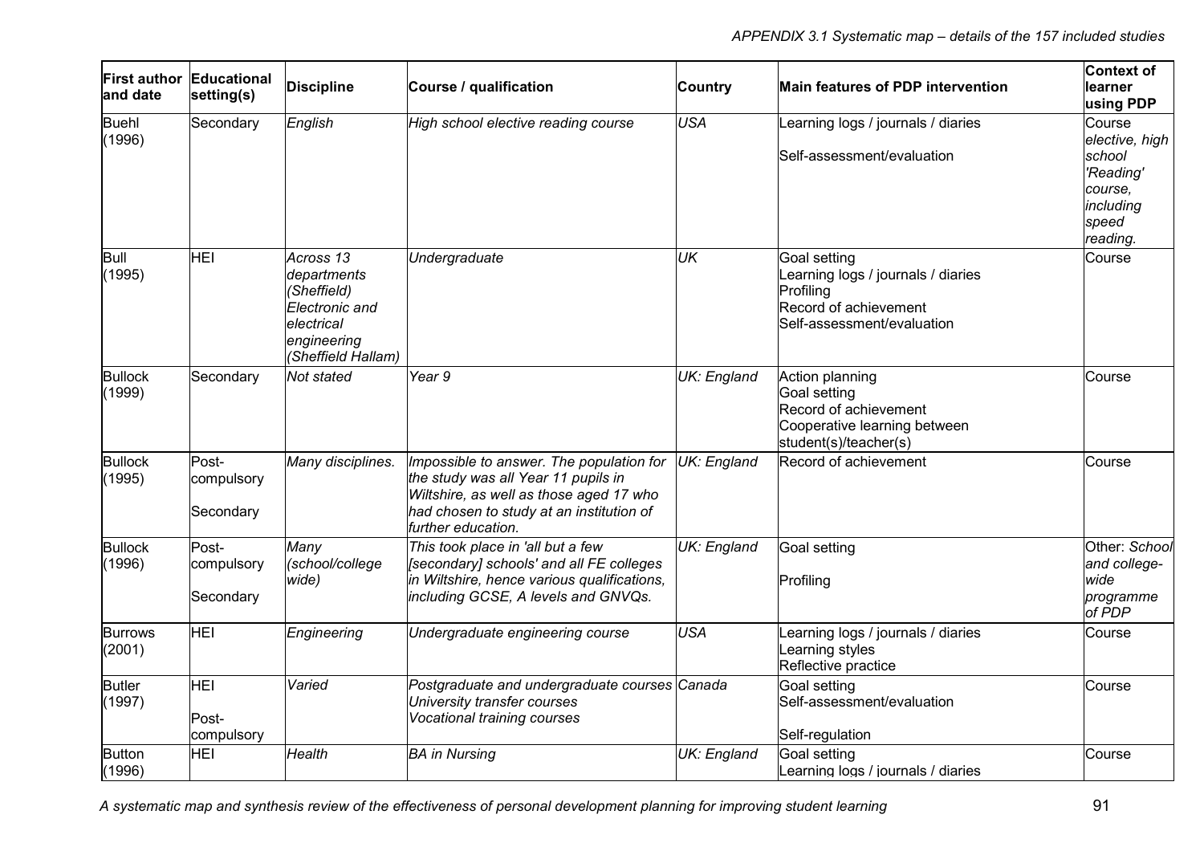| First author and date | Educational setting(s) | Discipline | Course / qualification | Country | Main features of PDP intervention | Context of learner using PDP |
|---|---|---|---|---|---|---|
| Buehl (1996) | Secondary | *English* | *High school elective reading course* | *USA* | Learning logs / journals / diaries<br><br>Self-assessment/evaluation | Course *elective, high school 'Reading' course, including speed reading.* |
| Bull (1995) | HEI | *Across 13 departments (Sheffield) Electronic and electrical engineering (Sheffield Hallam)* | *Undergraduate* | *UK* | Goal setting<br>Learning logs / journals / diaries<br>Profiling<br>Record of achievement<br>Self-assessment/evaluation | Course |
| Bullock (1999) | Secondary | *Not stated* | *Year 9* | *UK: England* | Action planning<br>Goal setting<br>Record of achievement<br>Cooperative learning between student(s)/teacher(s) | Course |
| Bullock (1995) | Post-compulsory<br><br>Secondary | *Many disciplines.* | *Impossible to answer. The population for the study was all Year 11 pupils in Wiltshire, as well as those aged 17 who had chosen to study at an institution of further education.* | *UK: England* | Record of achievement | Course |
| Bullock (1996) | Post-compulsory<br><br>Secondary | *Many (school/college wide)* | *This took place in 'all but a few [secondary] schools' and all FE colleges in Wiltshire, hence various qualifications, including GCSE, A levels and GNVQs.* | *UK: England* | Goal setting<br><br>Profiling | Other: *School and college-wide programme of PDP* |
| Burrows (2001) | HEI | *Engineering* | *Undergraduate engineering course* | *USA* | Learning logs / journals / diaries<br>Learning styles<br>Reflective practice | Course |
| Butler (1997) | HEI<br><br>Post-compulsory | *Varied* | *Postgraduate and undergraduate courses University transfer courses Vocational training courses* | *Canada* | Goal setting<br>Self-assessment/evaluation<br><br>Self-regulation | Course |
| Button (1996) | HEI | *Health* | *BA in Nursing* | *UK: England* | Goal setting<br>Learning logs / journals / diaries | Course |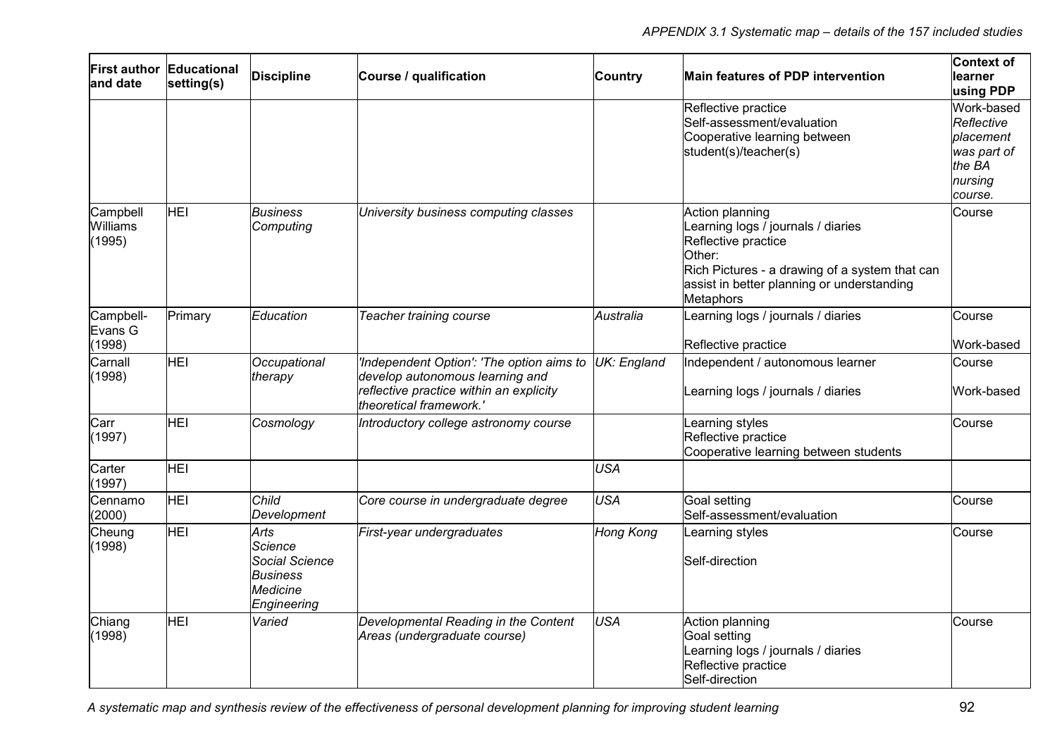| First author and date | Educational setting(s) | Discipline | Course / qualification | Country | Main features of PDP intervention | Context of learner using PDP |
|---|---|---|---|---|---|---|
| | | | | | Reflective practice<br>Self-assessment/evaluation<br>Cooperative learning between student(s)/teacher(s) | Work-based<br>*Reflective placement was part of the BA nursing course.* |
| Campbell Williams (1995) | HEI | *Business Computing* | *University business computing classes* | | Action planning<br>Learning logs / journals / diaries<br>Reflective practice<br>Other:<br>Rich Pictures - a drawing of a system that can assist in better planning or understanding<br>Metaphors | Course |
| Campbell-Evans G (1998) | Primary | *Education* | *Teacher training course* | *Australia* | Learning logs / journals / diaries<br><br>Reflective practice | Course<br><br>Work-based |
| Carnall (1998) | HEI | *Occupational therapy* | *'Independent Option': 'The option aims to develop autonomous learning and reflective practice within an explicity theoretical framework.'* | *UK: England* | Independent / autonomous learner<br><br>Learning logs / journals / diaries | Course<br><br>Work-based |
| Carr (1997) | HEI | *Cosmology* | *Introductory college astronomy course* | | Learning styles<br>Reflective practice<br>Cooperative learning between students | Course |
| Carter (1997) | HEI | | | *USA* | | |
| Cennamo (2000) | HEI | *Child Development* | *Core course in undergraduate degree* | *USA* | Goal setting<br>Self-assessment/evaluation | Course |
| Cheung (1998) | HEI | *Arts*<br>*Science*<br>*Social Science*<br>*Business*<br>*Medicine*<br>*Engineering* | *First-year undergraduates* | *Hong Kong* | Learning styles<br><br>Self-direction | Course |
| Chiang (1998) | HEI | *Varied* | *Developmental Reading in the Content Areas (undergraduate course)* | *USA* | Action planning<br>Goal setting<br>Learning logs / journals / diaries<br>Reflective practice<br>Self-direction | Course |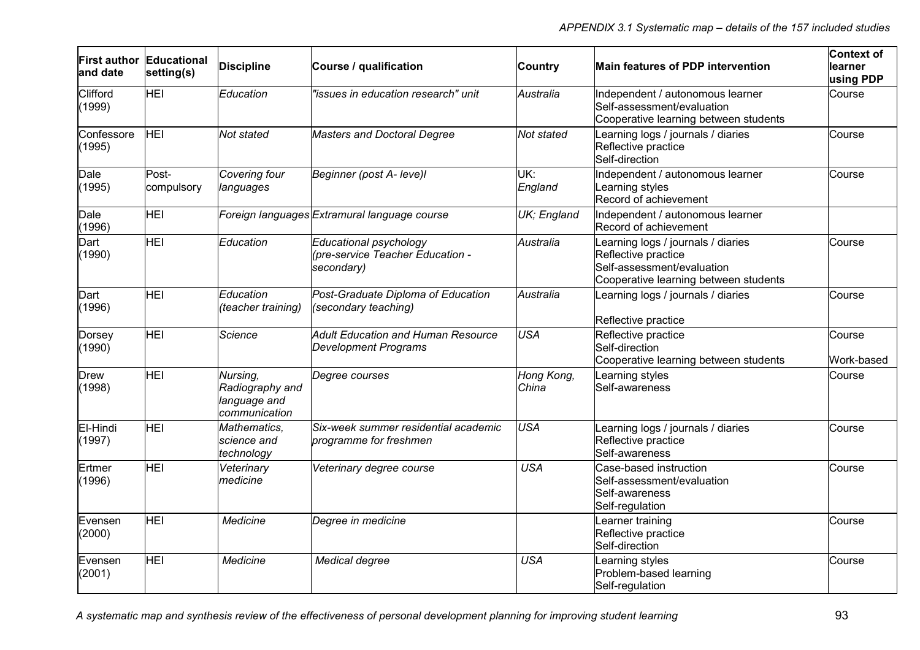| First author and date | Educational setting(s) | Discipline | Course / qualification | Country | Main features of PDP intervention | Context of learner using PDP |
|---|---|---|---|---|---|---|
| Clifford (1999) | HEI | *Education* | *"issues in education research" unit* | *Australia* | Independent / autonomous learner<br>Self-assessment/evaluation<br>Cooperative learning between students | Course |
| Confessore (1995) | HEI | *Not stated* | *Masters and Doctoral Degree* | *Not stated* | Learning logs / journals / diaries<br>Reflective practice<br>Self-direction | Course |
| Dale (1995) | Post-compulsory | *Covering four languages* | *Beginner (post A- leve)l* | *UK: England* | Independent / autonomous learner<br>Learning styles<br>Record of achievement | Course |
| Dale (1996) | HEI | *Foreign languages* | *Extramural language course* | *UK; England* | Independent / autonomous learner<br>Record of achievement | |
| Dart (1990) | HEI | *Education* | *Educational psychology (pre-service Teacher Education - secondary)* | *Australia* | Learning logs / journals / diaries<br>Reflective practice<br>Self-assessment/evaluation<br>Cooperative learning between students | Course |
| Dart (1996) | HEI | *Education (teacher training)* | *Post-Graduate Diploma of Education (secondary teaching)* | *Australia* | Learning logs / journals / diaries<br>Reflective practice | Course |
| Dorsey (1990) | HEI | *Science* | *Adult Education and Human Resource Development Programs* | *USA* | Reflective practice<br>Self-direction<br>Cooperative learning between students | Course<br>Work-based |
| Drew (1998) | HEI | *Nursing, Radiography and language and communication* | *Degree courses* | *Hong Kong, China* | Learning styles<br>Self-awareness | Course |
| El-Hindi (1997) | HEI | *Mathematics, science and technology* | *Six-week summer residential academic programme for freshmen* | *USA* | Learning logs / journals / diaries<br>Reflective practice<br>Self-awareness | Course |
| Ertmer (1996) | HEI | *Veterinary medicine* | *Veterinary degree course* | *USA* | Case-based instruction<br>Self-assessment/evaluation<br>Self-awareness<br>Self-regulation | Course |
| Evensen (2000) | HEI | *Medicine* | *Degree in medicine* | | Learner training<br>Reflective practice<br>Self-direction | Course |
| Evensen (2001) | HEI | *Medicine* | *Medical degree* | *USA* | Learning styles<br>Problem-based learning<br>Self-regulation | Course |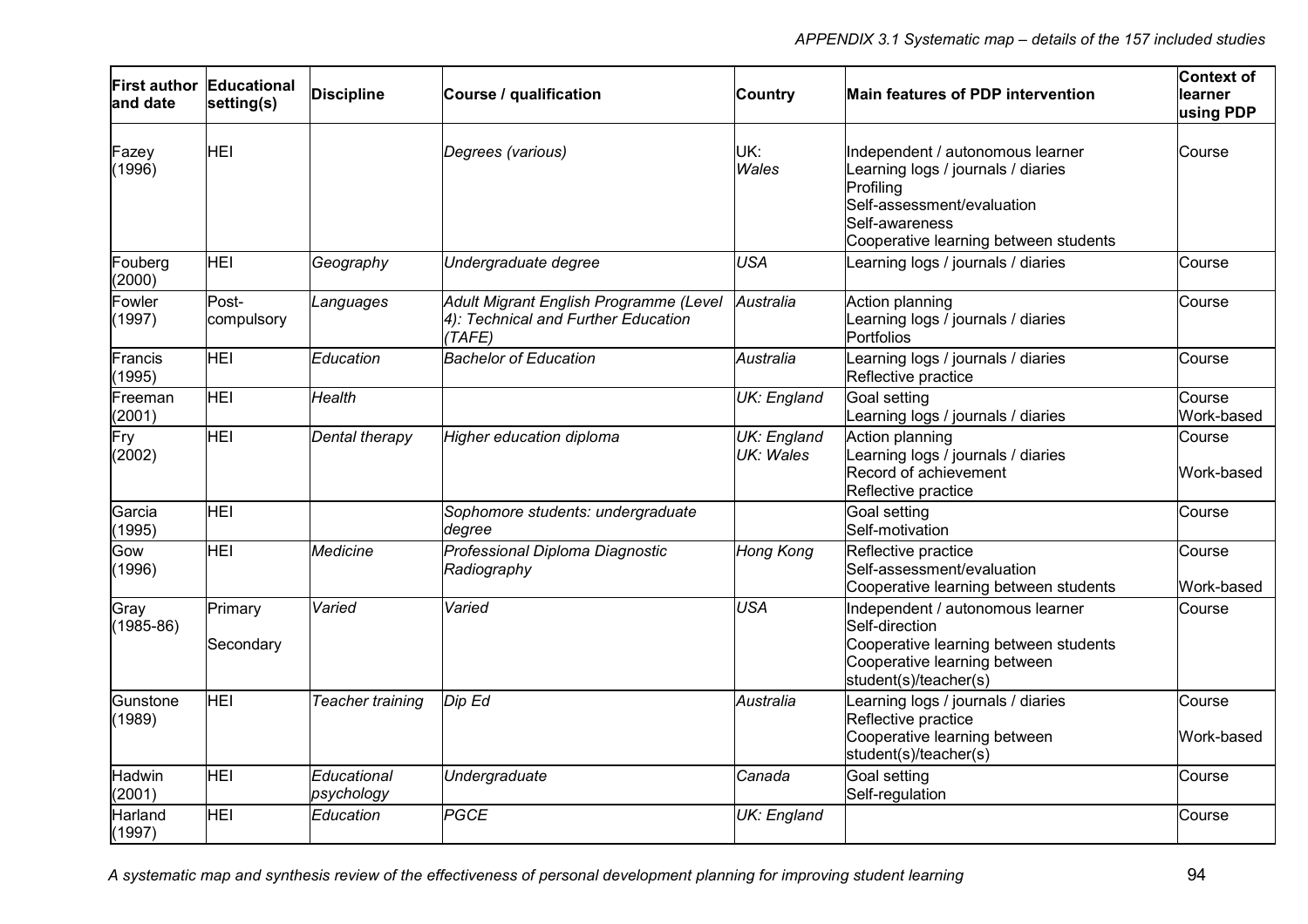| First author and date | Educational setting(s) | Discipline | Course / qualification | Country | Main features of PDP intervention | Context of learner using PDP |
|---|---|---|---|---|---|---|
| Fazey (1996) | HEI | | *Degrees (various)* | UK: *Wales* | Independent / autonomous learner<br>Learning logs / journals / diaries<br>Profiling<br>Self-assessment/evaluation<br>Self-awareness<br>Cooperative learning between students | Course |
| Fouberg (2000) | HEI | *Geography* | *Undergraduate degree* | *USA* | Learning logs / journals / diaries | Course |
| Fowler (1997) | Post-compulsory | *Languages* | *Adult Migrant English Programme (Level 4): Technical and Further Education (TAFE)* | *Australia* | Action planning<br>Learning logs / journals / diaries<br>Portfolios | Course |
| Francis (1995) | HEI | *Education* | *Bachelor of Education* | *Australia* | Learning logs / journals / diaries<br>Reflective practice | Course |
| Freeman (2001) | HEI | *Health* | | *UK: England* | Goal setting<br>Learning logs / journals / diaries | Course<br>Work-based |
| Fry (2002) | HEI | *Dental therapy* | *Higher education diploma* | *UK: England*<br>*UK: Wales* | Action planning<br>Learning logs / journals / diaries<br>Record of achievement<br>Reflective practice | Course<br><br>Work-based |
| Garcia (1995) | HEI | | *Sophomore students: undergraduate degree* | | Goal setting<br>Self-motivation | Course |
| Gow (1996) | HEI | *Medicine* | *Professional Diploma Diagnostic Radiography* | *Hong Kong* | Reflective practice<br>Self-assessment/evaluation<br>Cooperative learning between students | Course<br><br>Work-based |
| Gray (1985-86) | Primary<br><br>Secondary | *Varied* | *Varied* | *USA* | Independent / autonomous learner<br>Self-direction<br>Cooperative learning between students<br>Cooperative learning between student(s)/teacher(s) | Course |
| Gunstone (1989) | HEI | *Teacher training* | *Dip Ed* | *Australia* | Learning logs / journals / diaries<br>Reflective practice<br>Cooperative learning between student(s)/teacher(s) | Course<br><br>Work-based |
| Hadwin (2001) | HEI | *Educational psychology* | *Undergraduate* | *Canada* | Goal setting<br>Self-regulation | Course |
| Harland (1997) | HEI | *Education* | *PGCE* | *UK: England* | | Course |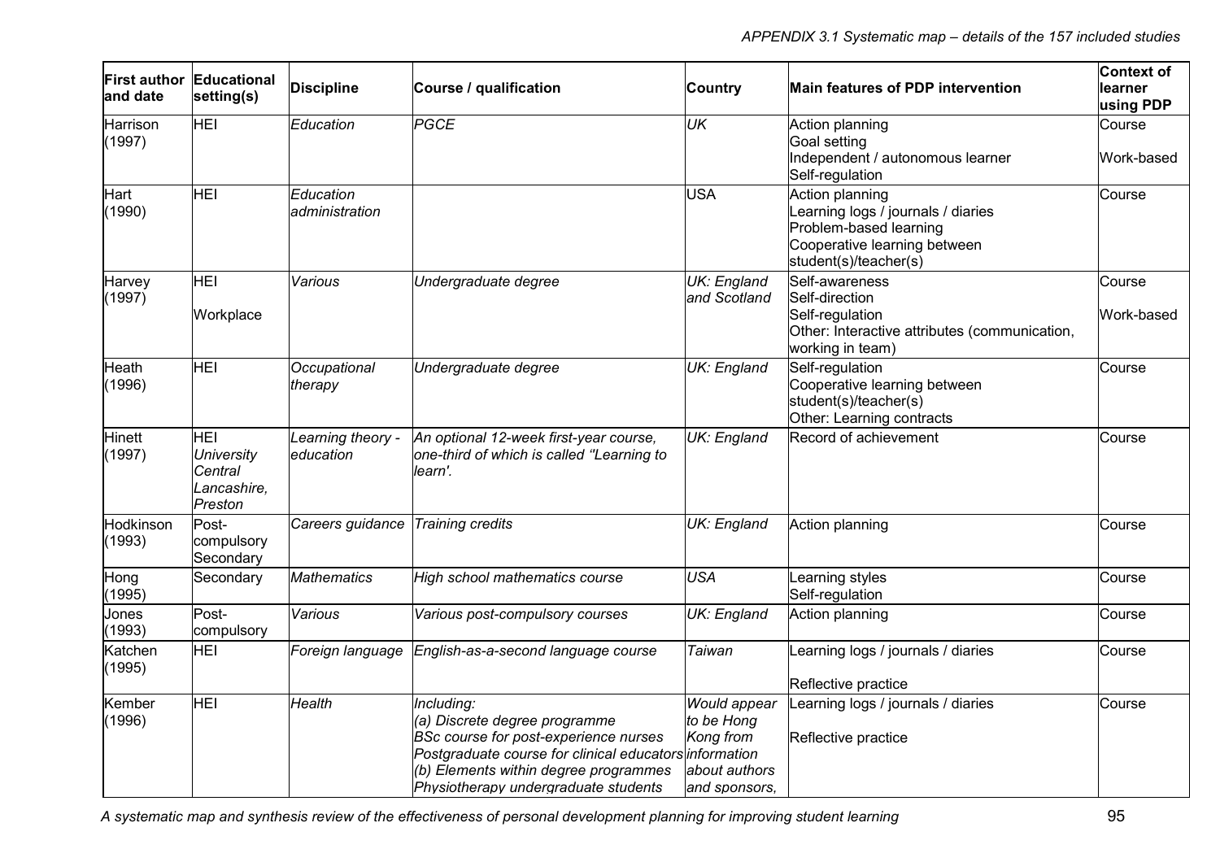| First author and date | Educational setting(s) | Discipline | Course / qualification | Country | Main features of PDP intervention | Context of learner using PDP |
|---|---|---|---|---|---|---|
| Harrison (1997) | HEI | *Education* | *PGCE* | *UK* | Action planning<br>Goal setting<br>Independent / autonomous learner<br>Self-regulation | Course<br><br>Work-based |
| Hart (1990) | HEI | *Education administration* | | USA | Action planning<br>Learning logs / journals / diaries<br>Problem-based learning<br>Cooperative learning between student(s)/teacher(s) | Course |
| Harvey (1997) | HEI<br><br>Workplace | *Various* | *Undergraduate degree* | *UK: England and Scotland* | Self-awareness<br>Self-direction<br>Self-regulation<br>Other: Interactive attributes (communication, working in team) | Course<br><br>Work-based |
| Heath (1996) | HEI | *Occupational therapy* | *Undergraduate degree* | *UK: England* | Self-regulation<br>Cooperative learning between student(s)/teacher(s)<br>Other: Learning contracts | Course |
| Hinett (1997) | HEI<br>*University Central Lancashire, Preston* | *Learning theory - education* | *An optional 12-week first-year course, one-third of which is called "Learning to learn'.* | *UK: England* | Record of achievement | Course |
| Hodkinson (1993) | Post-compulsory Secondary | *Careers guidance* | *Training credits* | *UK: England* | Action planning | Course |
| Hong (1995) | Secondary | *Mathematics* | *High school mathematics course* | *USA* | Learning styles<br>Self-regulation | Course |
| Jones (1993) | Post-compulsory | *Various* | *Various post-compulsory courses* | *UK: England* | Action planning | Course |
| Katchen (1995) | HEI | *Foreign language* | *English-as-a-second language course* | *Taiwan* | Learning logs / journals / diaries<br><br>Reflective practice | Course |
| Kember (1996) | HEI | *Health* | *Including:<br>(a) Discrete degree programme<br>BSc course for post-experience nurses<br>Postgraduate course for clinical educators<br>(b) Elements within degree programmes<br>Physiotherapy undergraduate students* | *Would appear to be Hong Kong from information about authors and sponsors,* | Learning logs / journals / diaries<br><br>Reflective practice | Course |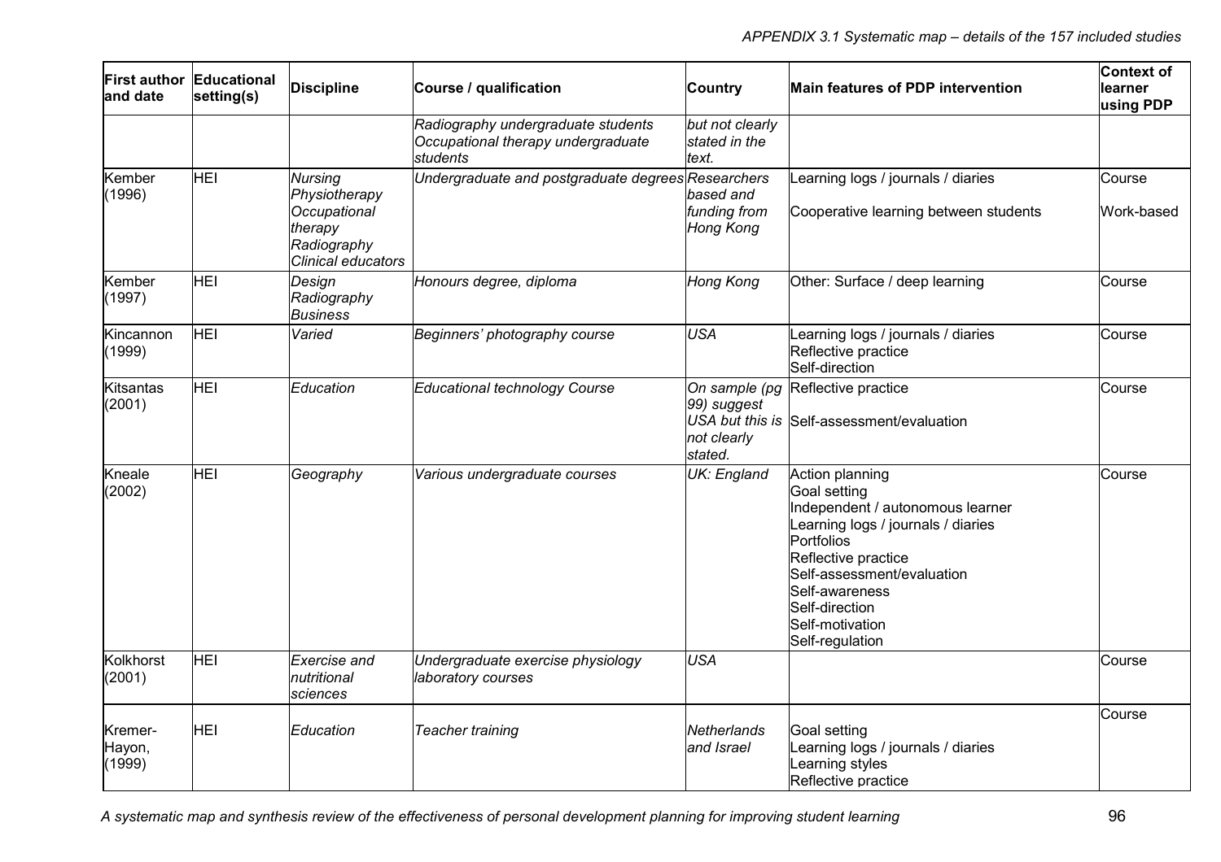| First author and date | Educational setting(s) | Discipline | Course / qualification | Country | Main features of PDP intervention | Context of learner using PDP |
|---|---|---|---|---|---|---|
| | | | *Radiography undergraduate students*<br>*Occupational therapy undergraduate students* | *but not clearly stated in the text.* | | |
| Kember (1996) | HEI | *Nursing*<br>*Physiotherapy*<br>*Occupational therapy*<br>*Radiography*<br>*Clinical educators* | *Undergraduate and postgraduate degrees* | *Researchers based and funding from Hong Kong* | Learning logs / journals / diaries<br>Cooperative learning between students | Course<br>Work-based |
| Kember (1997) | HEI | *Design*<br>*Radiography*<br>*Business* | *Honours degree, diploma* | *Hong Kong* | Other: Surface / deep learning | Course |
| Kincannon (1999) | HEI | *Varied* | *Beginners' photography course* | *USA* | Learning logs / journals / diaries<br>Reflective practice<br>Self-direction | Course |
| Kitsantas (2001) | HEI | *Education* | *Educational technology Course* | *On sample (pg 99) suggest USA but this is not clearly stated.* | Reflective practice<br>Self-assessment/evaluation | Course |
| Kneale (2002) | HEI | *Geography* | *Various undergraduate courses* | *UK: England* | Action planning<br>Goal setting<br>Independent / autonomous learner<br>Learning logs / journals / diaries<br>Portfolios<br>Reflective practice<br>Self-assessment/evaluation<br>Self-awareness<br>Self-direction<br>Self-motivation<br>Self-regulation | Course |
| Kolkhorst (2001) | HEI | *Exercise and nutritional sciences* | *Undergraduate exercise physiology laboratory courses* | *USA* | | Course |
| Kremer-Hayon, (1999) | HEI | *Education* | *Teacher training* | *Netherlands and Israel* | Goal setting<br>Learning logs / journals / diaries<br>Learning styles<br>Reflective practice | Course |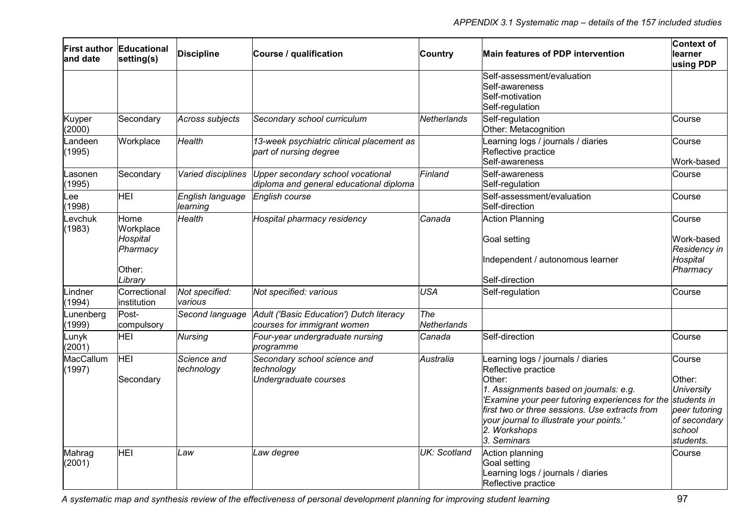| First author and date | Educational setting(s) | Discipline | Course / qualification | Country | Main features of PDP intervention | Context of learner using PDP |
|---|---|---|---|---|---|---|
| | | | | | Self-assessment/evaluation<br>Self-awareness<br>Self-motivation<br>Self-regulation | |
| Kuyper (2000) | Secondary | *Across subjects* | *Secondary school curriculum* | *Netherlands* | Self-regulation<br>Other: Metacognition | Course |
| Landeen (1995) | Workplace | *Health* | *13-week psychiatric clinical placement as part of nursing degree* | | Learning logs / journals / diaries<br>Reflective practice<br>Self-awareness | Course<br><br>Work-based |
| Lasonen (1995) | Secondary | *Varied disciplines* | *Upper secondary school vocational diploma and general educational diploma* | *Finland* | Self-awareness<br>Self-regulation | Course |
| Lee (1998) | HEI | *English language learning* | *English course* | | Self-assessment/evaluation<br>Self-direction | Course |
| Levchuk (1983) | Home<br>Workplace<br>*Hospital Pharmacy*<br><br>Other:<br>*Library* | *Health* | *Hospital pharmacy residency* | *Canada* | Action Planning<br><br>Goal setting<br><br>Independent / autonomous learner<br><br>Self-direction | Course<br><br>Work-based<br>*Residency in Hospital Pharmacy* |
| Lindner (1994) | Correctional institution | *Not specified: various* | *Not specified: various* | *USA* | Self-regulation | Course |
| Lunenberg (1999) | Post-compulsory | *Second language* | *Adult ('Basic Education') Dutch literacy courses for immigrant women* | *The Netherlands* | | |
| Lunyk (2001) | HEI | *Nursing* | *Four-year undergraduate nursing programme* | *Canada* | Self-direction | Course |
| MacCallum (1997) | HEI<br><br>Secondary | *Science and technology* | *Secondary school science and technology*<br>*Undergraduate courses* | *Australia* | Learning logs / journals / diaries<br>Reflective practice<br>Other:<br>*1. Assignments based on journals: e.g. 'Examine your peer tutoring experiences for the first two or three sessions. Use extracts from your journal to illustrate your points.'*<br>*2. Workshops*<br>*3. Seminars* | Course<br><br>Other:<br>*University students in peer tutoring of secondary school students.* |
| Mahrag (2001) | HEI | *Law* | *Law degree* | *UK: Scotland* | Action planning<br>Goal setting<br>Learning logs / journals / diaries<br>Reflective practice | Course |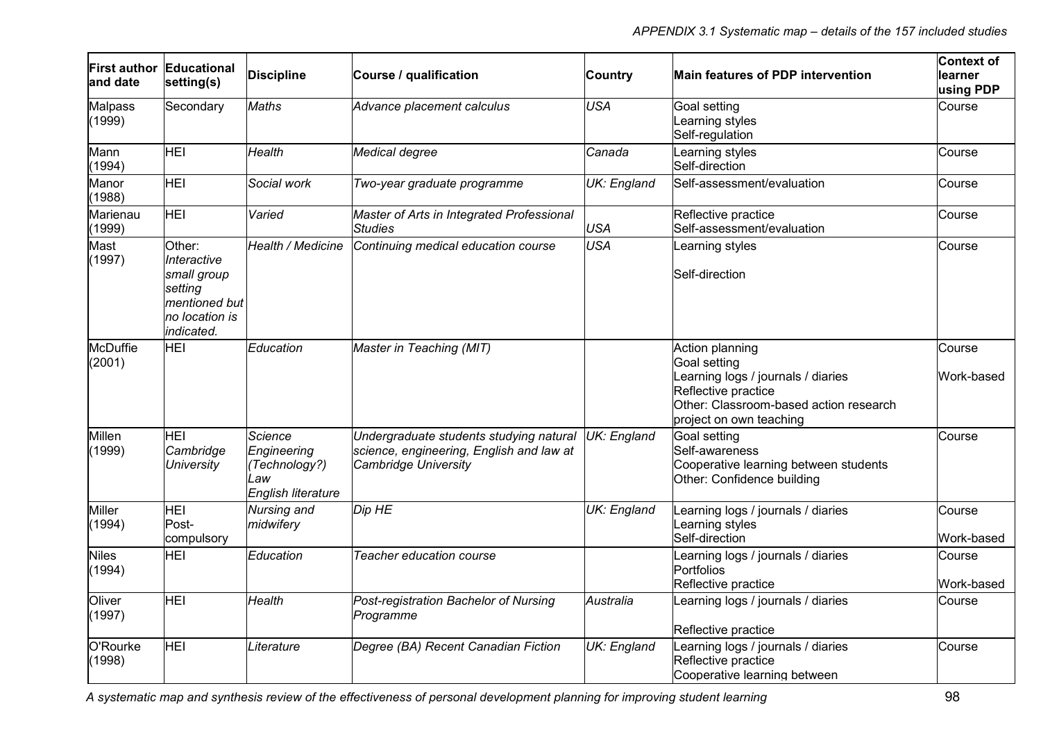| First author and date | Educational setting(s) | Discipline | Course / qualification | Country | Main features of PDP intervention | Context of learner using PDP |
|---|---|---|---|---|---|---|
| Malpass (1999) | Secondary | *Maths* | *Advance placement calculus* | *USA* | Goal setting<br>Learning styles<br>Self-regulation | Course |
| Mann (1994) | HEI | *Health* | *Medical degree* | *Canada* | Learning styles<br>Self-direction | Course |
| Manor (1988) | HEI | *Social work* | *Two-year graduate programme* | *UK: England* | Self-assessment/evaluation | Course |
| Marienau (1999) | HEI | *Varied* | *Master of Arts in Integrated Professional Studies* | *USA* | Reflective practice<br>Self-assessment/evaluation | Course |
| Mast (1997) | Other: *Interactive small group setting mentioned but no location is indicated.* | *Health / Medicine* | *Continuing medical education course* | *USA* | Learning styles<br>Self-direction | Course |
| McDuffie (2001) | HEI | *Education* | *Master in Teaching (MIT)* | | Action planning<br>Goal setting<br>Learning logs / journals / diaries<br>Reflective practice<br>Other: Classroom-based action research project on own teaching | Course<br>Work-based |
| Millen (1999) | HEI<br>*Cambridge University* | *Science*<br>*Engineering*<br>*(Technology?)*<br>*Law*<br>*English literature* | *Undergraduate students studying natural science, engineering, English and law at Cambridge University* | *UK: England* | Goal setting<br>Self-awareness<br>Cooperative learning between students<br>Other: Confidence building | Course |
| Miller (1994) | HEI<br>Post-compulsory | *Nursing and midwifery* | *Dip HE* | *UK: England* | Learning logs / journals / diaries<br>Learning styles<br>Self-direction | Course<br>Work-based |
| Niles (1994) | HEI | *Education* | *Teacher education course* | | Learning logs / journals / diaries<br>Portfolios<br>Reflective practice | Course<br>Work-based |
| Oliver (1997) | HEI | *Health* | *Post-registration Bachelor of Nursing Programme* | *Australia* | Learning logs / journals / diaries<br>Reflective practice | Course |
| O'Rourke (1998) | HEI | *Literature* | *Degree (BA) Recent Canadian Fiction* | *UK: England* | Learning logs / journals / diaries<br>Reflective practice<br>Cooperative learning between | Course |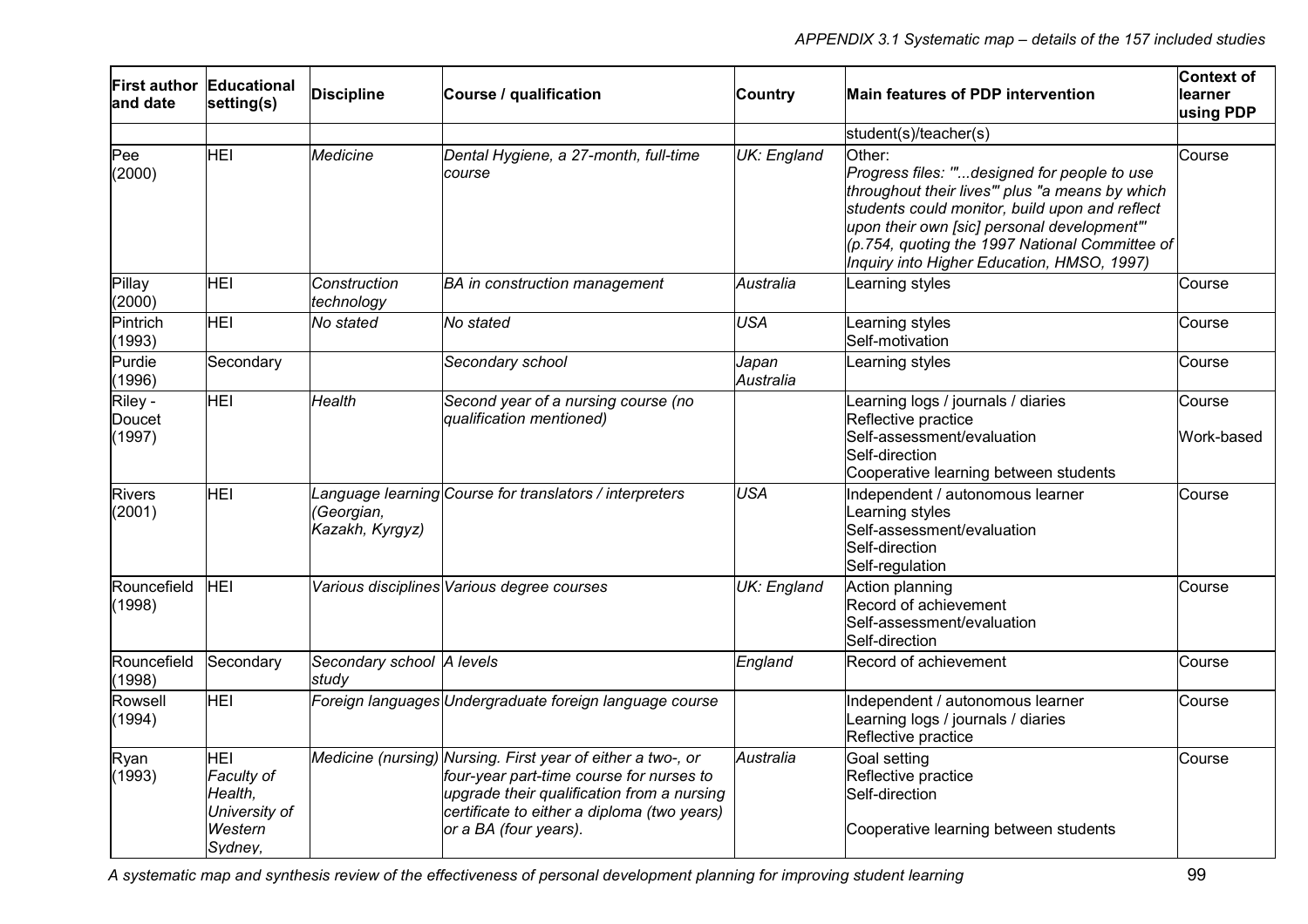| First author and date | Educational setting(s) | Discipline | Course / qualification | Country | Main features of PDP intervention | Context of learner using PDP |
|---|---|---|---|---|---|---|
| | | | | | student(s)/teacher(s) | |
| Pee (2000) | HEI | *Medicine* | *Dental Hygiene, a 27-month, full-time course* | *UK: England* | Other:<br>*Progress files: '"...designed for people to use throughout their lives'" plus "a means by which students could monitor, build upon and reflect upon their own [sic] personal development"' (p.754, quoting the 1997 National Committee of Inquiry into Higher Education, HMSO, 1997)* | Course |
| Pillay (2000) | HEI | *Construction technology* | *BA in construction management* | *Australia* | Learning styles | Course |
| Pintrich (1993) | HEI | *No stated* | *No stated* | *USA* | Learning styles<br>Self-motivation | Course |
| Purdie (1996) | Secondary | | *Secondary school* | *Japan Australia* | Learning styles | Course |
| Riley - Doucet (1997) | HEI | *Health* | *Second year of a nursing course (no qualification mentioned)* | | Learning logs / journals / diaries<br>Reflective practice<br>Self-assessment/evaluation<br>Self-direction<br>Cooperative learning between students | Course<br><br>Work-based |
| Rivers (2001) | HEI | *Language learning (Georgian, Kazakh, Kyrgyz)* | *Course for translators / interpreters* | *USA* | Independent / autonomous learner<br>Learning styles<br>Self-assessment/evaluation<br>Self-direction<br>Self-regulation | Course |
| Rouncefield (1998) | HEI | *Various disciplines* | *Various degree courses* | *UK: England* | Action planning<br>Record of achievement<br>Self-assessment/evaluation<br>Self-direction | Course |
| Rouncefield (1998) | Secondary | *Secondary school study* | *A levels* | *England* | Record of achievement | Course |
| Rowsell (1994) | HEI | *Foreign languages* | *Undergraduate foreign language course* | | Independent / autonomous learner<br>Learning logs / journals / diaries<br>Reflective practice | Course |
| Ryan (1993) | HEI<br>*Faculty of Health, University of Western Sydney,* | *Medicine (nursing)* | *Nursing. First year of either a two-, or four-year part-time course for nurses to upgrade their qualification from a nursing certificate to either a diploma (two years) or a BA (four years).* | *Australia* | Goal setting<br>Reflective practice<br>Self-direction<br><br>Cooperative learning between students | Course |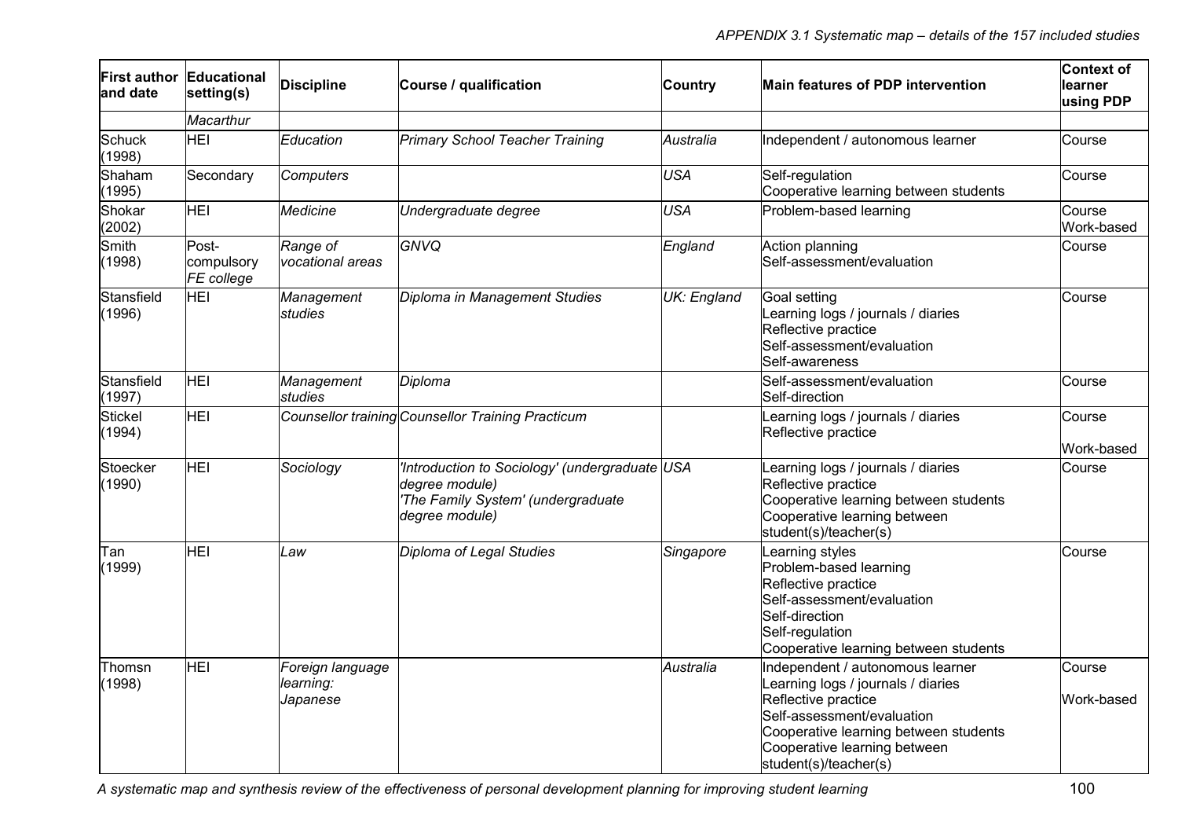| First author and date | Educational setting(s) | Discipline | Course / qualification | Country | Main features of PDP intervention | Context of learner using PDP |
|---|---|---|---|---|---|---|
| | *Macarthur* | | | | | |
| Schuck (1998) | HEI | *Education* | *Primary School Teacher Training* | *Australia* | Independent / autonomous learner | Course |
| Shaham (1995) | Secondary | *Computers* | | *USA* | Self-regulation<br>Cooperative learning between students | Course |
| Shokar (2002) | HEI | *Medicine* | *Undergraduate degree* | *USA* | Problem-based learning | Course<br>Work-based |
| Smith (1998) | Post-compulsory *FE college* | *Range of vocational areas* | *GNVQ* | *England* | Action planning<br>Self-assessment/evaluation | Course |
| Stansfield (1996) | HEI | *Management studies* | *Diploma in Management Studies* | *UK: England* | Goal setting<br>Learning logs / journals / diaries<br>Reflective practice<br>Self-assessment/evaluation<br>Self-awareness | Course |
| Stansfield (1997) | HEI | *Management studies* | *Diploma* | | Self-assessment/evaluation<br>Self-direction | Course |
| Stickel (1994) | HEI | *Counsellor training* | *Counsellor Training Practicum* | | Learning logs / journals / diaries<br>Reflective practice | Course<br>Work-based |
| Stoecker (1990) | HEI | *Sociology* | *'Introduction to Sociology' (undergraduate degree module)*<br>*'The Family System' (undergraduate degree module)* | *USA* | Learning logs / journals / diaries<br>Reflective practice<br>Cooperative learning between students<br>Cooperative learning between student(s)/teacher(s) | Course |
| Tan (1999) | HEI | *Law* | *Diploma of Legal Studies* | *Singapore* | Learning styles<br>Problem-based learning<br>Reflective practice<br>Self-assessment/evaluation<br>Self-direction<br>Self-regulation<br>Cooperative learning between students | Course |
| Thomsn (1998) | HEI | *Foreign language learning: Japanese* | | *Australia* | Independent / autonomous learner<br>Learning logs / journals / diaries<br>Reflective practice<br>Self-assessment/evaluation<br>Cooperative learning between students<br>Cooperative learning between student(s)/teacher(s) | Course<br>Work-based |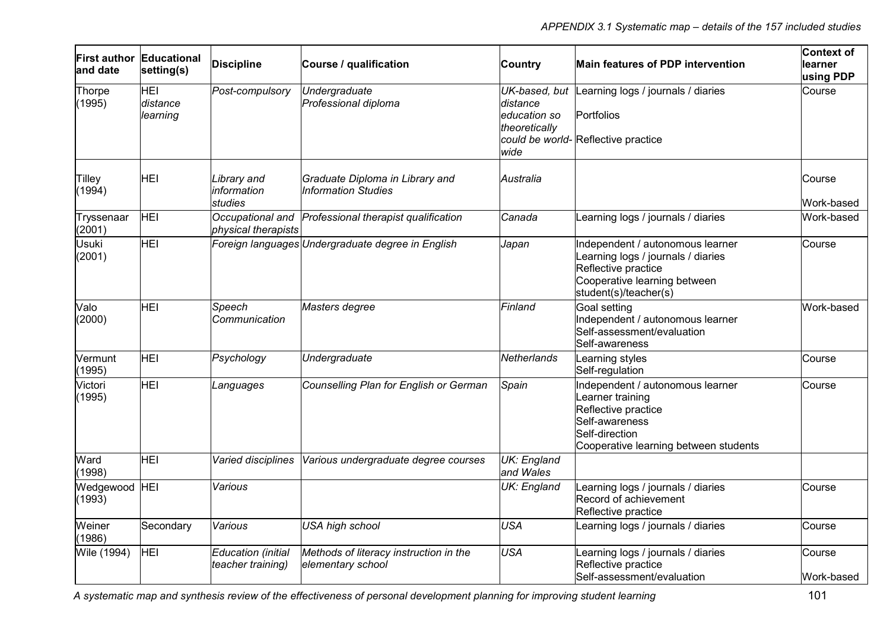| First author and date | Educational setting(s) | Discipline | Course / qualification | Country | Main features of PDP intervention | Context of learner using PDP |
|---|---|---|---|---|---|---|
| Thorpe (1995) | HEI *distance learning* | *Post-compulsory* | *Undergraduate Professional diploma* | *UK-based, but distance education so theoretically could be world-wide* | Learning logs / journals / diaries<br>Portfolios<br>Reflective practice | Course |
| Tilley (1994) | HEI | *Library and information studies* | *Graduate Diploma in Library and Information Studies* | *Australia* | | Course<br>Work-based |
| Tryssenaar (2001) | HEI | *Occupational and physical therapists* | *Professional therapist qualification* | *Canada* | Learning logs / journals / diaries | Work-based |
| Usuki (2001) | HEI | *Foreign languages* | *Undergraduate degree in English* | *Japan* | Independent / autonomous learner<br>Learning logs / journals / diaries<br>Reflective practice<br>Cooperative learning between student(s)/teacher(s) | Course |
| Valo (2000) | HEI | *Speech Communication* | *Masters degree* | *Finland* | Goal setting<br>Independent / autonomous learner<br>Self-assessment/evaluation<br>Self-awareness | Work-based |
| Vermunt (1995) | HEI | *Psychology* | *Undergraduate* | *Netherlands* | Learning styles<br>Self-regulation | Course |
| Victori (1995) | HEI | *Languages* | *Counselling Plan for English or German* | *Spain* | Independent / autonomous learner<br>Learner training<br>Reflective practice<br>Self-awareness<br>Self-direction<br>Cooperative learning between students | Course |
| Ward (1998) | HEI | *Varied disciplines* | *Various undergraduate degree courses* | *UK: England and Wales* | | |
| Wedgewood (1993) | HEI | *Various* | | *UK: England* | Learning logs / journals / diaries<br>Record of achievement<br>Reflective practice | Course |
| Weiner (1986) | Secondary | *Various* | *USA high school* | *USA* | Learning logs / journals / diaries | Course |
| Wile (1994) | HEI | *Education (initial teacher training)* | *Methods of literacy instruction in the elementary school* | *USA* | Learning logs / journals / diaries<br>Reflective practice<br>Self-assessment/evaluation | Course<br>Work-based |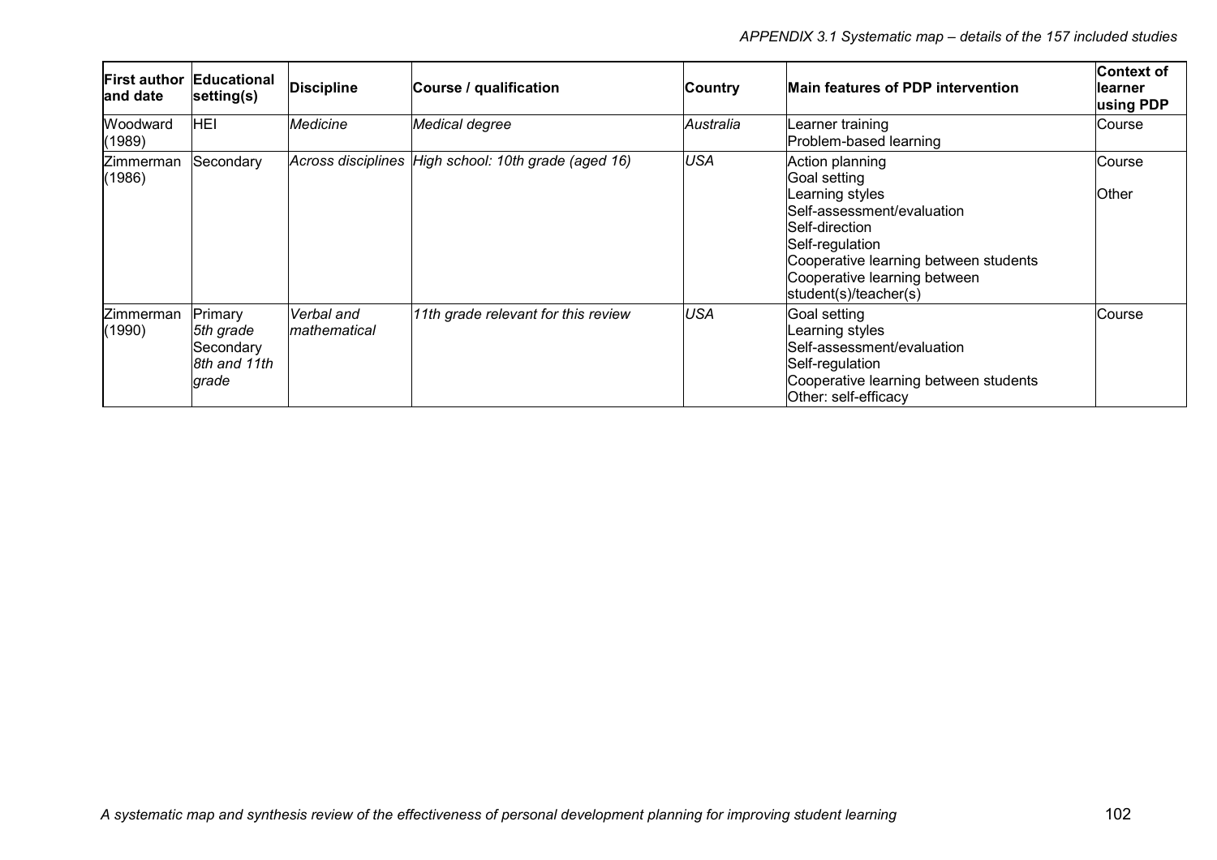| First author and date | Educational setting(s) | Discipline | Course / qualification | Country | Main features of PDP intervention | Context of learner using PDP |
|---|---|---|---|---|---|---|
| Woodward (1989) | HEI | *Medicine* | *Medical degree* | *Australia* | Learner training<br>Problem-based learning | Course |
| Zimmerman (1986) | Secondary | *Across disciplines* | *High school: 10th grade (aged 16)* | *USA* | Action planning<br>Goal setting<br>Learning styles<br>Self-assessment/evaluation<br>Self-direction<br>Self-regulation<br>Cooperative learning between students<br>Cooperative learning between student(s)/teacher(s) | Course<br>Other |
| Zimmerman (1990) | Primary<br>*5th grade*<br>Secondary<br>*8th and 11th grade* | *Verbal and mathematical* | *11th grade relevant for this review* | *USA* | Goal setting<br>Learning styles<br>Self-assessment/evaluation<br>Self-regulation<br>Cooperative learning between students<br>Other: self-efficacy | Course |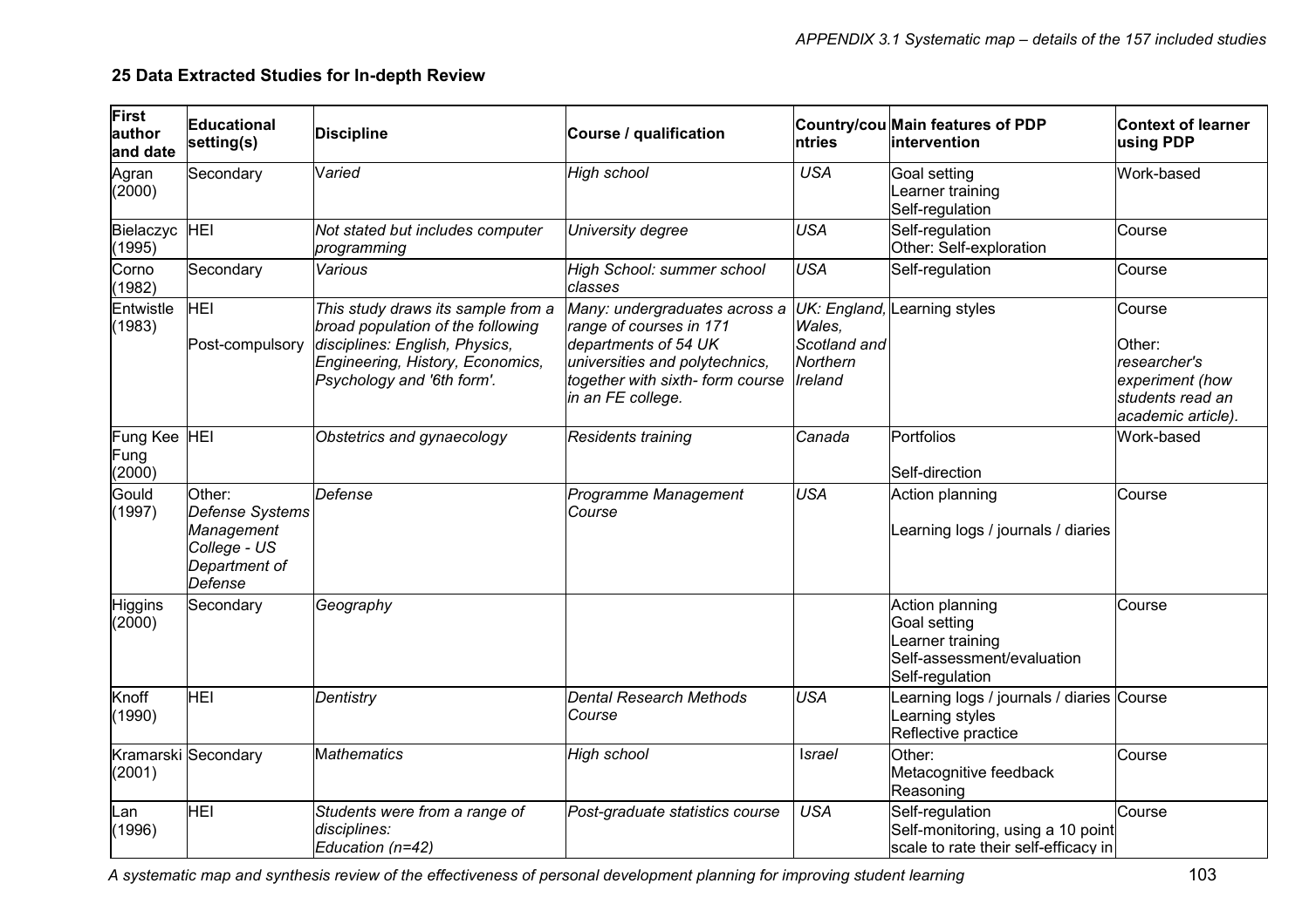**25 Data Extracted Studies for In-depth Review**

| First author and date | Educational setting(s) | Discipline | Course / qualification | Country/countries | Main features of PDP intervention | Context of learner using PDP |
|---|---|---|---|---|---|---|
| Agran (2000) | Secondary | *Varied* | *High school* | *USA* | Goal setting<br>Learner training<br>Self-regulation | Work-based |
| Bielaczyc (1995) | HEI | *Not stated but includes computer programming* | *University degree* | *USA* | Self-regulation<br>Other: Self-exploration | Course |
| Corno (1982) | Secondary | *Various* | *High School: summer school classes* | *USA* | Self-regulation | Course |
| Entwistle (1983) | HEI<br><br>Post-compulsory | *This study draws its sample from a broad population of the following disciplines: English, Physics, Engineering, History, Economics, Psychology and '6th form'.* | *Many: undergraduates across a range of courses in 171 departments of 54 UK universities and polytechnics, together with sixth- form course in an FE college.* | *UK: England, Wales, Scotland and Northern Ireland* | Learning styles | Course<br><br>Other: *researcher's experiment (how students read an academic article).* |
| Fung Kee Fung (2000) | HEI | *Obstetrics and gynaecology* | *Residents training* | *Canada* | Portfolios<br><br>Self-direction | Work-based |
| Gould (1997) | Other: *Defense Systems Management College - US Department of Defense* | *Defense* | *Programme Management Course* | *USA* | Action planning<br><br>Learning logs / journals / diaries | Course |
| Higgins (2000) | Secondary | *Geography* | | | Action planning<br>Goal setting<br>Learner training<br>Self-assessment/evaluation<br>Self-regulation | Course |
| Knoff (1990) | HEI | *Dentistry* | *Dental Research Methods Course* | *USA* | Learning logs / journals / diaries<br>Learning styles<br>Reflective practice | Course |
| Kramarski (2001) | Secondary | *Mathematics* | *High school* | *Israel* | Other:<br>Metacognitive feedback<br>Reasoning | Course |
| Lan (1996) | HEI | *Students were from a range of disciplines:<br>Education (n=42)* | *Post-graduate statistics course* | *USA* | Self-regulation<br>Self-monitoring, using a 10 point scale to rate their self-efficacy in | Course |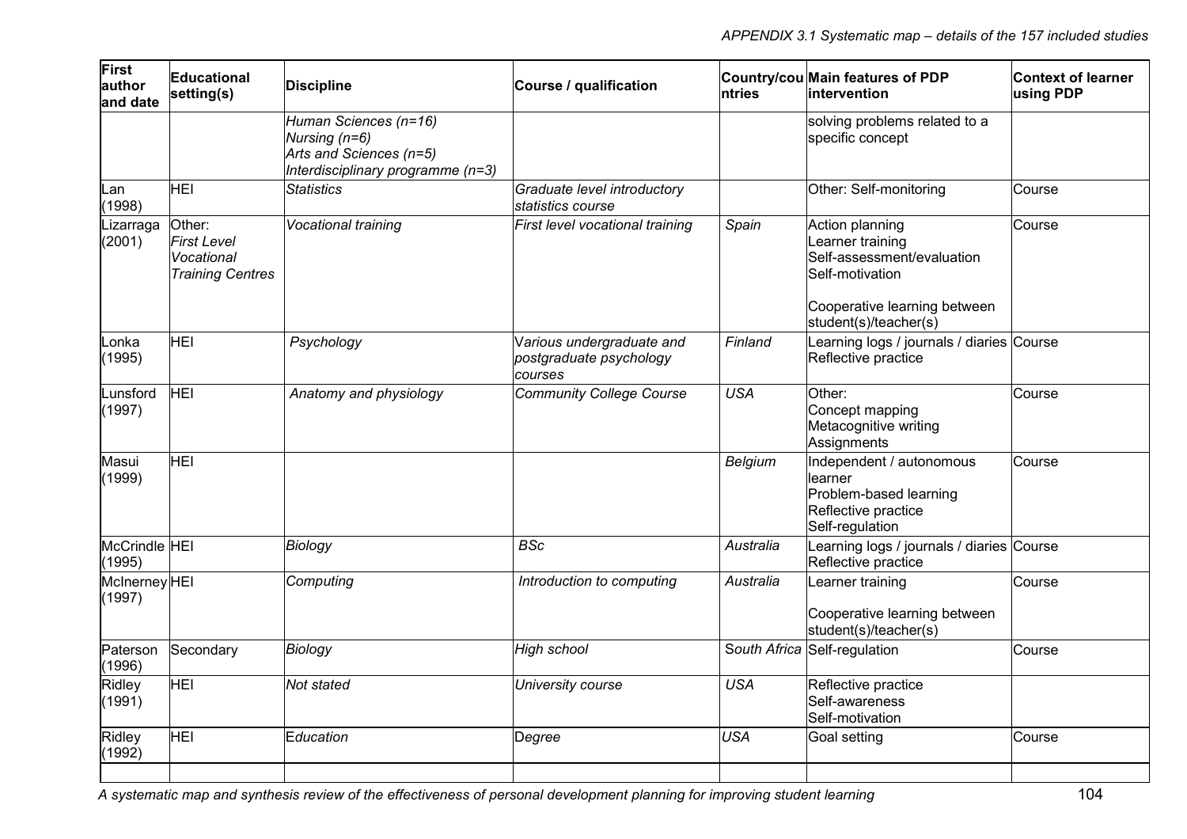| First author and date | Educational setting(s) | Discipline | Course / qualification | Country/countries | Main features of PDP intervention | Context of learner using PDP |
|---|---|---|---|---|---|---|
| | | *Human Sciences (n=16)*<br>*Nursing (n=6)*<br>*Arts and Sciences (n=5)*<br>*Interdisciplinary programme (n=3)* | | | solving problems related to a specific concept | |
| Lan (1998) | HEI | *Statistics* | *Graduate level introductory statistics course* | | Other: Self-monitoring | Course |
| Lizarraga (2001) | Other:<br>*First Level Vocational Training Centres* | *Vocational training* | *First level vocational training* | *Spain* | Action planning<br>Learner training<br>Self-assessment/evaluation<br>Self-motivation<br><br>Cooperative learning between student(s)/teacher(s) | Course |
| Lonka (1995) | HEI | *Psychology* | *Various undergraduate and postgraduate psychology courses* | *Finland* | Learning logs / journals / diaries<br>Reflective practice | Course |
| Lunsford (1997) | HEI | *Anatomy and physiology* | *Community College Course* | *USA* | Other:<br>Concept mapping<br>Metacognitive writing<br>Assignments | Course |
| Masui (1999) | HEI | | | *Belgium* | Independent / autonomous learner<br>Problem-based learning<br>Reflective practice<br>Self-regulation | Course |
| McCrindle (1995) | HEI | *Biology* | *BSc* | *Australia* | Learning logs / journals / diaries<br>Reflective practice | Course |
| McInerney (1997) | HEI | *Computing* | *Introduction to computing* | *Australia* | Learner training<br><br>Cooperative learning between student(s)/teacher(s) | Course |
| Paterson (1996) | Secondary | *Biology* | *High school* | *South Africa* | Self-regulation | Course |
| Ridley (1991) | HEI | *Not stated* | *University course* | *USA* | Reflective practice<br>Self-awareness<br>Self-motivation | |
| Ridley (1992) | HEI | Education | *Degree* | *USA* | Goal setting | Course |
| | | | | | | |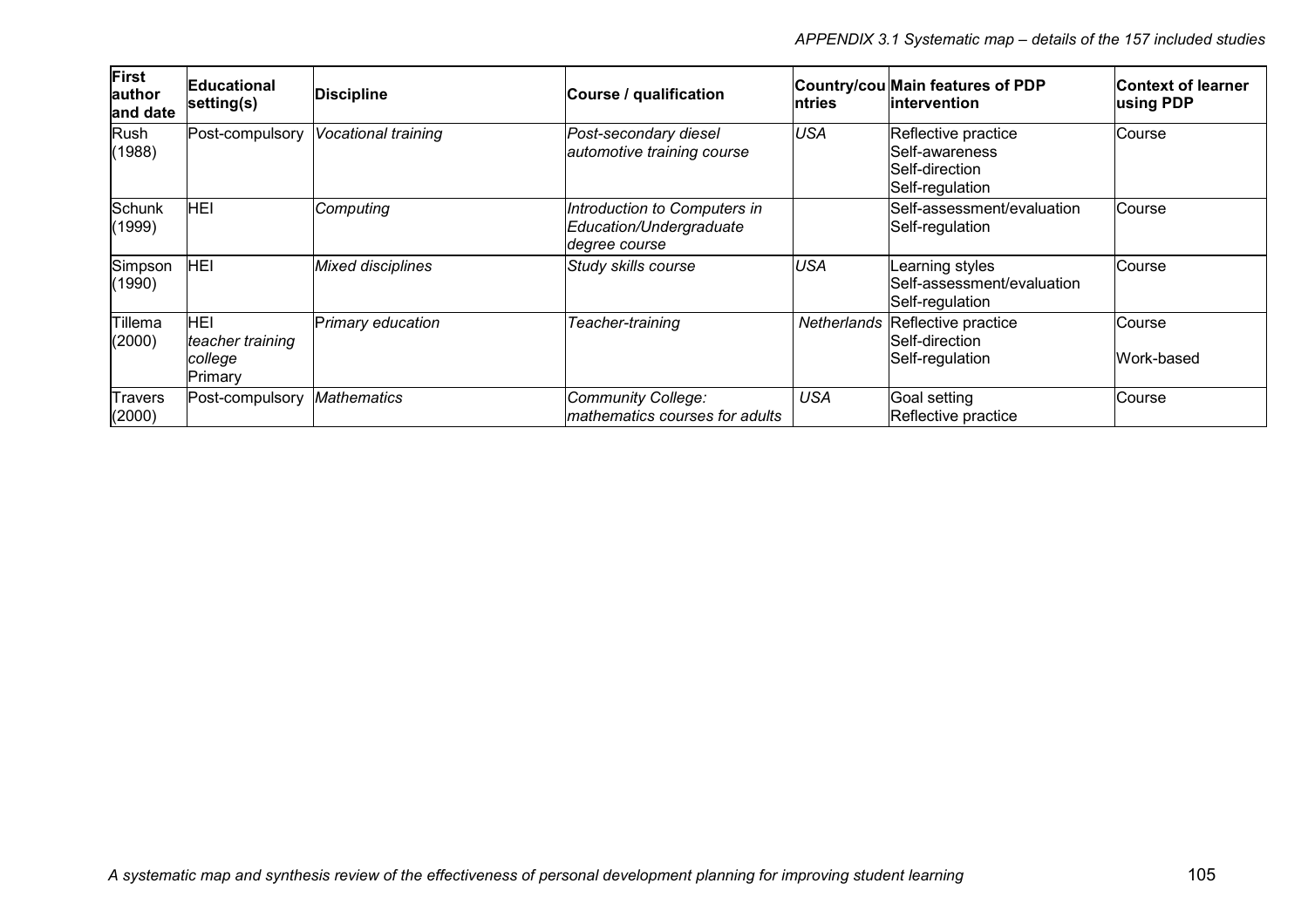| First author and date | Educational setting(s) | Discipline | Course / qualification | Country/countries | Main features of PDP intervention | Context of learner using PDP |
|---|---|---|---|---|---|---|
| Rush (1988) | Post-compulsory | *Vocational training* | *Post-secondary diesel automotive training course* | *USA* | Reflective practice<br>Self-awareness<br>Self-direction<br>Self-regulation | Course |
| Schunk (1999) | HEI | *Computing* | *Introduction to Computers in Education/Undergraduate degree course* | | Self-assessment/evaluation<br>Self-regulation | Course |
| Simpson (1990) | HEI | *Mixed disciplines* | *Study skills course* | *USA* | Learning styles<br>Self-assessment/evaluation<br>Self-regulation | Course |
| Tillema (2000) | HEI<br>*teacher training college*<br>Primary | Primary education | Teacher-training | *Netherlands* | Reflective practice<br>Self-direction<br>Self-regulation | Course<br><br>Work-based |
| Travers (2000) | Post-compulsory | *Mathematics* | *Community College: mathematics courses for adults* | *USA* | Goal setting<br>Reflective practice | Course |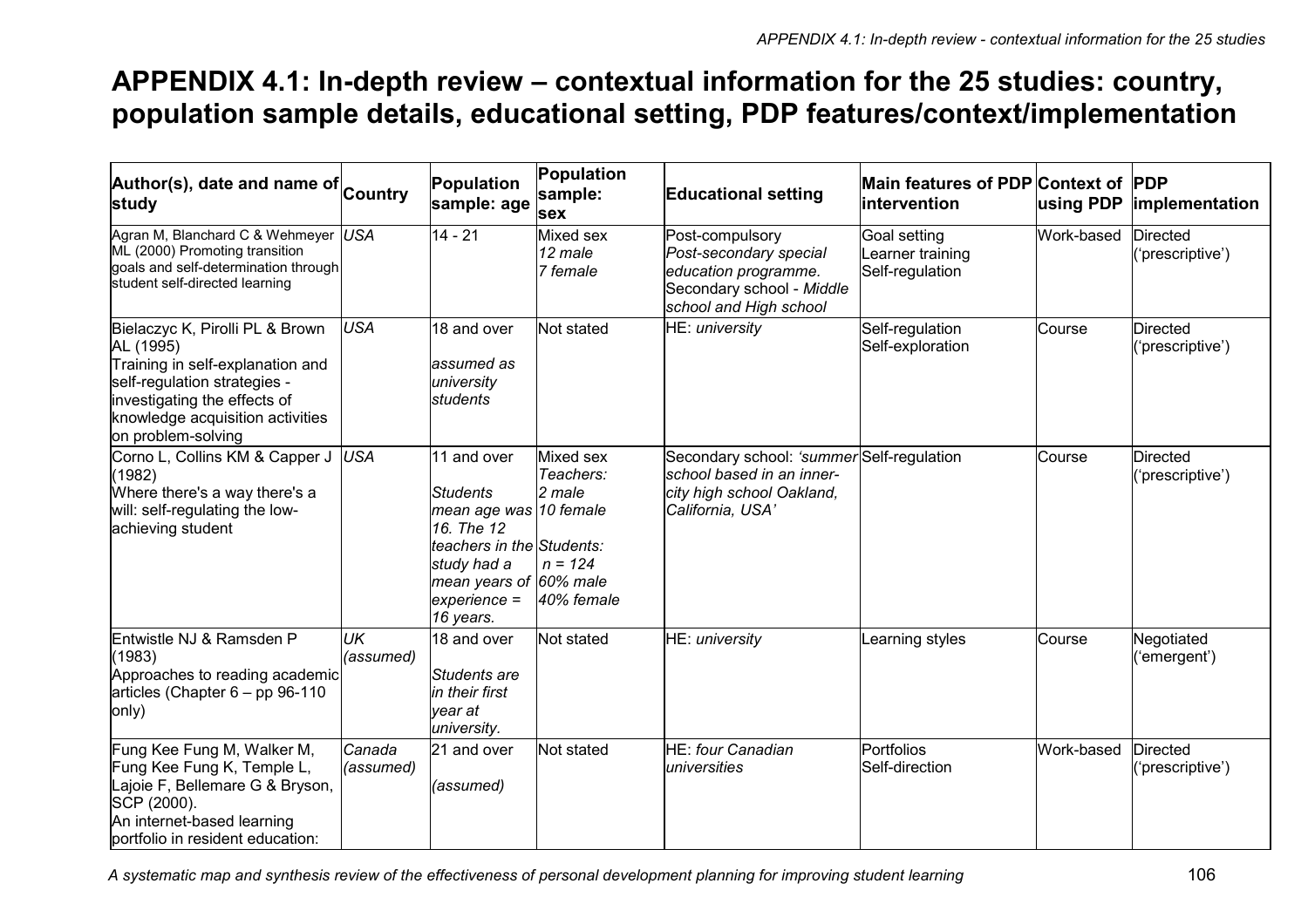# APPENDIX 4.1: In-depth review – contextual information for the 25 studies: country, population sample details, educational setting, PDP features/context/implementation

| Author(s), date and name of study | Country | Population sample: age | Population sample: sex | Educational setting | Main features of PDP intervention | Context of using PDP | PDP implementation |
|---|---|---|---|---|---|---|---|
| Agran M, Blanchard C & Wehmeyer ML (2000) Promoting transition goals and self-determination through student self-directed learning | *USA* | 14 - 21 | Mixed sex *12 male* *7 female* | Post-compulsory *Post-secondary special education programme.* Secondary school - *Middle school and High school* | Goal setting Learner training Self-regulation | Work-based | Directed ('prescriptive') |
| Bielaczyc K, Pirolli PL & Brown AL (1995) Training in self-explanation and self-regulation strategies - investigating the effects of knowledge acquisition activities on problem-solving | *USA* | 18 and over *assumed as university students* | Not stated | HE: *university* | Self-regulation Self-exploration | Course | Directed ('prescriptive') |
| Corno L, Collins KM & Capper J (1982) Where there's a way there's a will: self-regulating the low-achieving student | *USA* | 11 and over *Students mean age was 16. The 12 teachers in the study had a mean years of experience = 16 years.* | Mixed sex *Teachers: 2 male 10 female* *Students: n = 124 60% male 40% female* | Secondary school: *'summer school based in an inner-city high school Oakland, California, USA'* | Self-regulation | Course | Directed ('prescriptive') |
| Entwistle NJ & Ramsden P (1983) Approaches to reading academic articles (Chapter 6 – pp 96-110 only) | *UK (assumed)* | 18 and over *Students are in their first year at university.* | Not stated | HE: *university* | Learning styles | Course | Negotiated ('emergent') |
| Fung Kee Fung M, Walker M, Fung Kee Fung K, Temple L, Lajoie F, Bellemare G & Bryson, SCP (2000). An internet-based learning portfolio in resident education: | *Canada (assumed)* | 21 and over *(assumed)* | Not stated | HE: *four Canadian universities* | Portfolios Self-direction | Work-based | Directed ('prescriptive') |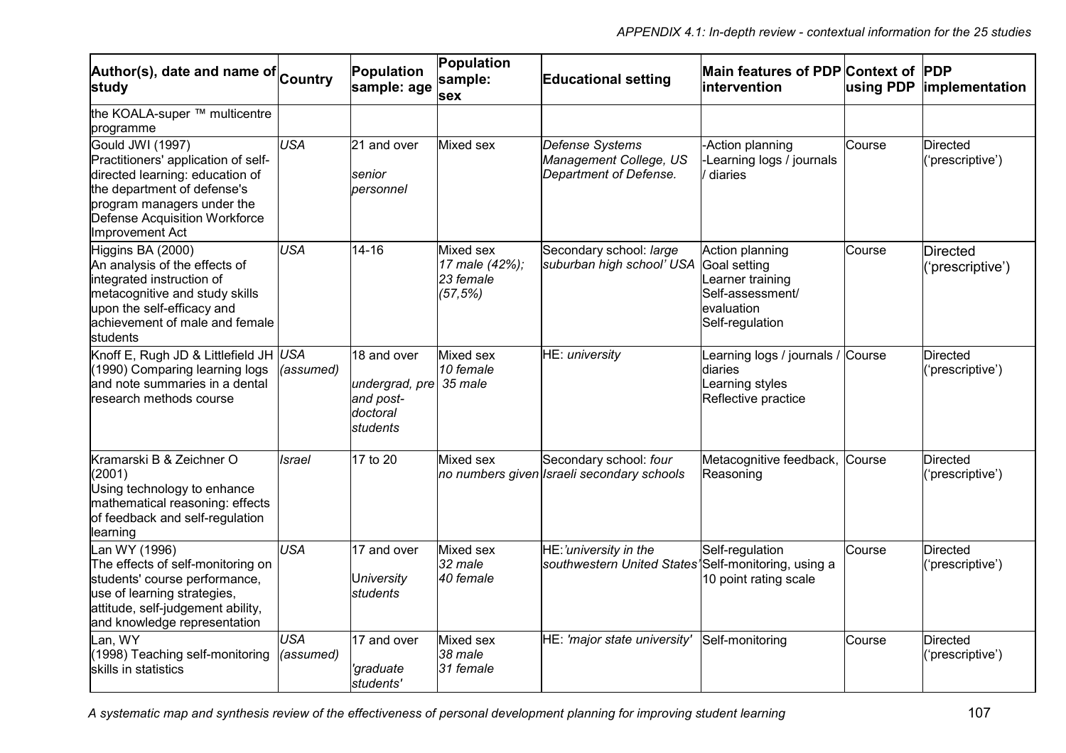| Author(s), date and name of study | Country | Population sample: age | Population sample: sex | Educational setting | Main features of PDP intervention | Context of using PDP | PDP implementation |
|---|---|---|---|---|---|---|---|
| the KOALA-super ™ multicentre programme | | | | | | | |
| Gould JWI (1997) Practitioners' application of self-directed learning: education of the department of defense's program managers under the Defense Acquisition Workforce Improvement Act | *USA* | 21 and over *senior personnel* | Mixed sex | *Defense Systems Management College, US Department of Defense.* | -Action planning -Learning logs / journals / diaries | Course | Directed ('prescriptive') |
| Higgins BA (2000) An analysis of the effects of integrated instruction of metacognitive and study skills upon the self-efficacy and achievement of male and female students | *USA* | 14-16 | Mixed sex *17 male (42%); 23 female (57,5%)* | Secondary school: *large suburban high school' USA* | Action planning Goal setting Learner training Self-assessment/ evaluation Self-regulation | Course | Directed ('prescriptive') |
| Knoff E, Rugh JD & Littlefield JH (1990) Comparing learning logs and note summaries in a dental research methods course | *USA (assumed)* | 18 and over *undergrad, pre and post-doctoral students* | Mixed sex *10 female 35 male* | HE: *university* | Learning logs / journals / diaries Learning styles Reflective practice | Course | Directed ('prescriptive') |
| Kramarski B & Zeichner O (2001) Using technology to enhance mathematical reasoning: effects of feedback and self-regulation learning | *Israel* | 17 to 20 | Mixed sex *no numbers given* | Secondary school: *four Israeli secondary schools* | Metacognitive feedback, Reasoning | Course | Directed ('prescriptive') |
| Lan WY (1996) The effects of self-monitoring on students' course performance, use of learning strategies, attitude, self-judgement ability, and knowledge representation | *USA* | 17 and over *University students* | Mixed sex *32 male 40 female* | HE: *'university in the southwestern United States'* | Self-regulation Self-monitoring, using a 10 point rating scale | Course | Directed ('prescriptive') |
| Lan, WY (1998) Teaching self-monitoring skills in statistics | *USA (assumed)* | 17 and over *'graduate students'* | Mixed sex *38 male 31 female* | HE: *'major state university'* | Self-monitoring | Course | Directed ('prescriptive') |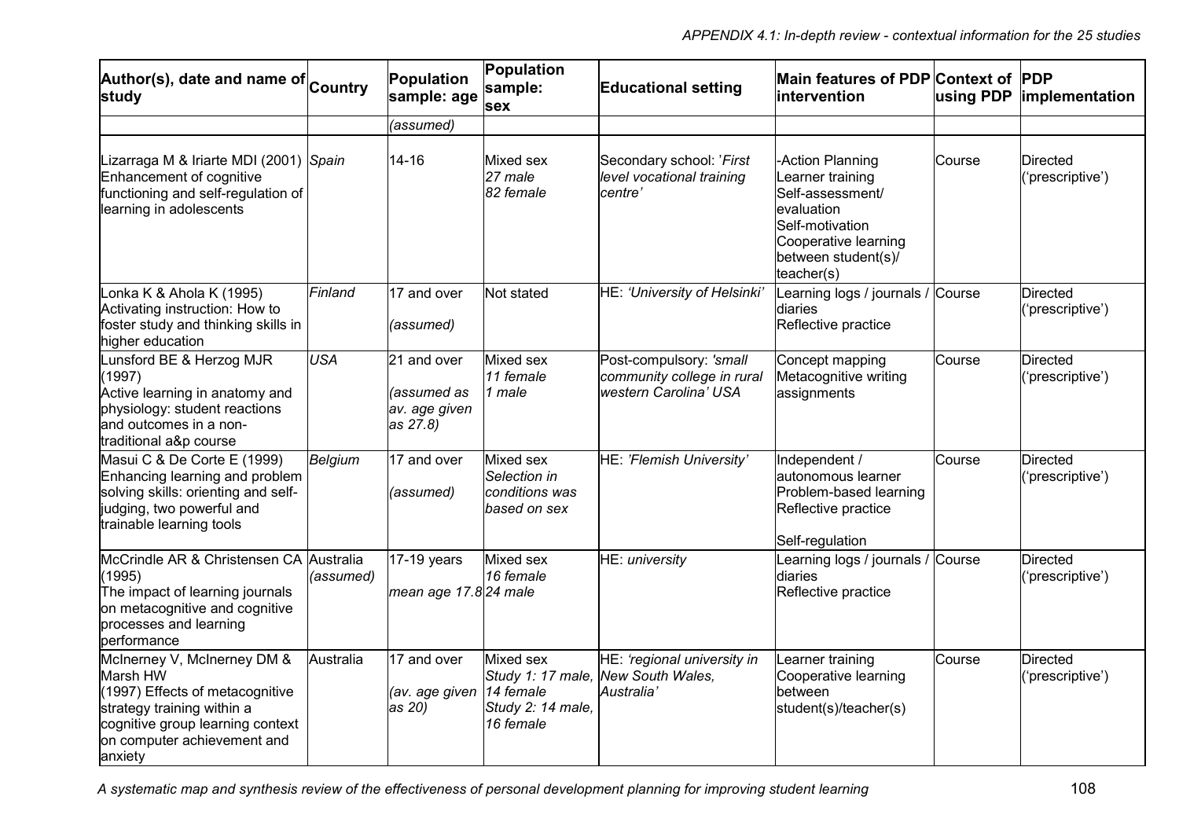*APPENDIX 4.1: In-depth review - contextual information for the 25 studies*

| Author(s), date and name of study | Country | Population sample: age | Population sample: sex | Educational setting | Main features of PDP intervention | Context of using PDP | PDP implementation |
|---|---|---|---|---|---|---|---|
| | | *(assumed)* | | | | | |
| Lizarraga M & Iriarte MDI (2001) Enhancement of cognitive functioning and self-regulation of learning in adolescents | *Spain* | 14-16 | Mixed sex *27 male* *82 female* | Secondary school: *'First level vocational training centre'* | -Action Planning Learner training Self-assessment/ evaluation Self-motivation Cooperative learning between student(s)/ teacher(s) | Course | Directed ('prescriptive') |
| Lonka K & Ahola K (1995) Activating instruction: How to foster study and thinking skills in higher education | *Finland* | 17 and over *(assumed)* | Not stated | HE: *'University of Helsinki'* | Learning logs / journals / diaries Reflective practice | Course | Directed ('prescriptive') |
| Lunsford BE & Herzog MJR (1997) Active learning in anatomy and physiology: student reactions and outcomes in a non-traditional a&p course | *USA* | 21 and over *(assumed as av. age given as 27.8)* | Mixed sex *11 female* *1 male* | Post-compulsory: *'small community college in rural western Carolina' USA* | Concept mapping Metacognitive writing assignments | Course | Directed ('prescriptive') |
| Masui C & De Corte E (1999) Enhancing learning and problem solving skills: orienting and self-judging, two powerful and trainable learning tools | *Belgium* | 17 and over *(assumed)* | Mixed sex *Selection in conditions was based on sex* | HE: *'Flemish University'* | Independent / autonomous learner Problem-based learning Reflective practice Self-regulation | Course | Directed ('prescriptive') |
| McCrindle AR & Christensen CA (1995) The impact of learning journals on metacognitive and cognitive processes and learning performance | Australia *(assumed)* | 17-19 years *mean age 17.8* | Mixed sex *16 female* *24 male* | HE: *university* | Learning logs / journals / diaries Reflective practice | Course | Directed ('prescriptive') |
| McInerney V, McInerney DM & Marsh HW (1997) Effects of metacognitive strategy training within a cognitive group learning context on computer achievement and anxiety | Australia | 17 and over *(av. age given as 20)* | Mixed sex *Study 1: 17 male, 14 female* *Study 2: 14 male, 16 female* | HE: *'regional university in New South Wales, Australia'* | Learner training Cooperative learning between student(s)/teacher(s) | Course | Directed ('prescriptive') |

*A systematic map and synthesis review of the effectiveness of personal development planning for improving student learning*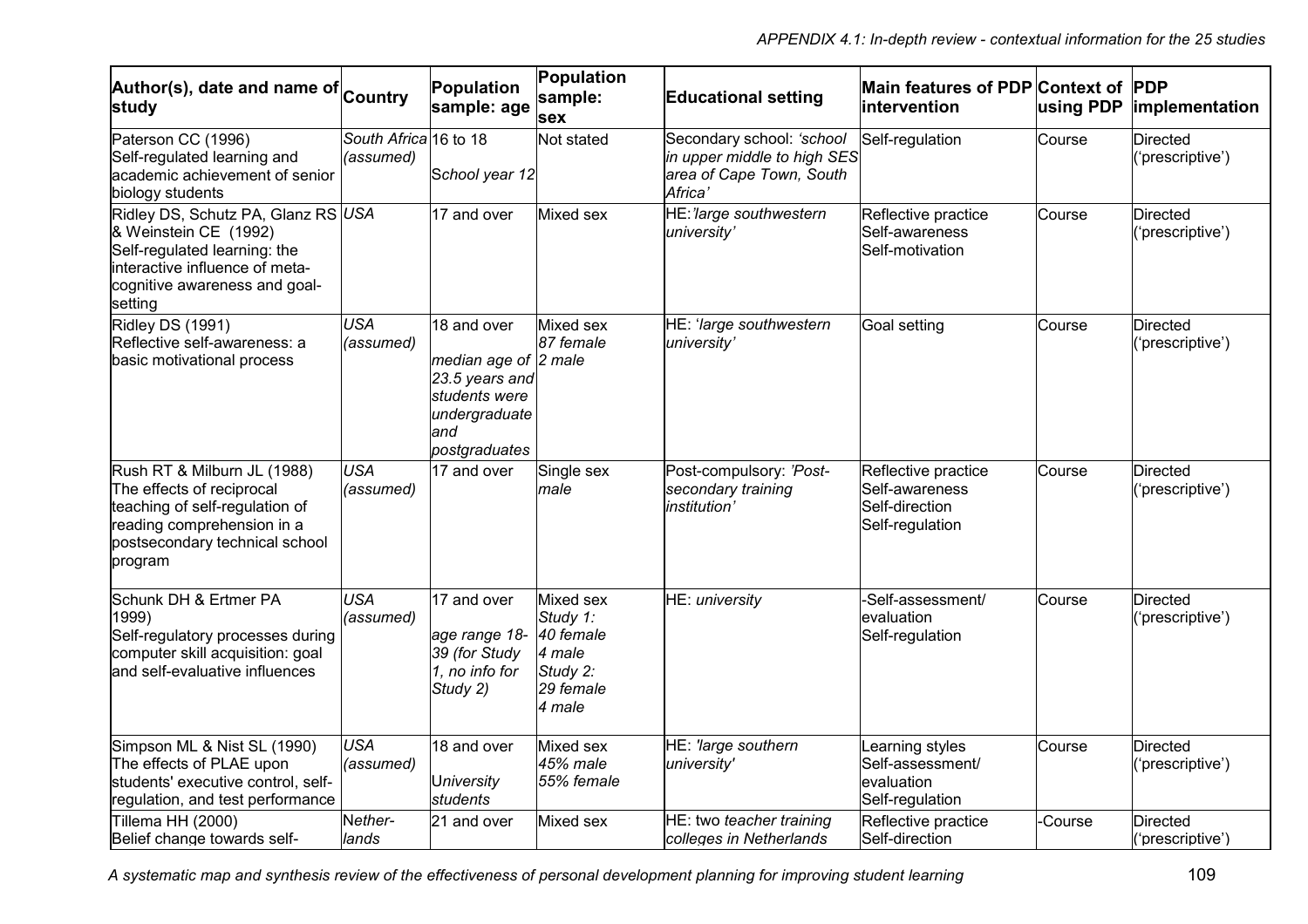| Author(s), date and name of study | Country | Population sample: age | Population sample: sex | Educational setting | Main features of PDP intervention | Context of using PDP | PDP implementation |
|---|---|---|---|---|---|---|---|
| Paterson CC (1996) Self-regulated learning and academic achievement of senior biology students | *South Africa (assumed)* | 16 to 18 *School year 12* | Not stated | Secondary school: *'school in upper middle to high SES area of Cape Town, South Africa'* | Self-regulation | Course | Directed ('prescriptive') |
| Ridley DS, Schutz PA, Glanz RS & Weinstein CE (1992) Self-regulated learning: the interactive influence of meta-cognitive awareness and goal-setting | *USA* | 17 and over | Mixed sex | HE: *'large southwestern university'* | Reflective practice Self-awareness Self-motivation | Course | Directed ('prescriptive') |
| Ridley DS (1991) Reflective self-awareness: a basic motivational process | *USA (assumed)* | 18 and over *median age of 23.5 years and students were undergraduate and postgraduates* | Mixed sex *87 female 2 male* | HE: *'large southwestern university'* | Goal setting | Course | Directed ('prescriptive') |
| Rush RT & Milburn JL (1988) The effects of reciprocal teaching of self-regulation of reading comprehension in a postsecondary technical school program | *USA (assumed)* | 17 and over | Single sex *male* | Post-compulsory: *'Post-secondary training institution'* | Reflective practice Self-awareness Self-direction Self-regulation | Course | Directed ('prescriptive') |
| Schunk DH & Ertmer PA 1999) Self-regulatory processes during computer skill acquisition: goal and self-evaluative influences | *USA (assumed)* | 17 and over *age range 18-39 (for Study 1, no info for Study 2)* | Mixed sex *Study 1: 40 female 4 male Study 2: 29 female 4 male* | HE: *university* | -Self-assessment/ evaluation Self-regulation | Course | Directed ('prescriptive') |
| Simpson ML & Nist SL (1990) The effects of PLAE upon students' executive control, self-regulation, and test performance | *USA (assumed)* | 18 and over *University students* | Mixed sex *45% male 55% female* | HE: *'large southern university'* | Learning styles Self-assessment/ evaluation Self-regulation | Course | Directed ('prescriptive') |
| Tillema HH (2000) Belief change towards self- | *Nether-lands* | 21 and over | Mixed sex | HE: two *teacher training colleges in Netherlands* | Reflective practice Self-direction | -Course | Directed ('prescriptive') |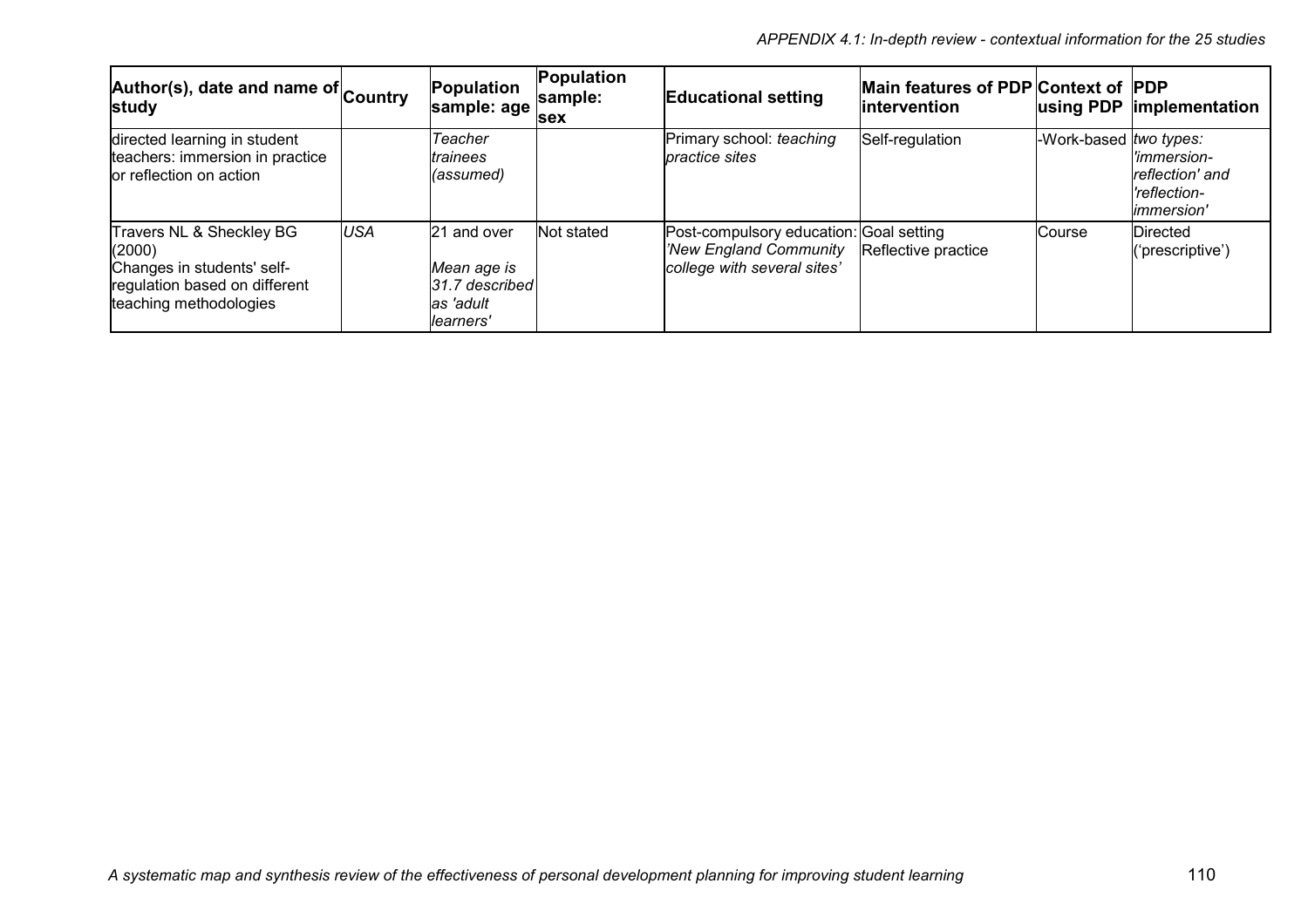| Author(s), date and name of study | Country | Population sample: age | Population sample: sex | Educational setting | Main features of PDP intervention | Context of using PDP | PDP implementation |
|---|---|---|---|---|---|---|---|
| directed learning in student teachers: immersion in practice or reflection on action | | *Teacher trainees (assumed)* | | Primary school: *teaching practice sites* | Self-regulation | -Work-based | *two types: 'immersion-reflection' and 'reflection-immersion'* |
| Travers NL & Sheckley BG (2000) Changes in students' self-regulation based on different teaching methodologies | *USA* | 21 and over *Mean age is 31.7 described as 'adult learners'* | Not stated | Post-compulsory education: *'New England Community college with several sites'* | Goal setting Reflective practice | Course | Directed ('prescriptive') |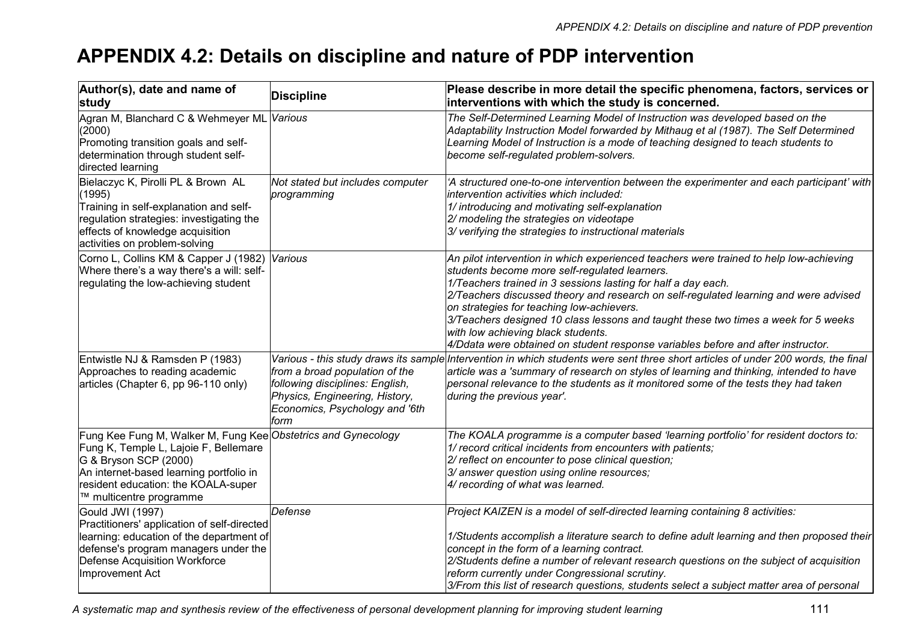# APPENDIX 4.2: Details on discipline and nature of PDP intervention

| Author(s), date and name of study | Discipline | Please describe in more detail the specific phenomena, factors, services or interventions with which the study is concerned. |
|---|---|---|
| Agran M, Blanchard C & Wehmeyer ML (2000)<br>Promoting transition goals and self-determination through student self-directed learning | *Various* | *The Self-Determined Learning Model of Instruction was developed based on the Adaptability Instruction Model forwarded by Mithaug et al (1987). The Self Determined Learning Model of Instruction is a mode of teaching designed to teach students to become self-regulated problem-solvers.* |
| Bielaczyc K, Pirolli PL & Brown AL (1995)<br>Training in self-explanation and self-regulation strategies: investigating the effects of knowledge acquisition activities on problem-solving | *Not stated but includes computer programming* | *'A structured one-to-one intervention between the experimenter and each participant' with intervention activities which included:*<br>*1/ introducing and motivating self-explanation*<br>*2/ modeling the strategies on videotape*<br>*3/ verifying the strategies to instructional materials* |
| Corno L, Collins KM & Capper J (1982)<br>Where there's a way there's a will: self-regulating the low-achieving student | *Various* | *An pilot intervention in which experienced teachers were trained to help low-achieving students become more self-regulated learners.*<br>*1/Teachers trained in 3 sessions lasting for half a day each.*<br>*2/Teachers discussed theory and research on self-regulated learning and were advised on strategies for teaching low-achievers.*<br>*3/Teachers designed 10 class lessons and taught these two times a week for 5 weeks with low achieving black students.*<br>*4/Ddata were obtained on student response variables before and after instructor.* |
| Entwistle NJ & Ramsden P (1983)<br>Approaches to reading academic articles (Chapter 6, pp 96-110 only) | *Various - this study draws its sample from a broad population of the following disciplines: English, Physics, Engineering, History, Economics, Psychology and '6th form* | *Intervention in which students were sent three short articles of under 200 words, the final article was a 'summary of research on styles of learning and thinking, intended to have personal relevance to the students as it monitored some of the tests they had taken during the previous year'.* |
| Fung Kee Fung M, Walker M, Fung Kee Fung K, Temple L, Lajoie F, Bellemare G & Bryson SCP (2000)<br>An internet-based learning portfolio in resident education: the KOALA-super ™ multicentre programme | *Obstetrics and Gynecology* | *The KOALA programme is a computer based 'learning portfolio' for resident doctors to:*<br>*1/ record critical incidents from encounters with patients;*<br>*2/ reflect on encounter to pose clinical question;*<br>*3/ answer question using online resources;*<br>*4/ recording of what was learned.* |
| Gould JWI (1997)<br>Practitioners' application of self-directed learning: education of the department of defense's program managers under the Defense Acquisition Workforce Improvement Act | *Defense* | *Project KAIZEN is a model of self-directed learning containing 8 activities:*<br><br>*1/Students accomplish a literature search to define adult learning and then proposed their concept in the form of a learning contract.*<br>*2/Students define a number of relevant research questions on the subject of acquisition reform currently under Congressional scrutiny.*<br>*3/From this list of research questions, students select a subject matter area of personal* |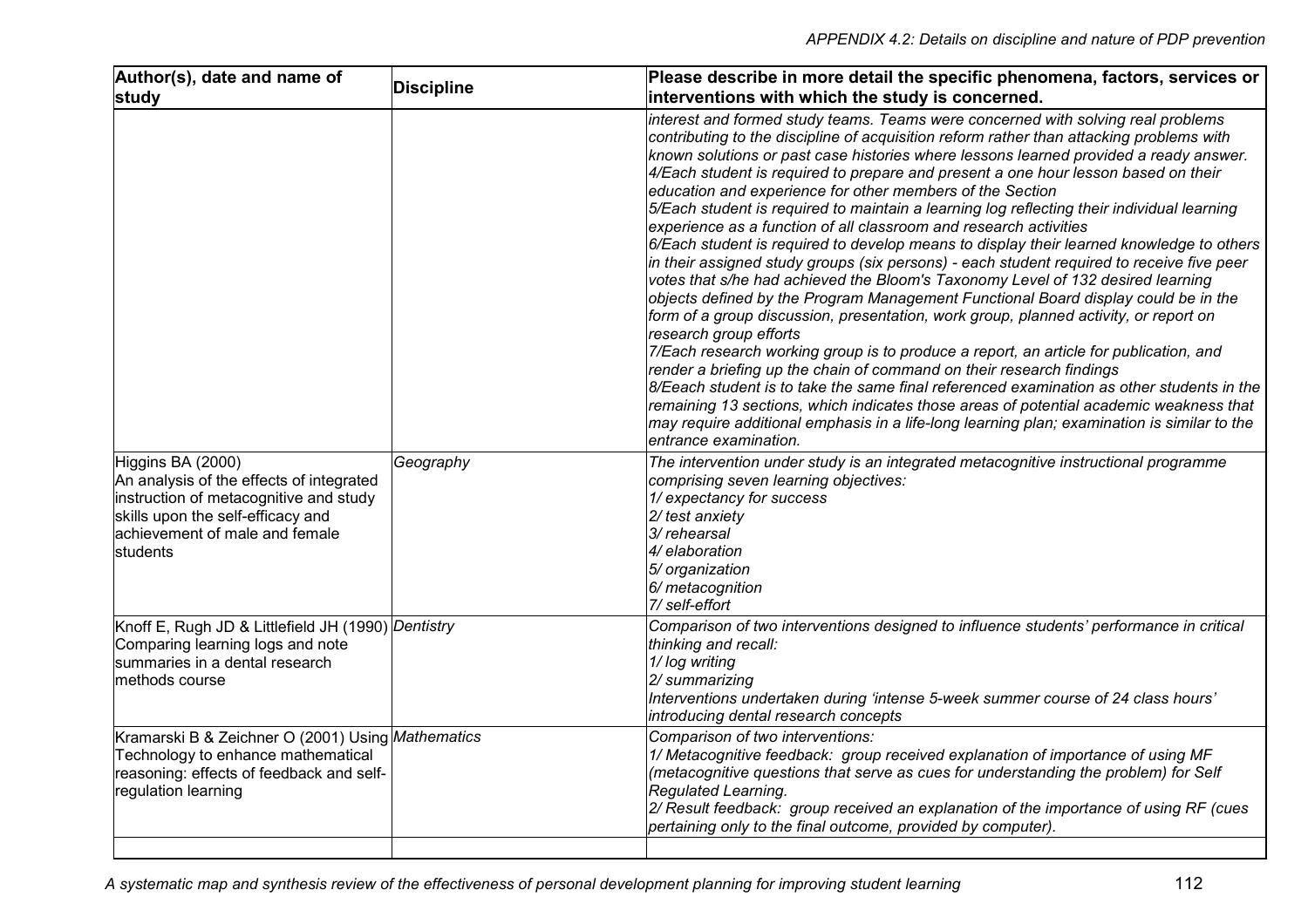| Author(s), date and name of study | Discipline | Please describe in more detail the specific phenomena, factors, services or interventions with which the study is concerned. |
|---|---|---|
| | | *interest and formed study teams. Teams were concerned with solving real problems contributing to the discipline of acquisition reform rather than attacking problems with known solutions or past case histories where lessons learned provided a ready answer.*<br>*4/Each student is required to prepare and present a one hour lesson based on their education and experience for other members of the Section*<br>*5/Each student is required to maintain a learning log reflecting their individual learning experience as a function of all classroom and research activities*<br>*6/Each student is required to develop means to display their learned knowledge to others in their assigned study groups (six persons) - each student required to receive five peer votes that s/he had achieved the Bloom's Taxonomy Level of 132 desired learning objects defined by the Program Management Functional Board display could be in the form of a group discussion, presentation, work group, planned activity, or report on research group efforts*<br>*7/Each research working group is to produce a report, an article for publication, and render a briefing up the chain of command on their research findings*<br>*8/Eeach student is to take the same final referenced examination as other students in the remaining 13 sections, which indicates those areas of potential academic weakness that may require additional emphasis in a life-long learning plan; examination is similar to the entrance examination.* |
| Higgins BA (2000)<br>An analysis of the effects of integrated instruction of metacognitive and study skills upon the self-efficacy and achievement of male and female students | *Geography* | *The intervention under study is an integrated metacognitive instructional programme comprising seven learning objectives:*<br>*1/ expectancy for success*<br>*2/ test anxiety*<br>*3/ rehearsal*<br>*4/ elaboration*<br>*5/ organization*<br>*6/ metacognition*<br>*7/ self-effort* |
| Knoff E, Rugh JD & Littlefield JH (1990) Comparing learning logs and note summaries in a dental research methods course | *Dentistry* | *Comparison of two interventions designed to influence students' performance in critical thinking and recall:*<br>*1/ log writing*<br>*2/ summarizing*<br>*Interventions undertaken during 'intense 5-week summer course of 24 class hours' introducing dental research concepts* |
| Kramarski B & Zeichner O (2001) Using Technology to enhance mathematical reasoning: effects of feedback and self-regulation learning | *Mathematics* | *Comparison of two interventions:*<br>*1/ Metacognitive feedback: group received explanation of importance of using MF (metacognitive questions that serve as cues for understanding the problem) for Self Regulated Learning.*<br>*2/ Result feedback: group received an explanation of the importance of using RF (cues pertaining only to the final outcome, provided by computer).* |
| | | |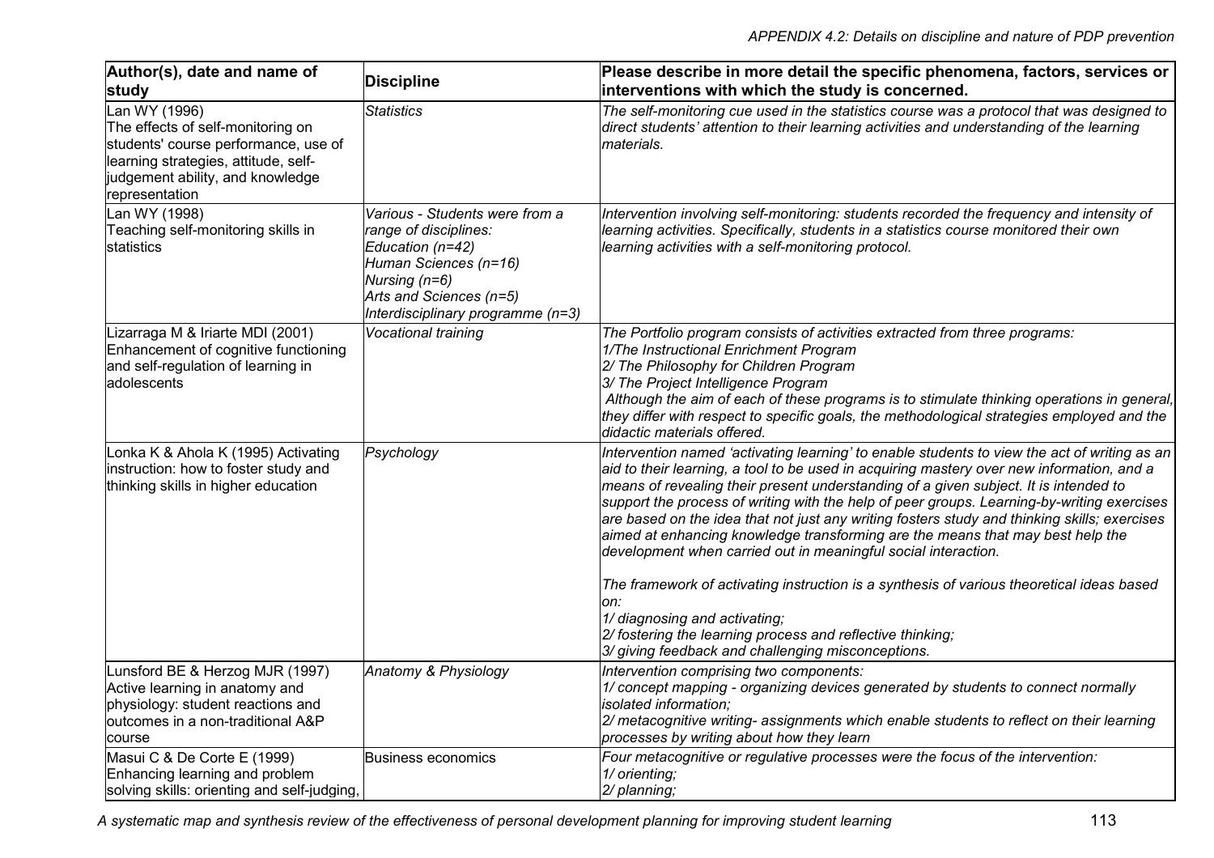| Author(s), date and name of study | Discipline | Please describe in more detail the specific phenomena, factors, services or interventions with which the study is concerned. |
|---|---|---|
| Lan WY (1996) The effects of self-monitoring on students' course performance, use of learning strategies, attitude, self-judgement ability, and knowledge representation | *Statistics* | *The self-monitoring cue used in the statistics course was a protocol that was designed to direct students' attention to their learning activities and understanding of the learning materials.* |
| Lan WY (1998) Teaching self-monitoring skills in statistics | *Various - Students were from a range of disciplines:*<br>*Education (n=42)*<br>*Human Sciences (n=16)*<br>*Nursing (n=6)*<br>*Arts and Sciences (n=5)*<br>*Interdisciplinary programme (n=3)* | *Intervention involving self-monitoring: students recorded the frequency and intensity of learning activities. Specifically, students in a statistics course monitored their own learning activities with a self-monitoring protocol.* |
| Lizarraga M & Iriarte MDI (2001) Enhancement of cognitive functioning and self-regulation of learning in adolescents | *Vocational training* | *The Portfolio program consists of activities extracted from three programs:*<br>*1/The Instructional Enrichment Program*<br>*2/ The Philosophy for Children Program*<br>*3/ The Project Intelligence Program*<br>*Although the aim of each of these programs is to stimulate thinking operations in general, they differ with respect to specific goals, the methodological strategies employed and the didactic materials offered.* |
| Lonka K & Ahola K (1995) Activating instruction: how to foster study and thinking skills in higher education | *Psychology* | *Intervention named 'activating learning' to enable students to view the act of writing as an aid to their learning, a tool to be used in acquiring mastery over new information, and a means of revealing their present understanding of a given subject. It is intended to support the process of writing with the help of peer groups. Learning-by-writing exercises are based on the idea that not just any writing fosters study and thinking skills; exercises aimed at enhancing knowledge transforming are the means that may best help the development when carried out in meaningful social interaction.*<br><br>*The framework of activating instruction is a synthesis of various theoretical ideas based on:*<br>*1/ diagnosing and activating;*<br>*2/ fostering the learning process and reflective thinking;*<br>*3/ giving feedback and challenging misconceptions.* |
| Lunsford BE & Herzog MJR (1997) Active learning in anatomy and physiology: student reactions and outcomes in a non-traditional A&P course | *Anatomy & Physiology* | *Intervention comprising two components:*<br>*1/ concept mapping - organizing devices generated by students to connect normally isolated information;*<br>*2/ metacognitive writing- assignments which enable students to reflect on their learning processes by writing about how they learn* |
| Masui C & De Corte E (1999) Enhancing learning and problem solving skills: orienting and self-judging, | Business economics | *Four metacognitive or regulative processes were the focus of the intervention:*<br>*1/ orienting;*<br>*2/ planning;* |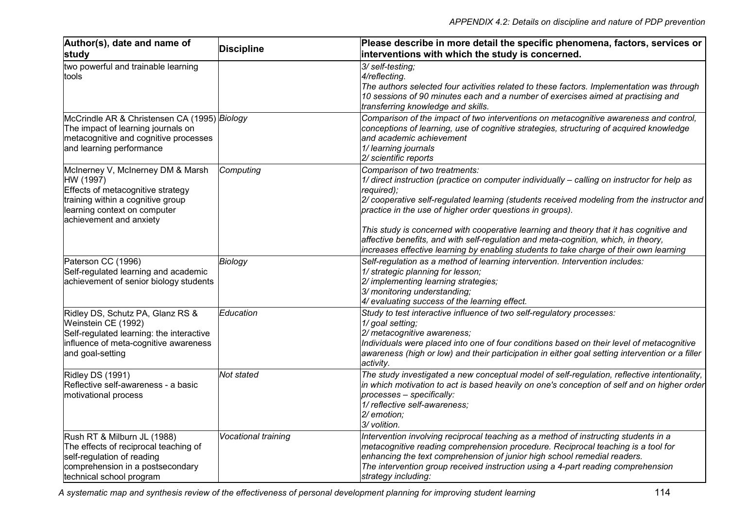| Author(s), date and name of study | Discipline | Please describe in more detail the specific phenomena, factors, services or interventions with which the study is concerned. |
|---|---|---|
| two powerful and trainable learning tools | | *3/ self-testing;*<br>*4/reflecting.*<br>*The authors selected four activities related to these factors. Implementation was through 10 sessions of 90 minutes each and a number of exercises aimed at practising and transferring knowledge and skills.* |
| McCrindle AR & Christensen CA (1995)<br>The impact of learning journals on metacognitive and cognitive processes and learning performance | *Biology* | *Comparison of the impact of two interventions on metacognitive awareness and control, conceptions of learning, use of cognitive strategies, structuring of acquired knowledge and academic achievement*<br>*1/ learning journals*<br>*2/ scientific reports* |
| McInerney V, McInerney DM & Marsh HW (1997)<br>Effects of metacognitive strategy training within a cognitive group learning context on computer achievement and anxiety | *Computing* | *Comparison of two treatments:*<br>*1/ direct instruction (practice on computer individually – calling on instructor for help as required);*<br>*2/ cooperative self-regulated learning (students received modeling from the instructor and practice in the use of higher order questions in groups).*<br><br>*This study is concerned with cooperative learning and theory that it has cognitive and affective benefits, and with self-regulation and meta-cognition, which, in theory, increases effective learning by enabling students to take charge of their own learning* |
| Paterson CC (1996)<br>Self-regulated learning and academic achievement of senior biology students | *Biology* | *Self-regulation as a method of learning intervention. Intervention includes:*<br>*1/ strategic planning for lesson;*<br>*2/ implementing learning strategies;*<br>*3/ monitoring understanding;*<br>*4/ evaluating success of the learning effect.* |
| Ridley DS, Schutz PA, Glanz RS & Weinstein CE (1992)<br>Self-regulated learning: the interactive influence of meta-cognitive awareness and goal-setting | *Education* | *Study to test interactive influence of two self-regulatory processes:*<br>*1/ goal setting;*<br>*2/ metacognitive awareness;*<br>*Individuals were placed into one of four conditions based on their level of metacognitive awareness (high or low) and their participation in either goal setting intervention or a filler activity.* |
| Ridley DS (1991)<br>Reflective self-awareness - a basic motivational process | *Not stated* | *The study investigated a new conceptual model of self-regulation, reflective intentionality, in which motivation to act is based heavily on one's conception of self and on higher order processes – specifically:*<br>*1/ reflective self-awareness;*<br>*2/ emotion;*<br>*3/ volition.* |
| Rush RT & Milburn JL (1988)<br>The effects of reciprocal teaching of self-regulation of reading comprehension in a postsecondary technical school program | *Vocational training* | *Intervention involving reciprocal teaching as a method of instructing students in a metacognitive reading comprehension procedure. Reciprocal teaching is a tool for enhancing the text comprehension of junior high school remedial readers.*<br>*The intervention group received instruction using a 4-part reading comprehension strategy including:* |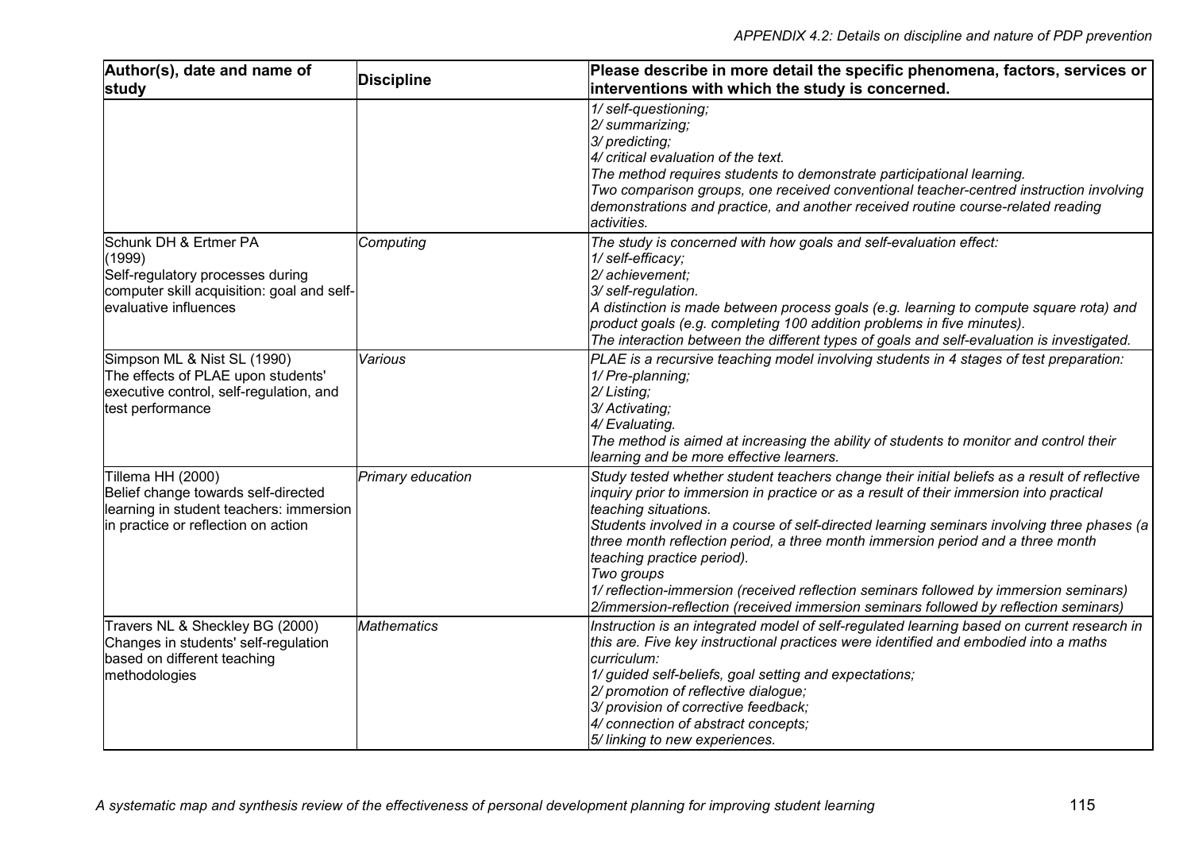| Author(s), date and name of study | Discipline | Please describe in more detail the specific phenomena, factors, services or interventions with which the study is concerned. |
|---|---|---|
| | | *1/ self-questioning;*<br>*2/ summarizing;*<br>*3/ predicting;*<br>*4/ critical evaluation of the text.*<br>*The method requires students to demonstrate participational learning.*<br>*Two comparison groups, one received conventional teacher-centred instruction involving demonstrations and practice, and another received routine course-related reading activities.* |
| Schunk DH & Ertmer PA (1999)<br>Self-regulatory processes during computer skill acquisition: goal and self-evaluative influences | *Computing* | *The study is concerned with how goals and self-evaluation effect:*<br>*1/ self-efficacy;*<br>*2/ achievement;*<br>*3/ self-regulation.*<br>*A distinction is made between process goals (e.g. learning to compute square rota) and product goals (e.g. completing 100 addition problems in five minutes).*<br>*The interaction between the different types of goals and self-evaluation is investigated.* |
| Simpson ML & Nist SL (1990)<br>The effects of PLAE upon students' executive control, self-regulation, and test performance | *Various* | *PLAE is a recursive teaching model involving students in 4 stages of test preparation:*<br>*1/ Pre-planning;*<br>*2/ Listing;*<br>*3/ Activating;*<br>*4/ Evaluating.*<br>*The method is aimed at increasing the ability of students to monitor and control their learning and be more effective learners.* |
| Tillema HH (2000)<br>Belief change towards self-directed learning in student teachers: immersion in practice or reflection on action | *Primary education* | *Study tested whether student teachers change their initial beliefs as a result of reflective inquiry prior to immersion in practice or as a result of their immersion into practical teaching situations.*<br>*Students involved in a course of self-directed learning seminars involving three phases (a three month reflection period, a three month immersion period and a three month teaching practice period).*<br>*Two groups*<br>*1/ reflection-immersion (received reflection seminars followed by immersion seminars)*<br>*2/immersion-reflection (received immersion seminars followed by reflection seminars)* |
| Travers NL & Sheckley BG (2000)<br>Changes in students' self-regulation based on different teaching methodologies | *Mathematics* | *Instruction is an integrated model of self-regulated learning based on current research in this are. Five key instructional practices were identified and embodied into a maths curriculum:*<br>*1/ guided self-beliefs, goal setting and expectations;*<br>*2/ promotion of reflective dialogue;*<br>*3/ provision of corrective feedback;*<br>*4/ connection of abstract concepts;*<br>*5/ linking to new experiences.* |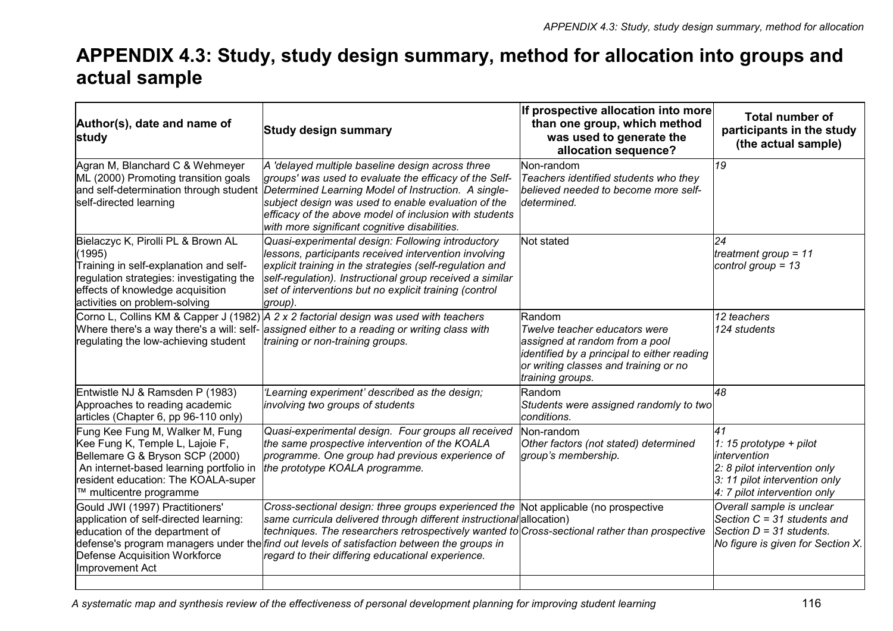# APPENDIX 4.3: Study, study design summary, method for allocation into groups and actual sample

| Author(s), date and name of study | Study design summary | If prospective allocation into more than one group, which method was used to generate the allocation sequence? | Total number of participants in the study (the actual sample) |
|---|---|---|---|
| Agran M, Blanchard C & Wehmeyer ML (2000) Promoting transition goals and self-determination through student self-directed learning | *A 'delayed multiple baseline design across three groups' was used to evaluate the efficacy of the Self-Determined Learning Model of Instruction. A single-subject design was used to enable evaluation of the efficacy of the above model of inclusion with students with more significant cognitive disabilities.* | Non-random<br>*Teachers identified students who they believed needed to become more self-determined.* | *19* |
| Bielaczyc K, Pirolli PL & Brown AL (1995)<br>Training in self-explanation and self-regulation strategies: investigating the effects of knowledge acquisition activities on problem-solving | *Quasi-experimental design: Following introductory lessons, participants received intervention involving explicit training in the strategies (self-regulation and self-regulation). Instructional group received a similar set of interventions but no explicit training (control group).* | Not stated | *24*<br>*treatment group = 11*<br>*control group = 13* |
| Corno L, Collins KM & Capper J (1982) Where there's a way there's a will: self-regulating the low-achieving student | *A 2 x 2 factorial design was used with teachers assigned either to a reading or writing class with training or non-training groups.* | Random<br>*Twelve teacher educators were assigned at random from a pool identified by a principal to either reading or writing classes and training or no training groups.* | *12 teachers*<br>*124 students* |
| Entwistle NJ & Ramsden P (1983) Approaches to reading academic articles (Chapter 6, pp 96-110 only) | *'Learning experiment' described as the design; involving two groups of students* | Random<br>*Students were assigned randomly to two conditions.* | *48* |
| Fung Kee Fung M, Walker M, Fung Kee Fung K, Temple L, Lajoie F, Bellemare G & Bryson SCP (2000) An internet-based learning portfolio in resident education: The KOALA-super ™ multicentre programme | *Quasi-experimental design. Four groups all received the same prospective intervention of the KOALA programme. One group had previous experience of the prototype KOALA programme.* | Non-random<br>*Other factors (not stated) determined group's membership.* | *41*<br>*1: 15 prototype + pilot intervention*<br>*2: 8 pilot intervention only*<br>*3: 11 pilot intervention only*<br>*4: 7 pilot intervention only* |
| Gould JWI (1997) Practitioners' application of self-directed learning: education of the department of defense's program managers under the Defense Acquisition Workforce Improvement Act | *Cross-sectional design: three groups experienced the same curricula delivered through different instructional techniques. The researchers retrospectively wanted to find out levels of satisfaction between the groups in regard to their differing educational experience.* | Not applicable (no prospective allocation)<br>*Cross-sectional rather than prospective* | *Overall sample is unclear*<br>*Section C = 31 students and Section D = 31 students.*<br>*No figure is given for Section X.* |
| | | | |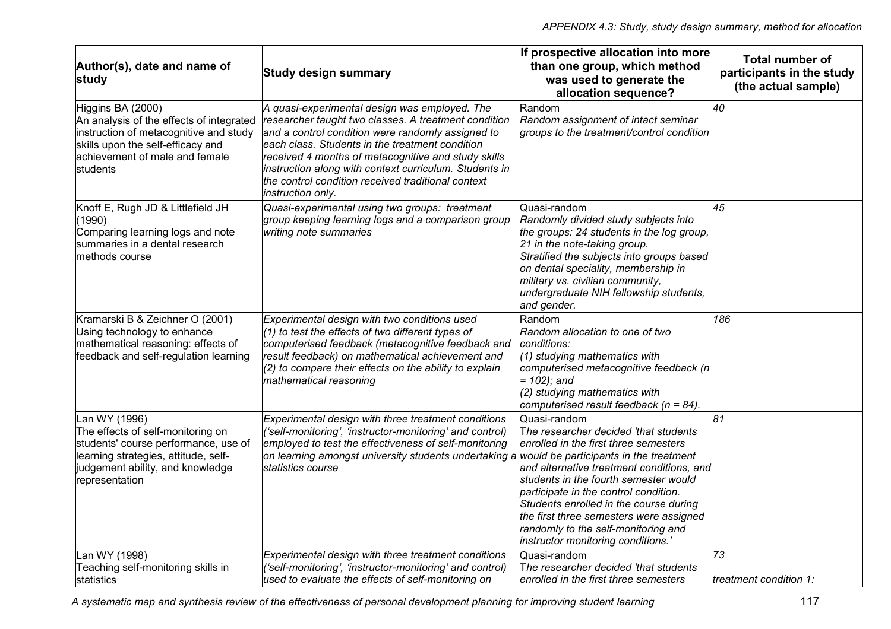*APPENDIX 4.3: Study, study design summary, method for allocation*

| Author(s), date and name of study | Study design summary | If prospective allocation into more than one group, which method was used to generate the allocation sequence? | Total number of participants in the study (the actual sample) |
|---|---|---|---|
| Higgins BA (2000)<br>An analysis of the effects of integrated instruction of metacognitive and study skills upon the self-efficacy and achievement of male and female students | *A quasi-experimental design was employed. The researcher taught two classes. A treatment condition and a control condition were randomly assigned to each class. Students in the treatment condition received 4 months of metacognitive and study skills instruction along with context curriculum. Students in the control condition received traditional context instruction only.* | Random<br>*Random assignment of intact seminar groups to the treatment/control condition* | *40* |
| Knoff E, Rugh JD & Littlefield JH (1990)<br>Comparing learning logs and note summaries in a dental research methods course | *Quasi-experimental using two groups: treatment group keeping learning logs and a comparison group writing note summaries* | Quasi-random<br>*Randomly divided study subjects into the groups: 24 students in the log group, 21 in the note-taking group.*<br>*Stratified the subjects into groups based on dental speciality, membership in military vs. civilian community, undergraduate NIH fellowship students, and gender.* | *45* |
| Kramarski B & Zeichner O (2001)<br>Using technology to enhance mathematical reasoning: effects of feedback and self-regulation learning | *Experimental design with two conditions used (1) to test the effects of two different types of computerised feedback (metacognitive feedback and result feedback) on mathematical achievement and (2) to compare their effects on the ability to explain mathematical reasoning* | Random<br>*Random allocation to one of two conditions:*<br>*(1) studying mathematics with computerised metacognitive feedback (n = 102); and*<br>*(2) studying mathematics with computerised result feedback (n = 84).* | *186* |
| Lan WY (1996)<br>The effects of self-monitoring on students' course performance, use of learning strategies, attitude, self-judgement ability, and knowledge representation | *Experimental design with three treatment conditions ('self-monitoring', 'instructor-monitoring' and control) employed to test the effectiveness of self-monitoring on learning amongst university students undertaking a statistics course* | Quasi-random<br>*The researcher decided 'that students enrolled in the first three semesters would be participants in the treatment and alternative treatment conditions, and students in the fourth semester would participate in the control condition. Students enrolled in the course during the first three semesters were assigned randomly to the self-monitoring and instructor monitoring conditions.'* | *81* |
| Lan WY (1998)<br>Teaching self-monitoring skills in statistics | *Experimental design with three treatment conditions ('self-monitoring', 'instructor-monitoring' and control) used to evaluate the effects of self-monitoring on* | Quasi-random<br>*The researcher decided 'that students enrolled in the first three semesters* | *73*<br><br>*treatment condition 1:* |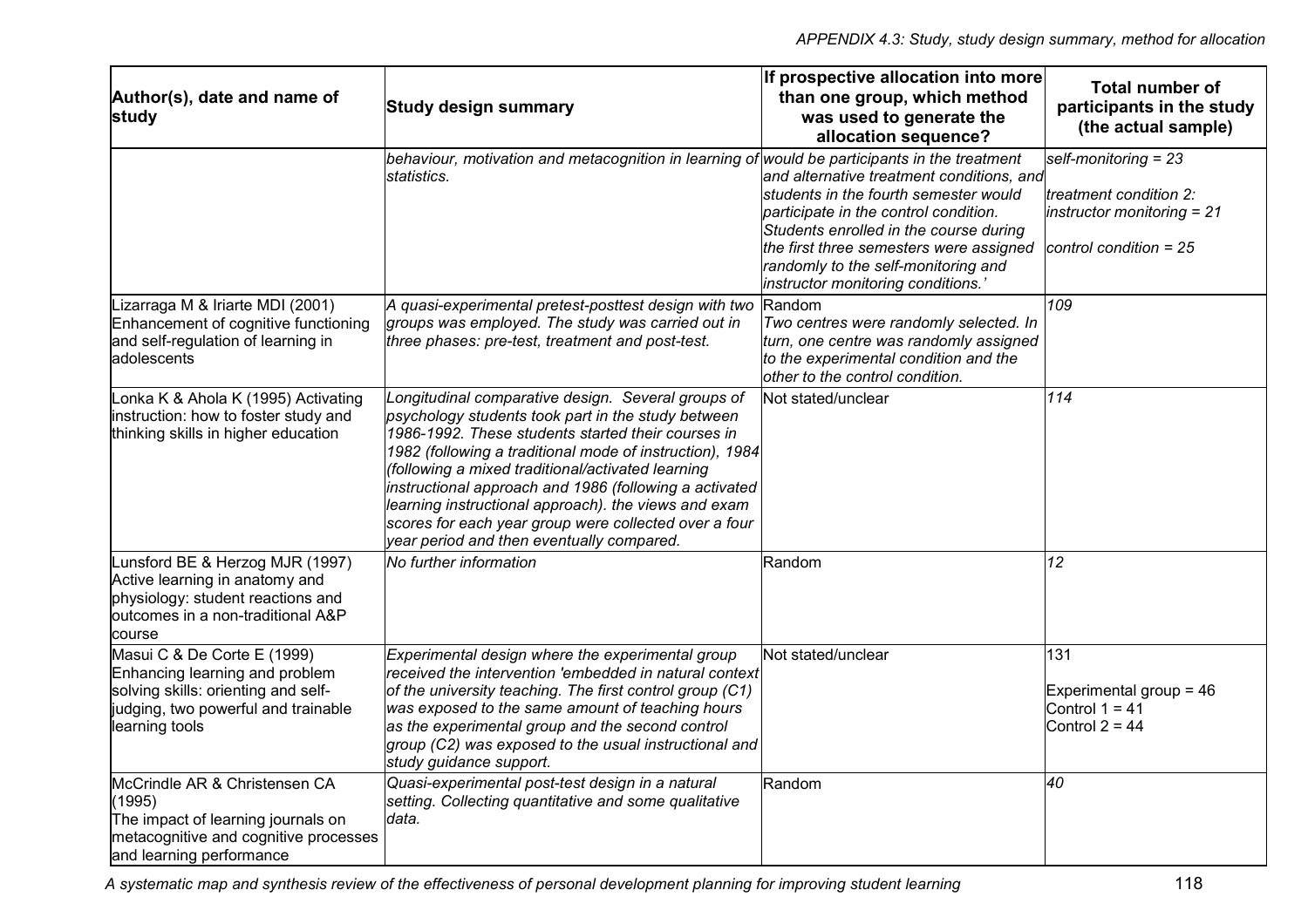| Author(s), date and name of study | Study design summary | If prospective allocation into more than one group, which method was used to generate the allocation sequence? | Total number of participants in the study (the actual sample) |
|---|---|---|---|
| | *behaviour, motivation and metacognition in learning of statistics.* | *would be participants in the treatment and alternative treatment conditions, and students in the fourth semester would participate in the control condition. Students enrolled in the course during the first three semesters were assigned randomly to the self-monitoring and instructor monitoring conditions.'* | *self-monitoring = 23*<br><br>*treatment condition 2: instructor monitoring = 21*<br><br>*control condition = 25* |
| Lizarraga M & Iriarte MDI (2001) Enhancement of cognitive functioning and self-regulation of learning in adolescents | *A quasi-experimental pretest-posttest design with two groups was employed. The study was carried out in three phases: pre-test, treatment and post-test.* | Random<br>*Two centres were randomly selected. In turn, one centre was randomly assigned to the experimental condition and the other to the control condition.* | *109* |
| Lonka K & Ahola K (1995) Activating instruction: how to foster study and thinking skills in higher education | *Longitudinal comparative design. Several groups of psychology students took part in the study between 1986-1992. These students started their courses in 1982 (following a traditional mode of instruction), 1984 (following a mixed traditional/activated learning instructional approach and 1986 (following a activated learning instructional approach). the views and exam scores for each year group were collected over a four year period and then eventually compared.* | Not stated/unclear | *114* |
| Lunsford BE & Herzog MJR (1997) Active learning in anatomy and physiology: student reactions and outcomes in a non-traditional A&P course | *No further information* | Random | *12* |
| Masui C & De Corte E (1999) Enhancing learning and problem solving skills: orienting and self-judging, two powerful and trainable learning tools | *Experimental design where the experimental group received the intervention 'embedded in natural context of the university teaching. The first control group (C1) was exposed to the same amount of teaching hours as the experimental group and the second control group (C2) was exposed to the usual instructional and study guidance support.* | Not stated/unclear | 131<br><br>Experimental group = 46<br>Control 1 = 41<br>Control 2 = 44 |
| McCrindle AR & Christensen CA (1995) The impact of learning journals on metacognitive and cognitive processes and learning performance | *Quasi-experimental post-test design in a natural setting. Collecting quantitative and some qualitative data.* | Random | *40* |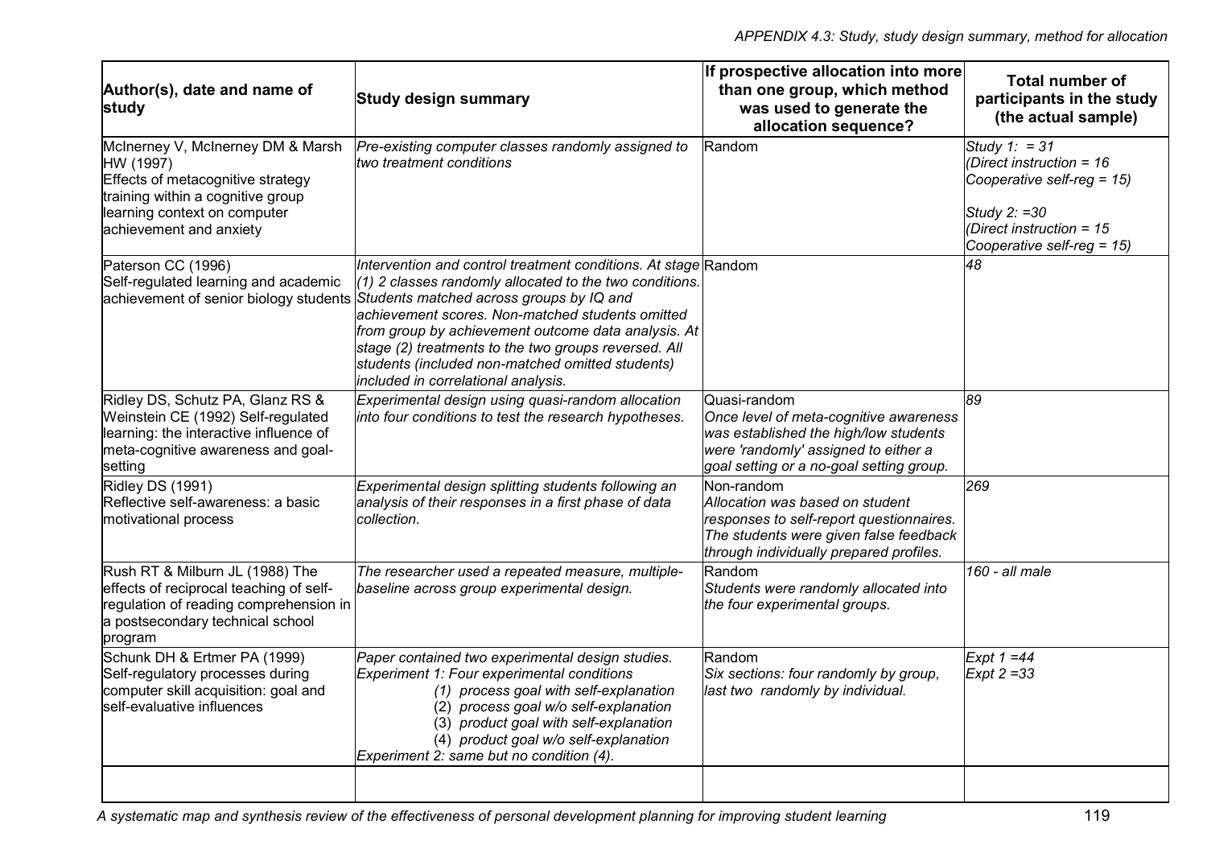| Author(s), date and name of study | Study design summary | If prospective allocation into more than one group, which method was used to generate the allocation sequence? | Total number of participants in the study (the actual sample) |
|---|---|---|---|
| McInerney V, McInerney DM & Marsh HW (1997) Effects of metacognitive strategy training within a cognitive group learning context on computer achievement and anxiety | *Pre-existing computer classes randomly assigned to two treatment conditions* | Random | *Study 1: = 31 (Direct instruction = 16 Cooperative self-reg = 15)*<br><br>*Study 2: =30 (Direct instruction = 15 Cooperative self-reg = 15)* |
| Paterson CC (1996) Self-regulated learning and academic achievement of senior biology students | *Intervention and control treatment conditions. At stage (1) 2 classes randomly allocated to the two conditions. Students matched across groups by IQ and achievement scores. Non-matched students omitted from group by achievement outcome data analysis. At stage (2) treatments to the two groups reversed. All students (included non-matched omitted students) included in correlational analysis.* | Random | *48* |
| Ridley DS, Schutz PA, Glanz RS & Weinstein CE (1992) Self-regulated learning: the interactive influence of meta-cognitive awareness and goal-setting | *Experimental design using quasi-random allocation into four conditions to test the research hypotheses.* | Quasi-random<br>*Once level of meta-cognitive awareness was established the high/low students were 'randomly' assigned to either a goal setting or a no-goal setting group.* | *89* |
| Ridley DS (1991) Reflective self-awareness: a basic motivational process | *Experimental design splitting students following an analysis of their responses in a first phase of data collection.* | Non-random<br>*Allocation was based on student responses to self-report questionnaires. The students were given false feedback through individually prepared profiles.* | *269* |
| Rush RT & Milburn JL (1988) The effects of reciprocal teaching of self-regulation of reading comprehension in a postsecondary technical school program | *The researcher used a repeated measure, multiple-baseline across group experimental design.* | Random<br>*Students were randomly allocated into the four experimental groups.* | *160 - all male* |
| Schunk DH & Ertmer PA (1999) Self-regulatory processes during computer skill acquisition: goal and self-evaluative influences | *Paper contained two experimental design studies. Experiment 1: Four experimental conditions*<br>*(1) process goal with self-explanation*<br>*(2) process goal w/o self-explanation*<br>*(3) product goal with self-explanation*<br>*(4) product goal w/o self-explanation*<br>*Experiment 2: same but no condition (4).* | Random<br>*Six sections: four randomly by group, last two randomly by individual.* | *Expt 1 =44*<br>*Expt 2 =33* |
| | | | |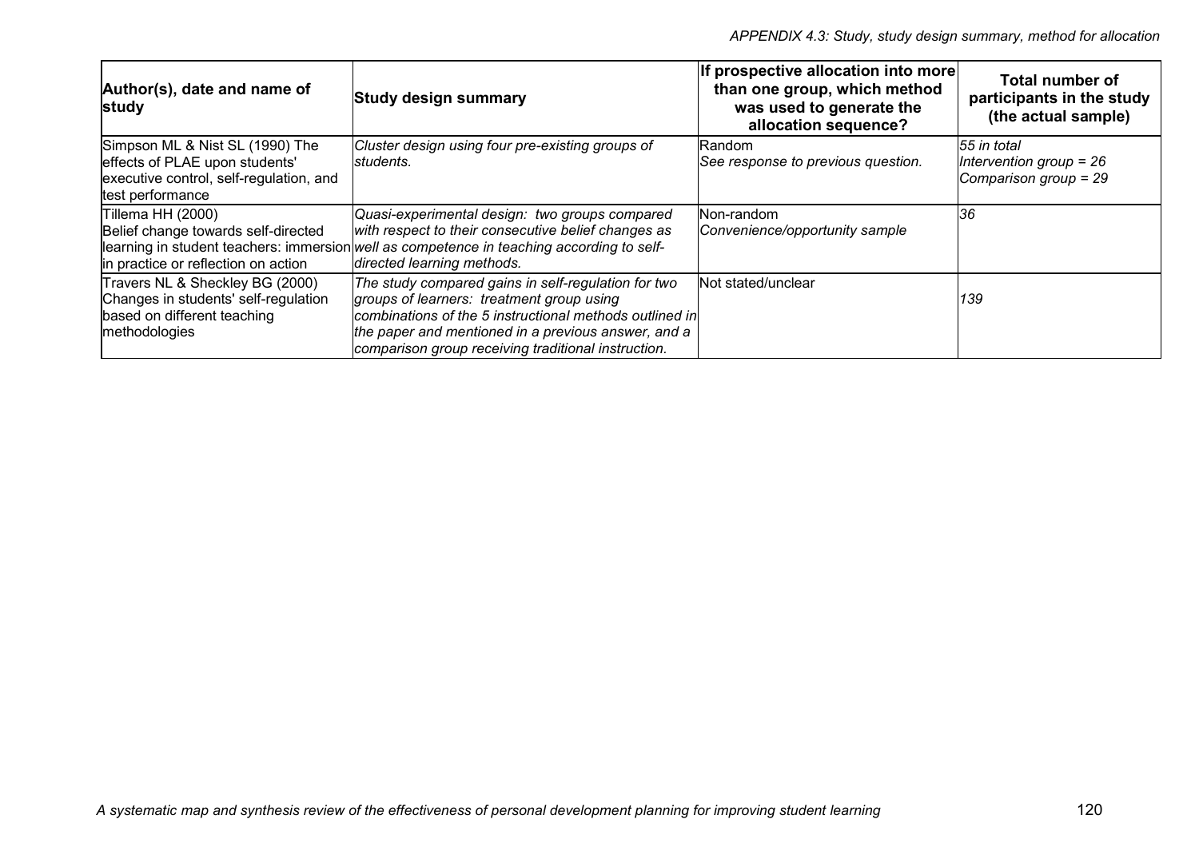| Author(s), date and name of study | Study design summary | If prospective allocation into more than one group, which method was used to generate the allocation sequence? | Total number of participants in the study (the actual sample) |
|---|---|---|---|
| Simpson ML & Nist SL (1990) The effects of PLAE upon students' executive control, self-regulation, and test performance | *Cluster design using four pre-existing groups of students.* | Random<br>*See response to previous question.* | *55 in total*<br>*Intervention group = 26*<br>*Comparison group = 29* |
| Tillema HH (2000)<br>Belief change towards self-directed learning in student teachers: immersion in practice or reflection on action | *Quasi-experimental design: two groups compared with respect to their consecutive belief changes as well as competence in teaching according to self-directed learning methods.* | Non-random<br>*Convenience/opportunity sample* | *36* |
| Travers NL & Sheckley BG (2000)<br>Changes in students' self-regulation based on different teaching methodologies | *The study compared gains in self-regulation for two groups of learners: treatment group using combinations of the 5 instructional methods outlined in the paper and mentioned in a previous answer, and a comparison group receiving traditional instruction.* | Not stated/unclear | *139* |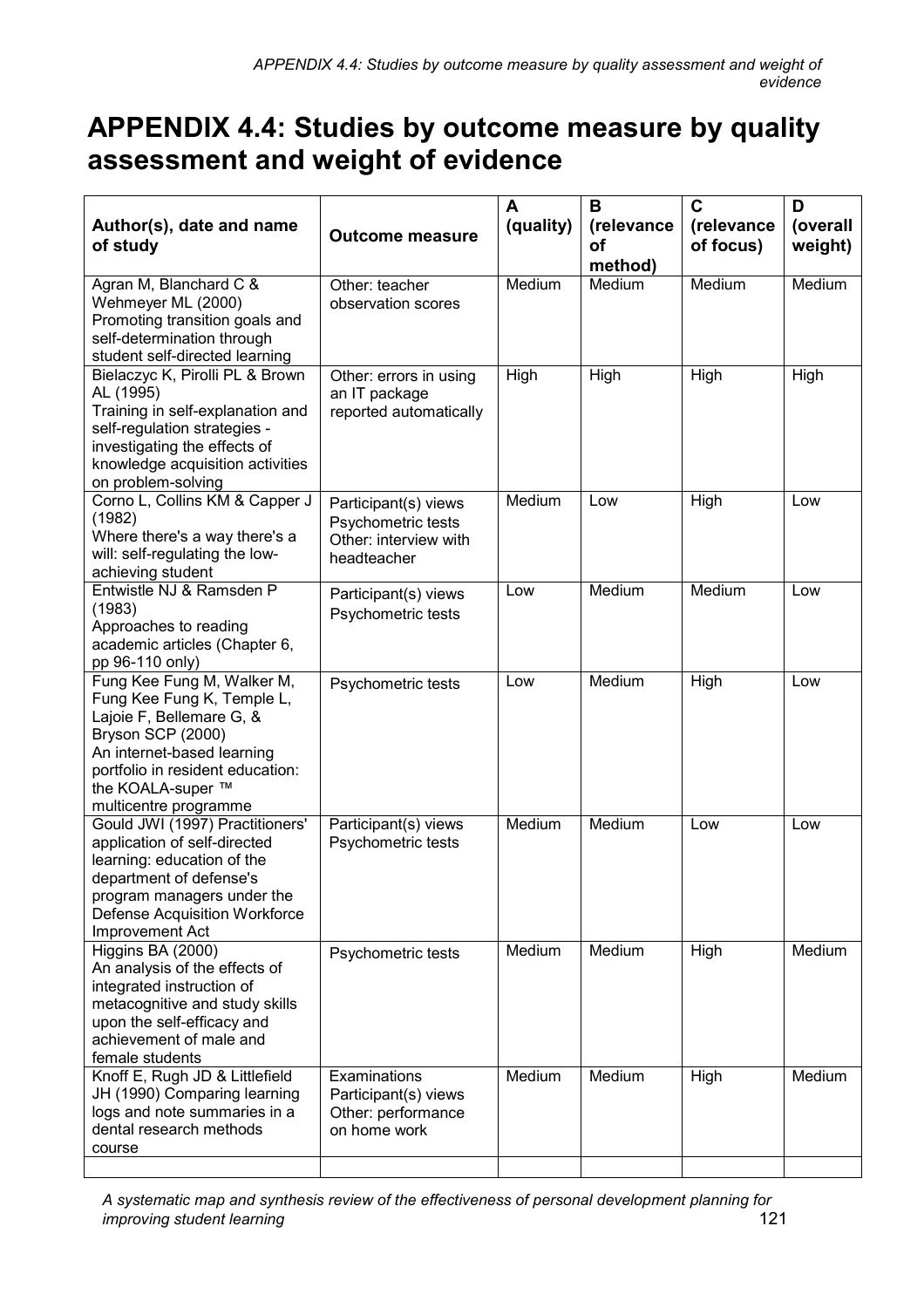# APPENDIX 4.4: Studies by outcome measure by quality assessment and weight of evidence

| Author(s), date and name of study | Outcome measure | A (quality) | B (relevance of method) | C (relevance of focus) | D (overall weight) |
|---|---|---|---|---|---|
| Agran M, Blanchard C & Wehmeyer ML (2000) Promoting transition goals and self-determination through student self-directed learning | Other: teacher observation scores | Medium | Medium | Medium | Medium |
| Bielaczyc K, Pirolli PL & Brown AL (1995) Training in self-explanation and self-regulation strategies - investigating the effects of knowledge acquisition activities on problem-solving | Other: errors in using an IT package reported automatically | High | High | High | High |
| Corno L, Collins KM & Capper J (1982) Where there's a way there's a will: self-regulating the low-achieving student | Participant(s) views<br>Psychometric tests<br>Other: interview with headteacher | Medium | Low | High | Low |
| Entwistle NJ & Ramsden P (1983) Approaches to reading academic articles (Chapter 6, pp 96-110 only) | Participant(s) views<br>Psychometric tests | Low | Medium | Medium | Low |
| Fung Kee Fung M, Walker M, Fung Kee Fung K, Temple L, Lajoie F, Bellemare G, & Bryson SCP (2000) An internet-based learning portfolio in resident education: the KOALA-super ™ multicentre programme | Psychometric tests | Low | Medium | High | Low |
| Gould JWI (1997) Practitioners' application of self-directed learning: education of the department of defense's program managers under the Defense Acquisition Workforce Improvement Act | Participant(s) views<br>Psychometric tests | Medium | Medium | Low | Low |
| Higgins BA (2000) An analysis of the effects of integrated instruction of metacognitive and study skills upon the self-efficacy and achievement of male and female students | Psychometric tests | Medium | Medium | High | Medium |
| Knoff E, Rugh JD & Littlefield JH (1990) Comparing learning logs and note summaries in a dental research methods course | Examinations<br>Participant(s) views<br>Other: performance on home work | Medium | Medium | High | Medium |
| | | | | | |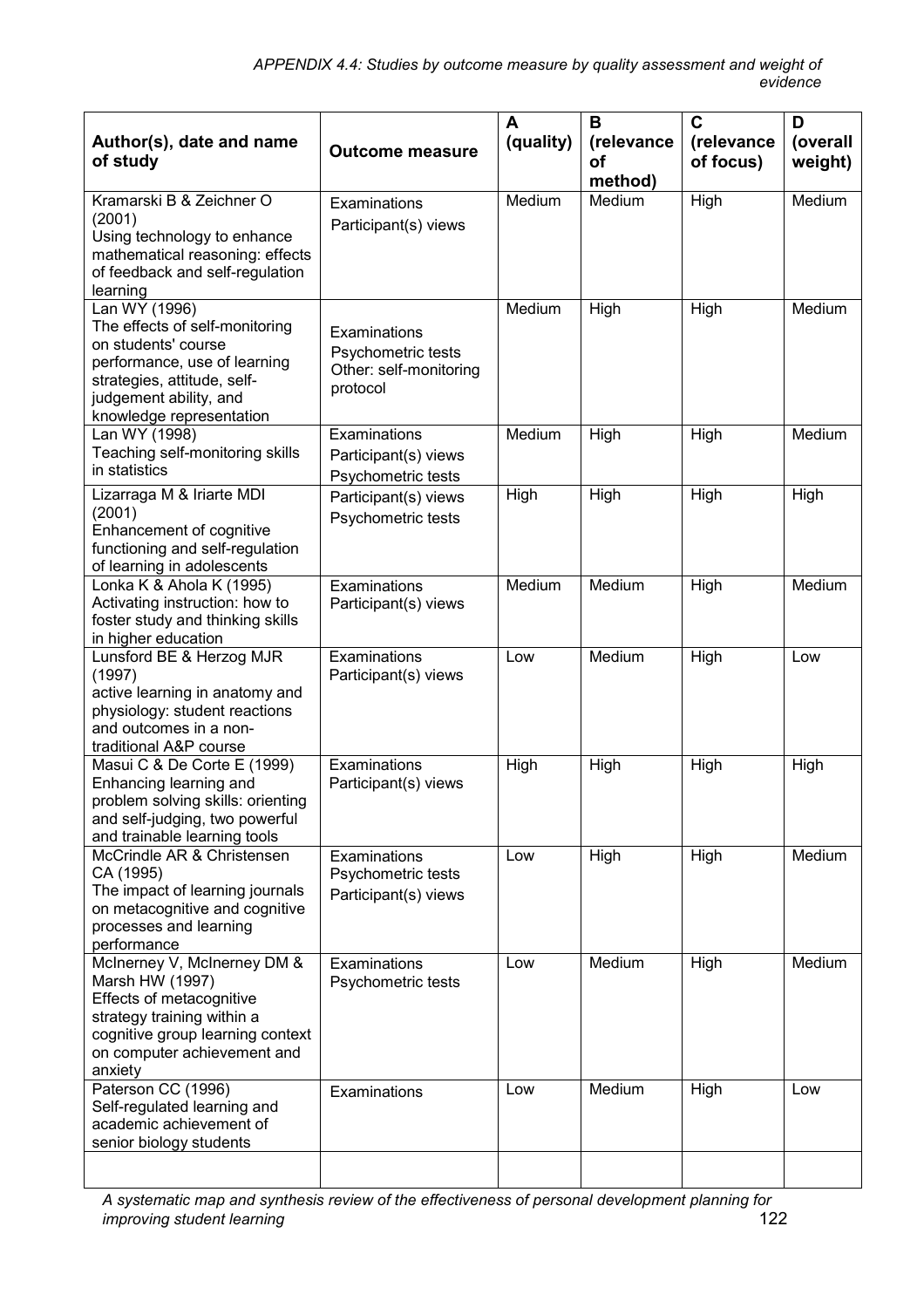*APPENDIX 4.4: Studies by outcome measure by quality assessment and weight of evidence*

| Author(s), date and name of study | Outcome measure | A (quality) | B (relevance of method) | C (relevance of focus) | D (overall weight) |
|---|---|---|---|---|---|
| Kramarski B & Zeichner O (2001) Using technology to enhance mathematical reasoning: effects of feedback and self-regulation learning | Examinations Participant(s) views | Medium | Medium | High | Medium |
| Lan WY (1996) The effects of self-monitoring on students' course performance, use of learning strategies, attitude, self-judgement ability, and knowledge representation | Examinations Psychometric tests Other: self-monitoring protocol | Medium | High | High | Medium |
| Lan WY (1998) Teaching self-monitoring skills in statistics | Examinations Participant(s) views Psychometric tests | Medium | High | High | Medium |
| Lizarraga M & Iriarte MDI (2001) Enhancement of cognitive functioning and self-regulation of learning in adolescents | Participant(s) views Psychometric tests | High | High | High | High |
| Lonka K & Ahola K (1995) Activating instruction: how to foster study and thinking skills in higher education | Examinations Participant(s) views | Medium | Medium | High | Medium |
| Lunsford BE & Herzog MJR (1997) active learning in anatomy and physiology: student reactions and outcomes in a non-traditional A&P course | Examinations Participant(s) views | Low | Medium | High | Low |
| Masui C & De Corte E (1999) Enhancing learning and problem solving skills: orienting and self-judging, two powerful and trainable learning tools | Examinations Participant(s) views | High | High | High | High |
| McCrindle AR & Christensen CA (1995) The impact of learning journals on metacognitive and cognitive processes and learning performance | Examinations Psychometric tests Participant(s) views | Low | High | High | Medium |
| McInerney V, McInerney DM & Marsh HW (1997) Effects of metacognitive strategy training within a cognitive group learning context on computer achievement and anxiety | Examinations Psychometric tests | Low | Medium | High | Medium |
| Paterson CC (1996) Self-regulated learning and academic achievement of senior biology students | Examinations | Low | Medium | High | Low |
| | | | | | |

*A systematic map and synthesis review of the effectiveness of personal development planning for improving student learning*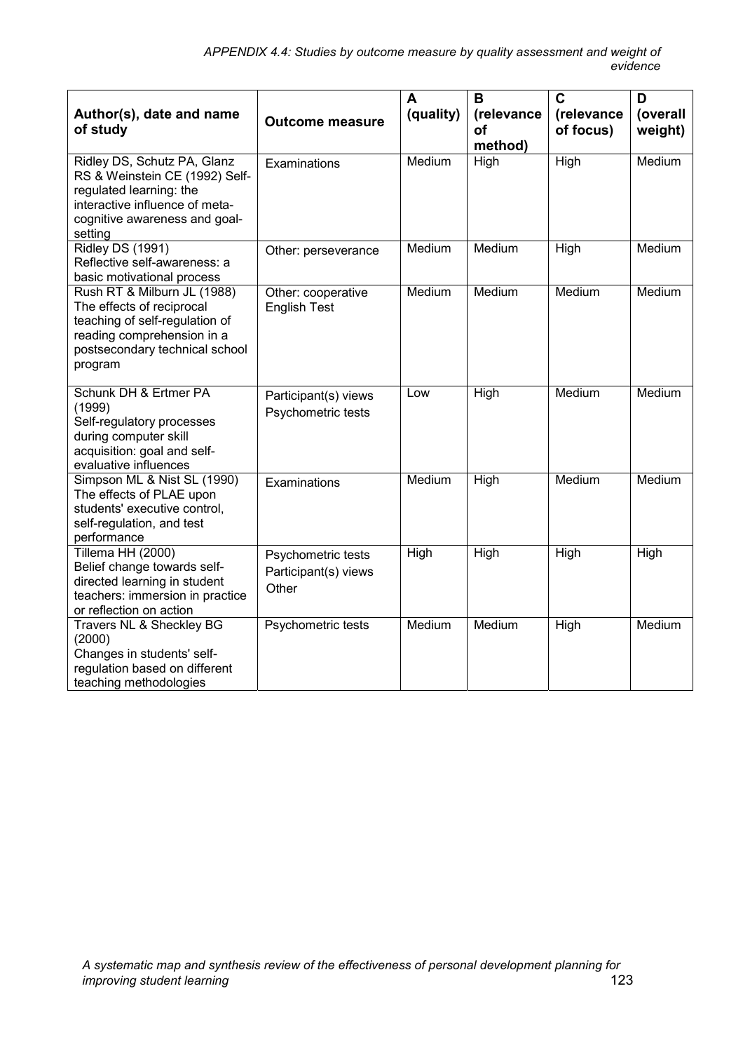*APPENDIX 4.4: Studies by outcome measure by quality assessment and weight of evidence*

| Author(s), date and name of study | Outcome measure | A (quality) | B (relevance of method) | C (relevance of focus) | D (overall weight) |
|---|---|---|---|---|---|
| Ridley DS, Schutz PA, Glanz RS & Weinstein CE (1992) Self-regulated learning: the interactive influence of meta-cognitive awareness and goal-setting | Examinations | Medium | High | High | Medium |
| Ridley DS (1991) Reflective self-awareness: a basic motivational process | Other: perseverance | Medium | Medium | High | Medium |
| Rush RT & Milburn JL (1988) The effects of reciprocal teaching of self-regulation of reading comprehension in a postsecondary technical school program | Other: cooperative English Test | Medium | Medium | Medium | Medium |
| Schunk DH & Ertmer PA (1999) Self-regulatory processes during computer skill acquisition: goal and self-evaluative influences | Participant(s) views<br>Psychometric tests | Low | High | Medium | Medium |
| Simpson ML & Nist SL (1990) The effects of PLAE upon students' executive control, self-regulation, and test performance | Examinations | Medium | High | Medium | Medium |
| Tillema HH (2000) Belief change towards self-directed learning in student teachers: immersion in practice or reflection on action | Psychometric tests<br>Participant(s) views<br>Other | High | High | High | High |
| Travers NL & Sheckley BG (2000) Changes in students' self-regulation based on different teaching methodologies | Psychometric tests | Medium | Medium | High | Medium |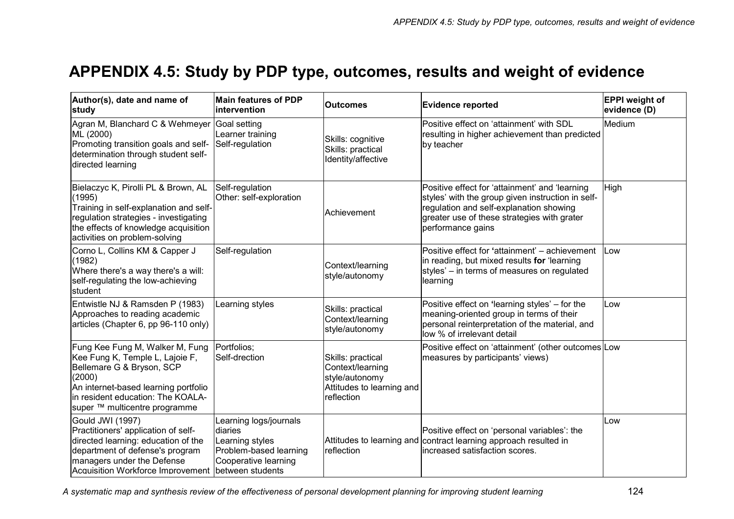# APPENDIX 4.5: Study by PDP type, outcomes, results and weight of evidence

| Author(s), date and name of study | Main features of PDP intervention | Outcomes | Evidence reported | EPPI weight of evidence (D) |
|---|---|---|---|---|
| Agran M, Blanchard C & Wehmeyer ML (2000)<br>Promoting transition goals and self-determination through student self-directed learning | Goal setting<br>Learner training<br>Self-regulation | Skills: cognitive<br>Skills: practical<br>Identity/affective | Positive effect on 'attainment' with SDL resulting in higher achievement than predicted by teacher | Medium |
| Bielaczyc K, Pirolli PL & Brown, AL (1995)<br>Training in self-explanation and self-regulation strategies - investigating the effects of knowledge acquisition activities on problem-solving | Self-regulation<br>Other: self-exploration | Achievement | Positive effect for 'attainment' and 'learning styles' with the group given instruction in self-regulation and self-explanation showing greater use of these strategies with grater performance gains | High |
| Corno L, Collins KM & Capper J (1982)<br>Where there's a way there's a will: self-regulating the low-achieving student | Self-regulation | Context/learning style/autonomy | Positive effect for 'attainment' – achievement in reading, but mixed results **for** 'learning styles' – in terms of measures on regulated learning | Low |
| Entwistle NJ & Ramsden P (1983)<br>Approaches to reading academic articles (Chapter 6, pp 96-110 only) | Learning styles | Skills: practical<br>Context/learning style/autonomy | Positive effect on 'learning styles' – for the meaning-oriented group in terms of their personal reinterpretation of the material, and low % of irrelevant detail | Low |
| Fung Kee Fung M, Walker M, Fung Kee Fung K, Temple L, Lajoie F, Bellemare G & Bryson, SCP (2000)<br>An internet-based learning portfolio in resident education: The KOALA-super ™ multicentre programme | Portfolios;<br>Self-drection | Skills: practical<br>Context/learning style/autonomy<br>Attitudes to learning and reflection | Positive effect on 'attainment' (other outcomes measures by participants' views) | Low |
| Gould JWI (1997)<br>Practitioners' application of self-directed learning: education of the department of defense's program managers under the Defense Acquisition Workforce Improvement | Learning logs/journals diaries<br>Learning styles<br>Problem-based learning<br>Cooperative learning between students | Attitudes to learning and reflection | Positive effect on 'personal variables': the contract learning approach resulted in increased satisfaction scores. | Low |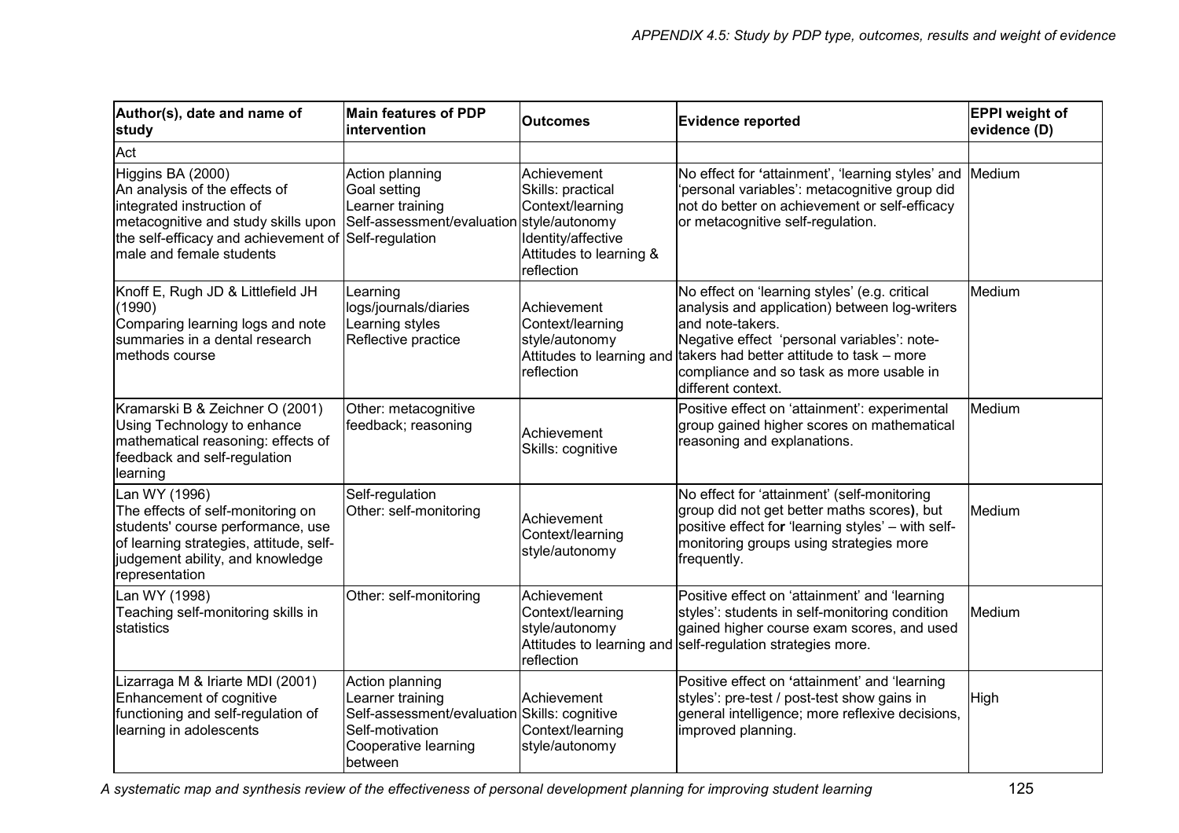| Author(s), date and name of study | Main features of PDP intervention | Outcomes | Evidence reported | EPPI weight of evidence (D) |
|---|---|---|---|---|
| Act | | | | |
| Higgins BA (2000) An analysis of the effects of integrated instruction of metacognitive and study skills upon the self-efficacy and achievement of male and female students | Action planning Goal setting Learner training Self-assessment/evaluation Self-regulation | Achievement Skills: practical Context/learning style/autonomy Identity/affective Attitudes to learning & reflection | No effect for 'attainment', 'learning styles' and 'personal variables': metacognitive group did not do better on achievement or self-efficacy or metacognitive self-regulation. | Medium |
| Knoff E, Rugh JD & Littlefield JH (1990) Comparing learning logs and note summaries in a dental research methods course | Learning logs/journals/diaries Learning styles Reflective practice | Achievement Context/learning style/autonomy Attitudes to learning and reflection | No effect on 'learning styles' (e.g. critical analysis and application) between log-writers and note-takers. Negative effect 'personal variables': note-takers had better attitude to task – more compliance and so task as more usable in different context. | Medium |
| Kramarski B & Zeichner O (2001) Using Technology to enhance mathematical reasoning: effects of feedback and self-regulation learning | Other: metacognitive feedback; reasoning | Achievement Skills: cognitive | Positive effect on 'attainment': experimental group gained higher scores on mathematical reasoning and explanations. | Medium |
| Lan WY (1996) The effects of self-monitoring on students' course performance, use of learning strategies, attitude, self-judgement ability, and knowledge representation | Self-regulation Other: self-monitoring | Achievement Context/learning style/autonomy | No effect for 'attainment' (self-monitoring group did not get better maths scores), but positive effect for 'learning styles' – with self-monitoring groups using strategies more frequently. | Medium |
| Lan WY (1998) Teaching self-monitoring skills in statistics | Other: self-monitoring | Achievement Context/learning style/autonomy Attitudes to learning and reflection | Positive effect on 'attainment' and 'learning styles': students in self-monitoring condition gained higher course exam scores, and used self-regulation strategies more. | Medium |
| Lizarraga M & Iriarte MDI (2001) Enhancement of cognitive functioning and self-regulation of learning in adolescents | Action planning Learner training Self-assessment/evaluation Self-motivation Cooperative learning between | Achievement Skills: cognitive Context/learning style/autonomy | Positive effect on 'attainment' and 'learning styles': pre-test / post-test show gains in general intelligence; more reflexive decisions, improved planning. | High |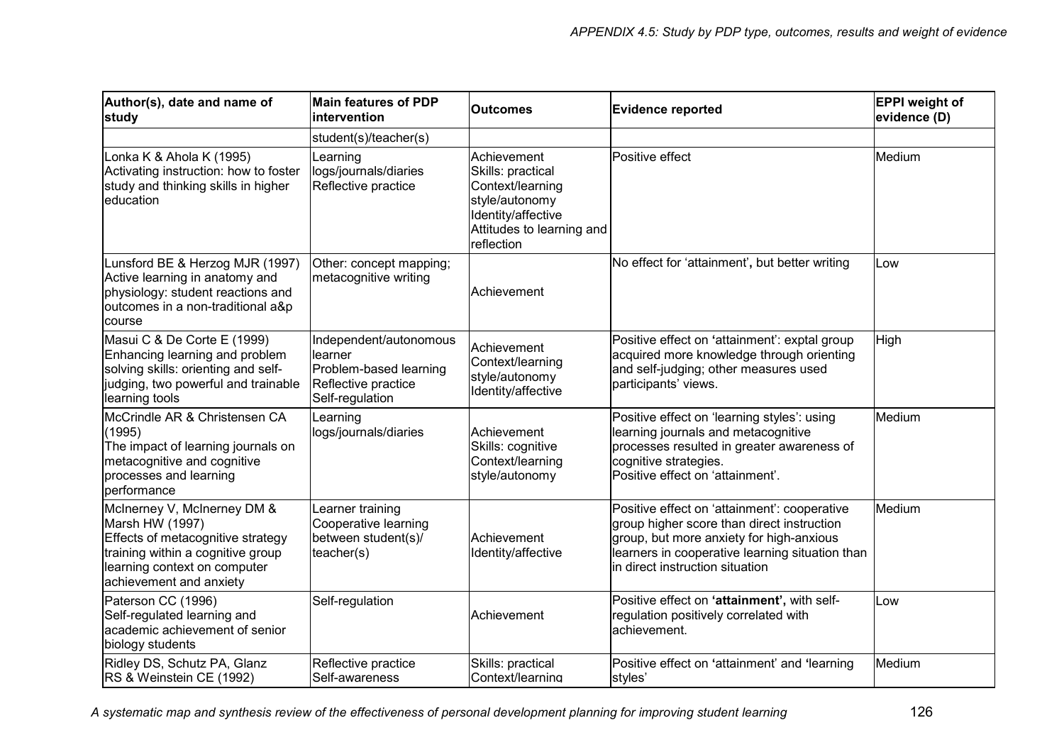| Author(s), date and name of study | Main features of PDP intervention | Outcomes | Evidence reported | EPPI weight of evidence (D) |
|---|---|---|---|---|
| | student(s)/teacher(s) | | | |
| Lonka K & Ahola K (1995) Activating instruction: how to foster study and thinking skills in higher education | Learning logs/journals/diaries Reflective practice | Achievement Skills: practical Context/learning style/autonomy Identity/affective Attitudes to learning and reflection | Positive effect | Medium |
| Lunsford BE & Herzog MJR (1997) Active learning in anatomy and physiology: student reactions and outcomes in a non-traditional a&p course | Other: concept mapping; metacognitive writing | Achievement | No effect for 'attainment', but better writing | Low |
| Masui C & De Corte E (1999) Enhancing learning and problem solving skills: orienting and self-judging, two powerful and trainable learning tools | Independent/autonomous learner Problem-based learning Reflective practice Self-regulation | Achievement Context/learning style/autonomy Identity/affective | Positive effect on 'attainment': exptal group acquired more knowledge through orienting and self-judging; other measures used participants' views. | High |
| McCrindle AR & Christensen CA (1995) The impact of learning journals on metacognitive and cognitive processes and learning performance | Learning logs/journals/diaries | Achievement Skills: cognitive Context/learning style/autonomy | Positive effect on 'learning styles': using learning journals and metacognitive processes resulted in greater awareness of cognitive strategies. Positive effect on 'attainment'. | Medium |
| McInerney V, McInerney DM & Marsh HW (1997) Effects of metacognitive strategy training within a cognitive group learning context on computer achievement and anxiety | Learner training Cooperative learning between student(s)/ teacher(s) | Achievement Identity/affective | Positive effect on 'attainment': cooperative group higher score than direct instruction group, but more anxiety for high-anxious learners in cooperative learning situation than in direct instruction situation | Medium |
| Paterson CC (1996) Self-regulated learning and academic achievement of senior biology students | Self-regulation | Achievement | Positive effect on **'attainment',** with self-regulation positively correlated with achievement. | Low |
| Ridley DS, Schutz PA, Glanz RS & Weinstein CE (1992) | Reflective practice Self-awareness | Skills: practical Context/learning | Positive effect on 'attainment' and 'learning styles' | Medium |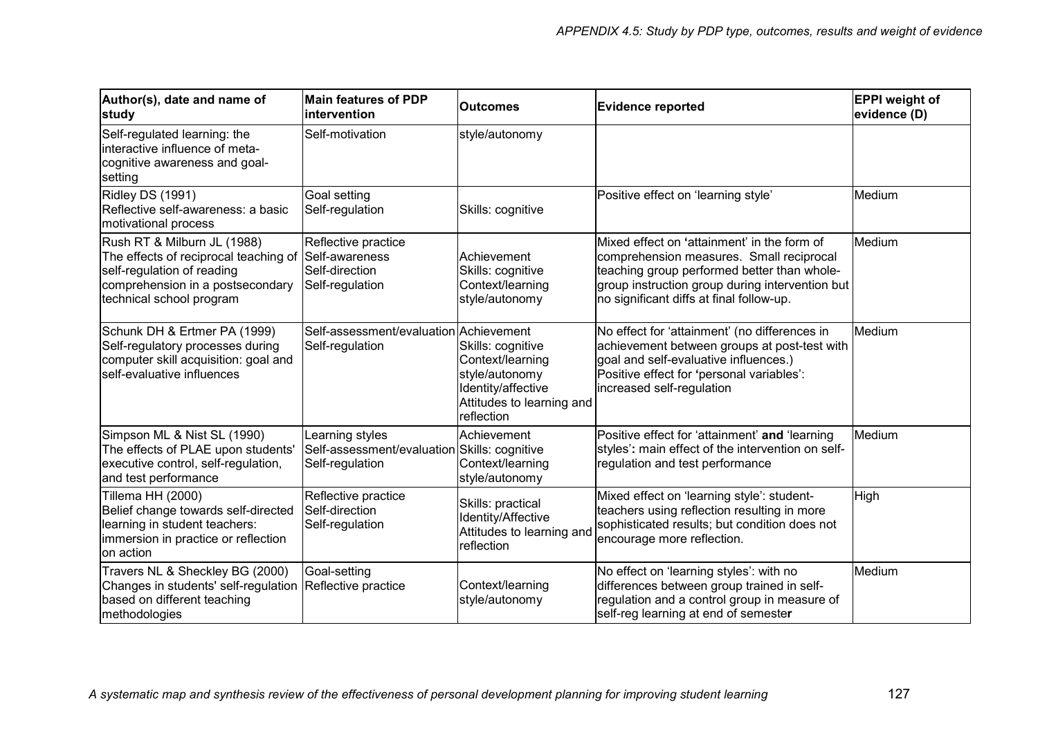| Author(s), date and name of study | Main features of PDP intervention | Outcomes | Evidence reported | EPPI weight of evidence (D) |
|---|---|---|---|---|
| Self-regulated learning: the interactive influence of meta-cognitive awareness and goal-setting | Self-motivation | style/autonomy | | |
| Ridley DS (1991) Reflective self-awareness: a basic motivational process | Goal setting<br>Self-regulation | Skills: cognitive | Positive effect on 'learning style' | Medium |
| Rush RT & Milburn JL (1988) The effects of reciprocal teaching of self-regulation of reading comprehension in a postsecondary technical school program | Reflective practice<br>Self-awareness<br>Self-direction<br>Self-regulation | Achievement<br>Skills: cognitive<br>Context/learning style/autonomy | Mixed effect on 'attainment' in the form of comprehension measures. Small reciprocal teaching group performed better than whole-group instruction group during intervention but no significant diffs at final follow-up. | Medium |
| Schunk DH & Ertmer PA (1999) Self-regulatory processes during computer skill acquisition: goal and self-evaluative influences | Self-assessment/evaluation<br>Self-regulation | Achievement<br>Skills: cognitive<br>Context/learning style/autonomy<br>Identity/affective<br>Attitudes to learning and reflection | No effect for 'attainment' (no differences in achievement between groups at post-test with goal and self-evaluative influences.)<br>Positive effect for 'personal variables': increased self-regulation | Medium |
| Simpson ML & Nist SL (1990) The effects of PLAE upon students' executive control, self-regulation, and test performance | Learning styles<br>Self-assessment/evaluation<br>Self-regulation | Achievement<br>Skills: cognitive<br>Context/learning style/autonomy | Positive effect for 'attainment' **and** 'learning styles'**:** main effect of the intervention on self-regulation and test performance | Medium |
| Tillema HH (2000) Belief change towards self-directed learning in student teachers: immersion in practice or reflection on action | Reflective practice<br>Self-direction<br>Self-regulation | Skills: practical<br>Identity/Affective<br>Attitudes to learning and reflection | Mixed effect on 'learning style': student-teachers using reflection resulting in more sophisticated results; but condition does not encourage more reflection. | High |
| Travers NL & Sheckley BG (2000) Changes in students' self-regulation based on different teaching methodologies | Goal-setting<br>Reflective practice | Context/learning style/autonomy | No effect on 'learning styles': with no differences between group trained in self-regulation and a control group in measure of self-reg learning at end of semester | Medium |